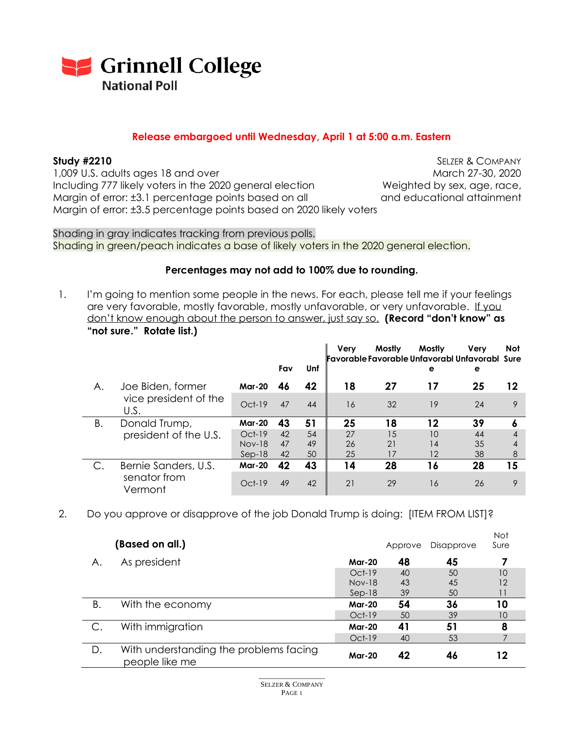# Grinnell College National Poll

**Release embargoed until Wednesday, April 1 at 5:00 a.m. Eastern**

**Study #2210**
1,009 U.S. adults ages 18 and over
Including 777 likely voters in the 2020 general election
Margin of error: ±3.1 percentage points based on all
Margin of error: ±3.5 percentage points based on 2020 likely voters

SELZER & COMPANY
March 27-30, 2020
Weighted by sex, age, race, and educational attainment

Shading in gray indicates tracking from previous polls.
Shading in green/peach indicates a base of likely voters in the 2020 general election.

**Percentages may not add to 100% due to rounding.**

1. I'm going to mention some people in the news. For each, please tell me if your feelings are very favorable, mostly favorable, mostly unfavorable, or very unfavorable. If you don't know enough about the person to answer, just say so. **(Record "don't know" as "not sure." Rotate list.)**

| | | | Fav | Unf | Very Favorable | Mostly Favorable | Mostly Unfavorable | Very Unfavorable | Not Sure |
|---|---|---|---|---|---|---|---|---|---|
| A. | Joe Biden, former vice president of the U.S. | **Mar-20** | **46** | **42** | **18** | **27** | **17** | **25** | **12** |
| | | Oct-19 | 47 | 44 | 16 | 32 | 19 | 24 | 9 |
| B. | Donald Trump, president of the U.S. | **Mar-20** | **43** | **51** | **25** | **18** | **12** | **39** | **6** |
| | | Oct-19 | 42 | 54 | 27 | 15 | 10 | 44 | 4 |
| | | Nov-18 | 47 | 49 | 26 | 21 | 14 | 35 | 4 |
| | | Sep-18 | 42 | 50 | 25 | 17 | 12 | 38 | 8 |
| C. | Bernie Sanders, U.S. senator from Vermont | **Mar-20** | **42** | **43** | **14** | **28** | **16** | **28** | **15** |
| | | Oct-19 | 49 | 42 | 21 | 29 | 16 | 26 | 9 |

2. Do you approve or disapprove of the job Donald Trump is doing: [ITEM FROM LIST]?

| | **(Based on all.)** | | Approve | Disapprove | Not Sure |
|---|---|---|---|---|---|
| A. | As president | **Mar-20** | **48** | **45** | **7** |
| | | Oct-19 | 40 | 50 | 10 |
| | | Nov-18 | 43 | 45 | 12 |
| | | Sep-18 | 39 | 50 | 11 |
| B. | With the economy | **Mar-20** | **54** | **36** | **10** |
| | | Oct-19 | 50 | 39 | 10 |
| C. | With immigration | **Mar-20** | **41** | **51** | **8** |
| | | Oct-19 | 40 | 53 | 7 |
| D. | With understanding the problems facing people like me | **Mar-20** | **42** | **46** | **12** |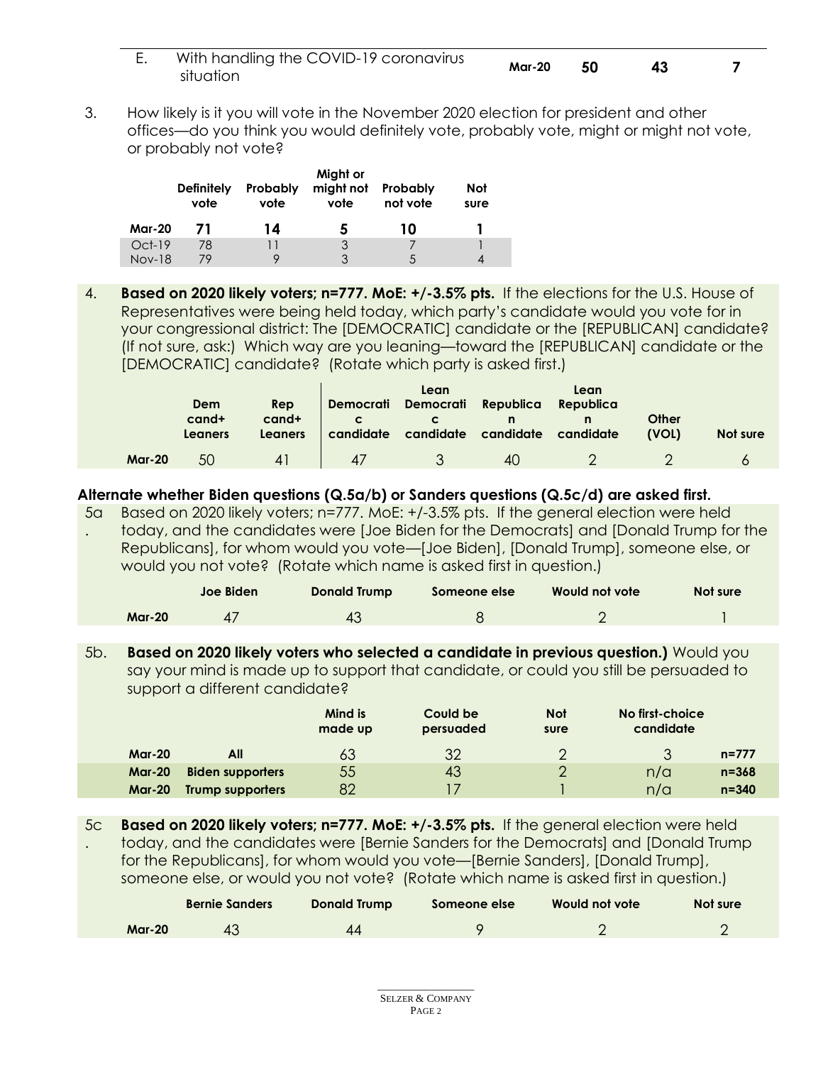| | | | | | |
|---|---|---|---|---|---|
| E. | With handling the COVID-19 coronavirus situation | **Mar-20** | **50** | **43** | **7** |

3. How likely is it you will vote in the November 2020 election for president and other offices—do you think you would definitely vote, probably vote, might or might not vote, or probably not vote?

| | Definitely vote | Probably vote | Might or might not vote | Probably not vote | Not sure |
|---|---|---|---|---|---|
| **Mar-20** | **71** | **14** | **5** | **10** | **1** |
| Oct-19 | 78 | 11 | 3 | 7 | 1 |
| Nov-18 | 79 | 9 | 3 | 5 | 4 |

4. **Based on 2020 likely voters; n=777. MoE: +/-3.5% pts.** If the elections for the U.S. House of Representatives were being held today, which party's candidate would you vote for in your congressional district: The [DEMOCRATIC] candidate or the [REPUBLICAN] candidate? (If not sure, ask:) Which way are you leaning—toward the [REPUBLICAN] candidate or the [DEMOCRATIC] candidate? (Rotate which party is asked first.)

| | Dem cand+ Leaners | Rep cand+ Leaners | Democratic candidate | Lean Democratic candidate | Republican candidate | Lean Republican candidate | Other (VOL) | Not sure |
|---|---|---|---|---|---|---|---|---|
| **Mar-20** | 50 | 41 | 47 | 3 | 40 | 2 | 2 | 6 |

**Alternate whether Biden questions (Q.5a/b) or Sanders questions (Q.5c/d) are asked first.**

5a. Based on 2020 likely voters; n=777. MoE: +/-3.5% pts. If the general election were held today, and the candidates were [Joe Biden for the Democrats] and [Donald Trump for the Republicans], for whom would you vote—[Joe Biden], [Donald Trump], someone else, or would you not vote? (Rotate which name is asked first in question.)

| | Joe Biden | Donald Trump | Someone else | Would not vote | Not sure |
|---|---|---|---|---|---|
| **Mar-20** | 47 | 43 | 8 | 2 | 1 |

5b. **Based on 2020 likely voters who selected a candidate in previous question.)** Would you say your mind is made up to support that candidate, or could you still be persuaded to support a different candidate?

| | | Mind is made up | Could be persuaded | Not sure | No first-choice candidate | |
|---|---|---|---|---|---|---|
| **Mar-20** | **All** | 63 | 32 | 2 | 3 | **n=777** |
| **Mar-20** | **Biden supporters** | 55 | 43 | 2 | n/a | **n=368** |
| **Mar-20** | **Trump supporters** | 82 | 17 | 1 | n/a | **n=340** |

5c. **Based on 2020 likely voters; n=777. MoE: +/-3.5% pts.** If the general election were held today, and the candidates were [Bernie Sanders for the Democrats] and [Donald Trump for the Republicans], for whom would you vote—[Bernie Sanders], [Donald Trump], someone else, or would you not vote? (Rotate which name is asked first in question.)

| | Bernie Sanders | Donald Trump | Someone else | Would not vote | Not sure |
|---|---|---|---|---|---|
| **Mar-20** | 43 | 44 | 9 | 2 | 2 |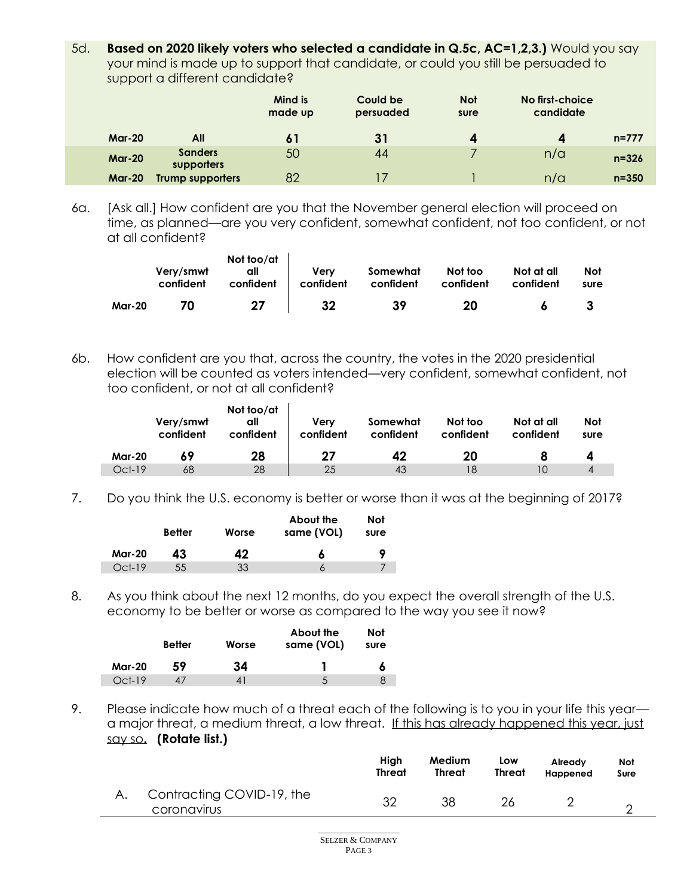5d. **Based on 2020 likely voters who selected a candidate in Q.5c, AC=1,2,3.)** Would you say your mind is made up to support that candidate, or could you still be persuaded to support a different candidate?

| | | Mind is made up | Could be persuaded | Not sure | No first-choice candidate | |
|---|---|---|---|---|---|---|
| **Mar-20** | **All** | **61** | **31** | **4** | **4** | **n=777** |
| **Mar-20** | **Sanders supporters** | 50 | 44 | 7 | n/a | **n=326** |
| **Mar-20** | **Trump supporters** | 82 | 17 | 1 | n/a | **n=350** |

6a. [Ask all.] How confident are you that the November general election will proceed on time, as planned—are you very confident, somewhat confident, not too confident, or not at all confident?

| | Very/smwt confident | Not too/at all confident | Very confident | Somewhat confident | Not too confident | Not at all confident | Not sure |
|---|---|---|---|---|---|---|---|
| **Mar-20** | **70** | **27** | **32** | **39** | **20** | **6** | **3** |

6b. How confident are you that, across the country, the votes in the 2020 presidential election will be counted as voters intended—very confident, somewhat confident, not too confident, or not at all confident?

| | Very/smwt confident | Not too/at all confident | Very confident | Somewhat confident | Not too confident | Not at all confident | Not sure |
|---|---|---|---|---|---|---|---|
| **Mar-20** | **69** | **28** | **27** | **42** | **20** | **8** | **4** |
| Oct-19 | 68 | 28 | 25 | 43 | 18 | 10 | 4 |

7. Do you think the U.S. economy is better or worse than it was at the beginning of 2017?

| | Better | Worse | About the same (VOL) | Not sure |
|---|---|---|---|---|
| **Mar-20** | **43** | **42** | **6** | **9** |
| Oct-19 | 55 | 33 | 6 | 7 |

8. As you think about the next 12 months, do you expect the overall strength of the U.S. economy to be better or worse as compared to the way you see it now?

| | Better | Worse | About the same (VOL) | Not sure |
|---|---|---|---|---|
| **Mar-20** | **59** | **34** | **1** | **6** |
| Oct-19 | 47 | 41 | 5 | 8 |

9. Please indicate how much of a threat each of the following is to you in your life this year—a major threat, a medium threat, a low threat. If this has already happened this year, just say so**.** **(Rotate list.)**

| | | High Threat | Medium Threat | Low Threat | Already Happened | Not Sure |
|---|---|---|---|---|---|---|
| A. | Contracting COVID-19, the coronavirus | 32 | 38 | 26 | 2 | 2 |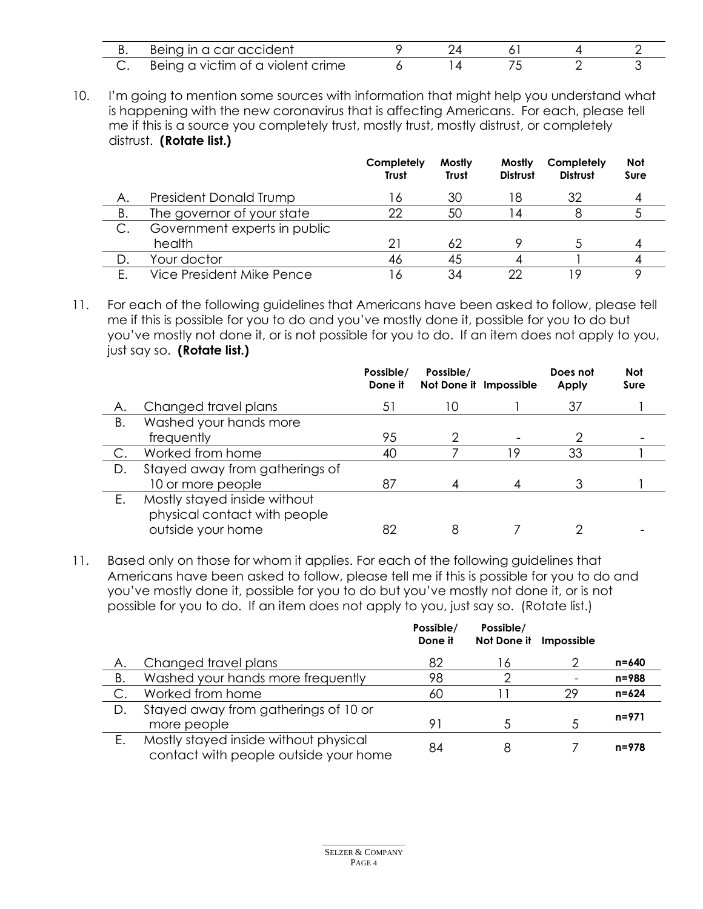| | | | | | | |
|---|---|---|---|---|---|---|
| B. | Being in a car accident | 9 | 24 | 61 | 4 | 2 |
| C. | Being a victim of a violent crime | 6 | 14 | 75 | 2 | 3 |

10. I'm going to mention some sources with information that might help you understand what is happening with the new coronavirus that is affecting Americans. For each, please tell me if this is a source you completely trust, mostly trust, mostly distrust, or completely distrust. **(Rotate list.)**

| | | Completely Trust | Mostly Trust | Mostly Distrust | Completely Distrust | Not Sure |
|---|---|---|---|---|---|---|
| A. | President Donald Trump | 16 | 30 | 18 | 32 | 4 |
| B. | The governor of your state | 22 | 50 | 14 | 8 | 5 |
| C. | Government experts in public health | 21 | 62 | 9 | 5 | 4 |
| D. | Your doctor | 46 | 45 | 4 | 1 | 4 |
| E. | Vice President Mike Pence | 16 | 34 | 22 | 19 | 9 |

11. For each of the following guidelines that Americans have been asked to follow, please tell me if this is possible for you to do and you've mostly done it, possible for you to do but you've mostly not done it, or is not possible for you to do. If an item does not apply to you, just say so. **(Rotate list.)**

| | | Possible/ Done it | Possible/ Not Done it | Impossible | Does not Apply | Not Sure |
|---|---|---|---|---|---|---|
| A. | Changed travel plans | 51 | 10 | 1 | 37 | 1 |
| B. | Washed your hands more frequently | 95 | 2 | - | 2 | - |
| C. | Worked from home | 40 | 7 | 19 | 33 | 1 |
| D. | Stayed away from gatherings of 10 or more people | 87 | 4 | 4 | 3 | 1 |
| E. | Mostly stayed inside without physical contact with people outside your home | 82 | 8 | 7 | 2 | - |

11. Based only on those for whom it applies. For each of the following guidelines that Americans have been asked to follow, please tell me if this is possible for you to do and you've mostly done it, possible for you to do but you've mostly not done it, or is not possible for you to do. If an item does not apply to you, just say so. (Rotate list.)

| | | Possible/ Done it | Possible/ Not Done it | Impossible | |
|---|---|---|---|---|---|
| A. | Changed travel plans | 82 | 16 | 2 | **n=640** |
| B. | Washed your hands more frequently | 98 | 2 | - | **n=988** |
| C. | Worked from home | 60 | 11 | 29 | **n=624** |
| D. | Stayed away from gatherings of 10 or more people | 91 | 5 | 5 | **n=971** |
| E. | Mostly stayed inside without physical contact with people outside your home | 84 | 8 | 7 | **n=978** |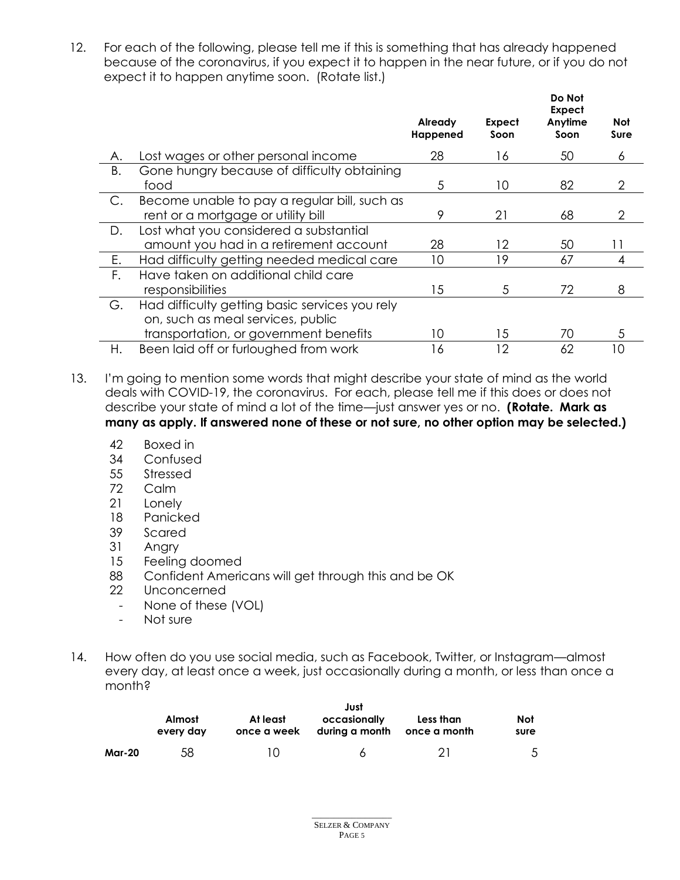12. For each of the following, please tell me if this is something that has already happened because of the coronavirus, if you expect it to happen in the near future, or if you do not expect it to happen anytime soon. (Rotate list.)

| | | Already Happened | Expect Soon | Do Not Expect Anytime Soon | Not Sure |
|---|---|---|---|---|---|
| A. | Lost wages or other personal income | 28 | 16 | 50 | 6 |
| B. | Gone hungry because of difficulty obtaining food | 5 | 10 | 82 | 2 |
| C. | Become unable to pay a regular bill, such as rent or a mortgage or utility bill | 9 | 21 | 68 | 2 |
| D. | Lost what you considered a substantial amount you had in a retirement account | 28 | 12 | 50 | 11 |
| E. | Had difficulty getting needed medical care | 10 | 19 | 67 | 4 |
| F. | Have taken on additional child care responsibilities | 15 | 5 | 72 | 8 |
| G. | Had difficulty getting basic services you rely on, such as meal services, public transportation, or government benefits | 10 | 15 | 70 | 5 |
| H. | Been laid off or furloughed from work | 16 | 12 | 62 | 10 |

13. I'm going to mention some words that might describe your state of mind as the world deals with COVID-19, the coronavirus. For each, please tell me if this does or does not describe your state of mind a lot of the time—just answer yes or no. **(Rotate. Mark as many as apply. If answered none of these or not sure, no other option may be selected.)**

- 42 Boxed in
- 34 Confused
- 55 Stressed
- 72 Calm
- 21 Lonely
- 18 Panicked
- 39 Scared
- 31 Angry
- 15 Feeling doomed
- 88 Confident Americans will get through this and be OK
- 22 Unconcerned
- \- None of these (VOL)
- \- Not sure

14. How often do you use social media, such as Facebook, Twitter, or Instagram—almost every day, at least once a week, just occasionally during a month, or less than once a month?

| | Almost every day | At least once a week | Just occasionally during a month | Less than once a month | Not sure |
|---|---|---|---|---|---|
| **Mar-20** | 58 | 10 | 6 | 21 | 5 |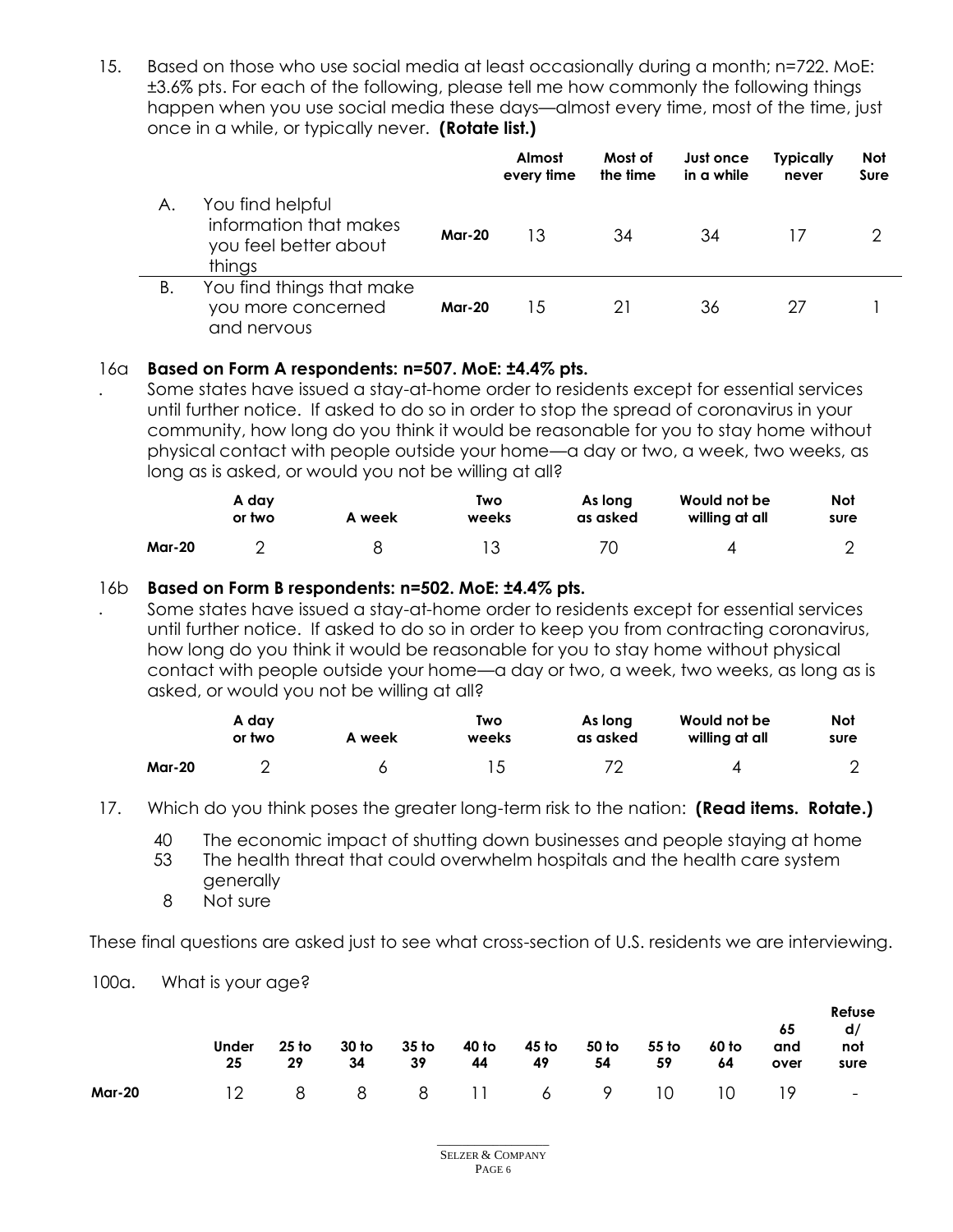15. Based on those who use social media at least occasionally during a month; n=722. MoE: ±3.6% pts. For each of the following, please tell me how commonly the following things happen when you use social media these days—almost every time, most of the time, just once in a while, or typically never. **(Rotate list.)**

| | | | Almost every time | Most of the time | Just once in a while | Typically never | Not Sure |
|---|---|---|---|---|---|---|---|
| A. | You find helpful information that makes you feel better about things | **Mar-20** | 13 | 34 | 34 | 17 | 2 |
| B. | You find things that make you more concerned and nervous | **Mar-20** | 15 | 21 | 36 | 27 | 1 |

16a. **Based on Form A respondents: n=507. MoE: ±4.4% pts.**
Some states have issued a stay-at-home order to residents except for essential services until further notice. If asked to do so in order to stop the spread of coronavirus in your community, how long do you think it would be reasonable for you to stay home without physical contact with people outside your home—a day or two, a week, two weeks, as long as is asked, or would you not be willing at all?

| | A day or two | A week | Two weeks | As long as asked | Would not be willing at all | Not sure |
|---|---|---|---|---|---|---|
| **Mar-20** | 2 | 8 | 13 | 70 | 4 | 2 |

16b. **Based on Form B respondents: n=502. MoE: ±4.4% pts.**
Some states have issued a stay-at-home order to residents except for essential services until further notice. If asked to do so in order to keep you from contracting coronavirus, how long do you think it would be reasonable for you to stay home without physical contact with people outside your home—a day or two, a week, two weeks, as long as is asked, or would you not be willing at all?

| | A day or two | A week | Two weeks | As long as asked | Would not be willing at all | Not sure |
|---|---|---|---|---|---|---|
| **Mar-20** | 2 | 6 | 15 | 72 | 4 | 2 |

17. Which do you think poses the greater long-term risk to the nation: **(Read items. Rotate.)**

40 The economic impact of shutting down businesses and people staying at home
53 The health threat that could overwhelm hospitals and the health care system generally
8 Not sure

These final questions are asked just to see what cross-section of U.S. residents we are interviewing.

100a. What is your age?

| | Under 25 | 25 to 29 | 30 to 34 | 35 to 39 | 40 to 44 | 45 to 49 | 50 to 54 | 55 to 59 | 60 to 64 | 65 and over | Refused/ not sure |
|---|---|---|---|---|---|---|---|---|---|---|---|
| **Mar-20** | 12 | 8 | 8 | 8 | 11 | 6 | 9 | 10 | 10 | 19 | - |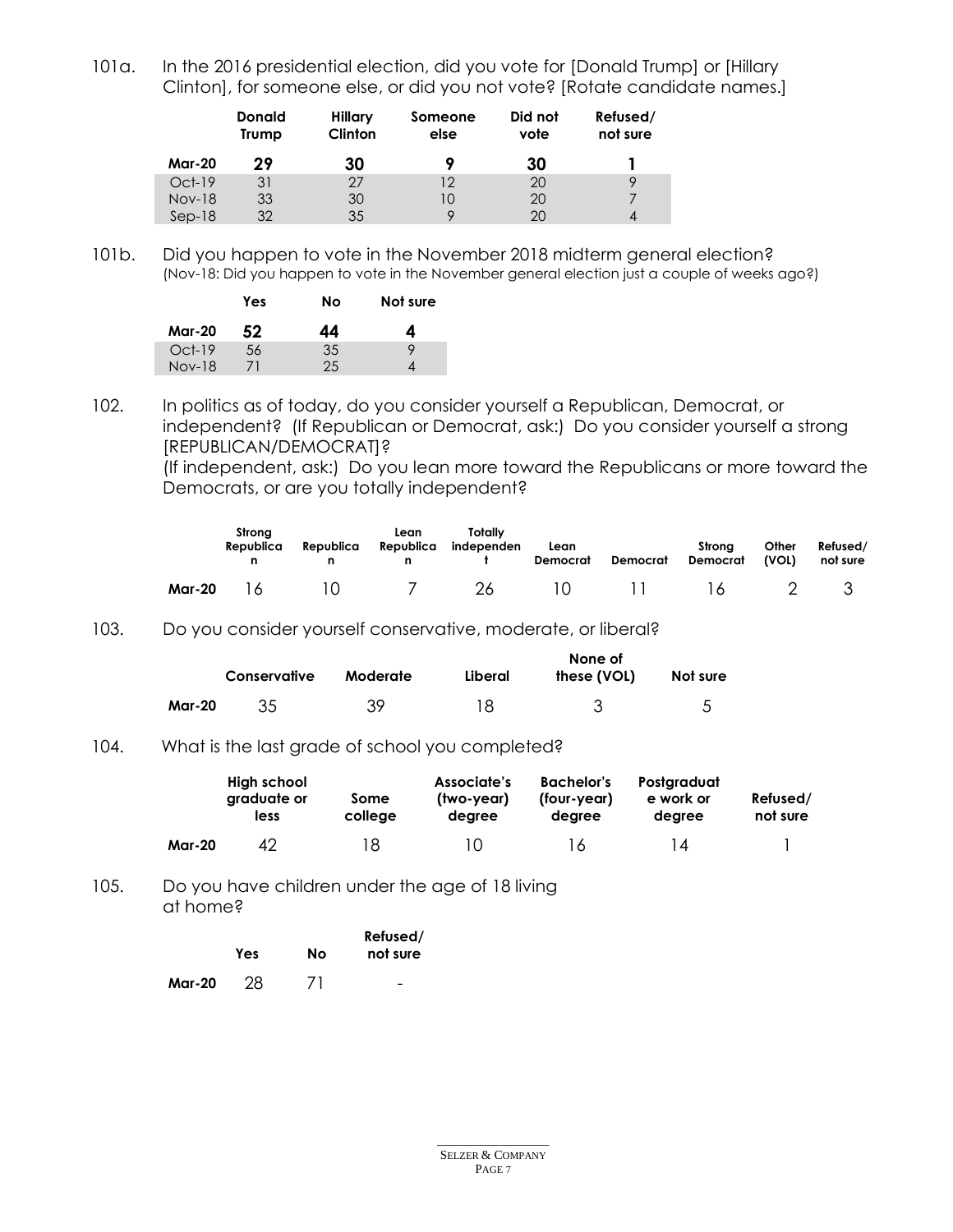101a. In the 2016 presidential election, did you vote for [Donald Trump] or [Hillary Clinton], for someone else, or did you not vote? [Rotate candidate names.]

| | Donald Trump | Hillary Clinton | Someone else | Did not vote | Refused/ not sure |
|---|---|---|---|---|---|
| **Mar-20** | **29** | **30** | **9** | **30** | **1** |
| Oct-19 | 31 | 27 | 12 | 20 | 9 |
| Nov-18 | 33 | 30 | 10 | 20 | 7 |
| Sep-18 | 32 | 35 | 9 | 20 | 4 |

101b. Did you happen to vote in the November 2018 midterm general election?
(Nov-18: Did you happen to vote in the November general election just a couple of weeks ago?)

| | Yes | No | Not sure |
|---|---|---|---|
| **Mar-20** | **52** | **44** | **4** |
| Oct-19 | 56 | 35 | 9 |
| Nov-18 | 71 | 25 | 4 |

102. In politics as of today, do you consider yourself a Republican, Democrat, or independent? (If Republican or Democrat, ask:) Do you consider yourself a strong [REPUBLICAN/DEMOCRAT]?
(If independent, ask:) Do you lean more toward the Republicans or more toward the Democrats, or are you totally independent?

| | Strong Republican | Republican | Lean Republican | Totally independent | Lean Democrat | Democrat | Strong Democrat | Other (VOL) | Refused/ not sure |
|---|---|---|---|---|---|---|---|---|---|
| **Mar-20** | 16 | 10 | 7 | 26 | 10 | 11 | 16 | 2 | 3 |

103. Do you consider yourself conservative, moderate, or liberal?

| | Conservative | Moderate | Liberal | None of these (VOL) | Not sure |
|---|---|---|---|---|---|
| **Mar-20** | 35 | 39 | 18 | 3 | 5 |

104. What is the last grade of school you completed?

| | High school graduate or less | Some college | Associate's (two-year) degree | Bachelor's (four-year) degree | Postgraduate work or degree | Refused/ not sure |
|---|---|---|---|---|---|---|
| **Mar-20** | 42 | 18 | 10 | 16 | 14 | 1 |

105. Do you have children under the age of 18 living at home?

| | Yes | No | Refused/ not sure |
|---|---|---|---|
| **Mar-20** | 28 | 71 | - |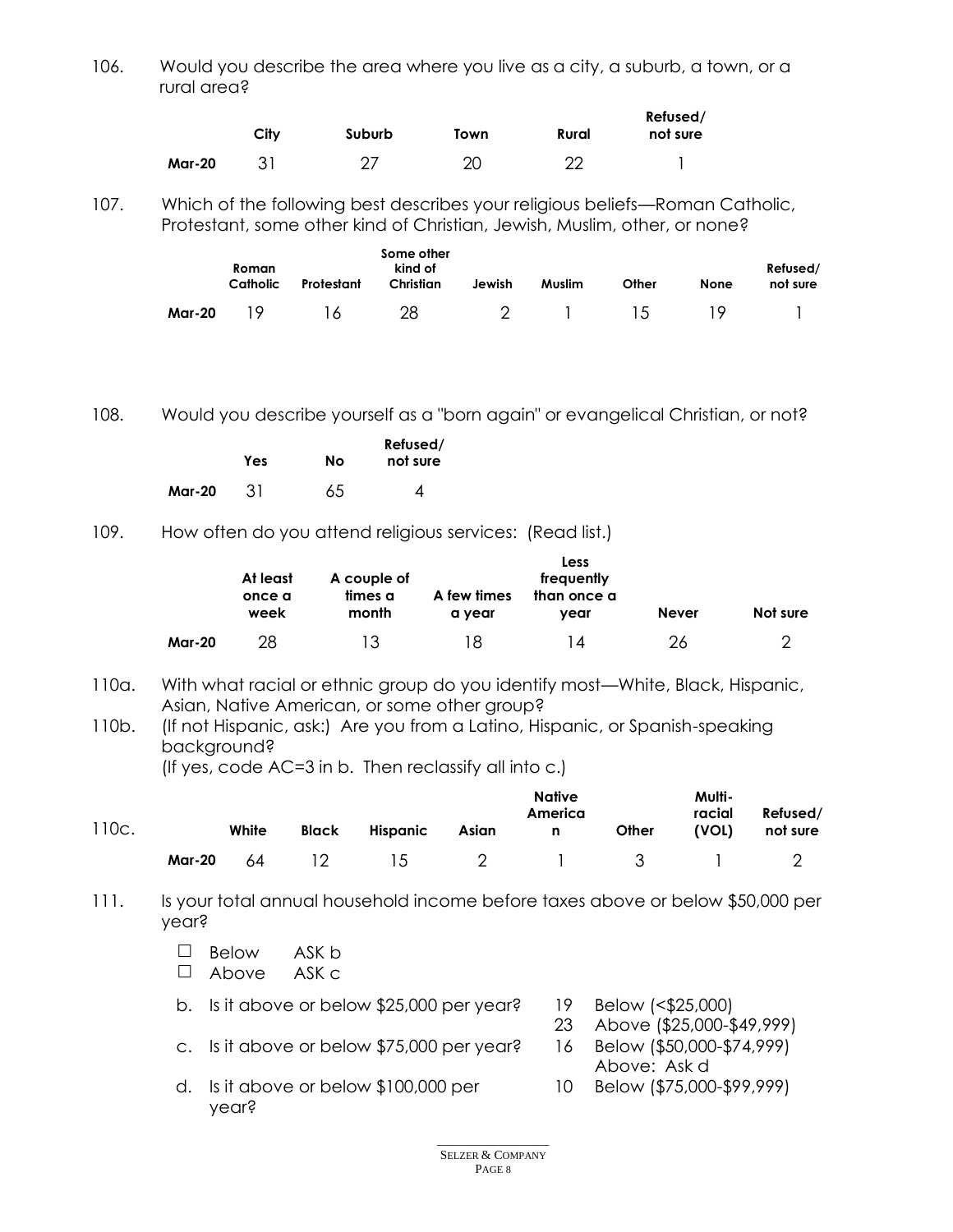106. Would you describe the area where you live as a city, a suburb, a town, or a rural area?

| | City | Suburb | Town | Rural | Refused/ not sure |
|---|---|---|---|---|---|
| Mar-20 | 31 | 27 | 20 | 22 | 1 |

107. Which of the following best describes your religious beliefs—Roman Catholic, Protestant, some other kind of Christian, Jewish, Muslim, other, or none?

| | Roman Catholic | Protestant | Some other kind of Christian | Jewish | Muslim | Other | None | Refused/ not sure |
|---|---|---|---|---|---|---|---|---|
| Mar-20 | 19 | 16 | 28 | 2 | 1 | 15 | 19 | 1 |

108. Would you describe yourself as a "born again" or evangelical Christian, or not?

| | Yes | No | Refused/ not sure |
|---|---|---|---|
| Mar-20 | 31 | 65 | 4 |

109. How often do you attend religious services: (Read list.)

| | At least once a week | A couple of times a month | A few times a year | Less frequently than once a year | Never | Not sure |
|---|---|---|---|---|---|---|
| Mar-20 | 28 | 13 | 18 | 14 | 26 | 2 |

110a. With what racial or ethnic group do you identify most—White, Black, Hispanic, Asian, Native American, or some other group?

110b. (If not Hispanic, ask:) Are you from a Latino, Hispanic, or Spanish-speaking background?
(If yes, code AC=3 in b. Then reclassify all into c.)

110c.

| | White | Black | Hispanic | Asian | Native American | Other | Multi-racial (VOL) | Refused/ not sure |
|---|---|---|---|---|---|---|---|---|
| Mar-20 | 64 | 12 | 15 | 2 | 1 | 3 | 1 | 2 |

111. Is your total annual household income before taxes above or below $50,000 per year?

- ☐ Below ASK b
- ☐ Above ASK c

b. Is it above or below $25,000 per year?
- 19 Below (<$25,000)
- 23 Above ($25,000-$49,999)

c. Is it above or below $75,000 per year?
- 16 Below ($50,000-$74,999)
- Above: Ask d

d. Is it above or below $100,000 per year?
- 10 Below ($75,000-$99,999)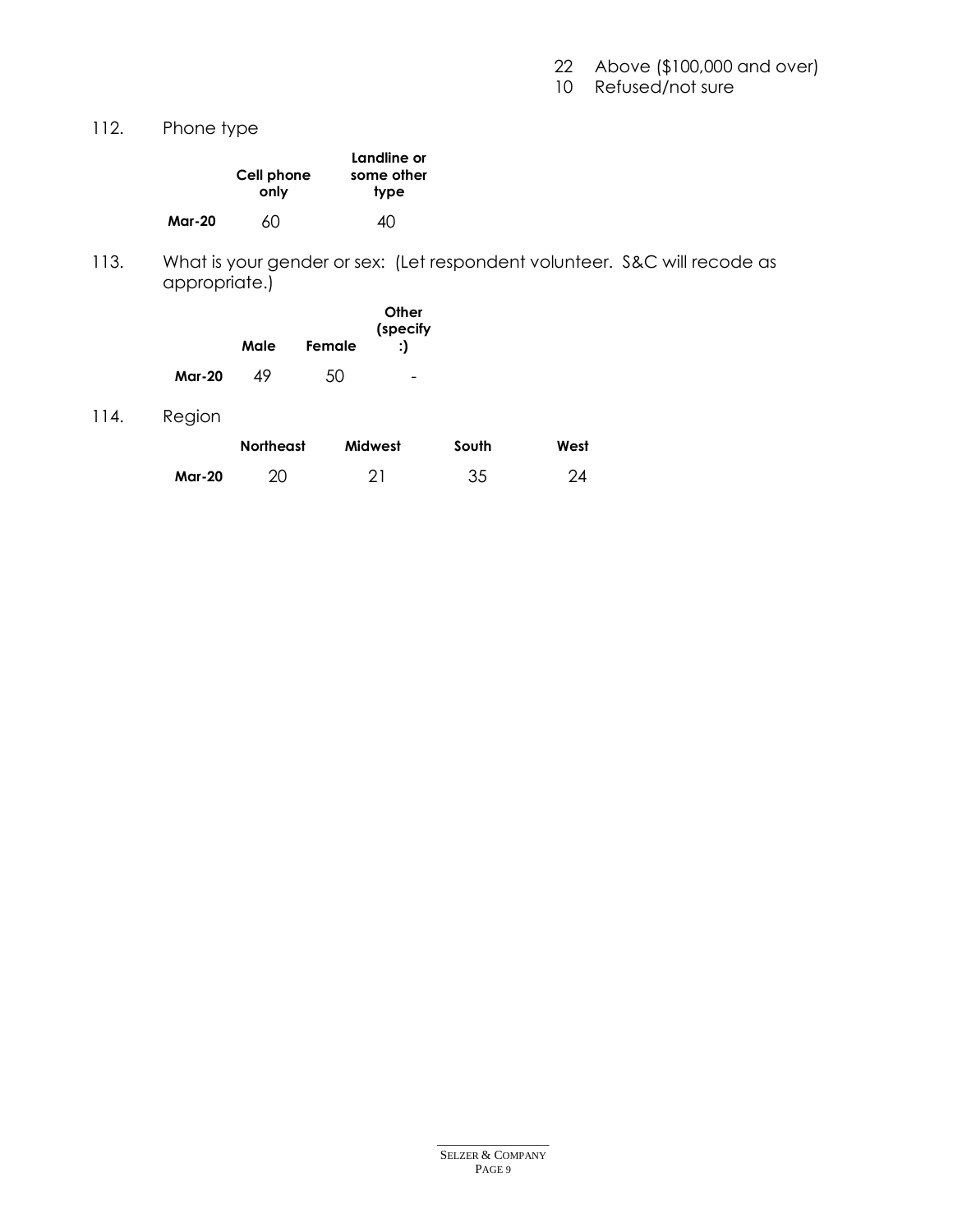22 Above ($100,000 and over)
10 Refused/not sure

112. Phone type

| | Cell phone only | Landline or some other type |
|---|---|---|
| **Mar-20** | 60 | 40 |

113. What is your gender or sex: (Let respondent volunteer. S&C will recode as appropriate.)

| | Male | Female | Other (specify:) |
|---|---|---|---|
| **Mar-20** | 49 | 50 | - |

114. Region

| | Northeast | Midwest | South | West |
|---|---|---|---|---|
| **Mar-20** | 20 | 21 | 35 | 24 |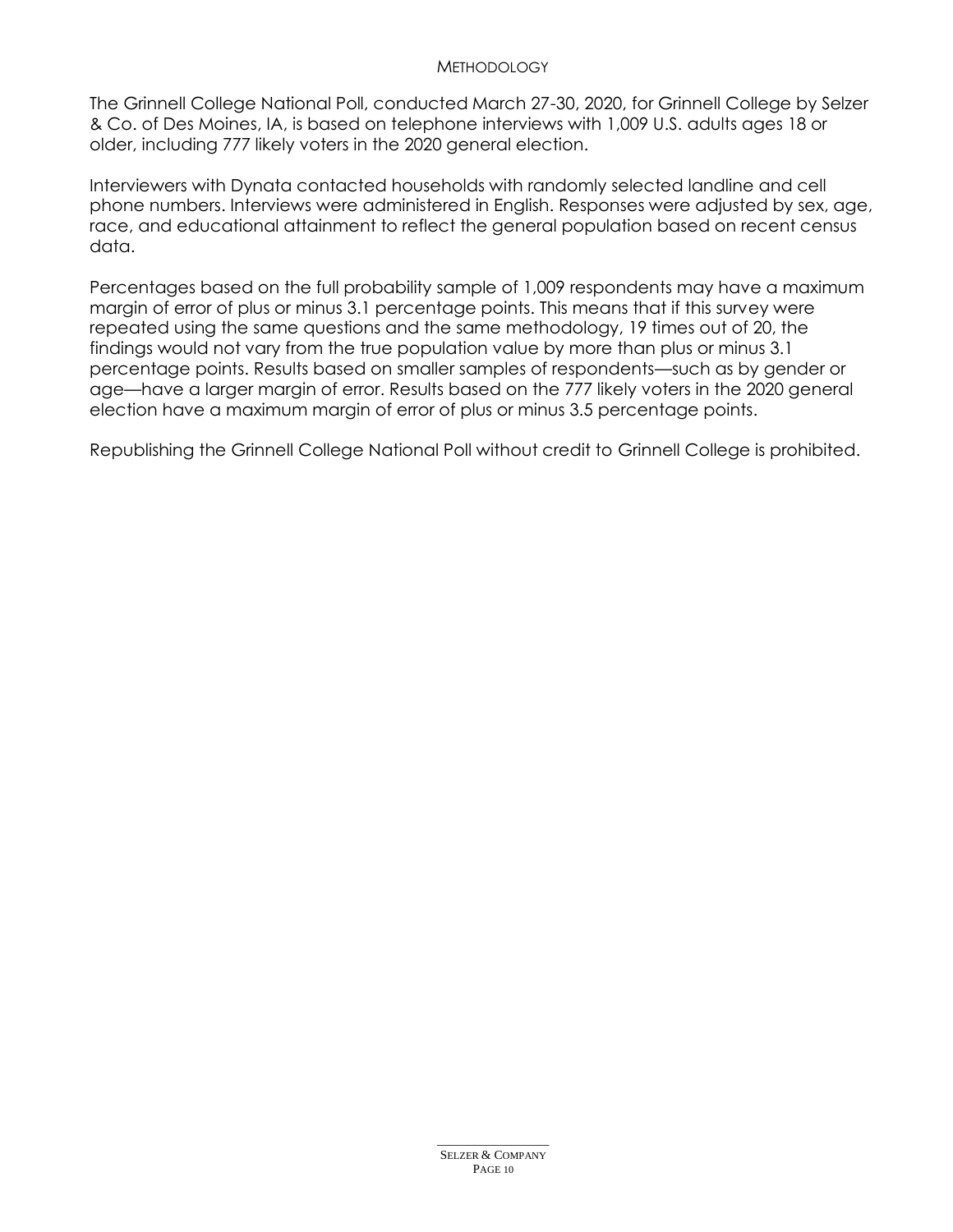## METHODOLOGY

The Grinnell College National Poll, conducted March 27-30, 2020, for Grinnell College by Selzer & Co. of Des Moines, IA, is based on telephone interviews with 1,009 U.S. adults ages 18 or older, including 777 likely voters in the 2020 general election.

Interviewers with Dynata contacted households with randomly selected landline and cell phone numbers. Interviews were administered in English. Responses were adjusted by sex, age, race, and educational attainment to reflect the general population based on recent census data.

Percentages based on the full probability sample of 1,009 respondents may have a maximum margin of error of plus or minus 3.1 percentage points. This means that if this survey were repeated using the same questions and the same methodology, 19 times out of 20, the findings would not vary from the true population value by more than plus or minus 3.1 percentage points. Results based on smaller samples of respondents—such as by gender or age—have a larger margin of error. Results based on the 777 likely voters in the 2020 general election have a maximum margin of error of plus or minus 3.5 percentage points.

Republishing the Grinnell College National Poll without credit to Grinnell College is prohibited.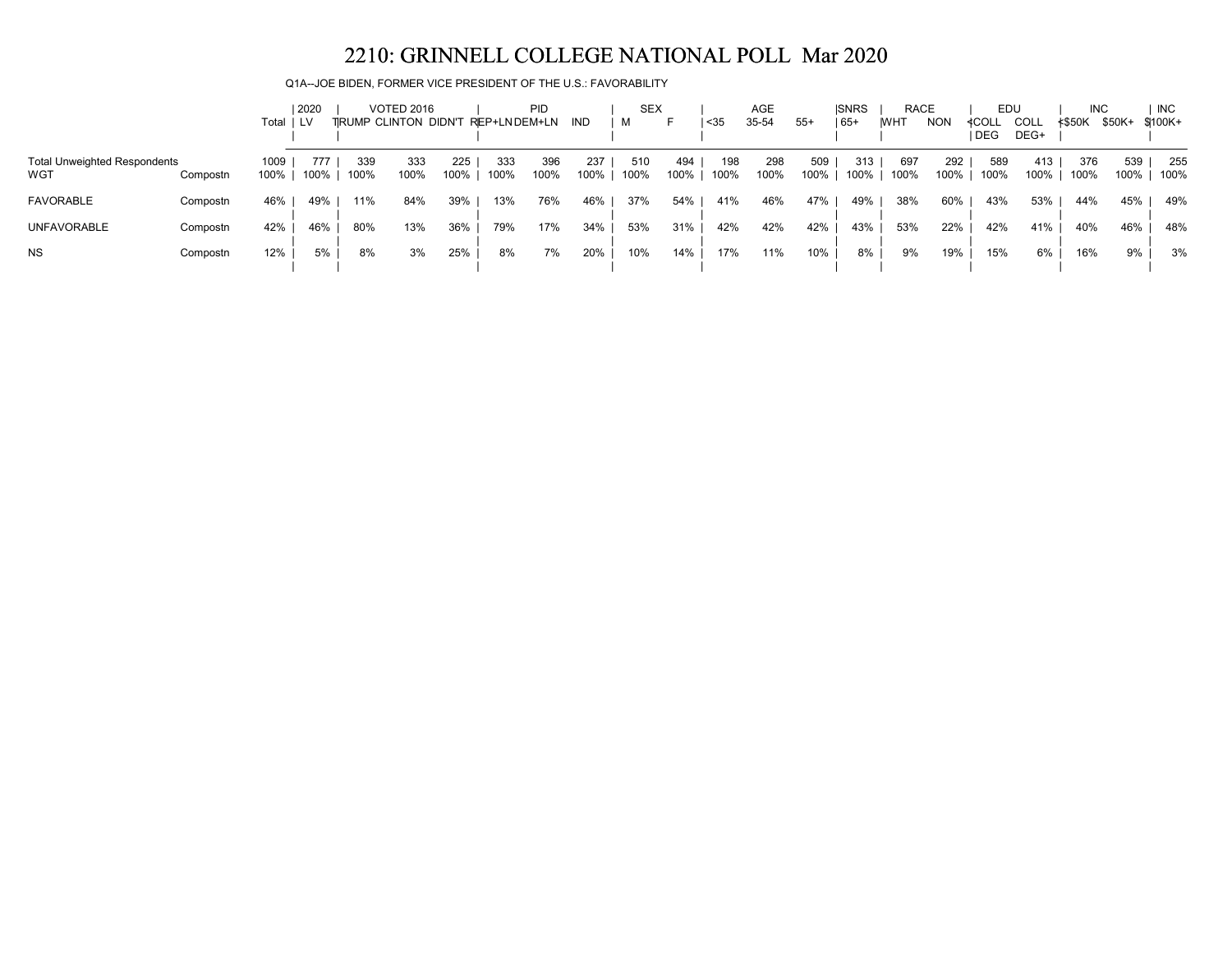# 2210: GRINNELL COLLEGE NATIONAL POLL Mar 2020

Q1A--JOE BIDEN, FORMER VICE PRESIDENT OF THE U.S.: FAVORABILITY

| | | Total | 2020 | VOTED 2016 | | | PID | | | SEX | | AGE | | | SNRS | RACE | | EDU | | INC | | INC |
|---|---|---|---|---|---|---|---|---|---|---|---|---|---|---|---|---|---|---|---|---|---|---|
| | | | LV | TRUMP | CLINTON | DIDN'T | REP+LN | DEM+LN | IND | M | F | <35 | 35-54 | 55+ | 65+ | WHT | NON | <COLL DEG | COLL DEG+ | <$50K | $50K+ | $100K+ |
| Total Unweighted Respondents | | 1009 | 777 | 339 | 333 | 225 | 333 | 396 | 237 | 510 | 494 | 198 | 298 | 509 | 313 | 697 | 292 | 589 | 413 | 376 | 539 | 255 |
| WGT | Compostn | 100% | 100% | 100% | 100% | 100% | 100% | 100% | 100% | 100% | 100% | 100% | 100% | 100% | 100% | 100% | 100% | 100% | 100% | 100% | 100% | 100% |
| FAVORABLE | Compostn | 46% | 49% | 11% | 84% | 39% | 13% | 76% | 46% | 37% | 54% | 41% | 46% | 47% | 49% | 38% | 60% | 43% | 53% | 44% | 45% | 49% |
| UNFAVORABLE | Compostn | 42% | 46% | 80% | 13% | 36% | 79% | 17% | 34% | 53% | 31% | 42% | 42% | 42% | 43% | 53% | 22% | 42% | 41% | 40% | 46% | 48% |
| NS | Compostn | 12% | 5% | 8% | 3% | 25% | 8% | 7% | 20% | 10% | 14% | 17% | 11% | 10% | 8% | 9% | 19% | 15% | 6% | 16% | 9% | 3% |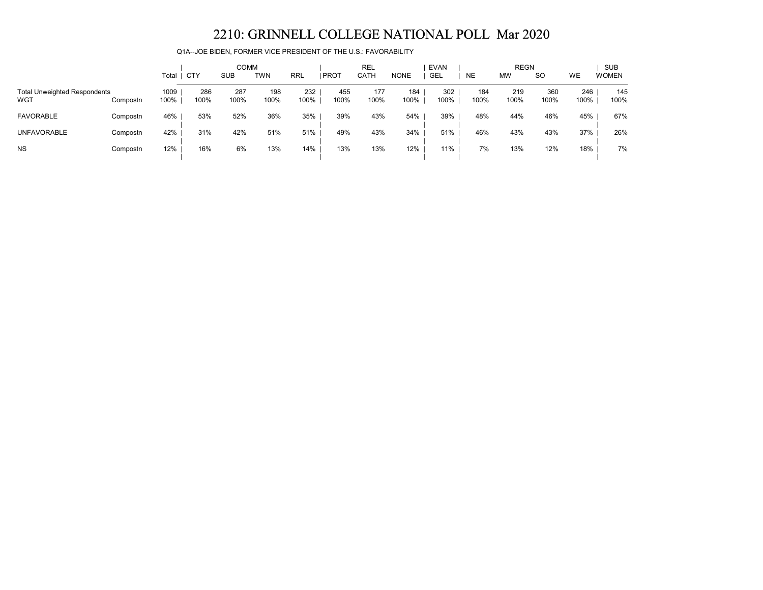# 2210: GRINNELL COLLEGE NATIONAL POLL Mar 2020

Q1A--JOE BIDEN, FORMER VICE PRESIDENT OF THE U.S.: FAVORABILITY

| | | | COMM | | | | REL | | | EVAN | REGN | | | | SUB |
|---|---|---|---|---|---|---|---|---|---|---|---|---|---|---|---|
| | | Total | CTY | SUB | TWN | RRL | PROT | CATH | NONE | GEL | NE | MW | SO | WE | WOMEN |
| Total Unweighted Respondents | | 1009 | 286 | 287 | 198 | 232 | 455 | 177 | 184 | 302 | 184 | 219 | 360 | 246 | 145 |
| WGT | Compostn | 100% | 100% | 100% | 100% | 100% | 100% | 100% | 100% | 100% | 100% | 100% | 100% | 100% | 100% |
| FAVORABLE | Compostn | 46% | 53% | 52% | 36% | 35% | 39% | 43% | 54% | 39% | 48% | 44% | 46% | 45% | 67% |
| UNFAVORABLE | Compostn | 42% | 31% | 42% | 51% | 51% | 49% | 43% | 34% | 51% | 46% | 43% | 43% | 37% | 26% |
| NS | Compostn | 12% | 16% | 6% | 13% | 14% | 13% | 13% | 12% | 11% | 7% | 13% | 12% | 18% | 7% |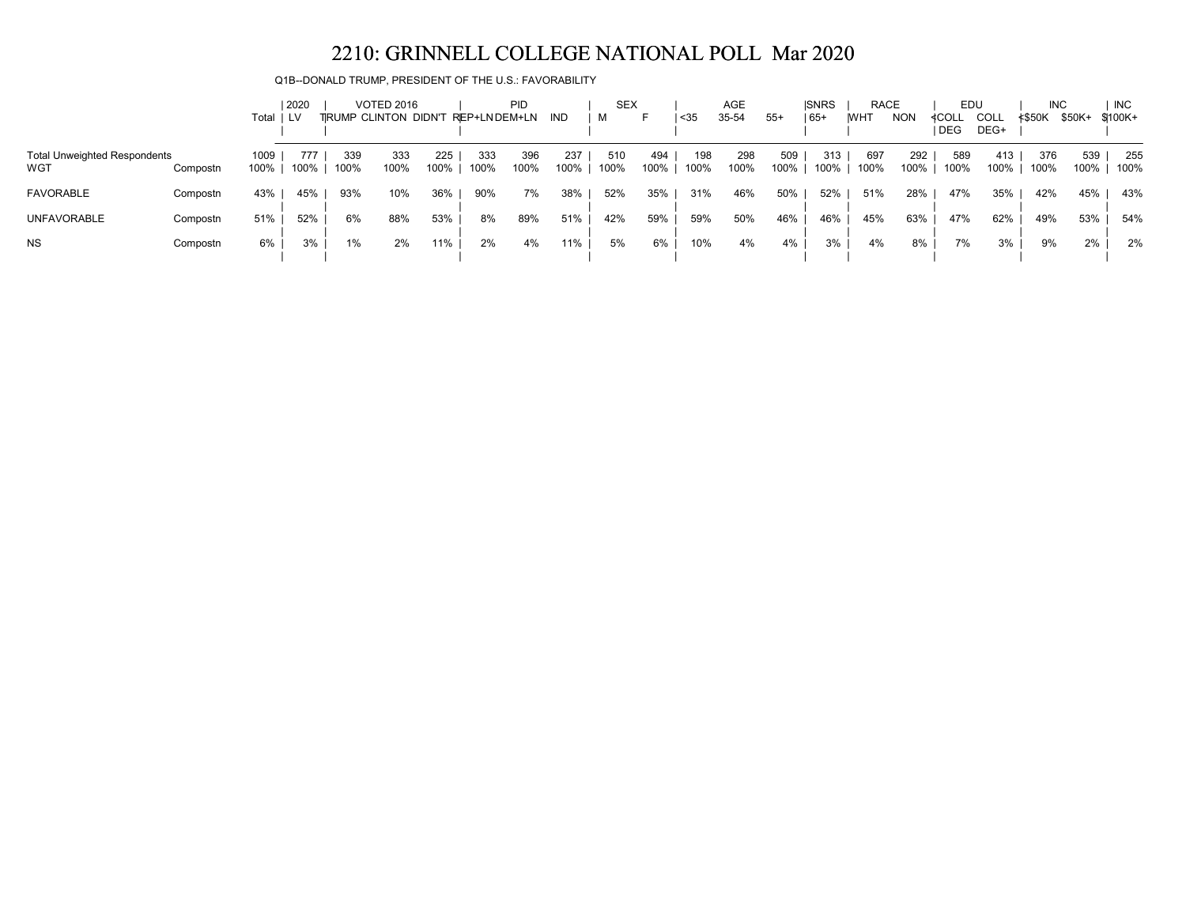# 2210: GRINNELL COLLEGE NATIONAL POLL Mar 2020

Q1B--DONALD TRUMP, PRESIDENT OF THE U.S.: FAVORABILITY

| | | Total | 2020 | VOTED 2016 | | | PID | | | SEX | | AGE | | | SNRS | RACE | | EDU | | INC | | INC |
|---|---|---|---|---|---|---|---|---|---|---|---|---|---|---|---|---|---|---|---|---|---|---|
| | | | LV | TRUMP | CLINTON | DIDN'T | REP+LN | DEM+LN | IND | M | F | <35 | 35-54 | 55+ | 65+ | WHT | NON | <COLL DEG | COLL DEG+ | <$50K | $50K+ | $100K+ |
| Total Unweighted Respondents | | 1009 | 777 | 339 | 333 | 225 | 333 | 396 | 237 | 510 | 494 | 198 | 298 | 509 | 313 | 697 | 292 | 589 | 413 | 376 | 539 | 255 |
| WGT | Compostn | 100% | 100% | 100% | 100% | 100% | 100% | 100% | 100% | 100% | 100% | 100% | 100% | 100% | 100% | 100% | 100% | 100% | 100% | 100% | 100% | 100% |
| FAVORABLE | Compostn | 43% | 45% | 93% | 10% | 36% | 90% | 7% | 38% | 52% | 35% | 31% | 46% | 50% | 52% | 51% | 28% | 47% | 35% | 42% | 45% | 43% |
| UNFAVORABLE | Compostn | 51% | 52% | 6% | 88% | 53% | 8% | 89% | 51% | 42% | 59% | 59% | 50% | 46% | 46% | 45% | 63% | 47% | 62% | 49% | 53% | 54% |
| NS | Compostn | 6% | 3% | 1% | 2% | 11% | 2% | 4% | 11% | 5% | 6% | 10% | 4% | 4% | 3% | 4% | 8% | 7% | 3% | 9% | 2% | 2% |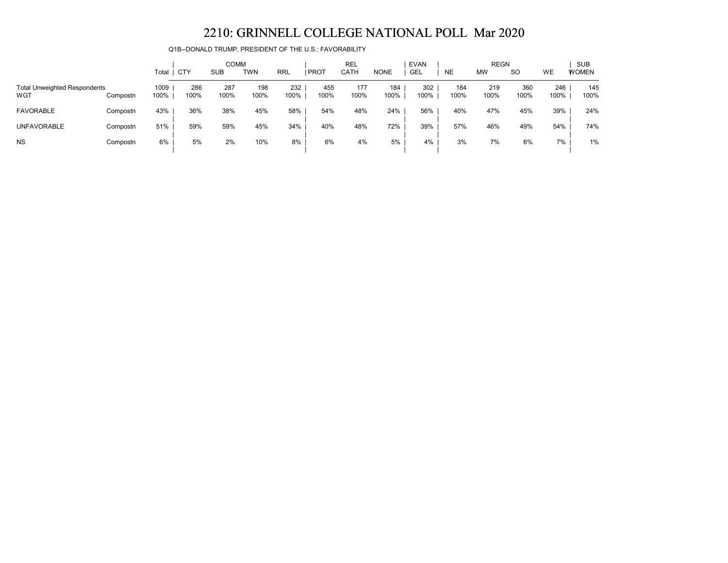# 2210: GRINNELL COLLEGE NATIONAL POLL Mar 2020

Q1B--DONALD TRUMP, PRESIDENT OF THE U.S.: FAVORABILITY

| | | Total | COMM | | | | REL | | | EVAN | REGN | | | | SUB |
|---|---|---|---|---|---|---|---|---|---|---|---|---|---|---|---|
| | | | CTY | SUB | TWN | RRL | PROT | CATH | NONE | GEL | NE | MW | SO | WE | WOMEN |
| Total Unweighted Respondents | | 1009 | 286 | 287 | 198 | 232 | 455 | 177 | 184 | 302 | 184 | 219 | 360 | 246 | 145 |
| WGT | Compostn | 100% | 100% | 100% | 100% | 100% | 100% | 100% | 100% | 100% | 100% | 100% | 100% | 100% | 100% |
| FAVORABLE | Compostn | 43% | 36% | 38% | 45% | 58% | 54% | 48% | 24% | 56% | 40% | 47% | 45% | 39% | 24% |
| UNFAVORABLE | Compostn | 51% | 59% | 59% | 45% | 34% | 40% | 48% | 72% | 39% | 57% | 46% | 49% | 54% | 74% |
| NS | Compostn | 6% | 5% | 2% | 10% | 8% | 6% | 4% | 5% | 4% | 3% | 7% | 6% | 7% | 1% |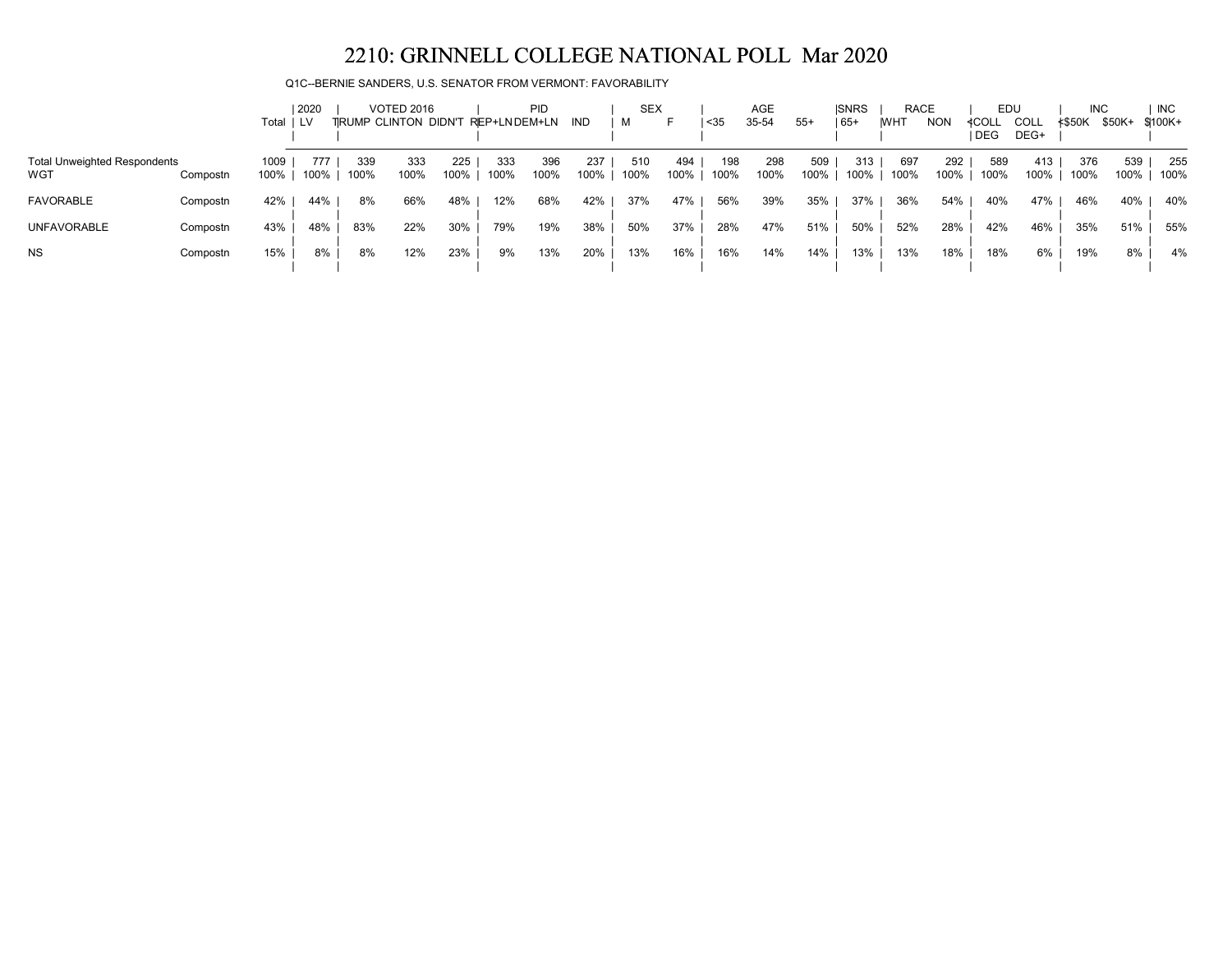# 2210: GRINNELL COLLEGE NATIONAL POLL Mar 2020

Q1C--BERNIE SANDERS, U.S. SENATOR FROM VERMONT: FAVORABILITY

| | | Total | 2020 | VOTED 2016 | | | PID | | | SEX | | AGE | | | SNRS | RACE | | EDU | | INC | | INC |
|---|---|---|---|---|---|---|---|---|---|---|---|---|---|---|---|---|---|---|---|---|---|---|
| | | | LV | TRUMP | CLINTON | DIDN'T | REP+LN | DEM+LN | IND | M | F | <35 | 35-54 | 55+ | 65+ | WHT | NON | <COLL DEG | COLL DEG+ | <$50K | $50K+ | $100K+ |
| Total Unweighted Respondents | | 1009 | 777 | 339 | 333 | 225 | 333 | 396 | 237 | 510 | 494 | 198 | 298 | 509 | 313 | 697 | 292 | 589 | 413 | 376 | 539 | 255 |
| WGT | Compostn | 100% | 100% | 100% | 100% | 100% | 100% | 100% | 100% | 100% | 100% | 100% | 100% | 100% | 100% | 100% | 100% | 100% | 100% | 100% | 100% | 100% |
| FAVORABLE | Compostn | 42% | 44% | 8% | 66% | 48% | 12% | 68% | 42% | 37% | 47% | 56% | 39% | 35% | 37% | 36% | 54% | 40% | 47% | 46% | 40% | 40% |
| UNFAVORABLE | Compostn | 43% | 48% | 83% | 22% | 30% | 79% | 19% | 38% | 50% | 37% | 28% | 47% | 51% | 50% | 52% | 28% | 42% | 46% | 35% | 51% | 55% |
| NS | Compostn | 15% | 8% | 8% | 12% | 23% | 9% | 13% | 20% | 13% | 16% | 16% | 14% | 14% | 13% | 13% | 18% | 18% | 6% | 19% | 8% | 4% |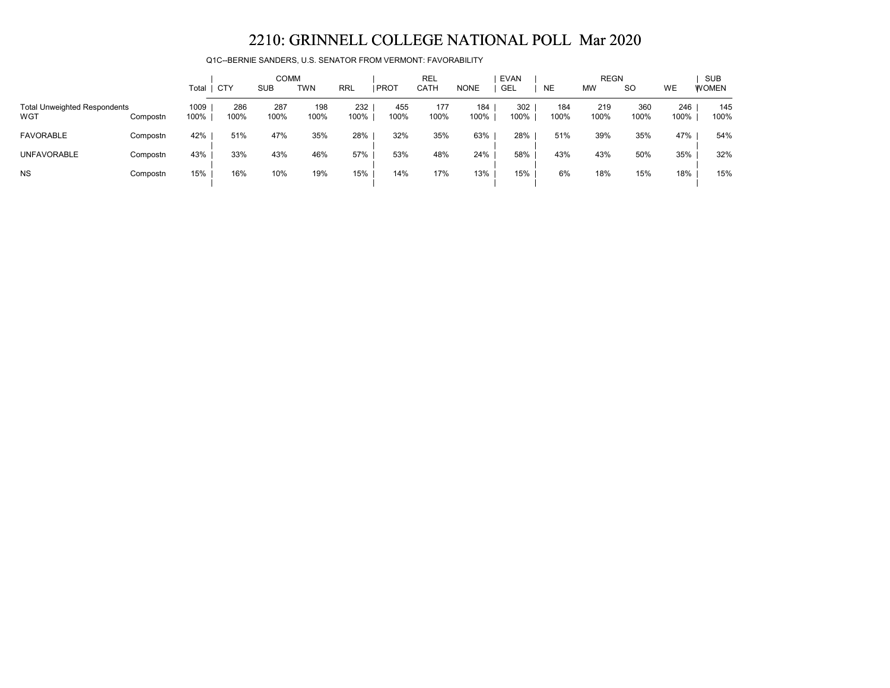# 2210: GRINNELL COLLEGE NATIONAL POLL Mar 2020

Q1C--BERNIE SANDERS, U.S. SENATOR FROM VERMONT: FAVORABILITY

| | | Total | COMM | | | | REL | | | EVAN | REGN | | | | SUB |
|---|---|---|---|---|---|---|---|---|---|---|---|---|---|---|---|
| | | | CTY | SUB | TWN | RRL | PROT | CATH | NONE | GEL | NE | MW | SO | WE | WOMEN |
| Total Unweighted Respondents | | 1009 | 286 | 287 | 198 | 232 | 455 | 177 | 184 | 302 | 184 | 219 | 360 | 246 | 145 |
| WGT | Compostn | 100% | 100% | 100% | 100% | 100% | 100% | 100% | 100% | 100% | 100% | 100% | 100% | 100% | 100% |
| FAVORABLE | Compostn | 42% | 51% | 47% | 35% | 28% | 32% | 35% | 63% | 28% | 51% | 39% | 35% | 47% | 54% |
| UNFAVORABLE | Compostn | 43% | 33% | 43% | 46% | 57% | 53% | 48% | 24% | 58% | 43% | 43% | 50% | 35% | 32% |
| NS | Compostn | 15% | 16% | 10% | 19% | 15% | 14% | 17% | 13% | 15% | 6% | 18% | 15% | 18% | 15% |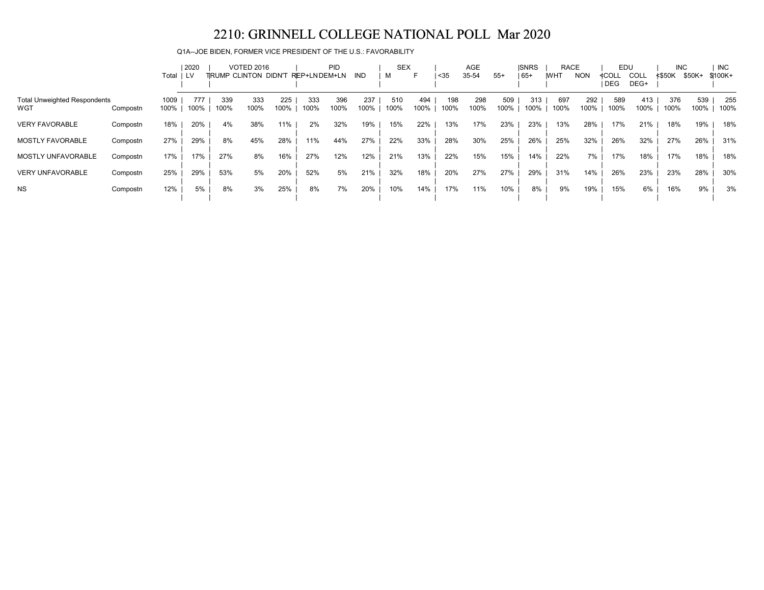# 2210: GRINNELL COLLEGE NATIONAL POLL Mar 2020

Q1A--JOE BIDEN, FORMER VICE PRESIDENT OF THE U.S.: FAVORABILITY

| | | Total | 2020 | VOTED 2016 | | | PID | | | SEX | | AGE | | | SNRS | RACE | | EDU | | INC | | INC |
|---|---|---|---|---|---|---|---|---|---|---|---|---|---|---|---|---|---|---|---|---|---|---|
| | | | LV | TRUMP | CLINTON | DIDN'T | REP+LN | DEM+LN | IND | M | F | <35 | 35-54 | 55+ | 65+ | WHT | NON | <COLL DEG | COLL DEG+ | <$50K | $50K+ | $100K+ |
| Total Unweighted Respondents | | 1009 | 777 | 339 | 333 | 225 | 333 | 396 | 237 | 510 | 494 | 198 | 298 | 509 | 313 | 697 | 292 | 589 | 413 | 376 | 539 | 255 |
| WGT | Compostn | 100% | 100% | 100% | 100% | 100% | 100% | 100% | 100% | 100% | 100% | 100% | 100% | 100% | 100% | 100% | 100% | 100% | 100% | 100% | 100% | 100% |
| VERY FAVORABLE | Compostn | 18% | 20% | 4% | 38% | 11% | 2% | 32% | 19% | 15% | 22% | 13% | 17% | 23% | 23% | 13% | 28% | 17% | 21% | 18% | 19% | 18% |
| MOSTLY FAVORABLE | Compostn | 27% | 29% | 8% | 45% | 28% | 11% | 44% | 27% | 22% | 33% | 28% | 30% | 25% | 26% | 25% | 32% | 26% | 32% | 27% | 26% | 31% |
| MOSTLY UNFAVORABLE | Compostn | 17% | 17% | 27% | 8% | 16% | 27% | 12% | 12% | 21% | 13% | 22% | 15% | 15% | 14% | 22% | 7% | 17% | 18% | 17% | 18% | 18% |
| VERY UNFAVORABLE | Compostn | 25% | 29% | 53% | 5% | 20% | 52% | 5% | 21% | 32% | 18% | 20% | 27% | 27% | 29% | 31% | 14% | 26% | 23% | 23% | 28% | 30% |
| NS | Compostn | 12% | 5% | 8% | 3% | 25% | 8% | 7% | 20% | 10% | 14% | 17% | 11% | 10% | 8% | 9% | 19% | 15% | 6% | 16% | 9% | 3% |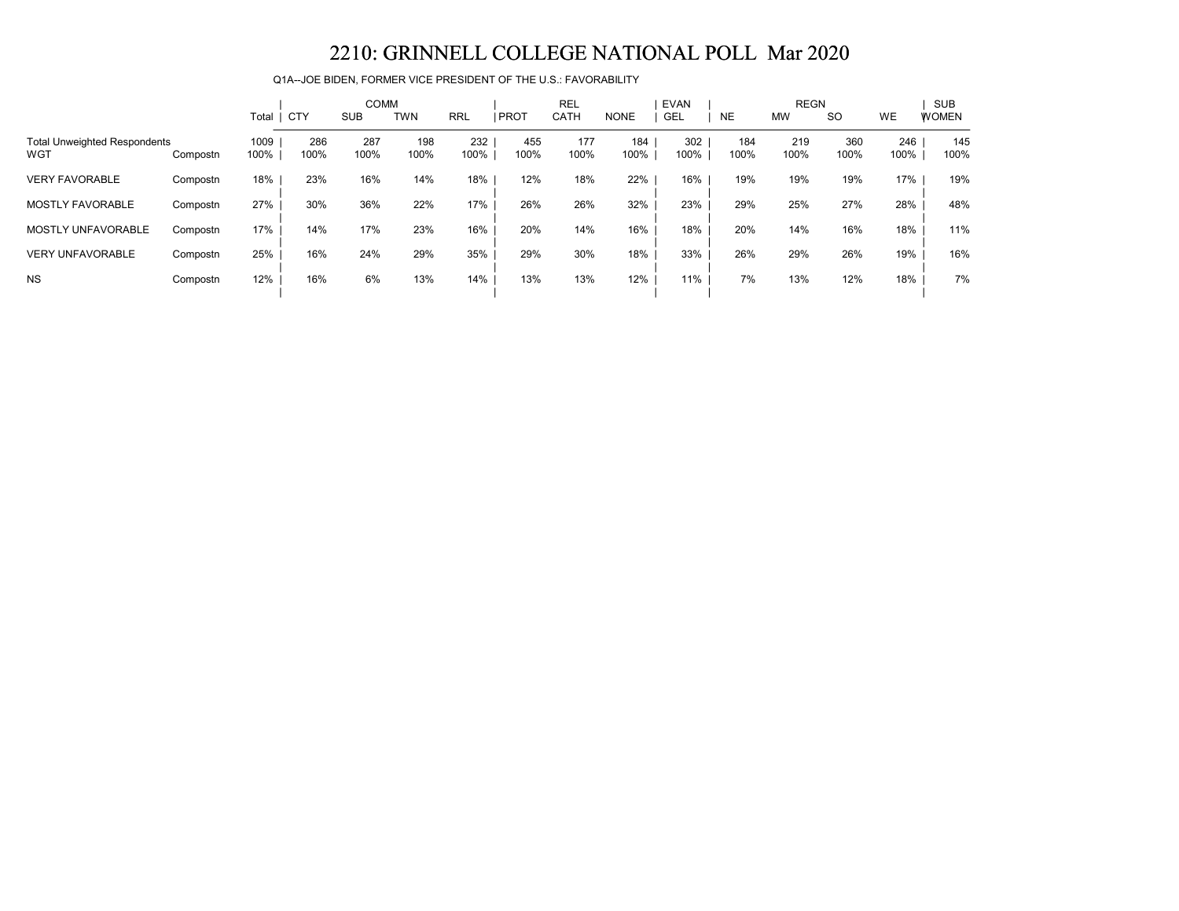# 2210: GRINNELL COLLEGE NATIONAL POLL Mar 2020

Q1A--JOE BIDEN, FORMER VICE PRESIDENT OF THE U.S.: FAVORABILITY

| | | Total | COMM | | | | REL | | | EVAN | REGN | | | | SUB |
|---|---|---|---|---|---|---|---|---|---|---|---|---|---|---|---|
| | | | CTY | SUB | TWN | RRL | PROT | CATH | NONE | GEL | NE | MW | SO | WE | WOMEN |
| Total Unweighted Respondents | | 1009 | 286 | 287 | 198 | 232 | 455 | 177 | 184 | 302 | 184 | 219 | 360 | 246 | 145 |
| WGT | Compostn | 100% | 100% | 100% | 100% | 100% | 100% | 100% | 100% | 100% | 100% | 100% | 100% | 100% | 100% |
| VERY FAVORABLE | Compostn | 18% | 23% | 16% | 14% | 18% | 12% | 18% | 22% | 16% | 19% | 19% | 19% | 17% | 19% |
| MOSTLY FAVORABLE | Compostn | 27% | 30% | 36% | 22% | 17% | 26% | 26% | 32% | 23% | 29% | 25% | 27% | 28% | 48% |
| MOSTLY UNFAVORABLE | Compostn | 17% | 14% | 17% | 23% | 16% | 20% | 14% | 16% | 18% | 20% | 14% | 16% | 18% | 11% |
| VERY UNFAVORABLE | Compostn | 25% | 16% | 24% | 29% | 35% | 29% | 30% | 18% | 33% | 26% | 29% | 26% | 19% | 16% |
| NS | Compostn | 12% | 16% | 6% | 13% | 14% | 13% | 13% | 12% | 11% | 7% | 13% | 12% | 18% | 7% |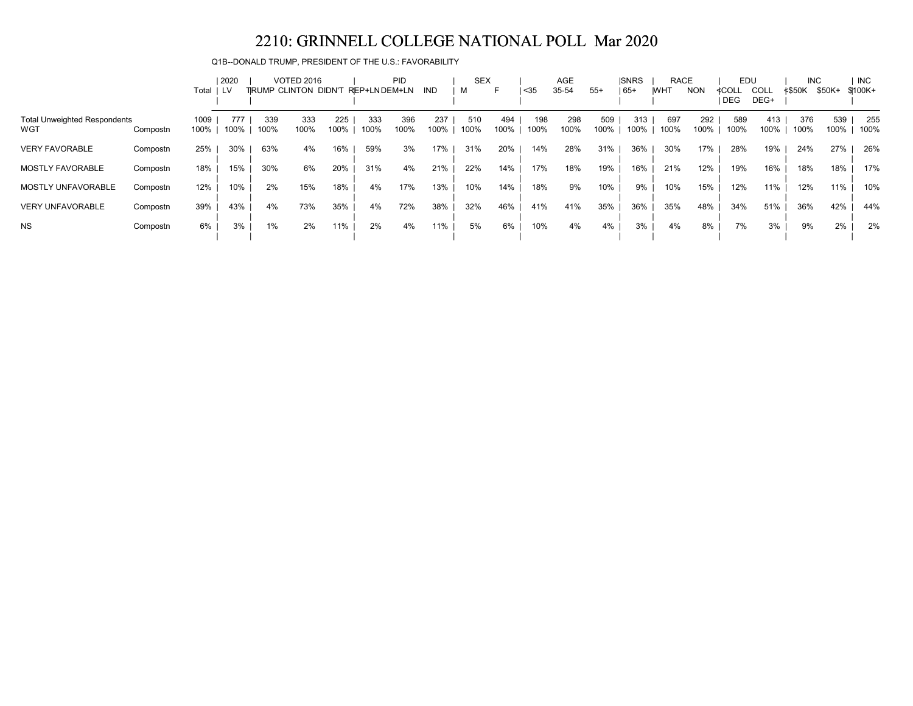# 2210: GRINNELL COLLEGE NATIONAL POLL Mar 2020

Q1B--DONALD TRUMP, PRESIDENT OF THE U.S.: FAVORABILITY

| | | Total | 2020 | VOTED 2016 | | | PID | | | SEX | | AGE | | | SNRS | RACE | | EDU | | INC | | INC |
|---|---|---|---|---|---|---|---|---|---|---|---|---|---|---|---|---|---|---|---|---|---|---|
| | | | LV | TRUMP | CLINTON | DIDN'T | REP+LN | DEM+LN | IND | M | F | <35 | 35-54 | 55+ | 65+ | WHT | NON | <COLL DEG | COLL DEG+ | <$50K | $50K+ | $100K+ |
| Total Unweighted Respondents | | 1009 | 777 | 339 | 333 | 225 | 333 | 396 | 237 | 510 | 494 | 198 | 298 | 509 | 313 | 697 | 292 | 589 | 413 | 376 | 539 | 255 |
| WGT | Compostn | 100% | 100% | 100% | 100% | 100% | 100% | 100% | 100% | 100% | 100% | 100% | 100% | 100% | 100% | 100% | 100% | 100% | 100% | 100% | 100% | 100% |
| VERY FAVORABLE | Compostn | 25% | 30% | 63% | 4% | 16% | 59% | 3% | 17% | 31% | 20% | 14% | 28% | 31% | 36% | 30% | 17% | 28% | 19% | 24% | 27% | 26% |
| MOSTLY FAVORABLE | Compostn | 18% | 15% | 30% | 6% | 20% | 31% | 4% | 21% | 22% | 14% | 17% | 18% | 19% | 16% | 21% | 12% | 19% | 16% | 18% | 18% | 17% |
| MOSTLY UNFAVORABLE | Compostn | 12% | 10% | 2% | 15% | 18% | 4% | 17% | 13% | 10% | 14% | 18% | 9% | 10% | 9% | 10% | 15% | 12% | 11% | 12% | 11% | 10% |
| VERY UNFAVORABLE | Compostn | 39% | 43% | 4% | 73% | 35% | 4% | 72% | 38% | 32% | 46% | 41% | 41% | 35% | 36% | 35% | 48% | 34% | 51% | 36% | 42% | 44% |
| NS | Compostn | 6% | 3% | 1% | 2% | 11% | 2% | 4% | 11% | 5% | 6% | 10% | 4% | 4% | 3% | 4% | 8% | 7% | 3% | 9% | 2% | 2% |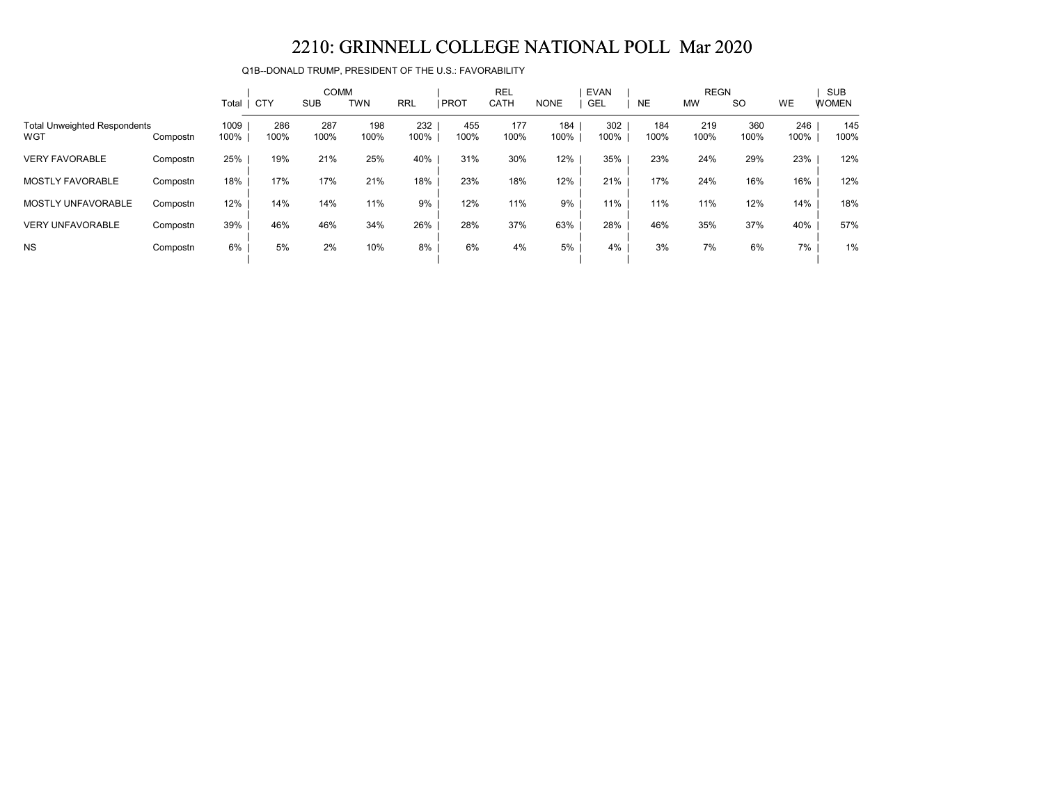# 2210: GRINNELL COLLEGE NATIONAL POLL Mar 2020

Q1B--DONALD TRUMP, PRESIDENT OF THE U.S.: FAVORABILITY

| | | Total | COMM | | | | REL | | | EVAN | REGN | | | | SUB |
|---|---|---|---|---|---|---|---|---|---|---|---|---|---|---|---|
| | | | CTY | SUB | TWN | RRL | PROT | CATH | NONE | GEL | NE | MW | SO | WE | WOMEN |
| Total Unweighted Respondents | | 1009 | 286 | 287 | 198 | 232 | 455 | 177 | 184 | 302 | 184 | 219 | 360 | 246 | 145 |
| WGT | Compostn | 100% | 100% | 100% | 100% | 100% | 100% | 100% | 100% | 100% | 100% | 100% | 100% | 100% | 100% |
| VERY FAVORABLE | Compostn | 25% | 19% | 21% | 25% | 40% | 31% | 30% | 12% | 35% | 23% | 24% | 29% | 23% | 12% |
| MOSTLY FAVORABLE | Compostn | 18% | 17% | 17% | 21% | 18% | 23% | 18% | 12% | 21% | 17% | 24% | 16% | 16% | 12% |
| MOSTLY UNFAVORABLE | Compostn | 12% | 14% | 14% | 11% | 9% | 12% | 11% | 9% | 11% | 11% | 11% | 12% | 14% | 18% |
| VERY UNFAVORABLE | Compostn | 39% | 46% | 46% | 34% | 26% | 28% | 37% | 63% | 28% | 46% | 35% | 37% | 40% | 57% |
| NS | Compostn | 6% | 5% | 2% | 10% | 8% | 6% | 4% | 5% | 4% | 3% | 7% | 6% | 7% | 1% |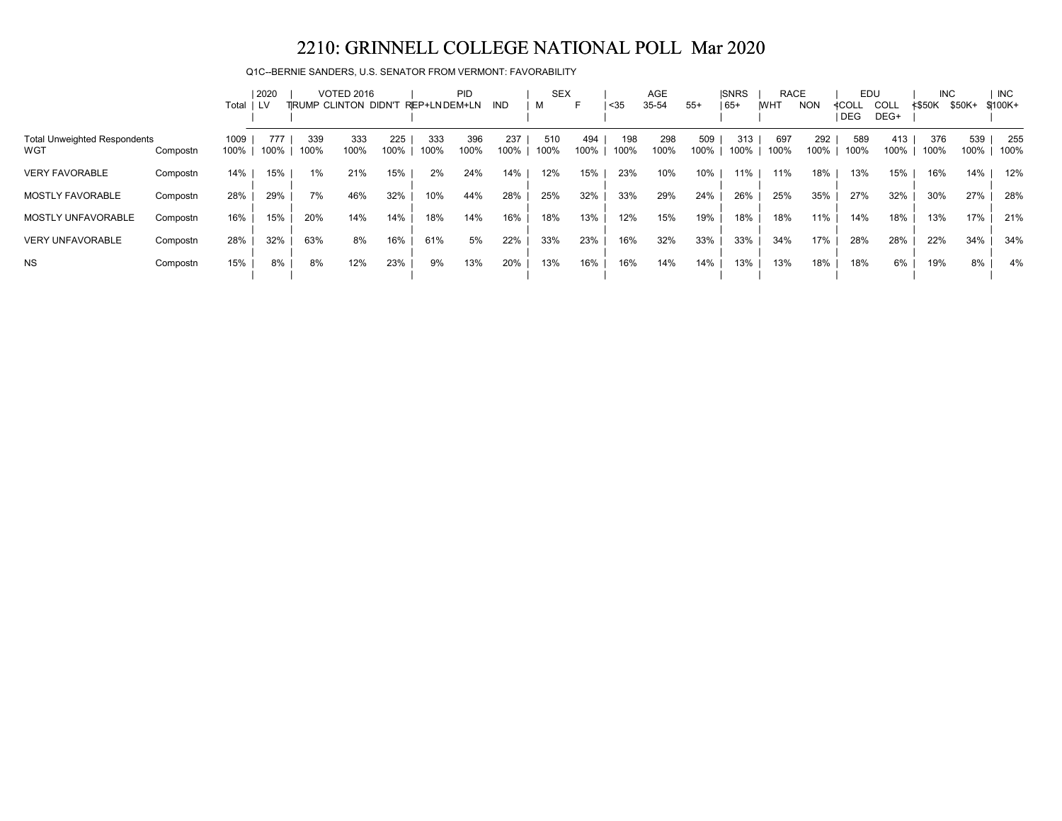# 2210: GRINNELL COLLEGE NATIONAL POLL Mar 2020

Q1C--BERNIE SANDERS, U.S. SENATOR FROM VERMONT: FAVORABILITY

| | | Total | 2020 | VOTED 2016 | | | PID | | | SEX | | AGE | | | SNRS | RACE | | EDU | | INC | | INC |
|---|---|---|---|---|---|---|---|---|---|---|---|---|---|---|---|---|---|---|---|---|---|---|
| | | | LV | TRUMP | CLINTON | DIDN'T | REP+LN | DEM+LN | IND | M | F | <35 | 35-54 | 55+ | 65+ | WHT | NON | <COLL DEG | COLL DEG+ | <$50K | $50K+ | $100K+ |
| Total Unweighted Respondents | | 1009 | 777 | 339 | 333 | 225 | 333 | 396 | 237 | 510 | 494 | 198 | 298 | 509 | 313 | 697 | 292 | 589 | 413 | 376 | 539 | 255 |
| WGT | Compostn | 100% | 100% | 100% | 100% | 100% | 100% | 100% | 100% | 100% | 100% | 100% | 100% | 100% | 100% | 100% | 100% | 100% | 100% | 100% | 100% | 100% |
| VERY FAVORABLE | Compostn | 14% | 15% | 1% | 21% | 15% | 2% | 24% | 14% | 12% | 15% | 23% | 10% | 10% | 11% | 11% | 18% | 13% | 15% | 16% | 14% | 12% |
| MOSTLY FAVORABLE | Compostn | 28% | 29% | 7% | 46% | 32% | 10% | 44% | 28% | 25% | 32% | 33% | 29% | 24% | 26% | 25% | 35% | 27% | 32% | 30% | 27% | 28% |
| MOSTLY UNFAVORABLE | Compostn | 16% | 15% | 20% | 14% | 14% | 18% | 14% | 16% | 18% | 13% | 12% | 15% | 19% | 18% | 18% | 11% | 14% | 18% | 13% | 17% | 21% |
| VERY UNFAVORABLE | Compostn | 28% | 32% | 63% | 8% | 16% | 61% | 5% | 22% | 33% | 23% | 16% | 32% | 33% | 33% | 34% | 17% | 28% | 28% | 22% | 34% | 34% |
| NS | Compostn | 15% | 8% | 8% | 12% | 23% | 9% | 13% | 20% | 13% | 16% | 16% | 14% | 14% | 13% | 13% | 18% | 18% | 6% | 19% | 8% | 4% |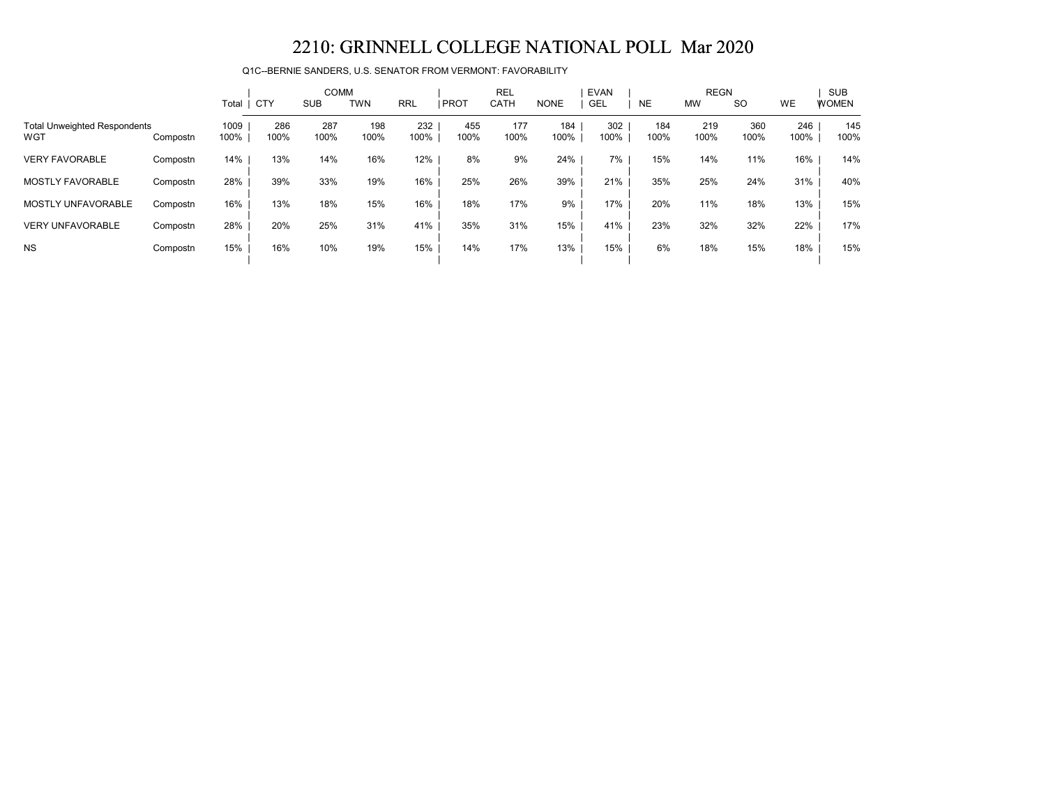# 2210: GRINNELL COLLEGE NATIONAL POLL Mar 2020

Q1C--BERNIE SANDERS, U.S. SENATOR FROM VERMONT: FAVORABILITY

| | | Total | COMM | | | | REL | | | EVAN | REGN | | | | SUB |
|---|---|---|---|---|---|---|---|---|---|---|---|---|---|---|---|
| | | | CTY | SUB | TWN | RRL | PROT | CATH | NONE | GEL | NE | MW | SO | WE | WOMEN |
| Total Unweighted Respondents | | 1009 | 286 | 287 | 198 | 232 | 455 | 177 | 184 | 302 | 184 | 219 | 360 | 246 | 145 |
| WGT | Compostn | 100% | 100% | 100% | 100% | 100% | 100% | 100% | 100% | 100% | 100% | 100% | 100% | 100% | 100% |
| VERY FAVORABLE | Compostn | 14% | 13% | 14% | 16% | 12% | 8% | 9% | 24% | 7% | 15% | 14% | 11% | 16% | 14% |
| MOSTLY FAVORABLE | Compostn | 28% | 39% | 33% | 19% | 16% | 25% | 26% | 39% | 21% | 35% | 25% | 24% | 31% | 40% |
| MOSTLY UNFAVORABLE | Compostn | 16% | 13% | 18% | 15% | 16% | 18% | 17% | 9% | 17% | 20% | 11% | 18% | 13% | 15% |
| VERY UNFAVORABLE | Compostn | 28% | 20% | 25% | 31% | 41% | 35% | 31% | 15% | 41% | 23% | 32% | 32% | 22% | 17% |
| NS | Compostn | 15% | 16% | 10% | 19% | 15% | 14% | 17% | 13% | 15% | 6% | 18% | 15% | 18% | 15% |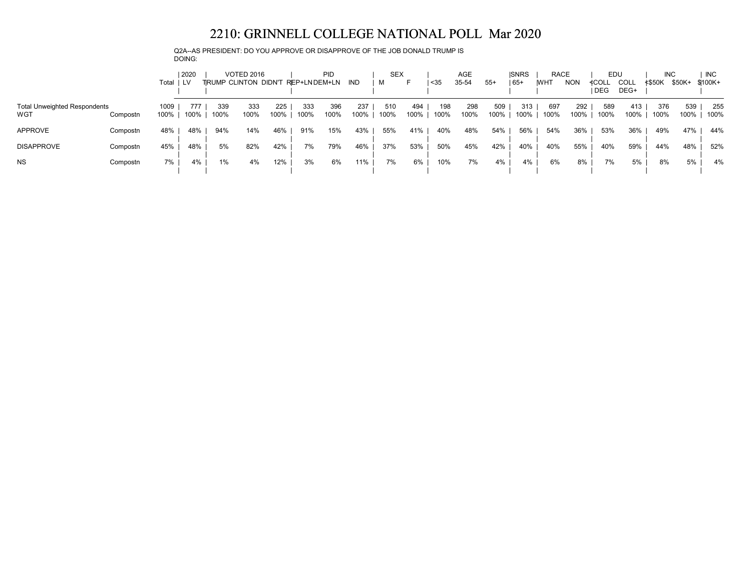# 2210: GRINNELL COLLEGE NATIONAL POLL Mar 2020

Q2A--AS PRESIDENT: DO YOU APPROVE OR DISAPPROVE OF THE JOB DONALD TRUMP IS DOING:

| | | | 2020 | VOTED 2016 | | | PID | | | SEX | | AGE | | | SNRS | RACE | | EDU | | INC | | INC |
|---|---|---|---|---|---|---|---|---|---|---|---|---|---|---|---|---|---|---|---|---|---|---|
| | | Total | LV | TRUMP | CLINTON | DIDN'T | REP+LN | DEM+LN | IND | M | F | <35 | 35-54 | 55+ | 65+ | WHT | NON | <COLL DEG | COLL DEG+ | <$50K | $50K+ | $100K+ |
| Total Unweighted Respondents | | 1009 | 777 | 339 | 333 | 225 | 333 | 396 | 237 | 510 | 494 | 198 | 298 | 509 | 313 | 697 | 292 | 589 | 413 | 376 | 539 | 255 |
| WGT | Compostn | 100% | 100% | 100% | 100% | 100% | 100% | 100% | 100% | 100% | 100% | 100% | 100% | 100% | 100% | 100% | 100% | 100% | 100% | 100% | 100% | 100% |
| APPROVE | Compostn | 48% | 48% | 94% | 14% | 46% | 91% | 15% | 43% | 55% | 41% | 40% | 48% | 54% | 56% | 54% | 36% | 53% | 36% | 49% | 47% | 44% |
| DISAPPROVE | Compostn | 45% | 48% | 5% | 82% | 42% | 7% | 79% | 46% | 37% | 53% | 50% | 45% | 42% | 40% | 40% | 55% | 40% | 59% | 44% | 48% | 52% |
| NS | Compostn | 7% | 4% | 1% | 4% | 12% | 3% | 6% | 11% | 7% | 6% | 10% | 7% | 4% | 4% | 6% | 8% | 7% | 5% | 8% | 5% | 4% |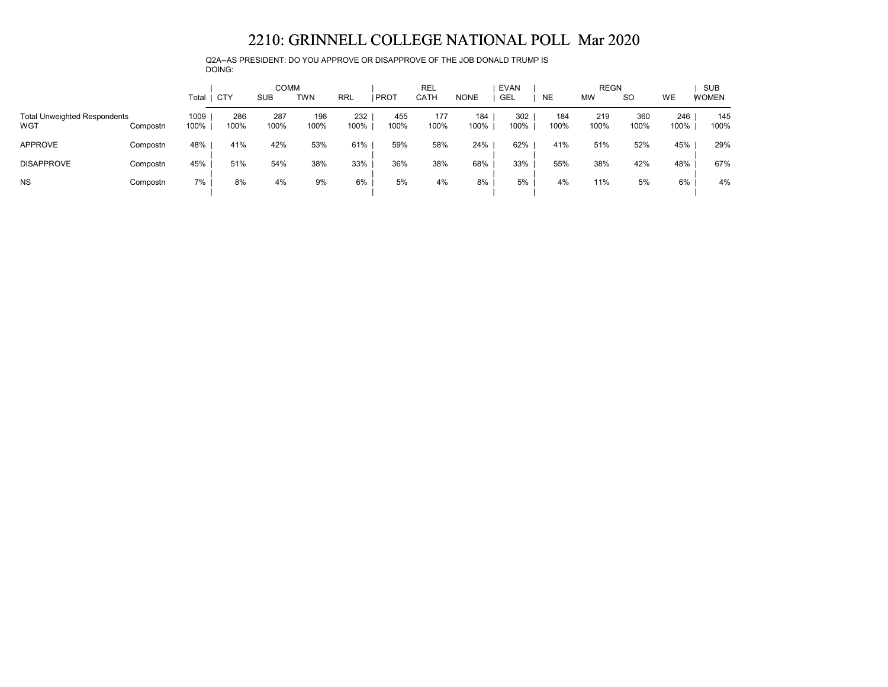# 2210: GRINNELL COLLEGE NATIONAL POLL Mar 2020

Q2A--AS PRESIDENT: DO YOU APPROVE OR DISAPPROVE OF THE JOB DONALD TRUMP IS DOING:

| | | | COMM | | | | REL | | | EVAN | REGN | | | | SUB |
|---|---|---|---|---|---|---|---|---|---|---|---|---|---|---|---|
| | | Total | CTY | SUB | TWN | RRL | PROT | CATH | NONE | GEL | NE | MW | SO | WE | WOMEN |
| Total Unweighted Respondents | | 1009 | 286 | 287 | 198 | 232 | 455 | 177 | 184 | 302 | 184 | 219 | 360 | 246 | 145 |
| WGT | Compostn | 100% | 100% | 100% | 100% | 100% | 100% | 100% | 100% | 100% | 100% | 100% | 100% | 100% | 100% |
| APPROVE | Compostn | 48% | 41% | 42% | 53% | 61% | 59% | 58% | 24% | 62% | 41% | 51% | 52% | 45% | 29% |
| DISAPPROVE | Compostn | 45% | 51% | 54% | 38% | 33% | 36% | 38% | 68% | 33% | 55% | 38% | 42% | 48% | 67% |
| NS | Compostn | 7% | 8% | 4% | 9% | 6% | 5% | 4% | 8% | 5% | 4% | 11% | 5% | 6% | 4% |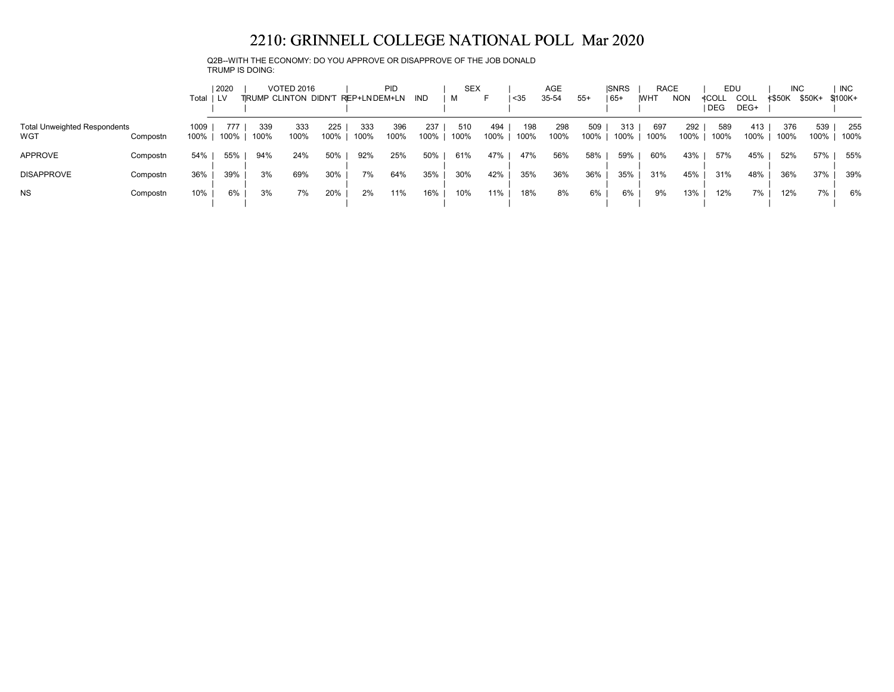# 2210: GRINNELL COLLEGE NATIONAL POLL Mar 2020

Q2B--WITH THE ECONOMY: DO YOU APPROVE OR DISAPPROVE OF THE JOB DONALD TRUMP IS DOING:

| | | | 2020 | VOTED 2016 | | | PID | | | SEX | | AGE | | | SNRS | RACE | | EDU | | INC | | INC |
|---|---|---|---|---|---|---|---|---|---|---|---|---|---|---|---|---|---|---|---|---|---|---|
| | | Total | LV | TRUMP | CLINTON | DIDN'T | REP+LN | DEM+LN | IND | M | F | <35 | 35-54 | 55+ | 65+ | WHT | NON | <COLL DEG | COLL DEG+ | <$50K | $50K+ | $100K+ |
| Total Unweighted Respondents | | 1009 | 777 | 339 | 333 | 225 | 333 | 396 | 237 | 510 | 494 | 198 | 298 | 509 | 313 | 697 | 292 | 589 | 413 | 376 | 539 | 255 |
| WGT | Compostn | 100% | 100% | 100% | 100% | 100% | 100% | 100% | 100% | 100% | 100% | 100% | 100% | 100% | 100% | 100% | 100% | 100% | 100% | 100% | 100% | 100% |
| APPROVE | Compostn | 54% | 55% | 94% | 24% | 50% | 92% | 25% | 50% | 61% | 47% | 47% | 56% | 58% | 59% | 60% | 43% | 57% | 45% | 52% | 57% | 55% |
| DISAPPROVE | Compostn | 36% | 39% | 3% | 69% | 30% | 7% | 64% | 35% | 30% | 42% | 35% | 36% | 36% | 35% | 31% | 45% | 31% | 48% | 36% | 37% | 39% |
| NS | Compostn | 10% | 6% | 3% | 7% | 20% | 2% | 11% | 16% | 10% | 11% | 18% | 8% | 6% | 6% | 9% | 13% | 12% | 7% | 12% | 7% | 6% |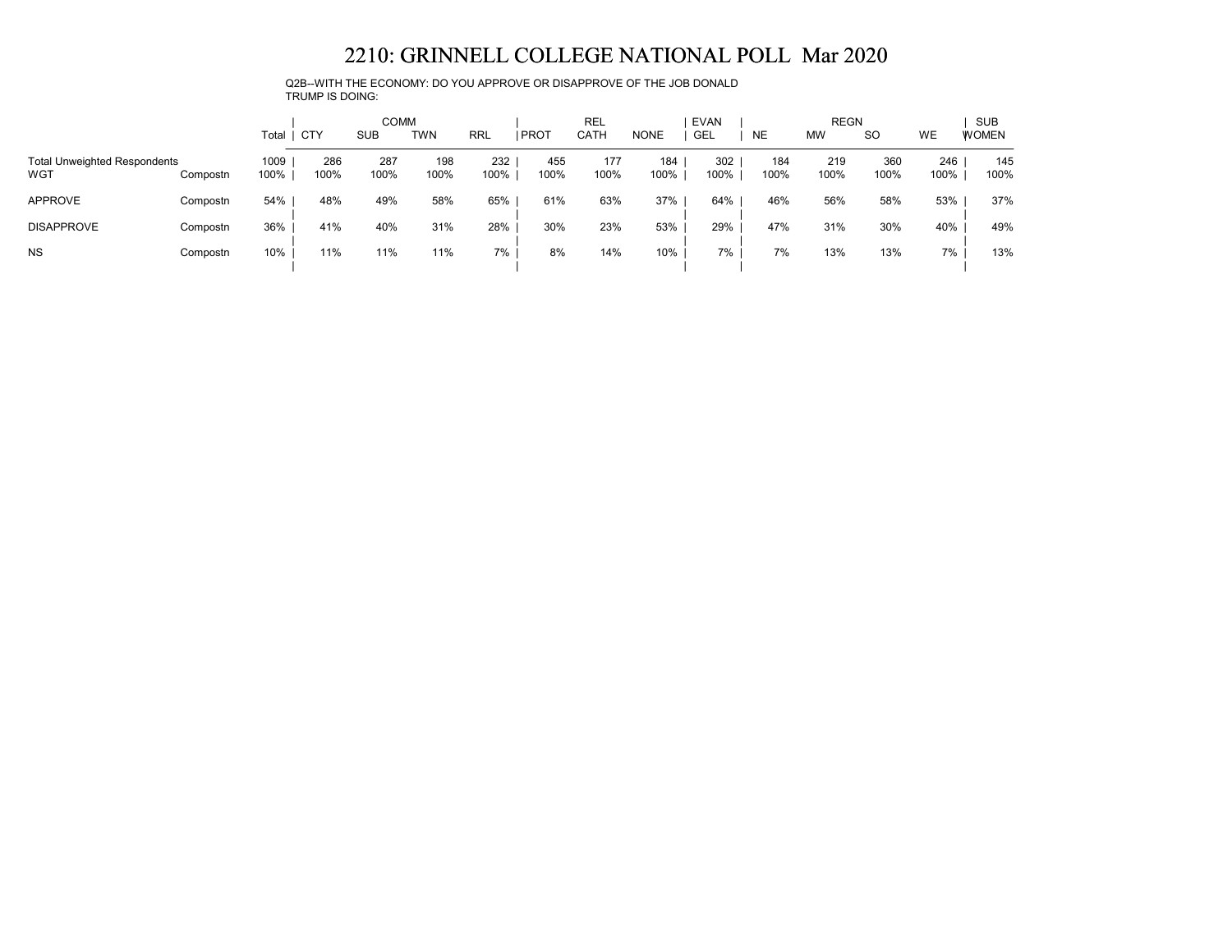# 2210: GRINNELL COLLEGE NATIONAL POLL Mar 2020

Q2B--WITH THE ECONOMY: DO YOU APPROVE OR DISAPPROVE OF THE JOB DONALD TRUMP IS DOING:

| | | Total | COMM | | | | REL | | | EVAN | REGN | | | | SUB |
|---|---|---|---|---|---|---|---|---|---|---|---|---|---|---|---|
| | | | CTY | SUB | TWN | RRL | PROT | CATH | NONE | GEL | NE | MW | SO | WE | WOMEN |
| Total Unweighted Respondents | | 1009 | 286 | 287 | 198 | 232 | 455 | 177 | 184 | 302 | 184 | 219 | 360 | 246 | 145 |
| WGT | Compostn | 100% | 100% | 100% | 100% | 100% | 100% | 100% | 100% | 100% | 100% | 100% | 100% | 100% | 100% |
| APPROVE | Compostn | 54% | 48% | 49% | 58% | 65% | 61% | 63% | 37% | 64% | 46% | 56% | 58% | 53% | 37% |
| DISAPPROVE | Compostn | 36% | 41% | 40% | 31% | 28% | 30% | 23% | 53% | 29% | 47% | 31% | 30% | 40% | 49% |
| NS | Compostn | 10% | 11% | 11% | 11% | 7% | 8% | 14% | 10% | 7% | 7% | 13% | 13% | 7% | 13% |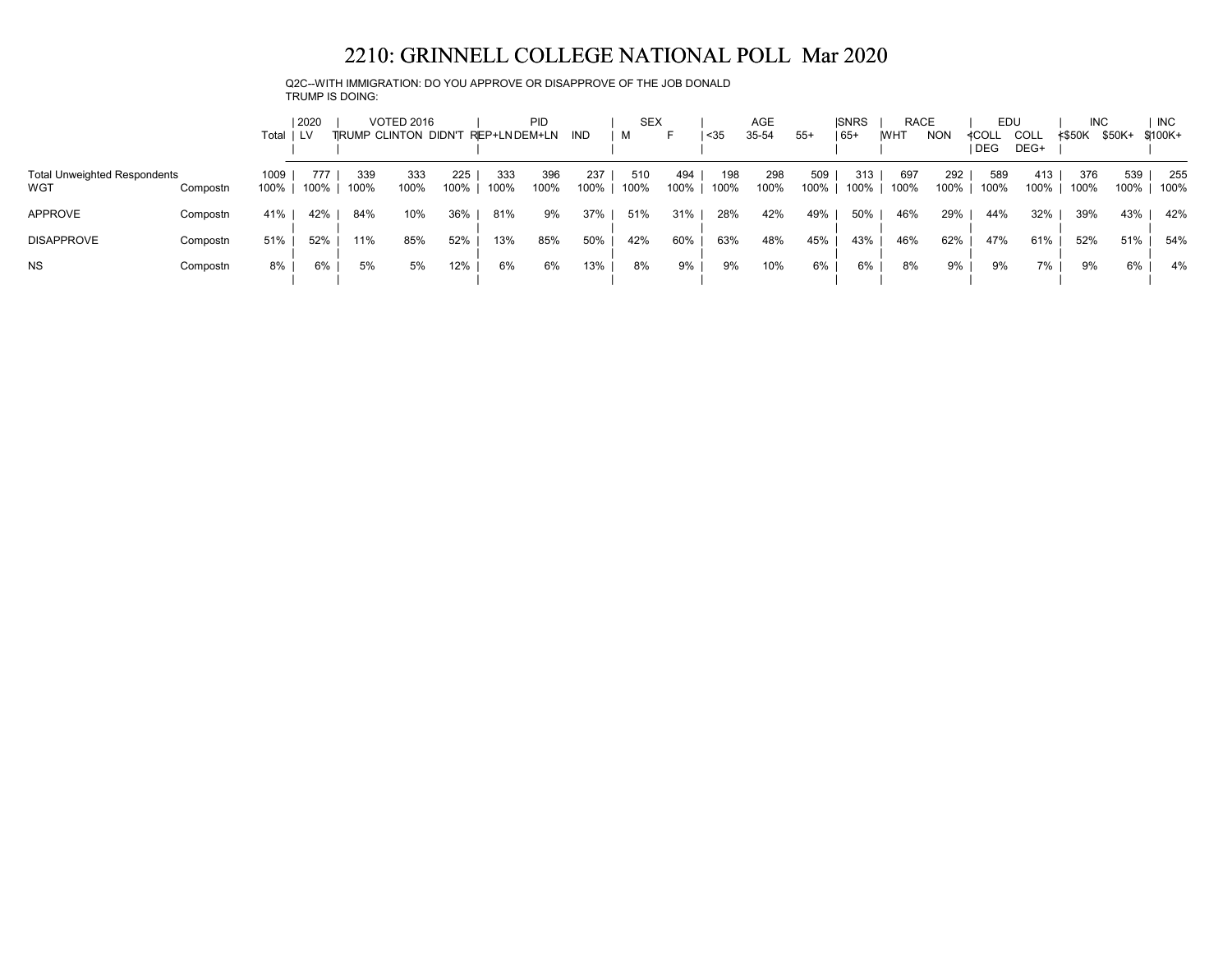# 2210: GRINNELL COLLEGE NATIONAL POLL Mar 2020

Q2C--WITH IMMIGRATION: DO YOU APPROVE OR DISAPPROVE OF THE JOB DONALD TRUMP IS DOING:

| | | | 2020 | VOTED 2016 | | | PID | | | SEX | | AGE | | | SNRS | RACE | | EDU | | INC | | INC |
|---|---|---|---|---|---|---|---|---|---|---|---|---|---|---|---|---|---|---|---|---|---|---|
| | | Total | LV | TRUMP | CLINTON | DIDN'T | REP+LN | DEM+LN | IND | M | F | <35 | 35-54 | 55+ | 65+ | WHT | NON | <COLL DEG | COLL DEG+ | <$50K | $50K+ | $100K+ |
| Total Unweighted Respondents | | 1009 | 777 | 339 | 333 | 225 | 333 | 396 | 237 | 510 | 494 | 198 | 298 | 509 | 313 | 697 | 292 | 589 | 413 | 376 | 539 | 255 |
| WGT | Compostn | 100% | 100% | 100% | 100% | 100% | 100% | 100% | 100% | 100% | 100% | 100% | 100% | 100% | 100% | 100% | 100% | 100% | 100% | 100% | 100% | 100% |
| APPROVE | Compostn | 41% | 42% | 84% | 10% | 36% | 81% | 9% | 37% | 51% | 31% | 28% | 42% | 49% | 50% | 46% | 29% | 44% | 32% | 39% | 43% | 42% |
| DISAPPROVE | Compostn | 51% | 52% | 11% | 85% | 52% | 13% | 85% | 50% | 42% | 60% | 63% | 48% | 45% | 43% | 46% | 62% | 47% | 61% | 52% | 51% | 54% |
| NS | Compostn | 8% | 6% | 5% | 5% | 12% | 6% | 6% | 13% | 8% | 9% | 9% | 10% | 6% | 6% | 8% | 9% | 9% | 7% | 9% | 6% | 4% |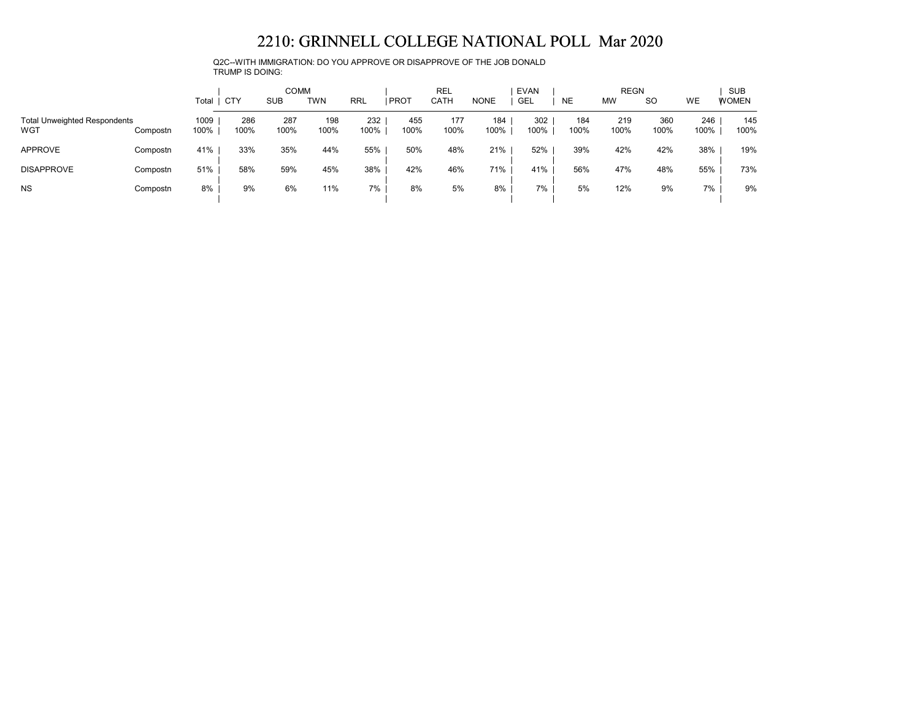# 2210: GRINNELL COLLEGE NATIONAL POLL Mar 2020

Q2C--WITH IMMIGRATION: DO YOU APPROVE OR DISAPPROVE OF THE JOB DONALD TRUMP IS DOING:

| | | | COMM | | | | REL | | | EVAN | REGN | | | | SUB |
|---|---|---|---|---|---|---|---|---|---|---|---|---|---|---|---|
| | | Total | CTY | SUB | TWN | RRL | PROT | CATH | NONE | GEL | NE | MW | SO | WE | WOMEN |
| Total Unweighted Respondents | | 1009 | 286 | 287 | 198 | 232 | 455 | 177 | 184 | 302 | 184 | 219 | 360 | 246 | 145 |
| WGT | Compostn | 100% | 100% | 100% | 100% | 100% | 100% | 100% | 100% | 100% | 100% | 100% | 100% | 100% | 100% |
| APPROVE | Compostn | 41% | 33% | 35% | 44% | 55% | 50% | 48% | 21% | 52% | 39% | 42% | 42% | 38% | 19% |
| DISAPPROVE | Compostn | 51% | 58% | 59% | 45% | 38% | 42% | 46% | 71% | 41% | 56% | 47% | 48% | 55% | 73% |
| NS | Compostn | 8% | 9% | 6% | 11% | 7% | 8% | 5% | 8% | 7% | 5% | 12% | 9% | 7% | 9% |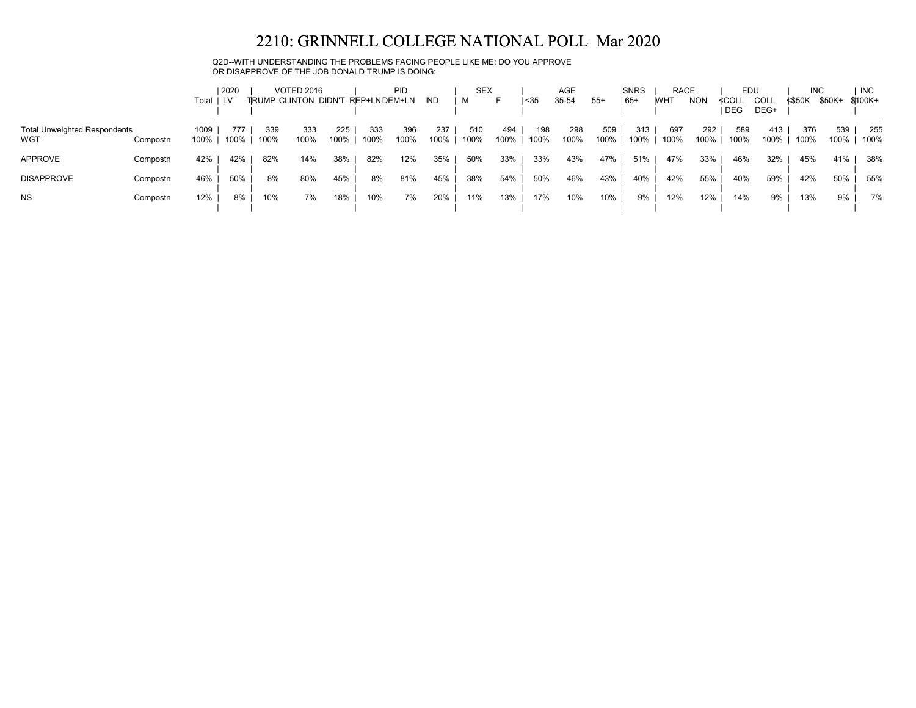# 2210: GRINNELL COLLEGE NATIONAL POLL Mar 2020

Q2D--WITH UNDERSTANDING THE PROBLEMS FACING PEOPLE LIKE ME: DO YOU APPROVE OR DISAPPROVE OF THE JOB DONALD TRUMP IS DOING:

| | | | 2020 | VOTED 2016 | | | PID | | | SEX | | AGE | | | SNRS | RACE | | EDU | | INC | | INC |
|---|---|---|---|---|---|---|---|---|---|---|---|---|---|---|---|---|---|---|---|---|---|---|
| | | Total | LV | TRUMP | CLINTON | DIDN'T | REP+LN | DEM+LN | IND | M | F | <35 | 35-54 | 55+ | 65+ | WHT | NON | <COLL DEG | COLL DEG+ | <$50K | $50K+ | $100K+ |
| Total Unweighted Respondents | | 1009 | 777 | 339 | 333 | 225 | 333 | 396 | 237 | 510 | 494 | 198 | 298 | 509 | 313 | 697 | 292 | 589 | 413 | 376 | 539 | 255 |
| WGT | Compostn | 100% | 100% | 100% | 100% | 100% | 100% | 100% | 100% | 100% | 100% | 100% | 100% | 100% | 100% | 100% | 100% | 100% | 100% | 100% | 100% | 100% |
| APPROVE | Compostn | 42% | 42% | 82% | 14% | 38% | 82% | 12% | 35% | 50% | 33% | 33% | 43% | 47% | 51% | 47% | 33% | 46% | 32% | 45% | 41% | 38% |
| DISAPPROVE | Compostn | 46% | 50% | 8% | 80% | 45% | 8% | 81% | 45% | 38% | 54% | 50% | 46% | 43% | 40% | 42% | 55% | 40% | 59% | 42% | 50% | 55% |
| NS | Compostn | 12% | 8% | 10% | 7% | 18% | 10% | 7% | 20% | 11% | 13% | 17% | 10% | 10% | 9% | 12% | 12% | 14% | 9% | 13% | 9% | 7% |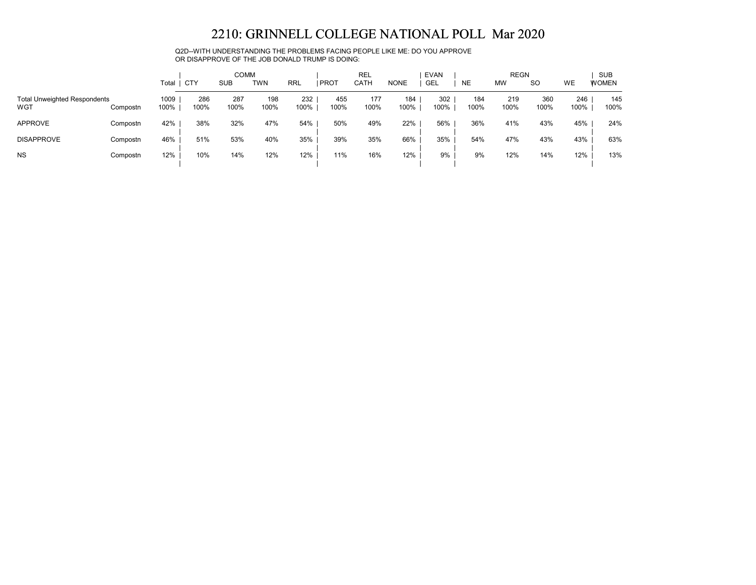# 2210: GRINNELL COLLEGE NATIONAL POLL Mar 2020

Q2D--WITH UNDERSTANDING THE PROBLEMS FACING PEOPLE LIKE ME: DO YOU APPROVE OR DISAPPROVE OF THE JOB DONALD TRUMP IS DOING:

| | | | COMM | | | | REL | | | EVAN | REGN | | | | SUB |
|---|---|---|---|---|---|---|---|---|---|---|---|---|---|---|---|
| | | Total | CTY | SUB | TWN | RRL | PROT | CATH | NONE | GEL | NE | MW | SO | WE | WOMEN |
| Total Unweighted Respondents | | 1009 | 286 | 287 | 198 | 232 | 455 | 177 | 184 | 302 | 184 | 219 | 360 | 246 | 145 |
| WGT | Compostn | 100% | 100% | 100% | 100% | 100% | 100% | 100% | 100% | 100% | 100% | 100% | 100% | 100% | 100% |
| APPROVE | Compostn | 42% | 38% | 32% | 47% | 54% | 50% | 49% | 22% | 56% | 36% | 41% | 43% | 45% | 24% |
| DISAPPROVE | Compostn | 46% | 51% | 53% | 40% | 35% | 39% | 35% | 66% | 35% | 54% | 47% | 43% | 43% | 63% |
| NS | Compostn | 12% | 10% | 14% | 12% | 12% | 11% | 16% | 12% | 9% | 9% | 12% | 14% | 12% | 13% |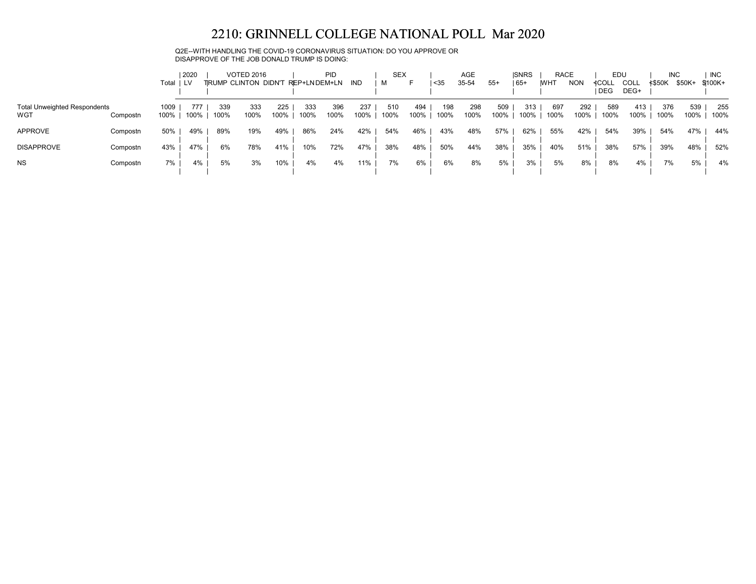# 2210: GRINNELL COLLEGE NATIONAL POLL Mar 2020

Q2E--WITH HANDLING THE COVID-19 CORONAVIRUS SITUATION: DO YOU APPROVE OR DISAPPROVE OF THE JOB DONALD TRUMP IS DOING:

| | | | 2020 | VOTED 2016 | | | PID | | | SEX | | AGE | | | SNRS | RACE | | EDU | | INC | | INC |
|---|---|---|---|---|---|---|---|---|---|---|---|---|---|---|---|---|---|---|---|---|---|---|
| | | Total | LV | TRUMP | CLINTON | DIDN'T | REP+LN | DEM+LN | IND | M | F | <35 | 35-54 | 55+ | 65+ | WHT | NON | <COLL DEG | COLL DEG+ | <$50K | $50K+ | $100K+ |
| Total Unweighted Respondents | | 1009 | 777 | 339 | 333 | 225 | 333 | 396 | 237 | 510 | 494 | 198 | 298 | 509 | 313 | 697 | 292 | 589 | 413 | 376 | 539 | 255 |
| WGT | Compostn | 100% | 100% | 100% | 100% | 100% | 100% | 100% | 100% | 100% | 100% | 100% | 100% | 100% | 100% | 100% | 100% | 100% | 100% | 100% | 100% | 100% |
| APPROVE | Compostn | 50% | 49% | 89% | 19% | 49% | 86% | 24% | 42% | 54% | 46% | 43% | 48% | 57% | 62% | 55% | 42% | 54% | 39% | 54% | 47% | 44% |
| DISAPPROVE | Compostn | 43% | 47% | 6% | 78% | 41% | 10% | 72% | 47% | 38% | 48% | 50% | 44% | 38% | 35% | 40% | 51% | 38% | 57% | 39% | 48% | 52% |
| NS | Compostn | 7% | 4% | 5% | 3% | 10% | 4% | 4% | 11% | 7% | 6% | 6% | 8% | 5% | 3% | 5% | 8% | 8% | 4% | 7% | 5% | 4% |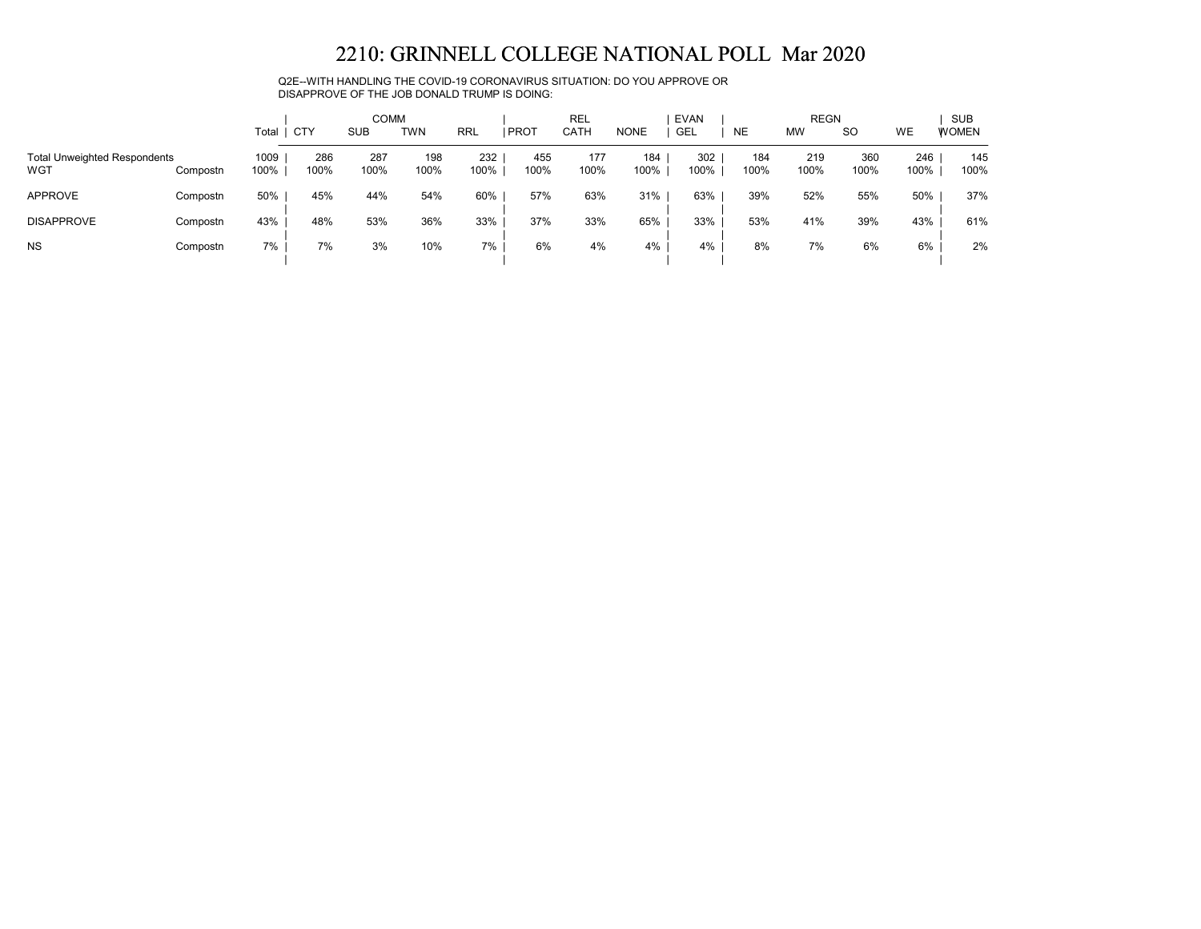# 2210: GRINNELL COLLEGE NATIONAL POLL Mar 2020

Q2E--WITH HANDLING THE COVID-19 CORONAVIRUS SITUATION: DO YOU APPROVE OR DISAPPROVE OF THE JOB DONALD TRUMP IS DOING:

| | | | COMM | | | | REL | | | EVAN | REGN | | | | SUB |
|---|---|---|---|---|---|---|---|---|---|---|---|---|---|---|---|
| | | Total | CTY | SUB | TWN | RRL | PROT | CATH | NONE | GEL | NE | MW | SO | WE | WOMEN |
| Total Unweighted Respondents | | 1009 | 286 | 287 | 198 | 232 | 455 | 177 | 184 | 302 | 184 | 219 | 360 | 246 | 145 |
| WGT | Compostn | 100% | 100% | 100% | 100% | 100% | 100% | 100% | 100% | 100% | 100% | 100% | 100% | 100% | 100% |
| APPROVE | Compostn | 50% | 45% | 44% | 54% | 60% | 57% | 63% | 31% | 63% | 39% | 52% | 55% | 50% | 37% |
| DISAPPROVE | Compostn | 43% | 48% | 53% | 36% | 33% | 37% | 33% | 65% | 33% | 53% | 41% | 39% | 43% | 61% |
| NS | Compostn | 7% | 7% | 3% | 10% | 7% | 6% | 4% | 4% | 4% | 8% | 7% | 6% | 6% | 2% |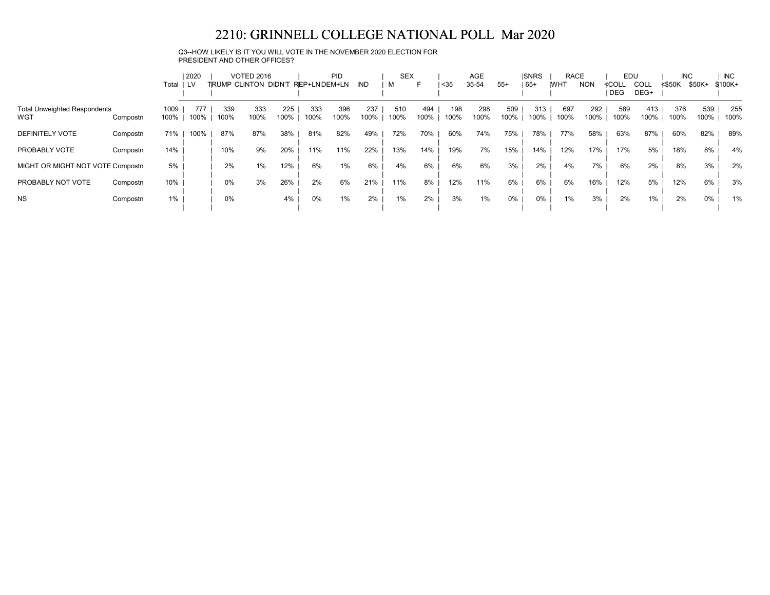# 2210: GRINNELL COLLEGE NATIONAL POLL Mar 2020

Q3--HOW LIKELY IS IT YOU WILL VOTE IN THE NOVEMBER 2020 ELECTION FOR PRESIDENT AND OTHER OFFICES?

| | | | 2020 | VOTED 2016 | | | PID | | | SEX | | AGE | | | SNRS | RACE | | EDU | | INC | | INC |
|---|---|---|---|---|---|---|---|---|---|---|---|---|---|---|---|---|---|---|---|---|---|---|
| | | Total | LV | TRUMP | CLINTON | DIDN'T | REP+LN | DEM+LN | IND | M | F | <35 | 35-54 | 55+ | 65+ | WHT | NON | <COLL DEG | COLL DEG+ | <$50K | $50K+ | $100K+ |
| Total Unweighted Respondents | | 1009 | 777 | 339 | 333 | 225 | 333 | 396 | 237 | 510 | 494 | 198 | 298 | 509 | 313 | 697 | 292 | 589 | 413 | 376 | 539 | 255 |
| WGT | Compostn | 100% | 100% | 100% | 100% | 100% | 100% | 100% | 100% | 100% | 100% | 100% | 100% | 100% | 100% | 100% | 100% | 100% | 100% | 100% | 100% | 100% |
| DEFINITELY VOTE | Compostn | 71% | 100% | 87% | 87% | 38% | 81% | 82% | 49% | 72% | 70% | 60% | 74% | 75% | 78% | 77% | 58% | 63% | 87% | 60% | 82% | 89% |
| PROBABLY VOTE | Compostn | 14% | | 10% | 9% | 20% | 11% | 11% | 22% | 13% | 14% | 19% | 7% | 15% | 14% | 12% | 17% | 17% | 5% | 18% | 8% | 4% |
| MIGHT OR MIGHT NOT VOTE | Compostn | 5% | | 2% | 1% | 12% | 6% | 1% | 6% | 4% | 6% | 6% | 6% | 3% | 2% | 4% | 7% | 6% | 2% | 8% | 3% | 2% |
| PROBABLY NOT VOTE | Compostn | 10% | | 0% | 3% | 26% | 2% | 6% | 21% | 11% | 8% | 12% | 11% | 6% | 6% | 6% | 16% | 12% | 5% | 12% | 6% | 3% |
| NS | Compostn | 1% | | 0% | | 4% | 0% | 1% | 2% | 1% | 2% | 3% | 1% | 0% | 0% | 1% | 3% | 2% | 1% | 2% | 0% | 1% |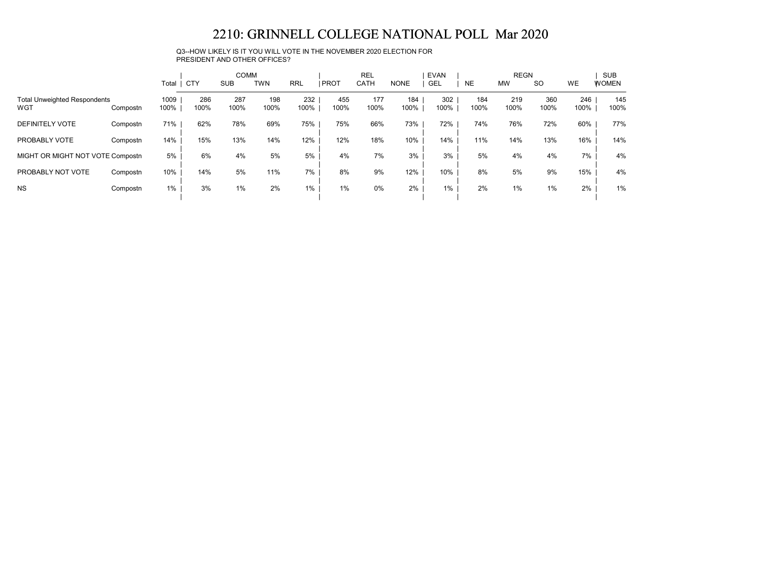# 2210: GRINNELL COLLEGE NATIONAL POLL Mar 2020

Q3--HOW LIKELY IS IT YOU WILL VOTE IN THE NOVEMBER 2020 ELECTION FOR PRESIDENT AND OTHER OFFICES?

| | | Total | COMM | | | | REL | | | EVAN | REGN | | | | SUB |
|---|---|---|---|---|---|---|---|---|---|---|---|---|---|---|---|
| | | | CTY | SUB | TWN | RRL | PROT | CATH | NONE | GEL | NE | MW | SO | WE | WOMEN |
| Total Unweighted Respondents | | 1009 | 286 | 287 | 198 | 232 | 455 | 177 | 184 | 302 | 184 | 219 | 360 | 246 | 145 |
| WGT | Compostn | 100% | 100% | 100% | 100% | 100% | 100% | 100% | 100% | 100% | 100% | 100% | 100% | 100% | 100% |
| DEFINITELY VOTE | Compostn | 71% | 62% | 78% | 69% | 75% | 75% | 66% | 73% | 72% | 74% | 76% | 72% | 60% | 77% |
| PROBABLY VOTE | Compostn | 14% | 15% | 13% | 14% | 12% | 12% | 18% | 10% | 14% | 11% | 14% | 13% | 16% | 14% |
| MIGHT OR MIGHT NOT VOTE | Compostn | 5% | 6% | 4% | 5% | 5% | 4% | 7% | 3% | 3% | 5% | 4% | 4% | 7% | 4% |
| PROBABLY NOT VOTE | Compostn | 10% | 14% | 5% | 11% | 7% | 8% | 9% | 12% | 10% | 8% | 5% | 9% | 15% | 4% |
| NS | Compostn | 1% | 3% | 1% | 2% | 1% | 1% | 0% | 2% | 1% | 2% | 1% | 1% | 2% | 1% |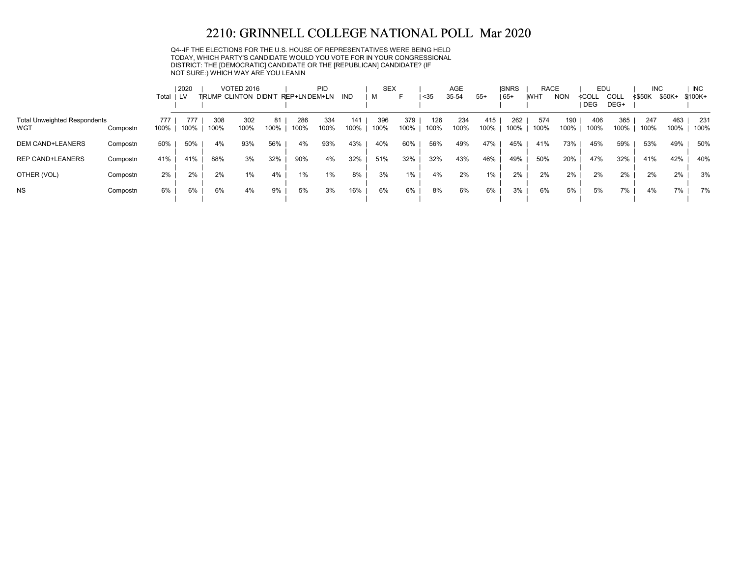# 2210: GRINNELL COLLEGE NATIONAL POLL Mar 2020

Q4--IF THE ELECTIONS FOR THE U.S. HOUSE OF REPRESENTATIVES WERE BEING HELD TODAY, WHICH PARTY'S CANDIDATE WOULD YOU VOTE FOR IN YOUR CONGRESSIONAL DISTRICT: THE [DEMOCRATIC] CANDIDATE OR THE [REPUBLICAN] CANDIDATE? (IF NOT SURE:) WHICH WAY ARE YOU LEANIN

| | | | 2020 | VOTED 2016 | | | PID | | | SEX | | AGE | | | SNRS | RACE | | EDU | | INC | | INC |
|---|---|---|---|---|---|---|---|---|---|---|---|---|---|---|---|---|---|---|---|---|---|---|
| | | Total | LV | TRUMP | CLINTON | DIDN'T | REP+LN | DEM+LN | IND | M | F | <35 | 35-54 | 55+ | 65+ | WHT | NON | <COLL DEG | COLL DEG+ | <$50K | $50K+ | $100K+ |
| Total Unweighted Respondents | | 777 | 777 | 308 | 302 | 81 | 286 | 334 | 141 | 396 | 379 | 126 | 234 | 415 | 262 | 574 | 190 | 406 | 365 | 247 | 463 | 231 |
| WGT | Compostn | 100% | 100% | 100% | 100% | 100% | 100% | 100% | 100% | 100% | 100% | 100% | 100% | 100% | 100% | 100% | 100% | 100% | 100% | 100% | 100% | 100% |
| DEM CAND+LEANERS | Compostn | 50% | 50% | 4% | 93% | 56% | 4% | 93% | 43% | 40% | 60% | 56% | 49% | 47% | 45% | 41% | 73% | 45% | 59% | 53% | 49% | 50% |
| REP CAND+LEANERS | Compostn | 41% | 41% | 88% | 3% | 32% | 90% | 4% | 32% | 51% | 32% | 32% | 43% | 46% | 49% | 50% | 20% | 47% | 32% | 41% | 42% | 40% |
| OTHER (VOL) | Compostn | 2% | 2% | 2% | 1% | 4% | 1% | 1% | 8% | 3% | 1% | 4% | 2% | 1% | 2% | 2% | 2% | 2% | 2% | 2% | 2% | 3% |
| NS | Compostn | 6% | 6% | 6% | 4% | 9% | 5% | 3% | 16% | 6% | 6% | 8% | 6% | 6% | 3% | 6% | 5% | 5% | 7% | 4% | 7% | 7% |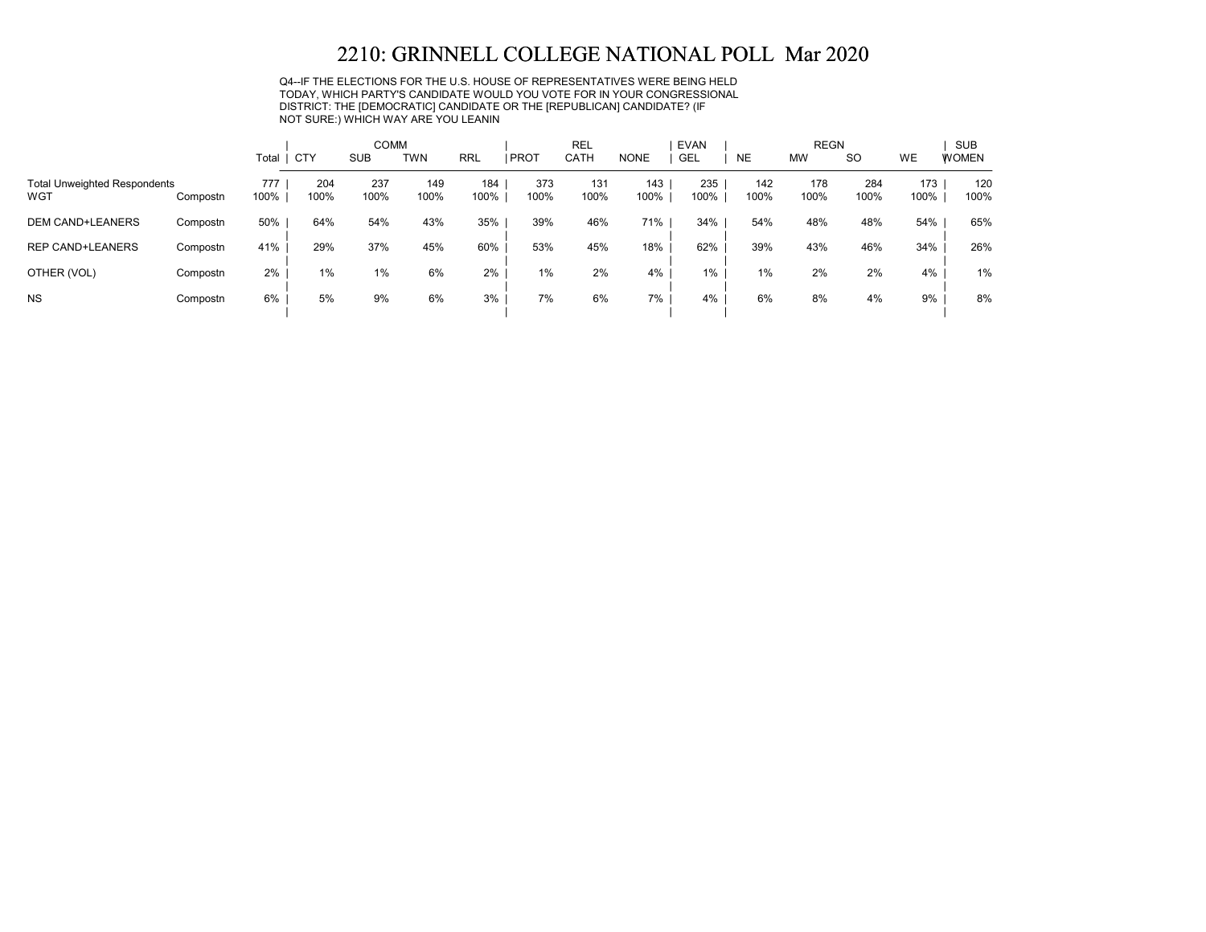# 2210: GRINNELL COLLEGE NATIONAL POLL Mar 2020

Q4--IF THE ELECTIONS FOR THE U.S. HOUSE OF REPRESENTATIVES WERE BEING HELD TODAY, WHICH PARTY'S CANDIDATE WOULD YOU VOTE FOR IN YOUR CONGRESSIONAL DISTRICT: THE [DEMOCRATIC] CANDIDATE OR THE [REPUBLICAN] CANDIDATE? (IF NOT SURE:) WHICH WAY ARE YOU LEANIN

| | | | COMM | | | | REL | | | EVAN | REGN | | | | SUB |
|---|---|---|---|---|---|---|---|---|---|---|---|---|---|---|---|
| | | Total | CTY | SUB | TWN | RRL | PROT | CATH | NONE | GEL | NE | MW | SO | WE | WOMEN |
| Total Unweighted Respondents | | 777 | 204 | 237 | 149 | 184 | 373 | 131 | 143 | 235 | 142 | 178 | 284 | 173 | 120 |
| WGT | Compostn | 100% | 100% | 100% | 100% | 100% | 100% | 100% | 100% | 100% | 100% | 100% | 100% | 100% | 100% |
| DEM CAND+LEANERS | Compostn | 50% | 64% | 54% | 43% | 35% | 39% | 46% | 71% | 34% | 54% | 48% | 48% | 54% | 65% |
| REP CAND+LEANERS | Compostn | 41% | 29% | 37% | 45% | 60% | 53% | 45% | 18% | 62% | 39% | 43% | 46% | 34% | 26% |
| OTHER (VOL) | Compostn | 2% | 1% | 1% | 6% | 2% | 1% | 2% | 4% | 1% | 1% | 2% | 2% | 4% | 1% |
| NS | Compostn | 6% | 5% | 9% | 6% | 3% | 7% | 6% | 7% | 4% | 6% | 8% | 4% | 9% | 8% |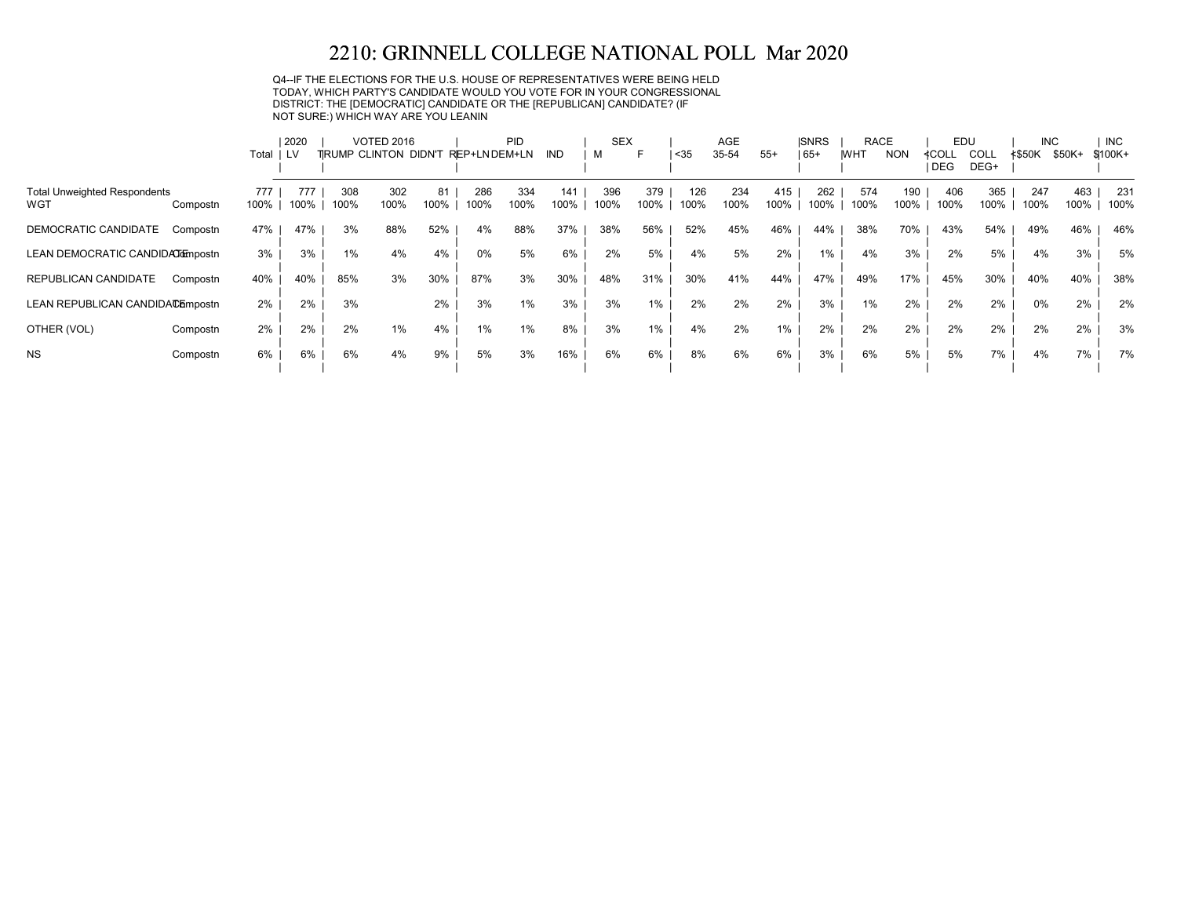# 2210: GRINNELL COLLEGE NATIONAL POLL Mar 2020

Q4--IF THE ELECTIONS FOR THE U.S. HOUSE OF REPRESENTATIVES WERE BEING HELD TODAY, WHICH PARTY'S CANDIDATE WOULD YOU VOTE FOR IN YOUR CONGRESSIONAL DISTRICT: THE [DEMOCRATIC] CANDIDATE OR THE [REPUBLICAN] CANDIDATE? (IF NOT SURE:) WHICH WAY ARE YOU LEANIN

| | | | 2020 | VOTED 2016 | | | PID | | | SEX | | AGE | | | SNRS | RACE | | EDU | | INC | | INC |
|---|---|---|---|---|---|---|---|---|---|---|---|---|---|---|---|---|---|---|---|---|---|---|
| | | Total | LV | TRUMP | CLINTON | DIDN'T | REP+LN | DEM+LN | IND | M | F | <35 | 35-54 | 55+ | 65+ | WHT | NON | <COLL DEG | COLL DEG+ | <$50K | $50K+ | $100K+ |
| Total Unweighted Respondents | | 777 | 777 | 308 | 302 | 81 | 286 | 334 | 141 | 396 | 379 | 126 | 234 | 415 | 262 | 574 | 190 | 406 | 365 | 247 | 463 | 231 |
| WGT | Compostn | 100% | 100% | 100% | 100% | 100% | 100% | 100% | 100% | 100% | 100% | 100% | 100% | 100% | 100% | 100% | 100% | 100% | 100% | 100% | 100% | 100% |
| DEMOCRATIC CANDIDATE | Compostn | 47% | 47% | 3% | 88% | 52% | 4% | 88% | 37% | 38% | 56% | 52% | 45% | 46% | 44% | 38% | 70% | 43% | 54% | 49% | 46% | 46% |
| LEAN DEMOCRATIC CANDIDATE | Compostn | 3% | 3% | 1% | 4% | 4% | 0% | 5% | 6% | 2% | 5% | 4% | 5% | 2% | 1% | 4% | 3% | 2% | 5% | 4% | 3% | 5% |
| REPUBLICAN CANDIDATE | Compostn | 40% | 40% | 85% | 3% | 30% | 87% | 3% | 30% | 48% | 31% | 30% | 41% | 44% | 47% | 49% | 17% | 45% | 30% | 40% | 40% | 38% |
| LEAN REPUBLICAN CANDIDATE | Compostn | 2% | 2% | 3% | | 2% | 3% | 1% | 3% | 3% | 1% | 2% | 2% | 2% | 3% | 1% | 2% | 2% | 2% | 0% | 2% | 2% |
| OTHER (VOL) | Compostn | 2% | 2% | 2% | 1% | 4% | 1% | 1% | 8% | 3% | 1% | 4% | 2% | 1% | 2% | 2% | 2% | 2% | 2% | 2% | 2% | 3% |
| NS | Compostn | 6% | 6% | 6% | 4% | 9% | 5% | 3% | 16% | 6% | 6% | 8% | 6% | 6% | 3% | 6% | 5% | 5% | 7% | 4% | 7% | 7% |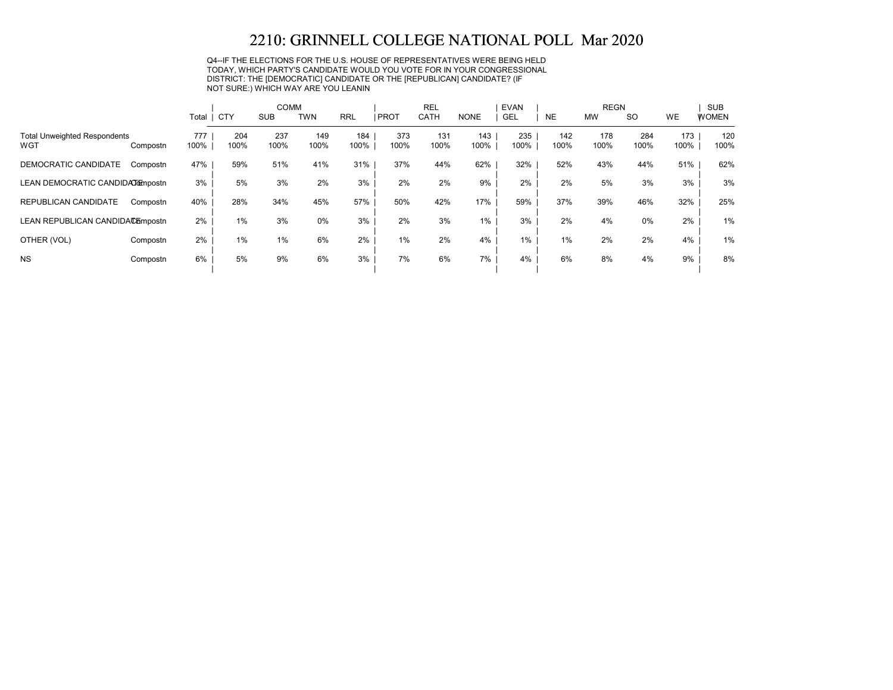# 2210: GRINNELL COLLEGE NATIONAL POLL Mar 2020

Q4--IF THE ELECTIONS FOR THE U.S. HOUSE OF REPRESENTATIVES WERE BEING HELD TODAY, WHICH PARTY'S CANDIDATE WOULD YOU VOTE FOR IN YOUR CONGRESSIONAL DISTRICT: THE [DEMOCRATIC] CANDIDATE OR THE [REPUBLICAN] CANDIDATE? (IF NOT SURE:) WHICH WAY ARE YOU LEANIN

| | | Total | COMM | | | | REL | | | EVAN | REGN | | | | SUB |
|---|---|---|---|---|---|---|---|---|---|---|---|---|---|---|---|
| | | | CTY | SUB | TWN | RRL | PROT | CATH | NONE | GEL | NE | MW | SO | WE | WOMEN |
| Total Unweighted Respondents | | 777 | 204 | 237 | 149 | 184 | 373 | 131 | 143 | 235 | 142 | 178 | 284 | 173 | 120 |
| WGT | Compostn | 100% | 100% | 100% | 100% | 100% | 100% | 100% | 100% | 100% | 100% | 100% | 100% | 100% | 100% |
| DEMOCRATIC CANDIDATE | Compostn | 47% | 59% | 51% | 41% | 31% | 37% | 44% | 62% | 32% | 52% | 43% | 44% | 51% | 62% |
| LEAN DEMOCRATIC CANDIDATE | Compostn | 3% | 5% | 3% | 2% | 3% | 2% | 2% | 9% | 2% | 2% | 5% | 3% | 3% | 3% |
| REPUBLICAN CANDIDATE | Compostn | 40% | 28% | 34% | 45% | 57% | 50% | 42% | 17% | 59% | 37% | 39% | 46% | 32% | 25% |
| LEAN REPUBLICAN CANDIDATE | Compostn | 2% | 1% | 3% | 0% | 3% | 2% | 3% | 1% | 3% | 2% | 4% | 0% | 2% | 1% |
| OTHER (VOL) | Compostn | 2% | 1% | 1% | 6% | 2% | 1% | 2% | 4% | 1% | 1% | 2% | 2% | 4% | 1% |
| NS | Compostn | 6% | 5% | 9% | 6% | 3% | 7% | 6% | 7% | 4% | 6% | 8% | 4% | 9% | 8% |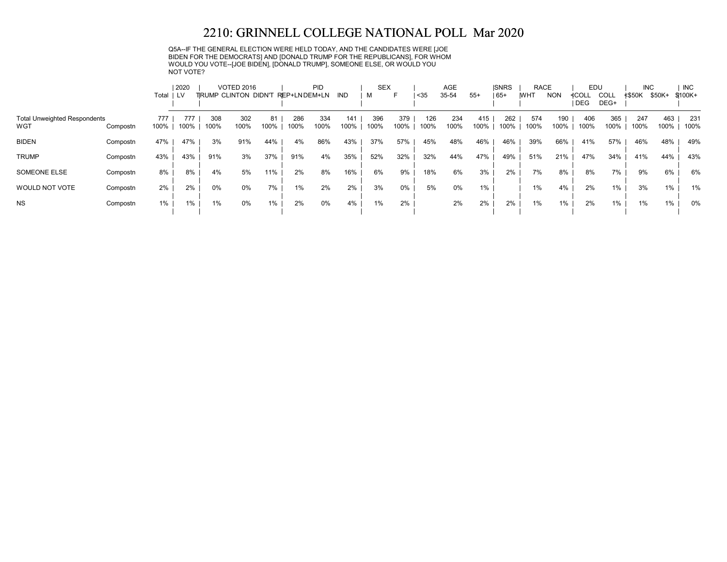# 2210: GRINNELL COLLEGE NATIONAL POLL Mar 2020

Q5A--IF THE GENERAL ELECTION WERE HELD TODAY, AND THE CANDIDATES WERE [JOE BIDEN FOR THE DEMOCRATS] AND [DONALD TRUMP FOR THE REPUBLICANS], FOR WHOM WOULD YOU VOTE--[JOE BIDEN], [DONALD TRUMP], SOMEONE ELSE, OR WOULD YOU NOT VOTE?

| | | | 2020 | VOTED 2016 | | | PID | | | SEX | | AGE | | | SNRS | RACE | | EDU | | INC | | INC |
|---|---|---|---|---|---|---|---|---|---|---|---|---|---|---|---|---|---|---|---|---|---|---|
| | | Total | LV | TRUMP | CLINTON | DIDN'T | REP+LN | DEM+LN | IND | M | F | <35 | 35-54 | 55+ | 65+ | WHT | NON | <COLL DEG | COLL DEG+ | <$50K | $50K+ | $100K+ |
| Total Unweighted Respondents | | 777 | 777 | 308 | 302 | 81 | 286 | 334 | 141 | 396 | 379 | 126 | 234 | 415 | 262 | 574 | 190 | 406 | 365 | 247 | 463 | 231 |
| WGT | Compostn | 100% | 100% | 100% | 100% | 100% | 100% | 100% | 100% | 100% | 100% | 100% | 100% | 100% | 100% | 100% | 100% | 100% | 100% | 100% | 100% | 100% |
| BIDEN | Compostn | 47% | 47% | 3% | 91% | 44% | 4% | 86% | 43% | 37% | 57% | 45% | 48% | 46% | 46% | 39% | 66% | 41% | 57% | 46% | 48% | 49% |
| TRUMP | Compostn | 43% | 43% | 91% | 3% | 37% | 91% | 4% | 35% | 52% | 32% | 32% | 44% | 47% | 49% | 51% | 21% | 47% | 34% | 41% | 44% | 43% |
| SOMEONE ELSE | Compostn | 8% | 8% | 4% | 5% | 11% | 2% | 8% | 16% | 6% | 9% | 18% | 6% | 3% | 2% | 7% | 8% | 8% | 7% | 9% | 6% | 6% |
| WOULD NOT VOTE | Compostn | 2% | 2% | 0% | 0% | 7% | 1% | 2% | 2% | 3% | 0% | 5% | 0% | 1% | | 1% | 4% | 2% | 1% | 3% | 1% | 1% |
| NS | Compostn | 1% | 1% | 1% | 0% | 1% | 2% | 0% | 4% | 1% | 2% | | 2% | 2% | 2% | 1% | 1% | 2% | 1% | 1% | 1% | 0% |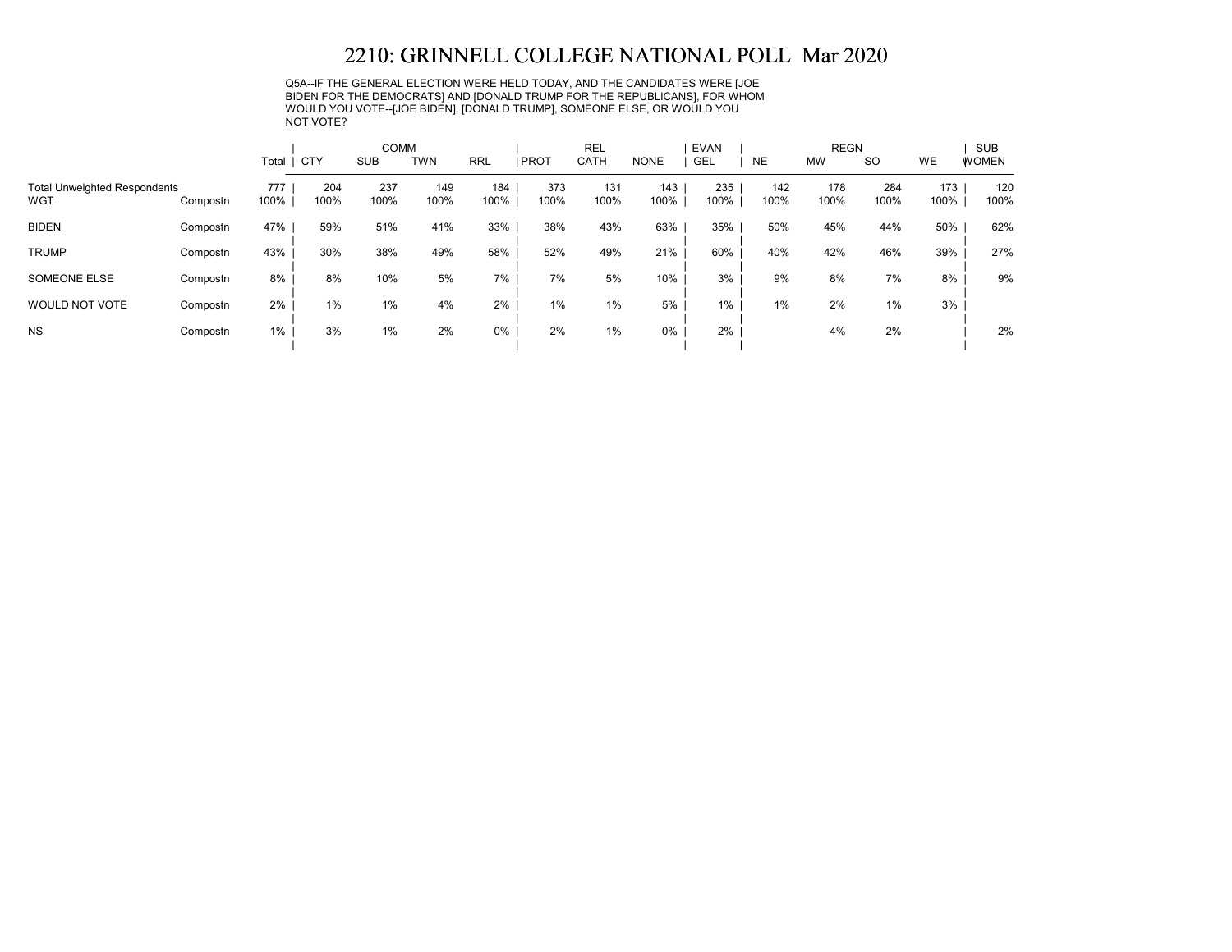# 2210: GRINNELL COLLEGE NATIONAL POLL Mar 2020

Q5A--IF THE GENERAL ELECTION WERE HELD TODAY, AND THE CANDIDATES WERE [JOE BIDEN FOR THE DEMOCRATS] AND [DONALD TRUMP FOR THE REPUBLICANS], FOR WHOM WOULD YOU VOTE--[JOE BIDEN], [DONALD TRUMP], SOMEONE ELSE, OR WOULD YOU NOT VOTE?

| | | | COMM | | | | REL | | | EVAN | REGN | | | | SUB |
|---|---|---|---|---|---|---|---|---|---|---|---|---|---|---|---|
| | | Total | CTY | SUB | TWN | RRL | PROT | CATH | NONE | GEL | NE | MW | SO | WE | WOMEN |
| Total Unweighted Respondents | | 777 | 204 | 237 | 149 | 184 | 373 | 131 | 143 | 235 | 142 | 178 | 284 | 173 | 120 |
| WGT | Compostn | 100% | 100% | 100% | 100% | 100% | 100% | 100% | 100% | 100% | 100% | 100% | 100% | 100% | 100% |
| BIDEN | Compostn | 47% | 59% | 51% | 41% | 33% | 38% | 43% | 63% | 35% | 50% | 45% | 44% | 50% | 62% |
| TRUMP | Compostn | 43% | 30% | 38% | 49% | 58% | 52% | 49% | 21% | 60% | 40% | 42% | 46% | 39% | 27% |
| SOMEONE ELSE | Compostn | 8% | 8% | 10% | 5% | 7% | 7% | 5% | 10% | 3% | 9% | 8% | 7% | 8% | 9% |
| WOULD NOT VOTE | Compostn | 2% | 1% | 1% | 4% | 2% | 1% | 1% | 5% | 1% | 1% | 2% | 1% | 3% | |
| NS | Compostn | 1% | 3% | 1% | 2% | 0% | 2% | 1% | 0% | 2% | | 4% | 2% | | 2% |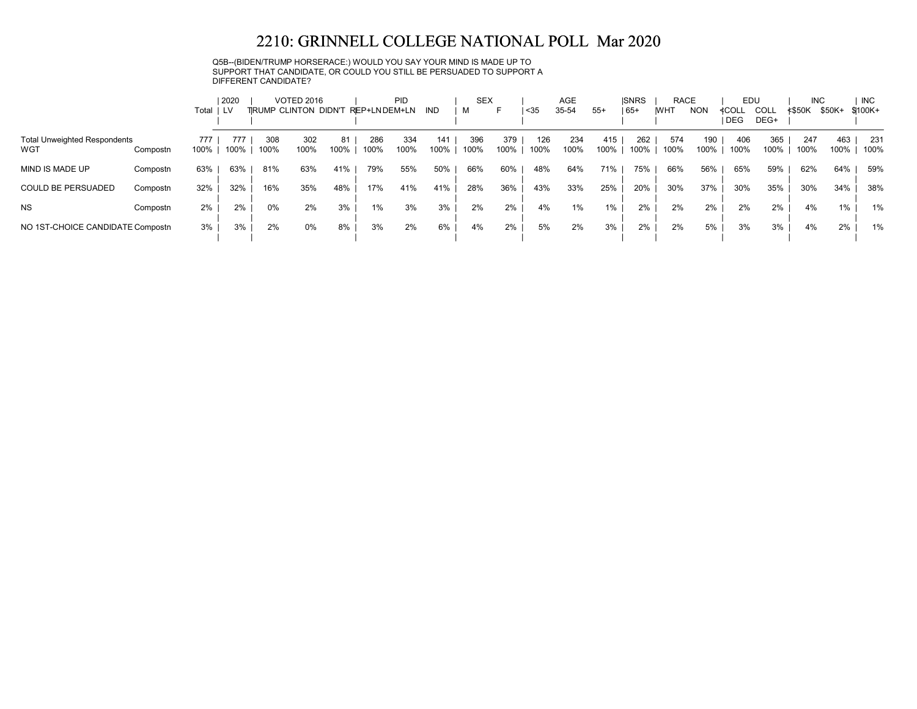# 2210: GRINNELL COLLEGE NATIONAL POLL Mar 2020

Q5B--(BIDEN/TRUMP HORSERACE:) WOULD YOU SAY YOUR MIND IS MADE UP TO SUPPORT THAT CANDIDATE, OR COULD YOU STILL BE PERSUADED TO SUPPORT A DIFFERENT CANDIDATE?

| | | Total | 2020 | VOTED 2016 | | | PID | | | SEX | | AGE | | | SNRS | RACE | | EDU | | INC | | INC |
|---|---|---|---|---|---|---|---|---|---|---|---|---|---|---|---|---|---|---|---|---|---|---|
| | | | LV | TRUMP | CLINTON | DIDN'T | REP+LN | DEM+LN | IND | M | F | <35 | 35-54 | 55+ | 65+ | WHT | NON | <COLL DEG | COLL DEG+ | <$50K | $50K+ | $100K+ |
| Total Unweighted Respondents | | 777 | 777 | 308 | 302 | 81 | 286 | 334 | 141 | 396 | 379 | 126 | 234 | 415 | 262 | 574 | 190 | 406 | 365 | 247 | 463 | 231 |
| WGT | Compostn | 100% | 100% | 100% | 100% | 100% | 100% | 100% | 100% | 100% | 100% | 100% | 100% | 100% | 100% | 100% | 100% | 100% | 100% | 100% | 100% | 100% |
| MIND IS MADE UP | Compostn | 63% | 63% | 81% | 63% | 41% | 79% | 55% | 50% | 66% | 60% | 48% | 64% | 71% | 75% | 66% | 56% | 65% | 59% | 62% | 64% | 59% |
| COULD BE PERSUADED | Compostn | 32% | 32% | 16% | 35% | 48% | 17% | 41% | 41% | 28% | 36% | 43% | 33% | 25% | 20% | 30% | 37% | 30% | 35% | 30% | 34% | 38% |
| NS | Compostn | 2% | 2% | 0% | 2% | 3% | 1% | 3% | 3% | 2% | 2% | 4% | 1% | 1% | 2% | 2% | 2% | 2% | 2% | 4% | 1% | 1% |
| NO 1ST-CHOICE CANDIDATE | Compostn | 3% | 3% | 2% | 0% | 8% | 3% | 2% | 6% | 4% | 2% | 5% | 2% | 3% | 2% | 2% | 5% | 3% | 3% | 4% | 2% | 1% |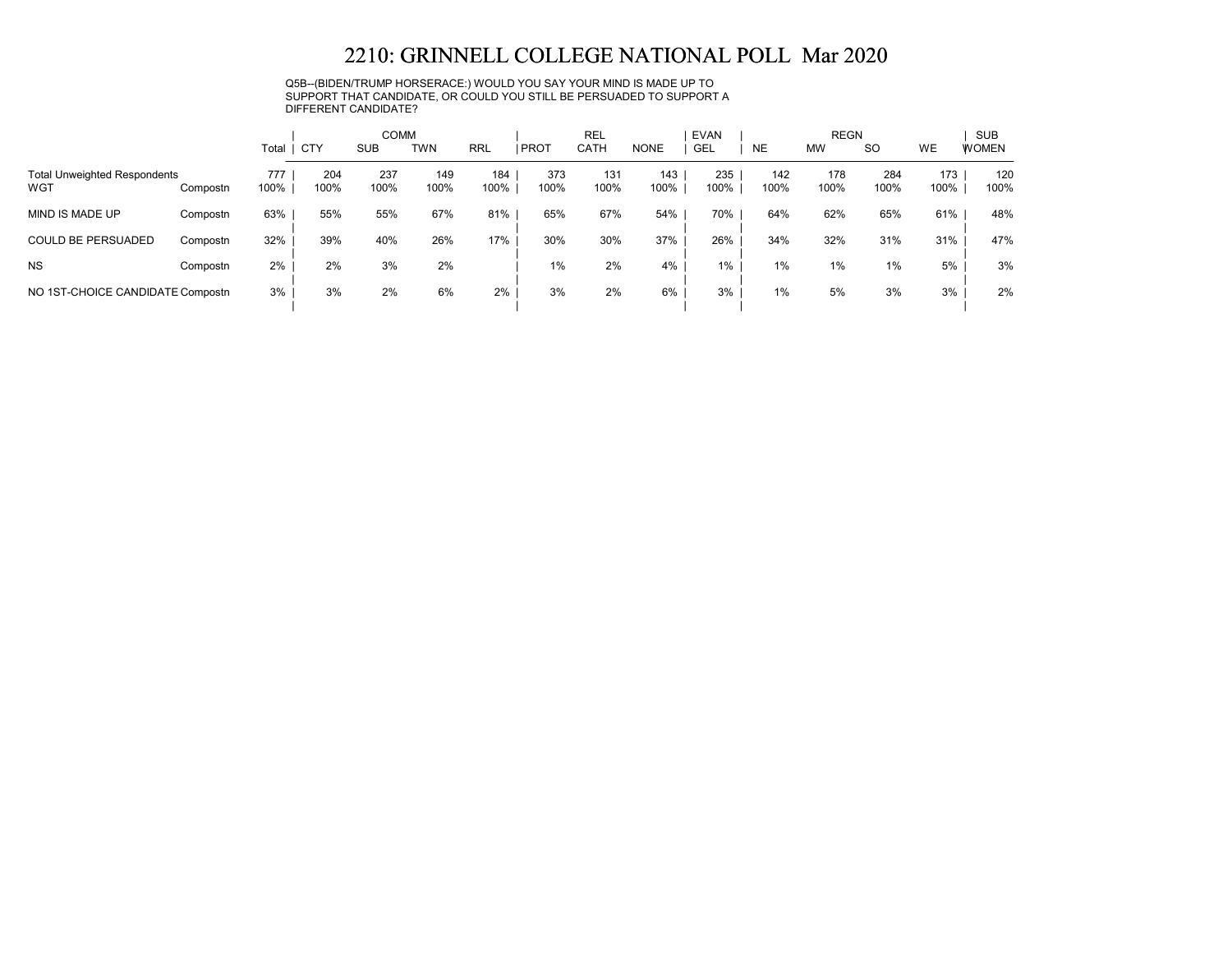# 2210: GRINNELL COLLEGE NATIONAL POLL Mar 2020

Q5B--(BIDEN/TRUMP HORSERACE:) WOULD YOU SAY YOUR MIND IS MADE UP TO SUPPORT THAT CANDIDATE, OR COULD YOU STILL BE PERSUADED TO SUPPORT A DIFFERENT CANDIDATE?

| | | | COMM | | | | REL | | | EVAN | REGN | | | | SUB |
|---|---|---|---|---|---|---|---|---|---|---|---|---|---|---|---|
| | | Total | CTY | SUB | TWN | RRL | PROT | CATH | NONE | GEL | NE | MW | SO | WE | WOMEN |
| Total Unweighted Respondents | | 777 | 204 | 237 | 149 | 184 | 373 | 131 | 143 | 235 | 142 | 178 | 284 | 173 | 120 |
| WGT | Compostn | 100% | 100% | 100% | 100% | 100% | 100% | 100% | 100% | 100% | 100% | 100% | 100% | 100% | 100% |
| MIND IS MADE UP | Compostn | 63% | 55% | 55% | 67% | 81% | 65% | 67% | 54% | 70% | 64% | 62% | 65% | 61% | 48% |
| COULD BE PERSUADED | Compostn | 32% | 39% | 40% | 26% | 17% | 30% | 30% | 37% | 26% | 34% | 32% | 31% | 31% | 47% |
| NS | Compostn | 2% | 2% | 3% | 2% | | 1% | 2% | 4% | 1% | 1% | 1% | 1% | 5% | 3% |
| NO 1ST-CHOICE CANDIDATE | Compostn | 3% | 3% | 2% | 6% | 2% | 3% | 2% | 6% | 3% | 1% | 5% | 3% | 3% | 2% |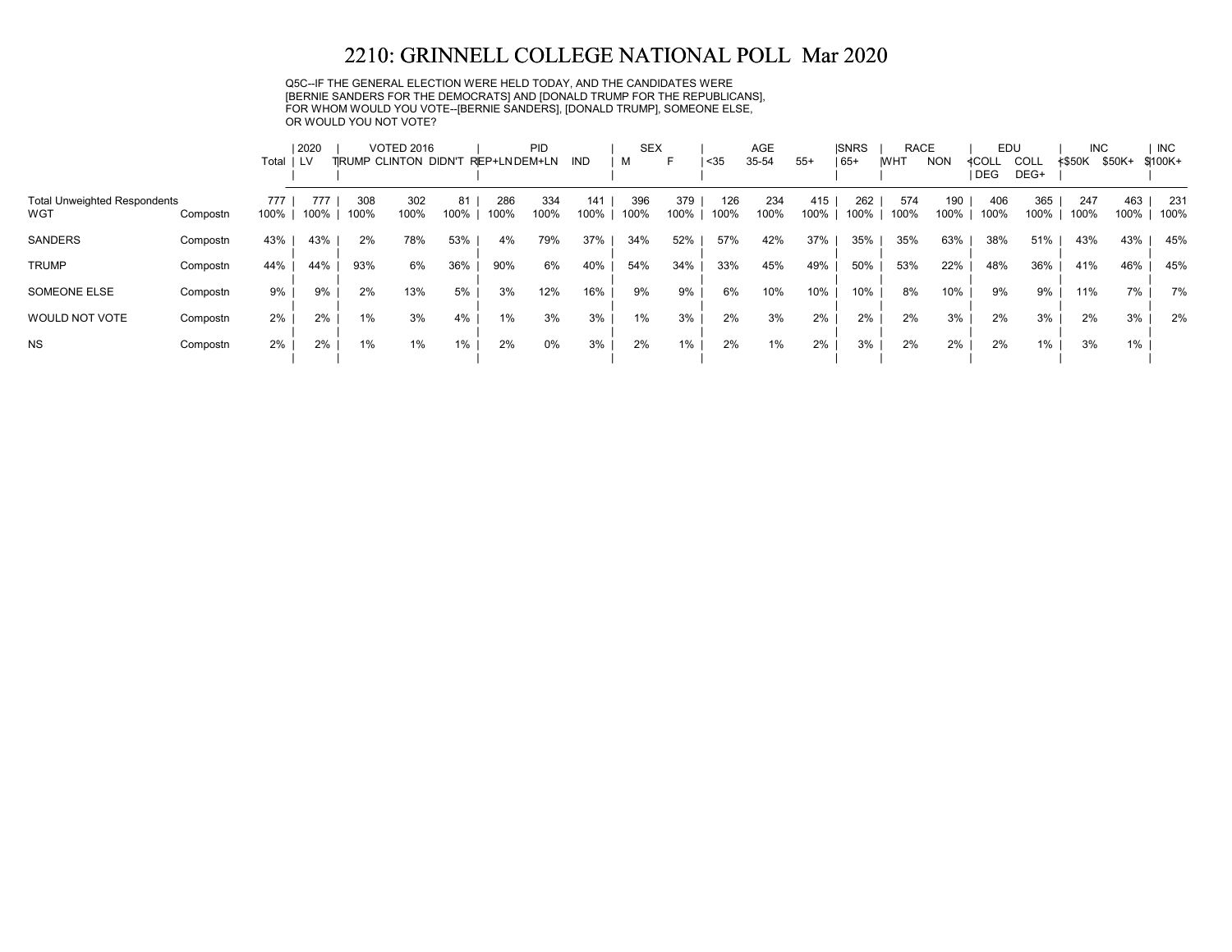# 2210: GRINNELL COLLEGE NATIONAL POLL Mar 2020

Q5C--IF THE GENERAL ELECTION WERE HELD TODAY, AND THE CANDIDATES WERE [BERNIE SANDERS FOR THE DEMOCRATS] AND [DONALD TRUMP FOR THE REPUBLICANS], FOR WHOM WOULD YOU VOTE--[BERNIE SANDERS], [DONALD TRUMP], SOMEONE ELSE, OR WOULD YOU NOT VOTE?

| | | Total | 2020 | VOTED 2016 | | | PID | | | SEX | | AGE | | | SNRS | RACE | | EDU | | INC | | INC |
|---|---|---|---|---|---|---|---|---|---|---|---|---|---|---|---|---|---|---|---|---|---|---|
| | | | LV | TRUMP | CLINTON | DIDN'T | REP+LN | DEM+LN | IND | M | F | <35 | 35-54 | 55+ | 65+ | WHT | NON | <COLL DEG | COLL DEG+ | <$50K | $50K+ | $100K+ |
| Total Unweighted Respondents | | 777 | 777 | 308 | 302 | 81 | 286 | 334 | 141 | 396 | 379 | 126 | 234 | 415 | 262 | 574 | 190 | 406 | 365 | 247 | 463 | 231 |
| WGT | Compostn | 100% | 100% | 100% | 100% | 100% | 100% | 100% | 100% | 100% | 100% | 100% | 100% | 100% | 100% | 100% | 100% | 100% | 100% | 100% | 100% | 100% |
| SANDERS | Compostn | 43% | 43% | 2% | 78% | 53% | 4% | 79% | 37% | 34% | 52% | 57% | 42% | 37% | 35% | 35% | 63% | 38% | 51% | 43% | 43% | 45% |
| TRUMP | Compostn | 44% | 44% | 93% | 6% | 36% | 90% | 6% | 40% | 54% | 34% | 33% | 45% | 49% | 50% | 53% | 22% | 48% | 36% | 41% | 46% | 45% |
| SOMEONE ELSE | Compostn | 9% | 9% | 2% | 13% | 5% | 3% | 12% | 16% | 9% | 9% | 6% | 10% | 10% | 10% | 8% | 10% | 9% | 9% | 11% | 7% | 7% |
| WOULD NOT VOTE | Compostn | 2% | 2% | 1% | 3% | 4% | 1% | 3% | 3% | 1% | 3% | 2% | 3% | 2% | 2% | 2% | 3% | 2% | 3% | 2% | 3% | 2% |
| NS | Compostn | 2% | 2% | 1% | 1% | 1% | 2% | 0% | 3% | 2% | 1% | 2% | 1% | 2% | 3% | 2% | 2% | 2% | 1% | 3% | 1% | |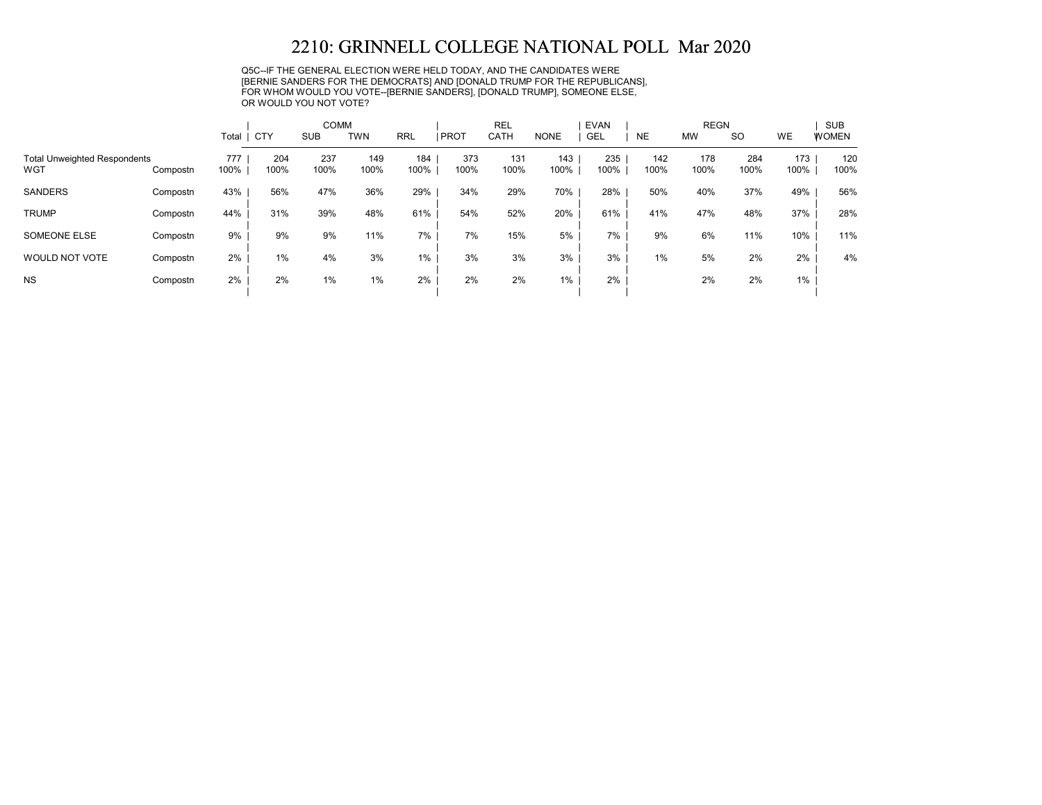# 2210: GRINNELL COLLEGE NATIONAL POLL Mar 2020

Q5C--IF THE GENERAL ELECTION WERE HELD TODAY, AND THE CANDIDATES WERE [BERNIE SANDERS FOR THE DEMOCRATS] AND [DONALD TRUMP FOR THE REPUBLICANS], FOR WHOM WOULD YOU VOTE--[BERNIE SANDERS], [DONALD TRUMP], SOMEONE ELSE, OR WOULD YOU NOT VOTE?

| | | | COMM | | | | REL | | | EVAN | REGN | | | | SUB |
|---|---|---|---|---|---|---|---|---|---|---|---|---|---|---|---|
| | | Total | CTY | SUB | TWN | RRL | PROT | CATH | NONE | GEL | NE | MW | SO | WE | WOMEN |
| Total Unweighted Respondents | | 777 | 204 | 237 | 149 | 184 | 373 | 131 | 143 | 235 | 142 | 178 | 284 | 173 | 120 |
| WGT | Compostn | 100% | 100% | 100% | 100% | 100% | 100% | 100% | 100% | 100% | 100% | 100% | 100% | 100% | 100% |
| SANDERS | Compostn | 43% | 56% | 47% | 36% | 29% | 34% | 29% | 70% | 28% | 50% | 40% | 37% | 49% | 56% |
| TRUMP | Compostn | 44% | 31% | 39% | 48% | 61% | 54% | 52% | 20% | 61% | 41% | 47% | 48% | 37% | 28% |
| SOMEONE ELSE | Compostn | 9% | 9% | 9% | 11% | 7% | 7% | 15% | 5% | 7% | 9% | 6% | 11% | 10% | 11% |
| WOULD NOT VOTE | Compostn | 2% | 1% | 4% | 3% | 1% | 3% | 3% | 3% | 3% | 1% | 5% | 2% | 2% | 4% |
| NS | Compostn | 2% | 2% | 1% | 1% | 2% | 2% | 2% | 1% | 2% | | 2% | 2% | 1% | |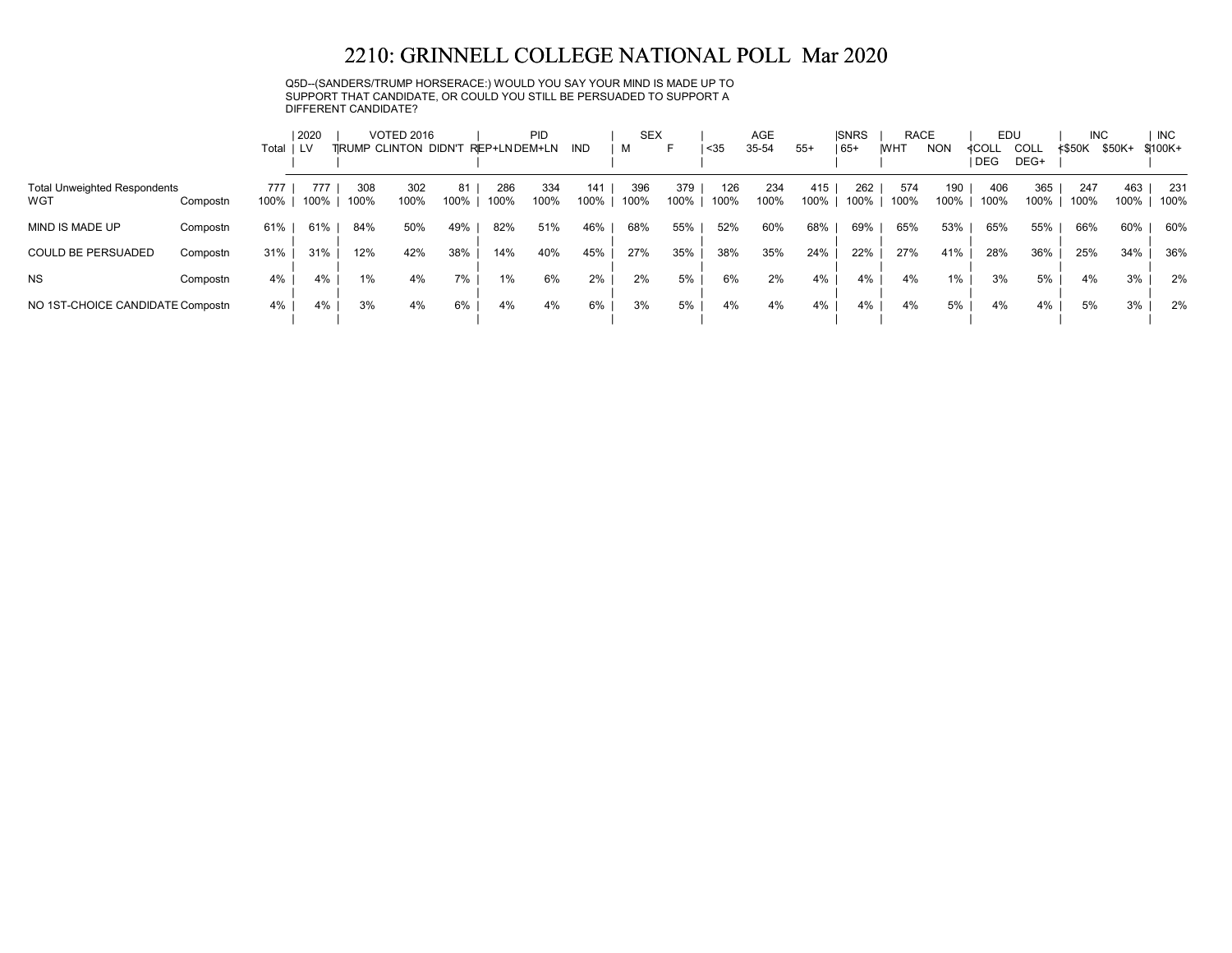# 2210: GRINNELL COLLEGE NATIONAL POLL Mar 2020

Q5D--(SANDERS/TRUMP HORSERACE:) WOULD YOU SAY YOUR MIND IS MADE UP TO SUPPORT THAT CANDIDATE, OR COULD YOU STILL BE PERSUADED TO SUPPORT A DIFFERENT CANDIDATE?

| | | Total | 2020 | VOTED 2016 | | | PID | | | SEX | | AGE | | | SNRS | RACE | | EDU | | INC | | INC |
|---|---|---|---|---|---|---|---|---|---|---|---|---|---|---|---|---|---|---|---|---|---|---|
| | | | LV | TRUMP | CLINTON | DIDN'T | REP+LN | DEM+LN | IND | M | F | <35 | 35-54 | 55+ | 65+ | WHT | NON | <COLL DEG | COLL DEG+ | <$50K | $50K+ | $100K+ |
| Total Unweighted Respondents | | 777 | 777 | 308 | 302 | 81 | 286 | 334 | 141 | 396 | 379 | 126 | 234 | 415 | 262 | 574 | 190 | 406 | 365 | 247 | 463 | 231 |
| WGT | Compostn | 100% | 100% | 100% | 100% | 100% | 100% | 100% | 100% | 100% | 100% | 100% | 100% | 100% | 100% | 100% | 100% | 100% | 100% | 100% | 100% | 100% |
| MIND IS MADE UP | Compostn | 61% | 61% | 84% | 50% | 49% | 82% | 51% | 46% | 68% | 55% | 52% | 60% | 68% | 69% | 65% | 53% | 65% | 55% | 66% | 60% | 60% |
| COULD BE PERSUADED | Compostn | 31% | 31% | 12% | 42% | 38% | 14% | 40% | 45% | 27% | 35% | 38% | 35% | 24% | 22% | 27% | 41% | 28% | 36% | 25% | 34% | 36% |
| NS | Compostn | 4% | 4% | 1% | 4% | 7% | 1% | 6% | 2% | 2% | 5% | 6% | 2% | 4% | 4% | 4% | 1% | 3% | 5% | 4% | 3% | 2% |
| NO 1ST-CHOICE CANDIDATE | Compostn | 4% | 4% | 3% | 4% | 6% | 4% | 4% | 6% | 3% | 5% | 4% | 4% | 4% | 4% | 4% | 5% | 4% | 4% | 5% | 3% | 2% |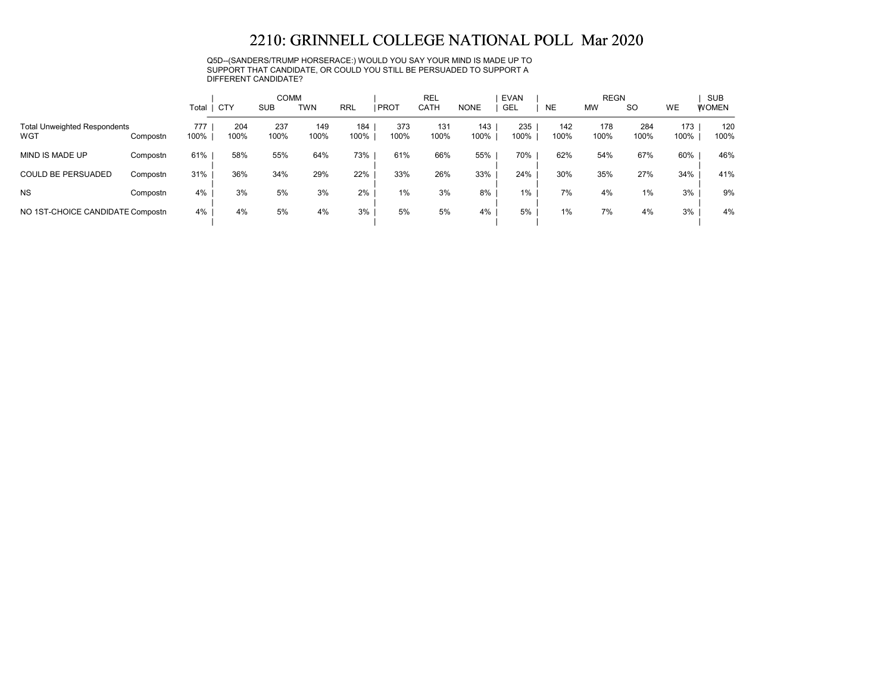# 2210: GRINNELL COLLEGE NATIONAL POLL Mar 2020

Q5D--(SANDERS/TRUMP HORSERACE:) WOULD YOU SAY YOUR MIND IS MADE UP TO SUPPORT THAT CANDIDATE, OR COULD YOU STILL BE PERSUADED TO SUPPORT A DIFFERENT CANDIDATE?

| | | | COMM | | | | REL | | | EVAN | REGN | | | | SUB |
|---|---|---|---|---|---|---|---|---|---|---|---|---|---|---|---|
| | | Total | CTY | SUB | TWN | RRL | PROT | CATH | NONE | GEL | NE | MW | SO | WE | WOMEN |
| Total Unweighted Respondents | | 777 | 204 | 237 | 149 | 184 | 373 | 131 | 143 | 235 | 142 | 178 | 284 | 173 | 120 |
| WGT | Compostn | 100% | 100% | 100% | 100% | 100% | 100% | 100% | 100% | 100% | 100% | 100% | 100% | 100% | 100% |
| MIND IS MADE UP | Compostn | 61% | 58% | 55% | 64% | 73% | 61% | 66% | 55% | 70% | 62% | 54% | 67% | 60% | 46% |
| COULD BE PERSUADED | Compostn | 31% | 36% | 34% | 29% | 22% | 33% | 26% | 33% | 24% | 30% | 35% | 27% | 34% | 41% |
| NS | Compostn | 4% | 3% | 5% | 3% | 2% | 1% | 3% | 8% | 1% | 7% | 4% | 1% | 3% | 9% |
| NO 1ST-CHOICE CANDIDATE | Compostn | 4% | 4% | 5% | 4% | 3% | 5% | 5% | 4% | 5% | 1% | 7% | 4% | 3% | 4% |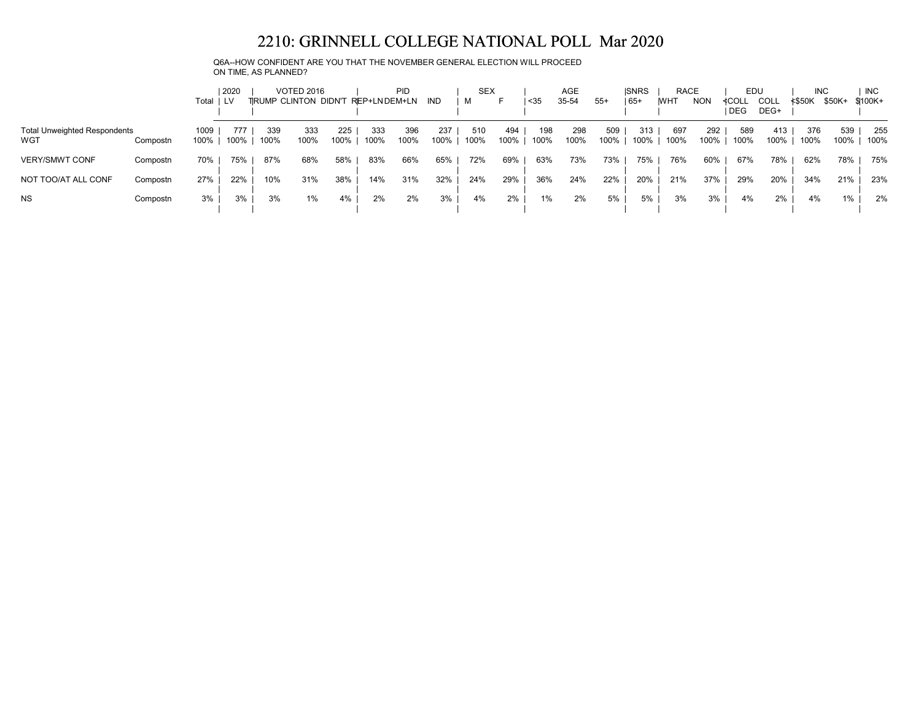# 2210: GRINNELL COLLEGE NATIONAL POLL Mar 2020

Q6A--HOW CONFIDENT ARE YOU THAT THE NOVEMBER GENERAL ELECTION WILL PROCEED ON TIME, AS PLANNED?

| | | Total | 2020 | VOTED 2016 | | | PID | | | SEX | | AGE | | | SNRS | RACE | | EDU | | INC | | INC |
|---|---|---|---|---|---|---|---|---|---|---|---|---|---|---|---|---|---|---|---|---|---|---|
| | | | LV | TRUMP | CLINTON | DIDN'T | REP+LN | DEM+LN | IND | M | F | <35 | 35-54 | 55+ | 65+ | WHT | NON | <COLL DEG | COLL DEG+ | <$50K | $50K+ | $100K+ |
| Total Unweighted Respondents | | 1009 | 777 | 339 | 333 | 225 | 333 | 396 | 237 | 510 | 494 | 198 | 298 | 509 | 313 | 697 | 292 | 589 | 413 | 376 | 539 | 255 |
| WGT | Compostn | 100% | 100% | 100% | 100% | 100% | 100% | 100% | 100% | 100% | 100% | 100% | 100% | 100% | 100% | 100% | 100% | 100% | 100% | 100% | 100% | 100% |
| VERY/SMWT CONF | Compostn | 70% | 75% | 87% | 68% | 58% | 83% | 66% | 65% | 72% | 69% | 63% | 73% | 73% | 75% | 76% | 60% | 67% | 78% | 62% | 78% | 75% |
| NOT TOO/AT ALL CONF | Compostn | 27% | 22% | 10% | 31% | 38% | 14% | 31% | 32% | 24% | 29% | 36% | 24% | 22% | 20% | 21% | 37% | 29% | 20% | 34% | 21% | 23% |
| NS | Compostn | 3% | 3% | 3% | 1% | 4% | 2% | 2% | 3% | 4% | 2% | 1% | 2% | 5% | 5% | 3% | 3% | 4% | 2% | 4% | 1% | 2% |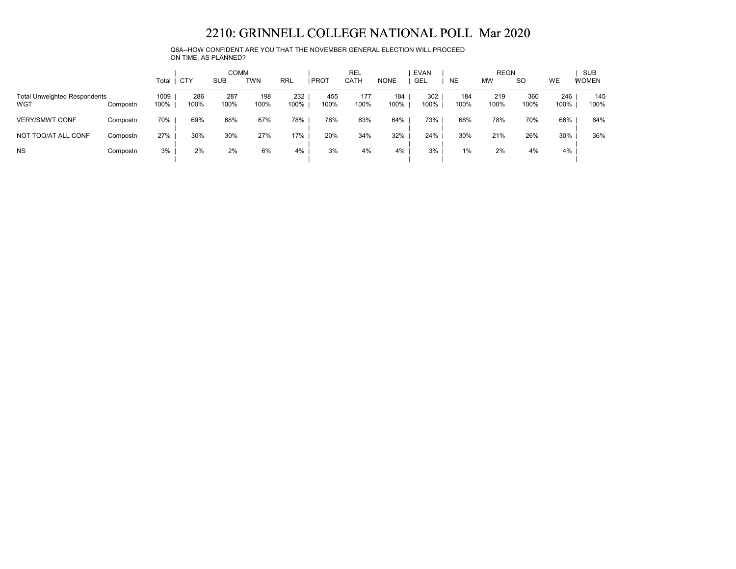# 2210: GRINNELL COLLEGE NATIONAL POLL Mar 2020

Q6A--HOW CONFIDENT ARE YOU THAT THE NOVEMBER GENERAL ELECTION WILL PROCEED ON TIME, AS PLANNED?

| | | | COMM | | | | REL | | | EVAN | REGN | | | | SUB |
|---|---|---|---|---|---|---|---|---|---|---|---|---|---|---|---|
| | | Total | CTY | SUB | TWN | RRL | PROT | CATH | NONE | GEL | NE | MW | SO | WE | WOMEN |
| Total Unweighted Respondents | | 1009 | 286 | 287 | 198 | 232 | 455 | 177 | 184 | 302 | 184 | 219 | 360 | 246 | 145 |
| WGT | Compostn | 100% | 100% | 100% | 100% | 100% | 100% | 100% | 100% | 100% | 100% | 100% | 100% | 100% | 100% |
| VERY/SMWT CONF | Compostn | 70% | 69% | 68% | 67% | 78% | 78% | 63% | 64% | 73% | 68% | 78% | 70% | 66% | 64% |
| NOT TOO/AT ALL CONF | Compostn | 27% | 30% | 30% | 27% | 17% | 20% | 34% | 32% | 24% | 30% | 21% | 26% | 30% | 36% |
| NS | Compostn | 3% | 2% | 2% | 6% | 4% | 3% | 4% | 4% | 3% | 1% | 2% | 4% | 4% | |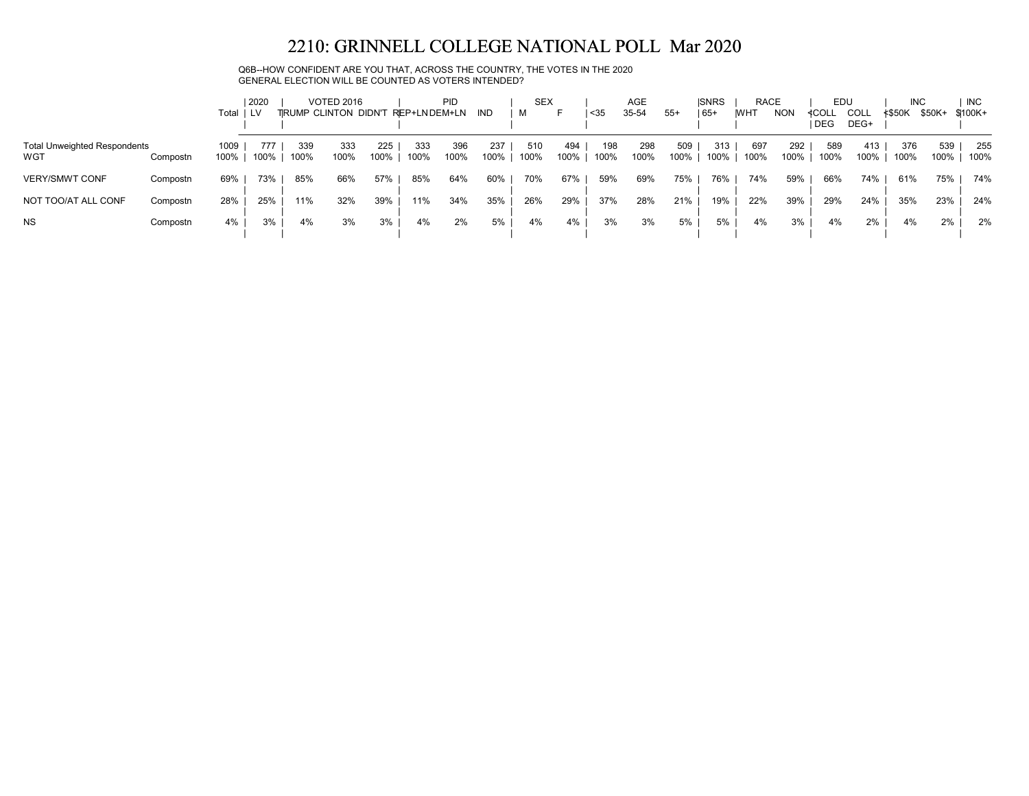# 2210: GRINNELL COLLEGE NATIONAL POLL Mar 2020

Q6B--HOW CONFIDENT ARE YOU THAT, ACROSS THE COUNTRY, THE VOTES IN THE 2020 GENERAL ELECTION WILL BE COUNTED AS VOTERS INTENDED?

| | | Total | 2020 | VOTED 2016 | | | PID | | | SEX | | AGE | | | SNRS | RACE | | EDU | | INC | | INC |
|---|---|---|---|---|---|---|---|---|---|---|---|---|---|---|---|---|---|---|---|---|---|---|
| | | | LV | TRUMP | CLINTON | DIDN'T | REP+LN | DEM+LN | IND | M | F | <35 | 35-54 | 55+ | 65+ | WHT | NON | <COLL DEG | COLL DEG+ | <$50K | $50K+ | $100K+ |
| Total Unweighted Respondents | | 1009 | 777 | 339 | 333 | 225 | 333 | 396 | 237 | 510 | 494 | 198 | 298 | 509 | 313 | 697 | 292 | 589 | 413 | 376 | 539 | 255 |
| WGT | Compostn | 100% | 100% | 100% | 100% | 100% | 100% | 100% | 100% | 100% | 100% | 100% | 100% | 100% | 100% | 100% | 100% | 100% | 100% | 100% | 100% | 100% |
| VERY/SMWT CONF | Compostn | 69% | 73% | 85% | 66% | 57% | 85% | 64% | 60% | 70% | 67% | 59% | 69% | 75% | 76% | 74% | 59% | 66% | 74% | 61% | 75% | 74% |
| NOT TOO/AT ALL CONF | Compostn | 28% | 25% | 11% | 32% | 39% | 11% | 34% | 35% | 26% | 29% | 37% | 28% | 21% | 19% | 22% | 39% | 29% | 24% | 35% | 23% | 24% |
| NS | Compostn | 4% | 3% | 4% | 3% | 3% | 4% | 2% | 5% | 4% | 4% | 3% | 3% | 5% | 5% | 4% | 3% | 4% | 2% | 4% | 2% | 2% |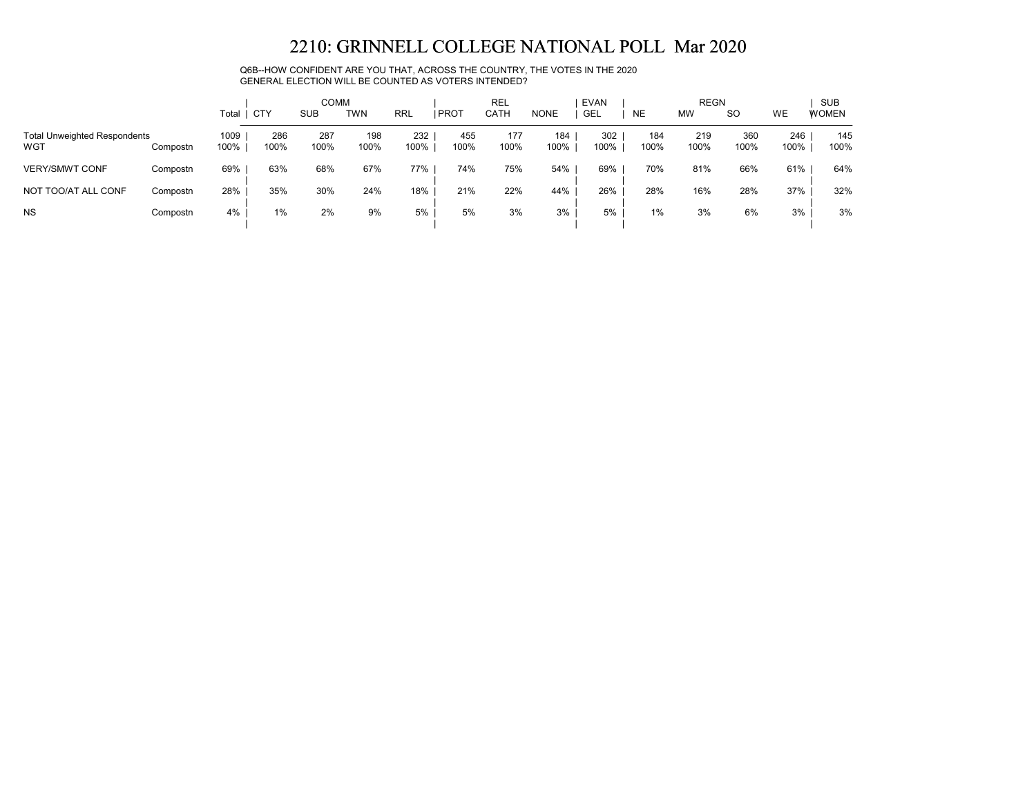# 2210: GRINNELL COLLEGE NATIONAL POLL Mar 2020

Q6B--HOW CONFIDENT ARE YOU THAT, ACROSS THE COUNTRY, THE VOTES IN THE 2020 GENERAL ELECTION WILL BE COUNTED AS VOTERS INTENDED?

| | | | COMM | | | | REL | | | EVAN | REGN | | | | SUB |
|---|---|---|---|---|---|---|---|---|---|---|---|---|---|---|---|
| | | Total | CTY | SUB | TWN | RRL | PROT | CATH | NONE | GEL | NE | MW | SO | WE | WOMEN |
| Total Unweighted Respondents | | 1009 | 286 | 287 | 198 | 232 | 455 | 177 | 184 | 302 | 184 | 219 | 360 | 246 | 145 |
| WGT | Compostn | 100% | 100% | 100% | 100% | 100% | 100% | 100% | 100% | 100% | 100% | 100% | 100% | 100% | 100% |
| VERY/SMWT CONF | Compostn | 69% | 63% | 68% | 67% | 77% | 74% | 75% | 54% | 69% | 70% | 81% | 66% | 61% | 64% |
| NOT TOO/AT ALL CONF | Compostn | 28% | 35% | 30% | 24% | 18% | 21% | 22% | 44% | 26% | 28% | 16% | 28% | 37% | 32% |
| NS | Compostn | 4% | 1% | 2% | 9% | 5% | 5% | 3% | 3% | 5% | 1% | 3% | 6% | 3% | 3% |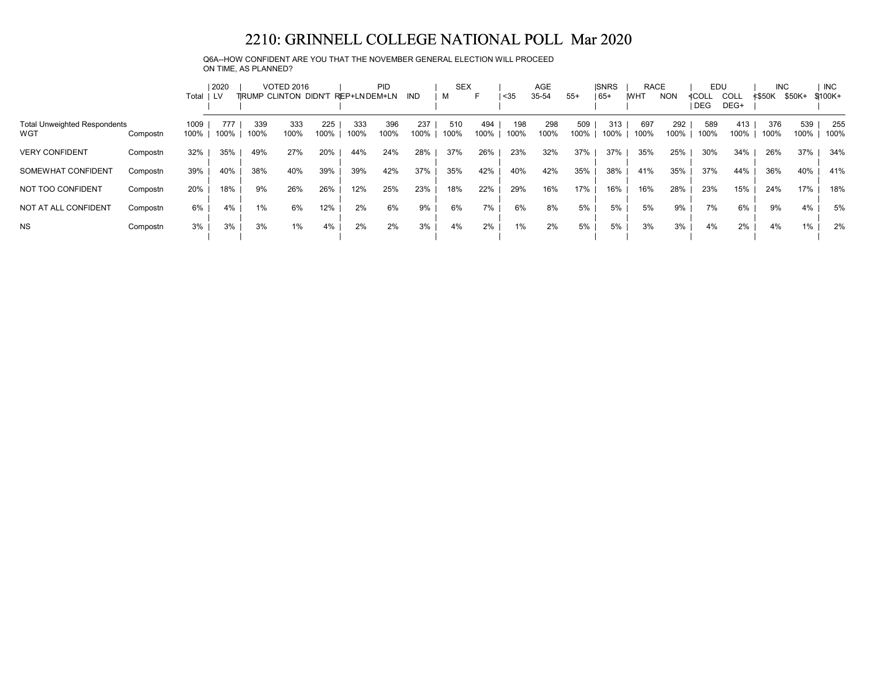# 2210: GRINNELL COLLEGE NATIONAL POLL Mar 2020

Q6A--HOW CONFIDENT ARE YOU THAT THE NOVEMBER GENERAL ELECTION WILL PROCEED ON TIME, AS PLANNED?

| | | Total | 2020 | VOTED 2016 | | | PID | | | SEX | | AGE | | | SNRS | RACE | | EDU | | INC | | INC |
|---|---|---|---|---|---|---|---|---|---|---|---|---|---|---|---|---|---|---|---|---|---|---|
| | | | LV | TRUMP | CLINTON | DIDN'T | REP+LN | DEM+LN | IND | M | F | <35 | 35-54 | 55+ | 65+ | WHT | NON | <COLL DEG | COLL DEG+ | <$50K | $50K+ | $100K+ |
| Total Unweighted Respondents | | 1009 | 777 | 339 | 333 | 225 | 333 | 396 | 237 | 510 | 494 | 198 | 298 | 509 | 313 | 697 | 292 | 589 | 413 | 376 | 539 | 255 |
| WGT | Compostn | 100% | 100% | 100% | 100% | 100% | 100% | 100% | 100% | 100% | 100% | 100% | 100% | 100% | 100% | 100% | 100% | 100% | 100% | 100% | 100% | 100% |
| VERY CONFIDENT | Compostn | 32% | 35% | 49% | 27% | 20% | 44% | 24% | 28% | 37% | 26% | 23% | 32% | 37% | 37% | 35% | 25% | 30% | 34% | 26% | 37% | 34% |
| SOMEWHAT CONFIDENT | Compostn | 39% | 40% | 38% | 40% | 39% | 39% | 42% | 37% | 35% | 42% | 40% | 42% | 35% | 38% | 41% | 35% | 37% | 44% | 36% | 40% | 41% |
| NOT TOO CONFIDENT | Compostn | 20% | 18% | 9% | 26% | 26% | 12% | 25% | 23% | 18% | 22% | 29% | 16% | 17% | 16% | 16% | 28% | 23% | 15% | 24% | 17% | 18% |
| NOT AT ALL CONFIDENT | Compostn | 6% | 4% | 1% | 6% | 12% | 2% | 6% | 9% | 6% | 7% | 6% | 8% | 5% | 5% | 5% | 9% | 7% | 6% | 9% | 4% | 5% |
| NS | Compostn | 3% | 3% | 3% | 1% | 4% | 2% | 2% | 3% | 4% | 2% | 1% | 2% | 5% | 5% | 3% | 3% | 4% | 2% | 4% | 1% | 2% |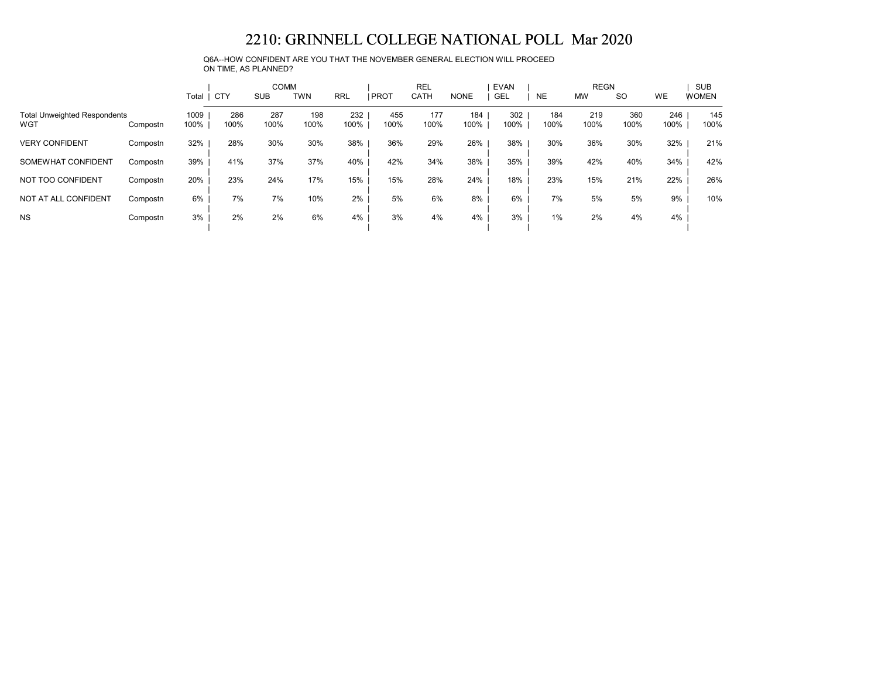# 2210: GRINNELL COLLEGE NATIONAL POLL Mar 2020

Q6A--HOW CONFIDENT ARE YOU THAT THE NOVEMBER GENERAL ELECTION WILL PROCEED ON TIME, AS PLANNED?

| | | Total | COMM | | | | REL | | | EVAN | REGN | | | | SUB |
|---|---|---|---|---|---|---|---|---|---|---|---|---|---|---|---|
| | | | CTY | SUB | TWN | RRL | PROT | CATH | NONE | GEL | NE | MW | SO | WE | WOMEN |
| Total Unweighted Respondents | | 1009 | 286 | 287 | 198 | 232 | 455 | 177 | 184 | 302 | 184 | 219 | 360 | 246 | 145 |
| WGT | Compostn | 100% | 100% | 100% | 100% | 100% | 100% | 100% | 100% | 100% | 100% | 100% | 100% | 100% | 100% |
| VERY CONFIDENT | Compostn | 32% | 28% | 30% | 30% | 38% | 36% | 29% | 26% | 38% | 30% | 36% | 30% | 32% | 21% |
| SOMEWHAT CONFIDENT | Compostn | 39% | 41% | 37% | 37% | 40% | 42% | 34% | 38% | 35% | 39% | 42% | 40% | 34% | 42% |
| NOT TOO CONFIDENT | Compostn | 20% | 23% | 24% | 17% | 15% | 15% | 28% | 24% | 18% | 23% | 15% | 21% | 22% | 26% |
| NOT AT ALL CONFIDENT | Compostn | 6% | 7% | 7% | 10% | 2% | 5% | 6% | 8% | 6% | 7% | 5% | 5% | 9% | 10% |
| NS | Compostn | 3% | 2% | 2% | 6% | 4% | 3% | 4% | 4% | 3% | 1% | 2% | 4% | 4% | |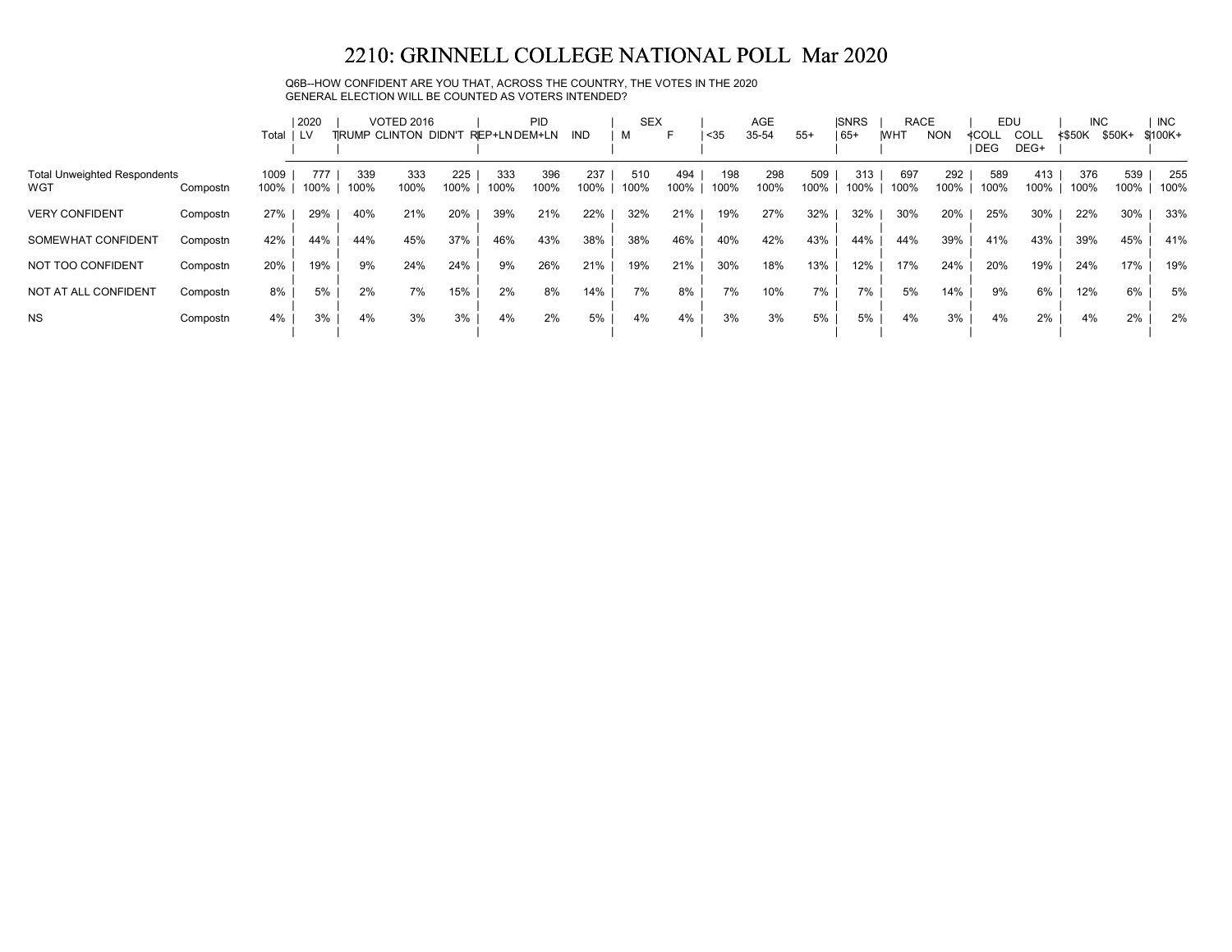# 2210: GRINNELL COLLEGE NATIONAL POLL Mar 2020

Q6B--HOW CONFIDENT ARE YOU THAT, ACROSS THE COUNTRY, THE VOTES IN THE 2020 GENERAL ELECTION WILL BE COUNTED AS VOTERS INTENDED?

| | | | 2020 | VOTED 2016 | | | PID | | | SEX | | AGE | | | SNRS | RACE | | EDU | | INC | | INC |
|---|---|---|---|---|---|---|---|---|---|---|---|---|---|---|---|---|---|---|---|---|---|---|
| | | Total | LV | TRUMP | CLINTON | DIDN'T | REP+LN | DEM+LN | IND | M | F | <35 | 35-54 | 55+ | 65+ | WHT | NON | <COLL DEG | COLL DEG+ | <$50K | $50K+ | $100K+ |
| Total Unweighted Respondents | | 1009 | 777 | 339 | 333 | 225 | 333 | 396 | 237 | 510 | 494 | 198 | 298 | 509 | 313 | 697 | 292 | 589 | 413 | 376 | 539 | 255 |
| WGT | Compostn | 100% | 100% | 100% | 100% | 100% | 100% | 100% | 100% | 100% | 100% | 100% | 100% | 100% | 100% | 100% | 100% | 100% | 100% | 100% | 100% | 100% |
| VERY CONFIDENT | Compostn | 27% | 29% | 40% | 21% | 20% | 39% | 21% | 22% | 32% | 21% | 19% | 27% | 32% | 32% | 30% | 20% | 25% | 30% | 22% | 30% | 33% |
| SOMEWHAT CONFIDENT | Compostn | 42% | 44% | 44% | 45% | 37% | 46% | 43% | 38% | 38% | 46% | 40% | 42% | 43% | 44% | 44% | 39% | 41% | 43% | 39% | 45% | 41% |
| NOT TOO CONFIDENT | Compostn | 20% | 19% | 9% | 24% | 24% | 9% | 26% | 21% | 19% | 21% | 30% | 18% | 13% | 12% | 17% | 24% | 20% | 19% | 24% | 17% | 19% |
| NOT AT ALL CONFIDENT | Compostn | 8% | 5% | 2% | 7% | 15% | 2% | 8% | 14% | 7% | 8% | 7% | 10% | 7% | 7% | 5% | 14% | 9% | 6% | 12% | 6% | 5% |
| NS | Compostn | 4% | 3% | 4% | 3% | 3% | 4% | 2% | 5% | 4% | 4% | 3% | 3% | 5% | 5% | 4% | 3% | 4% | 2% | 4% | 2% | 2% |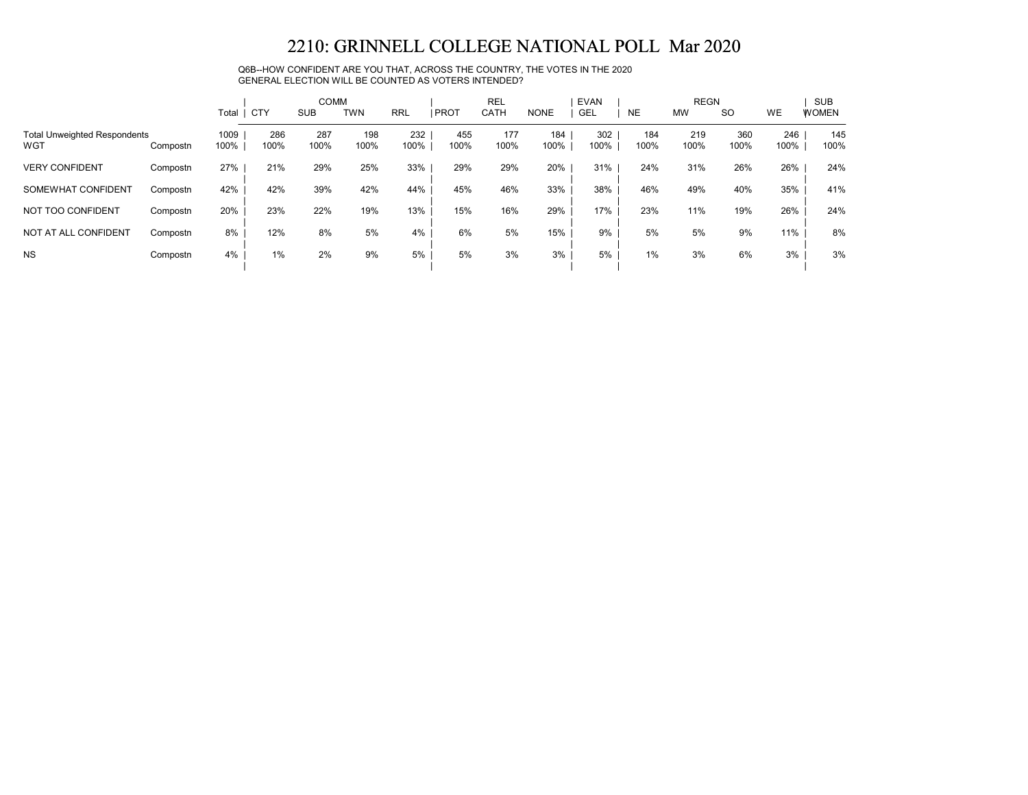# 2210: GRINNELL COLLEGE NATIONAL POLL Mar 2020

Q6B--HOW CONFIDENT ARE YOU THAT, ACROSS THE COUNTRY, THE VOTES IN THE 2020 GENERAL ELECTION WILL BE COUNTED AS VOTERS INTENDED?

| | | | COMM | | | | REL | | | EVAN | REGN | | | | SUB |
|---|---|---|---|---|---|---|---|---|---|---|---|---|---|---|---|
| | | Total | CTY | SUB | TWN | RRL | PROT | CATH | NONE | GEL | NE | MW | SO | WE | WOMEN |
| Total Unweighted Respondents | | 1009 | 286 | 287 | 198 | 232 | 455 | 177 | 184 | 302 | 184 | 219 | 360 | 246 | 145 |
| WGT | Compostn | 100% | 100% | 100% | 100% | 100% | 100% | 100% | 100% | 100% | 100% | 100% | 100% | 100% | 100% |
| VERY CONFIDENT | Compostn | 27% | 21% | 29% | 25% | 33% | 29% | 29% | 20% | 31% | 24% | 31% | 26% | 26% | 24% |
| SOMEWHAT CONFIDENT | Compostn | 42% | 42% | 39% | 42% | 44% | 45% | 46% | 33% | 38% | 46% | 49% | 40% | 35% | 41% |
| NOT TOO CONFIDENT | Compostn | 20% | 23% | 22% | 19% | 13% | 15% | 16% | 29% | 17% | 23% | 11% | 19% | 26% | 24% |
| NOT AT ALL CONFIDENT | Compostn | 8% | 12% | 8% | 5% | 4% | 6% | 5% | 15% | 9% | 5% | 5% | 9% | 11% | 8% |
| NS | Compostn | 4% | 1% | 2% | 9% | 5% | 5% | 3% | 3% | 5% | 1% | 3% | 6% | 3% | 3% |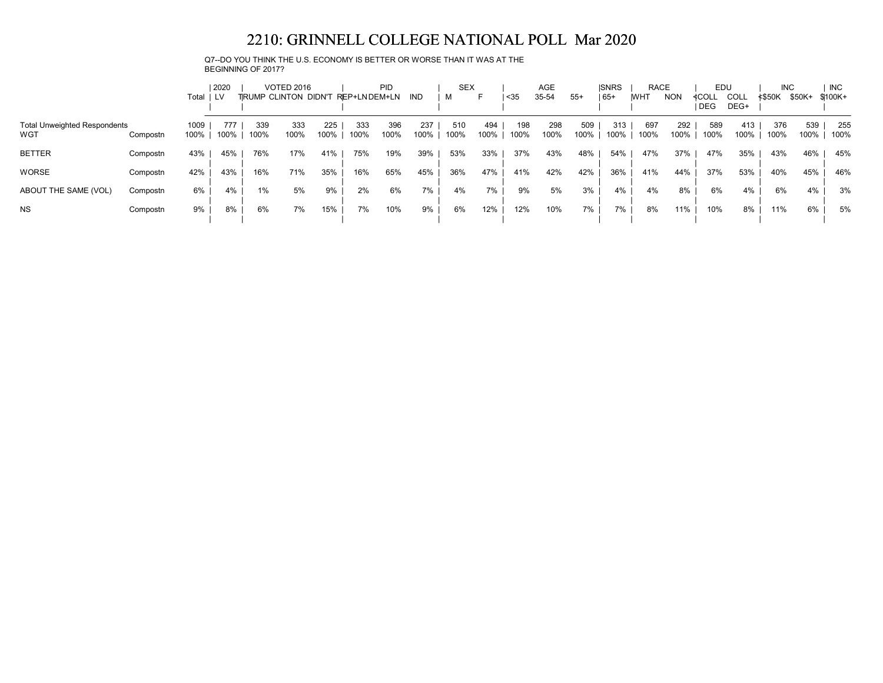# 2210: GRINNELL COLLEGE NATIONAL POLL Mar 2020

Q7--DO YOU THINK THE U.S. ECONOMY IS BETTER OR WORSE THAN IT WAS AT THE BEGINNING OF 2017?

| | | Total | 2020 | VOTED 2016 | | | PID | | | SEX | | AGE | | | SNRS | RACE | | EDU | | INC | | INC |
|---|---|---|---|---|---|---|---|---|---|---|---|---|---|---|---|---|---|---|---|---|---|---|
| | | | LV | TRUMP | CLINTON | DIDN'T | REP+LN | DEM+LN | IND | M | F | <35 | 35-54 | 55+ | 65+ | WHT | NON | <COLL DEG | COLL DEG+ | <$50K | $50K+ | $100K+ |
| Total Unweighted Respondents | | 1009 | 777 | 339 | 333 | 225 | 333 | 396 | 237 | 510 | 494 | 198 | 298 | 509 | 313 | 697 | 292 | 589 | 413 | 376 | 539 | 255 |
| WGT | Compostn | 100% | 100% | 100% | 100% | 100% | 100% | 100% | 100% | 100% | 100% | 100% | 100% | 100% | 100% | 100% | 100% | 100% | 100% | 100% | 100% | 100% |
| BETTER | Compostn | 43% | 45% | 76% | 17% | 41% | 75% | 19% | 39% | 53% | 33% | 37% | 43% | 48% | 54% | 47% | 37% | 47% | 35% | 43% | 46% | 45% |
| WORSE | Compostn | 42% | 43% | 16% | 71% | 35% | 16% | 65% | 45% | 36% | 47% | 41% | 42% | 42% | 36% | 41% | 44% | 37% | 53% | 40% | 45% | 46% |
| ABOUT THE SAME (VOL) | Compostn | 6% | 4% | 1% | 5% | 9% | 2% | 6% | 7% | 4% | 7% | 9% | 5% | 3% | 4% | 4% | 8% | 6% | 4% | 6% | 4% | 3% |
| NS | Compostn | 9% | 8% | 6% | 7% | 15% | 7% | 10% | 9% | 6% | 12% | 12% | 10% | 7% | 7% | 8% | 11% | 10% | 8% | 11% | 6% | 5% |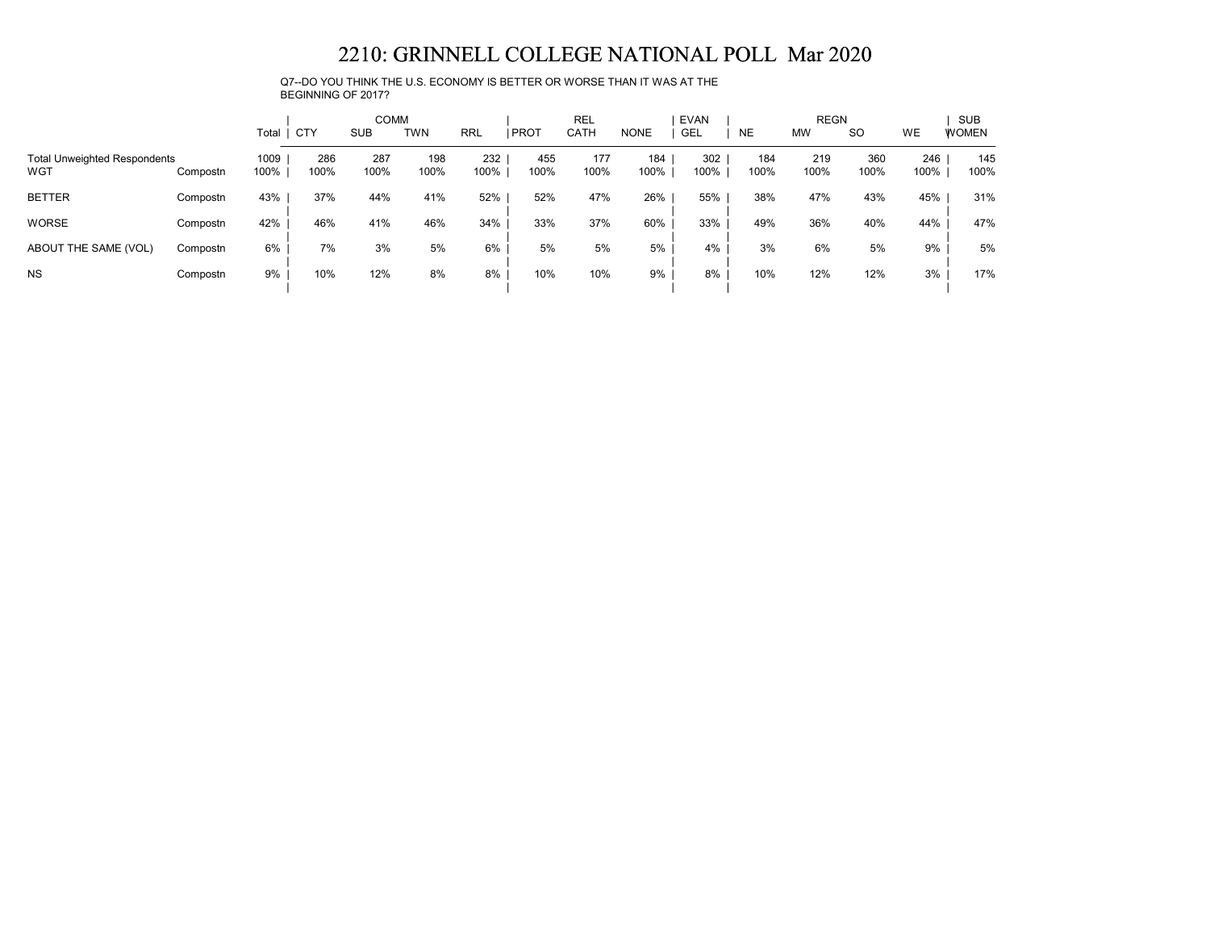# 2210: GRINNELL COLLEGE NATIONAL POLL Mar 2020

Q7--DO YOU THINK THE U.S. ECONOMY IS BETTER OR WORSE THAN IT WAS AT THE BEGINNING OF 2017?

| | | | COMM | | | | REL | | | EVAN | REGN | | | | SUB |
|---|---|---|---|---|---|---|---|---|---|---|---|---|---|---|---|
| | | Total | CTY | SUB | TWN | RRL | PROT | CATH | NONE | GEL | NE | MW | SO | WE | WOMEN |
| Total Unweighted Respondents | | 1009 | 286 | 287 | 198 | 232 | 455 | 177 | 184 | 302 | 184 | 219 | 360 | 246 | 145 |
| WGT | Compostn | 100% | 100% | 100% | 100% | 100% | 100% | 100% | 100% | 100% | 100% | 100% | 100% | 100% | 100% |
| BETTER | Compostn | 43% | 37% | 44% | 41% | 52% | 52% | 47% | 26% | 55% | 38% | 47% | 43% | 45% | 31% |
| WORSE | Compostn | 42% | 46% | 41% | 46% | 34% | 33% | 37% | 60% | 33% | 49% | 36% | 40% | 44% | 47% |
| ABOUT THE SAME (VOL) | Compostn | 6% | 7% | 3% | 5% | 6% | 5% | 5% | 5% | 4% | 3% | 6% | 5% | 9% | 5% |
| NS | Compostn | 9% | 10% | 12% | 8% | 8% | 10% | 10% | 9% | 8% | 10% | 12% | 12% | 3% | 17% |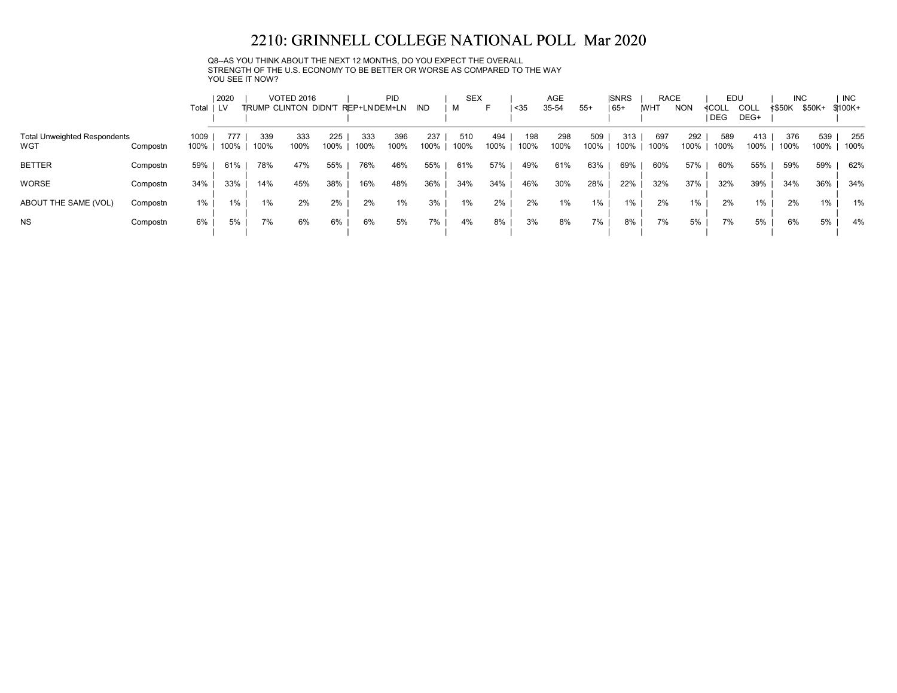# 2210: GRINNELL COLLEGE NATIONAL POLL Mar 2020

Q8--AS YOU THINK ABOUT THE NEXT 12 MONTHS, DO YOU EXPECT THE OVERALL STRENGTH OF THE U.S. ECONOMY TO BE BETTER OR WORSE AS COMPARED TO THE WAY YOU SEE IT NOW?

| | | Total | 2020 | VOTED 2016 | | | PID | | | SEX | | AGE | | | SNRS | RACE | | EDU | | INC | | INC |
|---|---|---|---|---|---|---|---|---|---|---|---|---|---|---|---|---|---|---|---|---|---|---|
| | | | LV | TRUMP | CLINTON | DIDN'T | REP+LN | DEM+LN | IND | M | F | <35 | 35-54 | 55+ | 65+ | WHT | NON | <COLL DEG | COLL DEG+ | <$50K | $50K+ | $100K+ |
| Total Unweighted Respondents | | 1009 | 777 | 339 | 333 | 225 | 333 | 396 | 237 | 510 | 494 | 198 | 298 | 509 | 313 | 697 | 292 | 589 | 413 | 376 | 539 | 255 |
| WGT | Compostn | 100% | 100% | 100% | 100% | 100% | 100% | 100% | 100% | 100% | 100% | 100% | 100% | 100% | 100% | 100% | 100% | 100% | 100% | 100% | 100% | 100% |
| BETTER | Compostn | 59% | 61% | 78% | 47% | 55% | 76% | 46% | 55% | 61% | 57% | 49% | 61% | 63% | 69% | 60% | 57% | 60% | 55% | 59% | 59% | 62% |
| WORSE | Compostn | 34% | 33% | 14% | 45% | 38% | 16% | 48% | 36% | 34% | 34% | 46% | 30% | 28% | 22% | 32% | 37% | 32% | 39% | 34% | 36% | 34% |
| ABOUT THE SAME (VOL) | Compostn | 1% | 1% | 1% | 2% | 2% | 2% | 1% | 3% | 1% | 2% | 2% | 1% | 1% | 1% | 2% | 1% | 2% | 1% | 2% | 1% | 1% |
| NS | Compostn | 6% | 5% | 7% | 6% | 6% | 6% | 5% | 7% | 4% | 8% | 3% | 8% | 7% | 8% | 7% | 5% | 7% | 5% | 6% | 5% | 4% |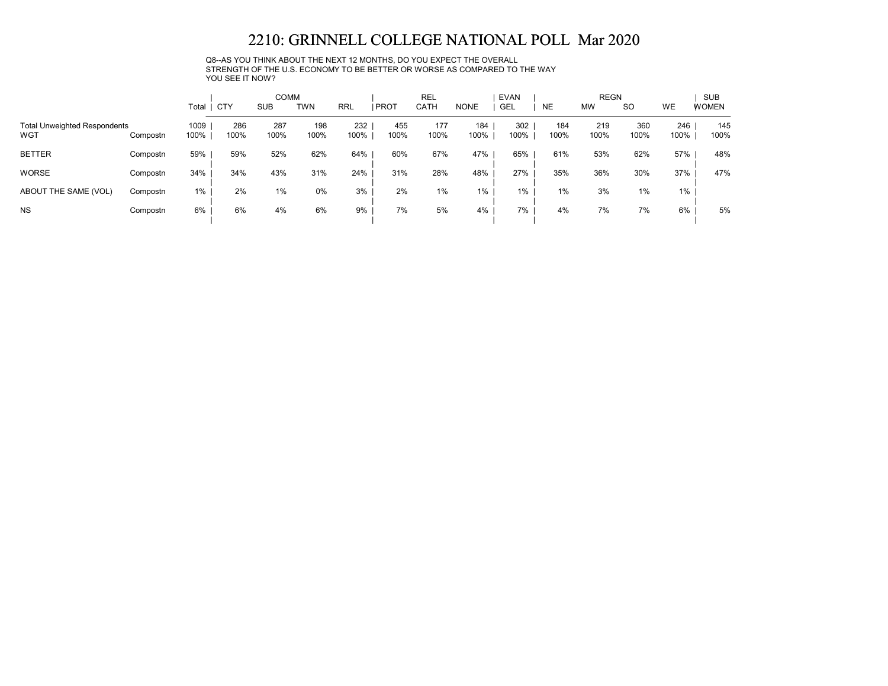# 2210: GRINNELL COLLEGE NATIONAL POLL Mar 2020

Q8--AS YOU THINK ABOUT THE NEXT 12 MONTHS, DO YOU EXPECT THE OVERALL STRENGTH OF THE U.S. ECONOMY TO BE BETTER OR WORSE AS COMPARED TO THE WAY YOU SEE IT NOW?

| | | | COMM | | | | REL | | | EVAN | REGN | | | | SUB |
|---|---|---|---|---|---|---|---|---|---|---|---|---|---|---|---|
| | | Total | CTY | SUB | TWN | RRL | PROT | CATH | NONE | GEL | NE | MW | SO | WE | WOMEN |
| Total Unweighted Respondents | | 1009 | 286 | 287 | 198 | 232 | 455 | 177 | 184 | 302 | 184 | 219 | 360 | 246 | 145 |
| WGT | Compostn | 100% | 100% | 100% | 100% | 100% | 100% | 100% | 100% | 100% | 100% | 100% | 100% | 100% | 100% |
| BETTER | Compostn | 59% | 59% | 52% | 62% | 64% | 60% | 67% | 47% | 65% | 61% | 53% | 62% | 57% | 48% |
| WORSE | Compostn | 34% | 34% | 43% | 31% | 24% | 31% | 28% | 48% | 27% | 35% | 36% | 30% | 37% | 47% |
| ABOUT THE SAME (VOL) | Compostn | 1% | 2% | 1% | 0% | 3% | 2% | 1% | 1% | 1% | 1% | 3% | 1% | 1% | |
| NS | Compostn | 6% | 6% | 4% | 6% | 9% | 7% | 5% | 4% | 7% | 4% | 7% | 7% | 6% | 5% |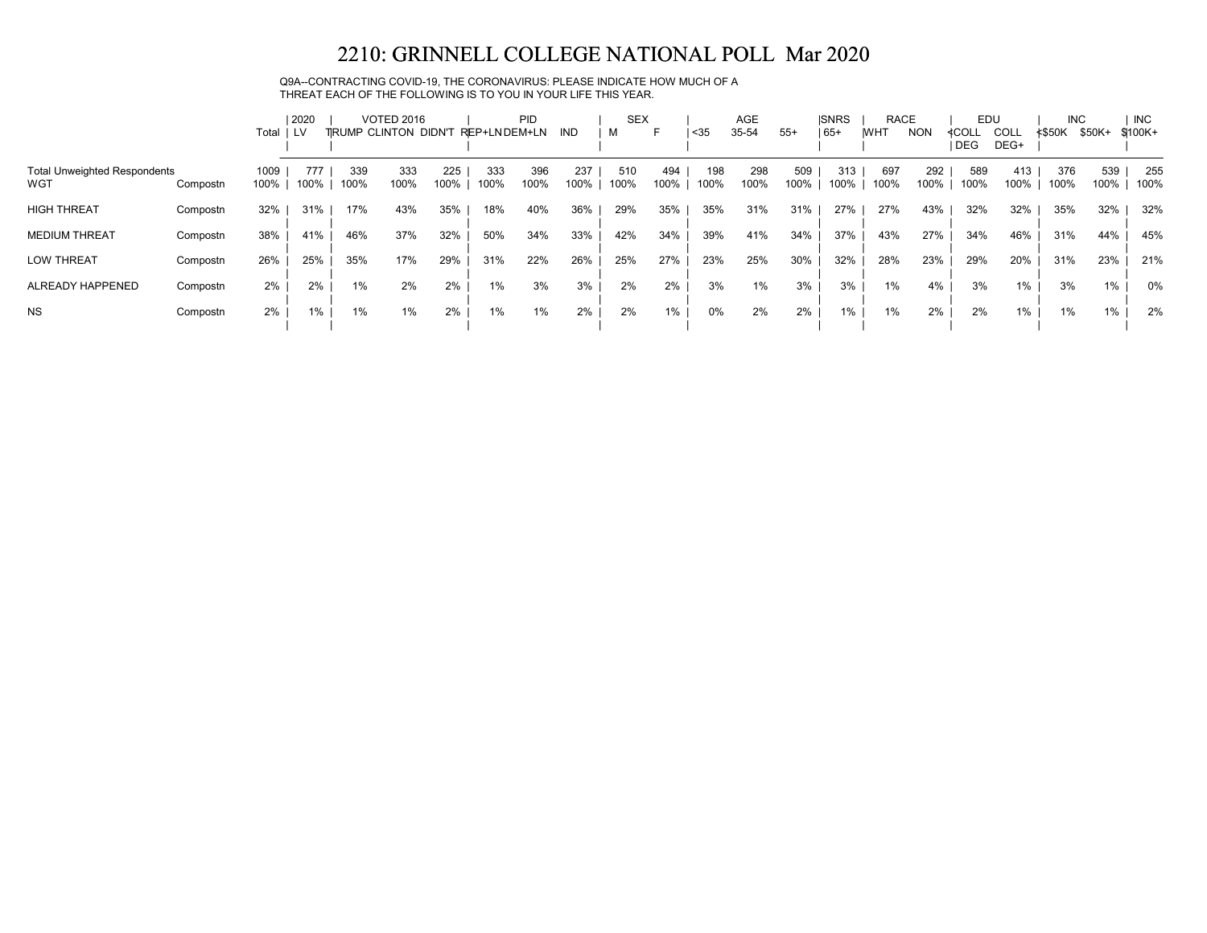# 2210: GRINNELL COLLEGE NATIONAL POLL Mar 2020

Q9A--CONTRACTING COVID-19, THE CORONAVIRUS: PLEASE INDICATE HOW MUCH OF A THREAT EACH OF THE FOLLOWING IS TO YOU IN YOUR LIFE THIS YEAR.

| | | | 2020 | VOTED 2016 | | | PID | | | SEX | | AGE | | | SNRS | RACE | | EDU | | INC | | INC |
|---|---|---|---|---|---|---|---|---|---|---|---|---|---|---|---|---|---|---|---|---|---|---|
| | | Total | LV | TRUMP | CLINTON | DIDN'T | REP+LN | DEM+LN | IND | M | F | <35 | 35-54 | 55+ | 65+ | WHT | NON | <COLL DEG | COLL DEG+ | <$50K | $50K+ | $100K+ |
| Total Unweighted Respondents | | 1009 | 777 | 339 | 333 | 225 | 333 | 396 | 237 | 510 | 494 | 198 | 298 | 509 | 313 | 697 | 292 | 589 | 413 | 376 | 539 | 255 |
| WGT | Compostn | 100% | 100% | 100% | 100% | 100% | 100% | 100% | 100% | 100% | 100% | 100% | 100% | 100% | 100% | 100% | 100% | 100% | 100% | 100% | 100% | 100% |
| HIGH THREAT | Compostn | 32% | 31% | 17% | 43% | 35% | 18% | 40% | 36% | 29% | 35% | 35% | 31% | 31% | 27% | 27% | 43% | 32% | 32% | 35% | 32% | 32% |
| MEDIUM THREAT | Compostn | 38% | 41% | 46% | 37% | 32% | 50% | 34% | 33% | 42% | 34% | 39% | 41% | 34% | 37% | 43% | 27% | 34% | 46% | 31% | 44% | 45% |
| LOW THREAT | Compostn | 26% | 25% | 35% | 17% | 29% | 31% | 22% | 26% | 25% | 27% | 23% | 25% | 30% | 32% | 28% | 23% | 29% | 20% | 31% | 23% | 21% |
| ALREADY HAPPENED | Compostn | 2% | 2% | 1% | 2% | 2% | 1% | 3% | 3% | 2% | 2% | 3% | 1% | 3% | 3% | 1% | 4% | 3% | 1% | 3% | 1% | 0% |
| NS | Compostn | 2% | 1% | 1% | 1% | 2% | 1% | 1% | 2% | 2% | 1% | 0% | 2% | 2% | 1% | 1% | 2% | 2% | 1% | 1% | 1% | 2% |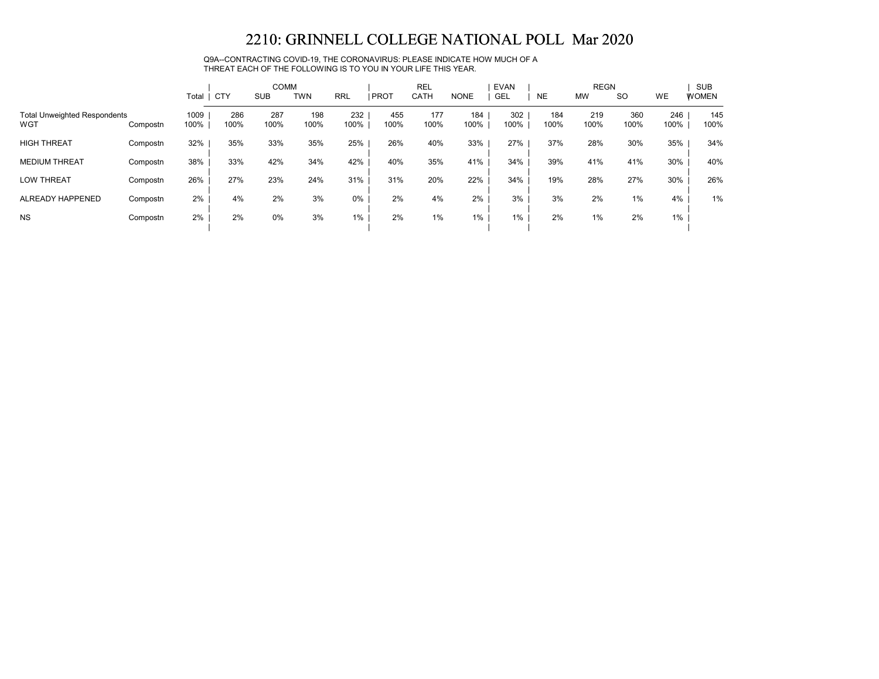# 2210: GRINNELL COLLEGE NATIONAL POLL Mar 2020

Q9A--CONTRACTING COVID-19, THE CORONAVIRUS: PLEASE INDICATE HOW MUCH OF A THREAT EACH OF THE FOLLOWING IS TO YOU IN YOUR LIFE THIS YEAR.

| | | | COMM | | | | REL | | | EVAN | REGN | | | | SUB |
|---|---|---|---|---|---|---|---|---|---|---|---|---|---|---|---|
| | | Total | CTY | SUB | TWN | RRL | PROT | CATH | NONE | GEL | NE | MW | SO | WE | WOMEN |
| Total Unweighted Respondents | | 1009 | 286 | 287 | 198 | 232 | 455 | 177 | 184 | 302 | 184 | 219 | 360 | 246 | 145 |
| WGT | Compostn | 100% | 100% | 100% | 100% | 100% | 100% | 100% | 100% | 100% | 100% | 100% | 100% | 100% | 100% |
| HIGH THREAT | Compostn | 32% | 35% | 33% | 35% | 25% | 26% | 40% | 33% | 27% | 37% | 28% | 30% | 35% | 34% |
| MEDIUM THREAT | Compostn | 38% | 33% | 42% | 34% | 42% | 40% | 35% | 41% | 34% | 39% | 41% | 41% | 30% | 40% |
| LOW THREAT | Compostn | 26% | 27% | 23% | 24% | 31% | 31% | 20% | 22% | 34% | 19% | 28% | 27% | 30% | 26% |
| ALREADY HAPPENED | Compostn | 2% | 4% | 2% | 3% | 0% | 2% | 4% | 2% | 3% | 3% | 2% | 1% | 4% | 1% |
| NS | Compostn | 2% | 2% | 0% | 3% | 1% | 2% | 1% | 1% | 1% | 2% | 1% | 2% | 1% | |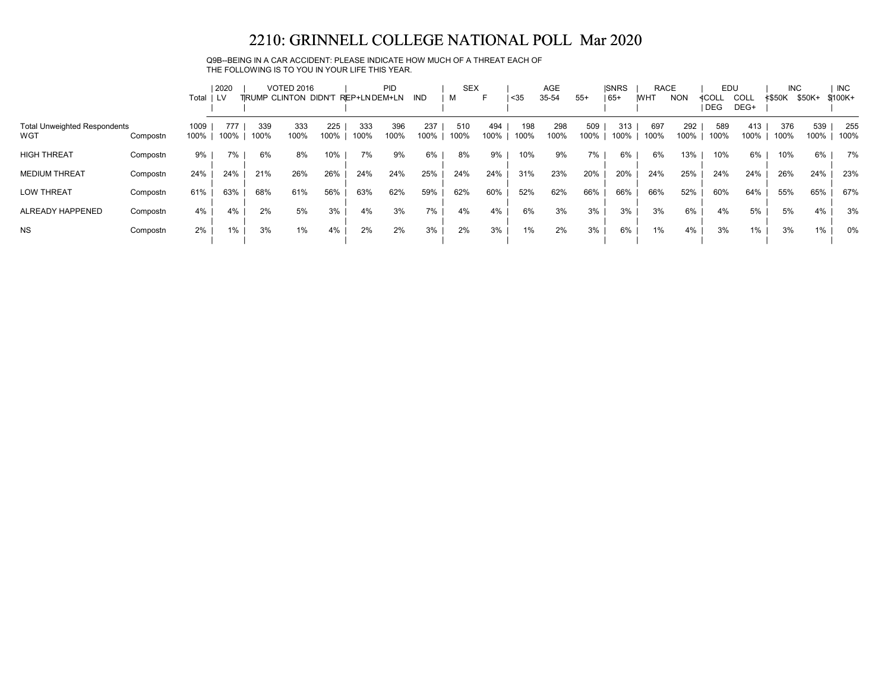# 2210: GRINNELL COLLEGE NATIONAL POLL Mar 2020

Q9B--BEING IN A CAR ACCIDENT: PLEASE INDICATE HOW MUCH OF A THREAT EACH OF THE FOLLOWING IS TO YOU IN YOUR LIFE THIS YEAR.

| | | | 2020 | VOTED 2016 | | | PID | | | SEX | | AGE | | | SNRS | RACE | | EDU | | INC | | INC |
|---|---|---|---|---|---|---|---|---|---|---|---|---|---|---|---|---|---|---|---|---|---|---|
| | | Total | LV | TRUMP | CLINTON | DIDN'T | REP+LN | DEM+LN | IND | M | F | <35 | 35-54 | 55+ | 65+ | WHT | NON | <COLL DEG | COLL DEG+ | <$50K | $50K+ | $100K+ |
| Total Unweighted Respondents | | 1009 | 777 | 339 | 333 | 225 | 333 | 396 | 237 | 510 | 494 | 198 | 298 | 509 | 313 | 697 | 292 | 589 | 413 | 376 | 539 | 255 |
| WGT | Compostn | 100% | 100% | 100% | 100% | 100% | 100% | 100% | 100% | 100% | 100% | 100% | 100% | 100% | 100% | 100% | 100% | 100% | 100% | 100% | 100% | 100% |
| HIGH THREAT | Compostn | 9% | 7% | 6% | 8% | 10% | 7% | 9% | 6% | 8% | 9% | 10% | 9% | 7% | 6% | 6% | 13% | 10% | 6% | 10% | 6% | 7% |
| MEDIUM THREAT | Compostn | 24% | 24% | 21% | 26% | 26% | 24% | 24% | 25% | 24% | 24% | 31% | 23% | 20% | 20% | 24% | 25% | 24% | 24% | 26% | 24% | 23% |
| LOW THREAT | Compostn | 61% | 63% | 68% | 61% | 56% | 63% | 62% | 59% | 62% | 60% | 52% | 62% | 66% | 66% | 66% | 52% | 60% | 64% | 55% | 65% | 67% |
| ALREADY HAPPENED | Compostn | 4% | 4% | 2% | 5% | 3% | 4% | 3% | 7% | 4% | 4% | 6% | 3% | 3% | 3% | 3% | 6% | 4% | 5% | 5% | 4% | 3% |
| NS | Compostn | 2% | 1% | 3% | 1% | 4% | 2% | 2% | 3% | 2% | 3% | 1% | 2% | 3% | 6% | 1% | 4% | 3% | 1% | 3% | 1% | 0% |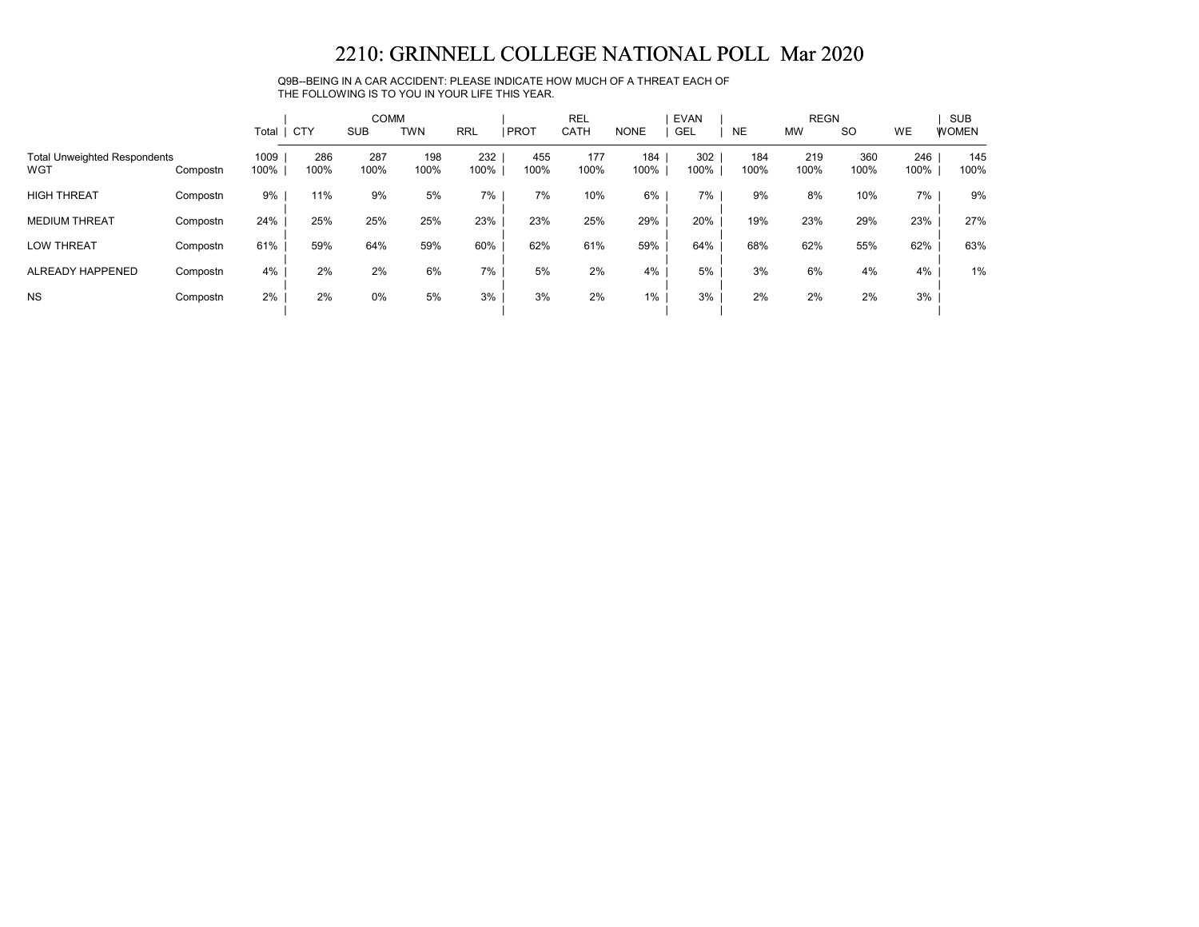# 2210: GRINNELL COLLEGE NATIONAL POLL Mar 2020

Q9B--BEING IN A CAR ACCIDENT: PLEASE INDICATE HOW MUCH OF A THREAT EACH OF THE FOLLOWING IS TO YOU IN YOUR LIFE THIS YEAR.

| | | | COMM | | | | REL | | | EVAN | REGN | | | | SUB |
|---|---|---|---|---|---|---|---|---|---|---|---|---|---|---|---|
| | | Total | CTY | SUB | TWN | RRL | PROT | CATH | NONE | GEL | NE | MW | SO | WE | WOMEN |
| Total Unweighted Respondents | | 1009 | 286 | 287 | 198 | 232 | 455 | 177 | 184 | 302 | 184 | 219 | 360 | 246 | 145 |
| WGT | Compostn | 100% | 100% | 100% | 100% | 100% | 100% | 100% | 100% | 100% | 100% | 100% | 100% | 100% | 100% |
| HIGH THREAT | Compostn | 9% | 11% | 9% | 5% | 7% | 7% | 10% | 6% | 7% | 9% | 8% | 10% | 7% | 9% |
| MEDIUM THREAT | Compostn | 24% | 25% | 25% | 25% | 23% | 23% | 25% | 29% | 20% | 19% | 23% | 29% | 23% | 27% |
| LOW THREAT | Compostn | 61% | 59% | 64% | 59% | 60% | 62% | 61% | 59% | 64% | 68% | 62% | 55% | 62% | 63% |
| ALREADY HAPPENED | Compostn | 4% | 2% | 2% | 6% | 7% | 5% | 2% | 4% | 5% | 3% | 6% | 4% | 4% | 1% |
| NS | Compostn | 2% | 2% | 0% | 5% | 3% | 3% | 2% | 1% | 3% | 2% | 2% | 2% | 3% | |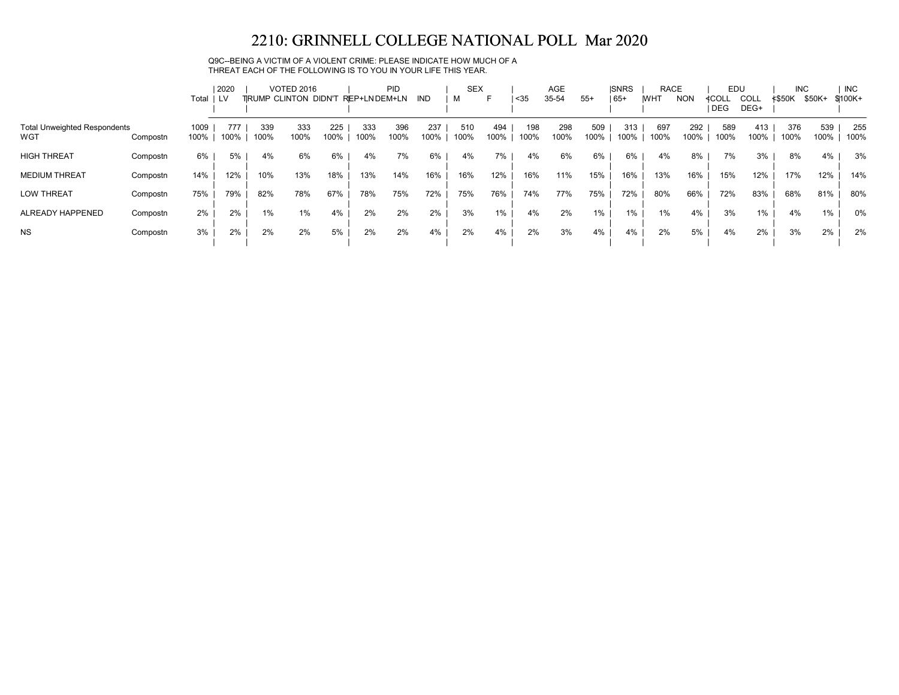# 2210: GRINNELL COLLEGE NATIONAL POLL Mar 2020

Q9C--BEING A VICTIM OF A VIOLENT CRIME: PLEASE INDICATE HOW MUCH OF A THREAT EACH OF THE FOLLOWING IS TO YOU IN YOUR LIFE THIS YEAR.

| | | | 2020 | VOTED 2016 | | | PID | | | SEX | | AGE | | | SNRS | RACE | | EDU | | INC | | INC |
|---|---|---|---|---|---|---|---|---|---|---|---|---|---|---|---|---|---|---|---|---|---|---|
| | | Total | LV | TRUMP | CLINTON | DIDN'T | REP+LN | DEM+LN | IND | M | F | <35 | 35-54 | 55+ | 65+ | WHT | NON | <COLL DEG | COLL DEG+ | <$50K | $50K+ | $100K+ |
| Total Unweighted Respondents | | 1009 | 777 | 339 | 333 | 225 | 333 | 396 | 237 | 510 | 494 | 198 | 298 | 509 | 313 | 697 | 292 | 589 | 413 | 376 | 539 | 255 |
| WGT | Compostn | 100% | 100% | 100% | 100% | 100% | 100% | 100% | 100% | 100% | 100% | 100% | 100% | 100% | 100% | 100% | 100% | 100% | 100% | 100% | 100% | 100% |
| HIGH THREAT | Compostn | 6% | 5% | 4% | 6% | 6% | 4% | 7% | 6% | 4% | 7% | 4% | 6% | 6% | 6% | 4% | 8% | 7% | 3% | 8% | 4% | 3% |
| MEDIUM THREAT | Compostn | 14% | 12% | 10% | 13% | 18% | 13% | 14% | 16% | 16% | 12% | 16% | 11% | 15% | 16% | 13% | 16% | 15% | 12% | 17% | 12% | 14% |
| LOW THREAT | Compostn | 75% | 79% | 82% | 78% | 67% | 78% | 75% | 72% | 75% | 76% | 74% | 77% | 75% | 72% | 80% | 66% | 72% | 83% | 68% | 81% | 80% |
| ALREADY HAPPENED | Compostn | 2% | 2% | 1% | 1% | 4% | 2% | 2% | 2% | 3% | 1% | 4% | 2% | 1% | 1% | 1% | 4% | 3% | 1% | 4% | 1% | 0% |
| NS | Compostn | 3% | 2% | 2% | 2% | 5% | 2% | 2% | 4% | 2% | 4% | 2% | 3% | 4% | 4% | 2% | 5% | 4% | 2% | 3% | 2% | 2% |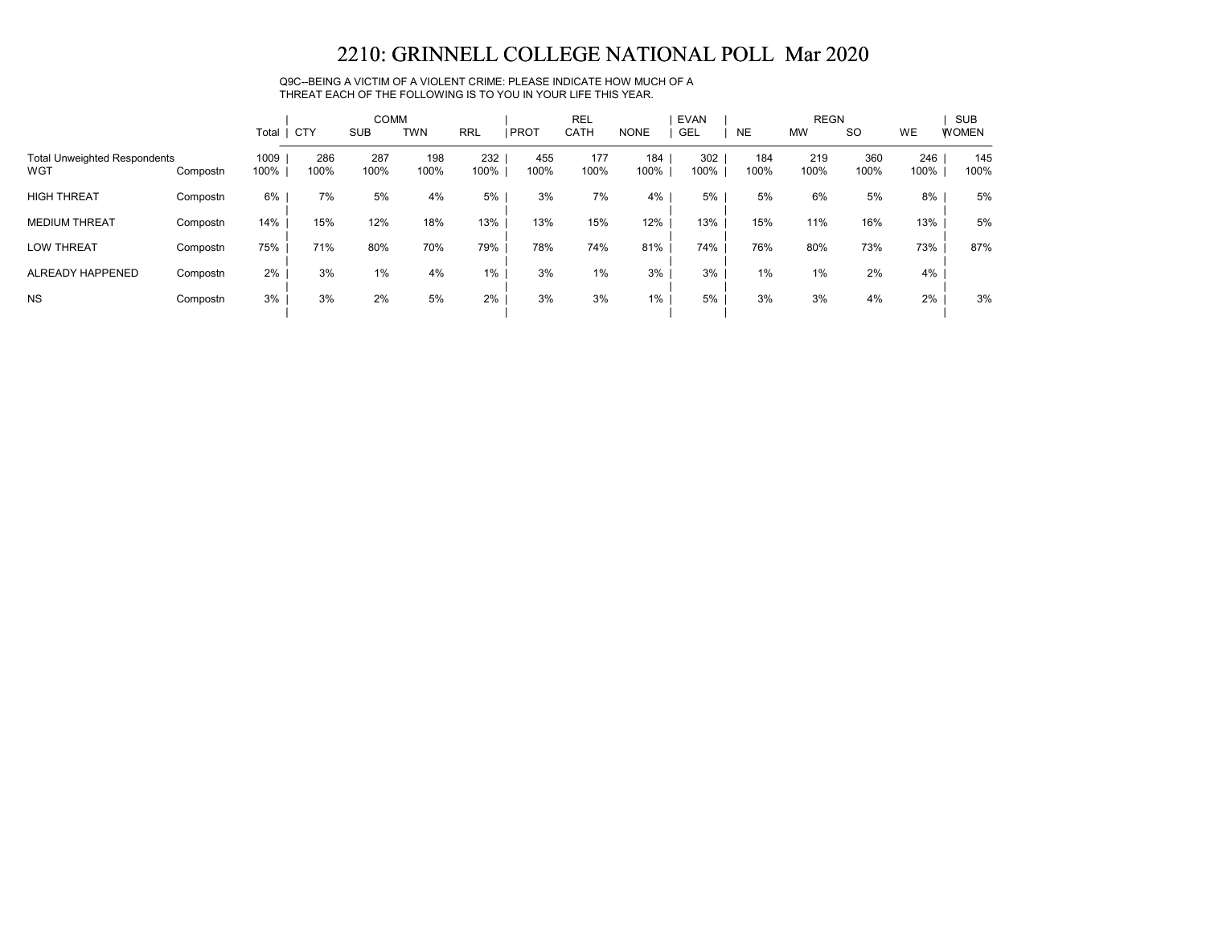# 2210: GRINNELL COLLEGE NATIONAL POLL Mar 2020

Q9C--BEING A VICTIM OF A VIOLENT CRIME: PLEASE INDICATE HOW MUCH OF A THREAT EACH OF THE FOLLOWING IS TO YOU IN YOUR LIFE THIS YEAR.

| | | | COMM | | | | REL | | | EVAN | REGN | | | | SUB |
|---|---|---|---|---|---|---|---|---|---|---|---|---|---|---|---|
| | | Total | CTY | SUB | TWN | RRL | PROT | CATH | NONE | GEL | NE | MW | SO | WE | WOMEN |
| Total Unweighted Respondents | | 1009 | 286 | 287 | 198 | 232 | 455 | 177 | 184 | 302 | 184 | 219 | 360 | 246 | 145 |
| WGT | Compostn | 100% | 100% | 100% | 100% | 100% | 100% | 100% | 100% | 100% | 100% | 100% | 100% | 100% | 100% |
| HIGH THREAT | Compostn | 6% | 7% | 5% | 4% | 5% | 3% | 7% | 4% | 5% | 5% | 6% | 5% | 8% | 5% |
| MEDIUM THREAT | Compostn | 14% | 15% | 12% | 18% | 13% | 13% | 15% | 12% | 13% | 15% | 11% | 16% | 13% | 5% |
| LOW THREAT | Compostn | 75% | 71% | 80% | 70% | 79% | 78% | 74% | 81% | 74% | 76% | 80% | 73% | 73% | 87% |
| ALREADY HAPPENED | Compostn | 2% | 3% | 1% | 4% | 1% | 3% | 1% | 3% | 3% | 1% | 1% | 2% | 4% | |
| NS | Compostn | 3% | 3% | 2% | 5% | 2% | 3% | 3% | 1% | 5% | 3% | 3% | 4% | 2% | 3% |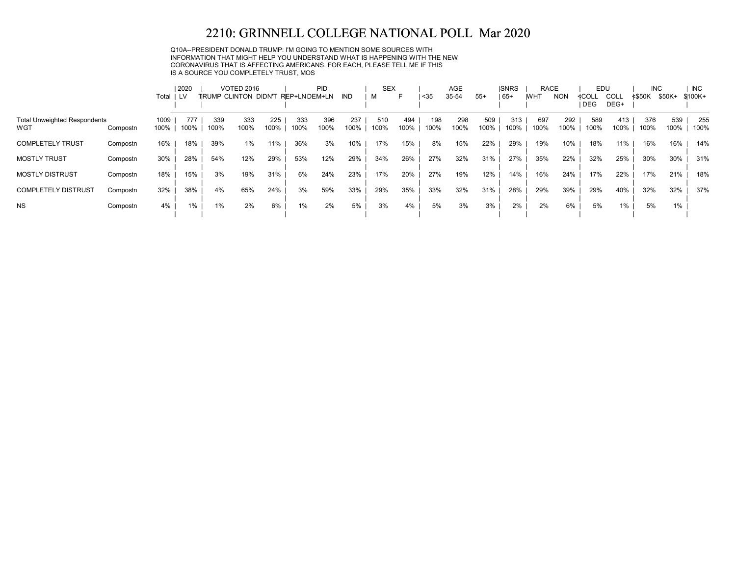# 2210: GRINNELL COLLEGE NATIONAL POLL Mar 2020

Q10A--PRESIDENT DONALD TRUMP: I'M GOING TO MENTION SOME SOURCES WITH INFORMATION THAT MIGHT HELP YOU UNDERSTAND WHAT IS HAPPENING WITH THE NEW CORONAVIRUS THAT IS AFFECTING AMERICANS. FOR EACH, PLEASE TELL ME IF THIS IS A SOURCE YOU COMPLETELY TRUST, MOS

| | | Total | 2020 | VOTED 2016 | | | PID | | | SEX | | AGE | | | SNRS | RACE | | EDU | | INC | | INC |
|---|---|---|---|---|---|---|---|---|---|---|---|---|---|---|---|---|---|---|---|---|---|---|
| | | | LV | TRUMP | CLINTON | DIDN'T | REP+LN | DEM+LN | IND | M | F | <35 | 35-54 | 55+ | 65+ | WHT | NON | <COLL DEG | COLL DEG+ | <$50K | $50K+ | $100K+ |
| Total Unweighted Respondents | | 1009 | 777 | 339 | 333 | 225 | 333 | 396 | 237 | 510 | 494 | 198 | 298 | 509 | 313 | 697 | 292 | 589 | 413 | 376 | 539 | 255 |
| WGT | Compostn | 100% | 100% | 100% | 100% | 100% | 100% | 100% | 100% | 100% | 100% | 100% | 100% | 100% | 100% | 100% | 100% | 100% | 100% | 100% | 100% | 100% |
| COMPLETELY TRUST | Compostn | 16% | 18% | 39% | 1% | 11% | 36% | 3% | 10% | 17% | 15% | 8% | 15% | 22% | 29% | 19% | 10% | 18% | 11% | 16% | 16% | 14% |
| MOSTLY TRUST | Compostn | 30% | 28% | 54% | 12% | 29% | 53% | 12% | 29% | 34% | 26% | 27% | 32% | 31% | 27% | 35% | 22% | 32% | 25% | 30% | 30% | 31% |
| MOSTLY DISTRUST | Compostn | 18% | 15% | 3% | 19% | 31% | 6% | 24% | 23% | 17% | 20% | 27% | 19% | 12% | 14% | 16% | 24% | 17% | 22% | 17% | 21% | 18% |
| COMPLETELY DISTRUST | Compostn | 32% | 38% | 4% | 65% | 24% | 3% | 59% | 33% | 29% | 35% | 33% | 32% | 31% | 28% | 29% | 39% | 29% | 40% | 32% | 32% | 37% |
| NS | Compostn | 4% | 1% | 1% | 2% | 6% | 1% | 2% | 5% | 3% | 4% | 5% | 3% | 3% | 2% | 2% | 6% | 5% | 1% | 5% | 1% | |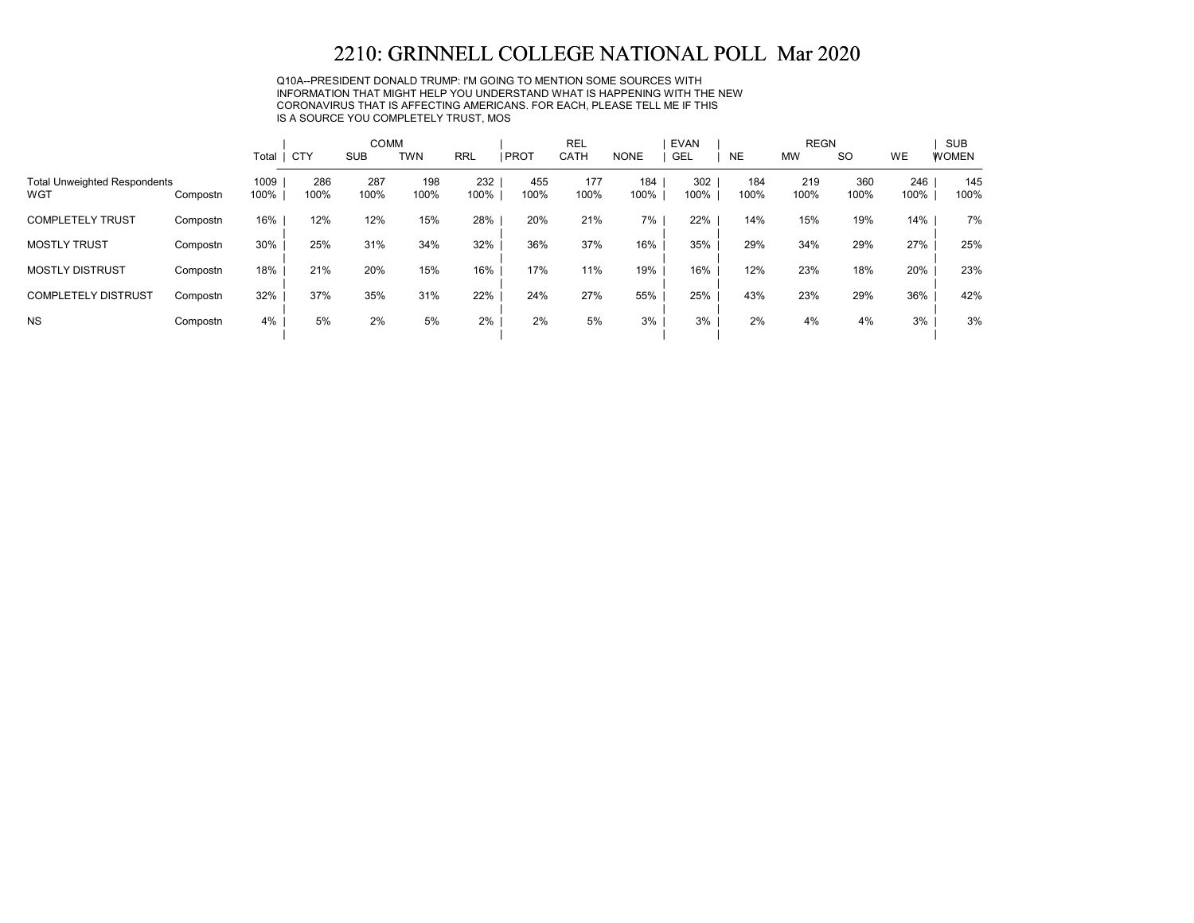# 2210: GRINNELL COLLEGE NATIONAL POLL Mar 2020

Q10A--PRESIDENT DONALD TRUMP: I'M GOING TO MENTION SOME SOURCES WITH INFORMATION THAT MIGHT HELP YOU UNDERSTAND WHAT IS HAPPENING WITH THE NEW CORONAVIRUS THAT IS AFFECTING AMERICANS. FOR EACH, PLEASE TELL ME IF THIS IS A SOURCE YOU COMPLETELY TRUST, MOS

| | | | COMM | | | | REL | | | EVAN | REGN | | | | SUB |
|---|---|---|---|---|---|---|---|---|---|---|---|---|---|---|---|
| | | Total | CTY | SUB | TWN | RRL | PROT | CATH | NONE | GEL | NE | MW | SO | WE | WOMEN |
| Total Unweighted Respondents | | 1009 | 286 | 287 | 198 | 232 | 455 | 177 | 184 | 302 | 184 | 219 | 360 | 246 | 145 |
| WGT | Compostn | 100% | 100% | 100% | 100% | 100% | 100% | 100% | 100% | 100% | 100% | 100% | 100% | 100% | 100% |
| COMPLETELY TRUST | Compostn | 16% | 12% | 12% | 15% | 28% | 20% | 21% | 7% | 22% | 14% | 15% | 19% | 14% | 7% |
| MOSTLY TRUST | Compostn | 30% | 25% | 31% | 34% | 32% | 36% | 37% | 16% | 35% | 29% | 34% | 29% | 27% | 25% |
| MOSTLY DISTRUST | Compostn | 18% | 21% | 20% | 15% | 16% | 17% | 11% | 19% | 16% | 12% | 23% | 18% | 20% | 23% |
| COMPLETELY DISTRUST | Compostn | 32% | 37% | 35% | 31% | 22% | 24% | 27% | 55% | 25% | 43% | 23% | 29% | 36% | 42% |
| NS | Compostn | 4% | 5% | 2% | 5% | 2% | 2% | 5% | 3% | 3% | 2% | 4% | 4% | 3% | 3% |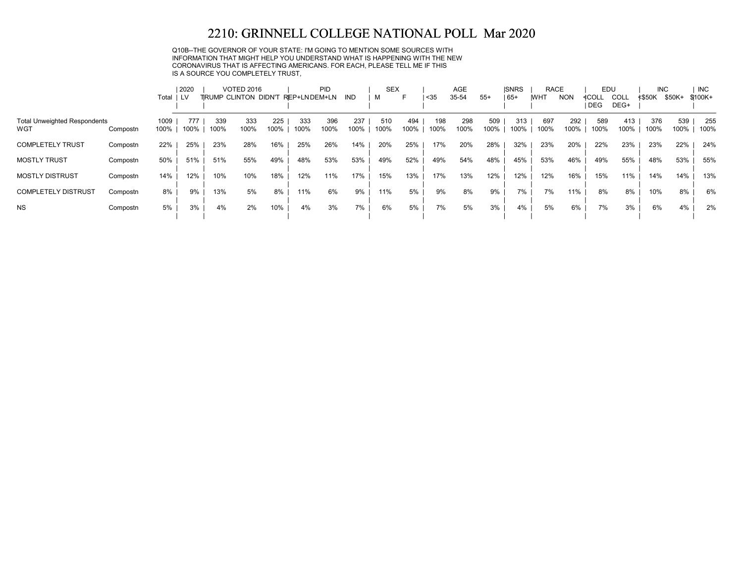# 2210: GRINNELL COLLEGE NATIONAL POLL Mar 2020

Q10B--THE GOVERNOR OF YOUR STATE: I'M GOING TO MENTION SOME SOURCES WITH INFORMATION THAT MIGHT HELP YOU UNDERSTAND WHAT IS HAPPENING WITH THE NEW CORONAVIRUS THAT IS AFFECTING AMERICANS. FOR EACH, PLEASE TELL ME IF THIS IS A SOURCE YOU COMPLETELY TRUST,

| | | | 2020 | VOTED 2016 | | | PID | | | SEX | | AGE | | | SNRS | RACE | | EDU | | INC | | INC |
|---|---|---|---|---|---|---|---|---|---|---|---|---|---|---|---|---|---|---|---|---|---|---|
| | | Total | LV | TRUMP | CLINTON | DIDN'T | REP+LN | DEM+LN | IND | M | F | <35 | 35-54 | 55+ | 65+ | WHT | NON | <COLL DEG | COLL DEG+ | <$50K | $50K+ | $100K+ |
| Total Unweighted Respondents | | 1009 | 777 | 339 | 333 | 225 | 333 | 396 | 237 | 510 | 494 | 198 | 298 | 509 | 313 | 697 | 292 | 589 | 413 | 376 | 539 | 255 |
| WGT | Compostn | 100% | 100% | 100% | 100% | 100% | 100% | 100% | 100% | 100% | 100% | 100% | 100% | 100% | 100% | 100% | 100% | 100% | 100% | 100% | 100% | 100% |
| COMPLETELY TRUST | Compostn | 22% | 25% | 23% | 28% | 16% | 25% | 26% | 14% | 20% | 25% | 17% | 20% | 28% | 32% | 23% | 20% | 22% | 23% | 23% | 22% | 24% |
| MOSTLY TRUST | Compostn | 50% | 51% | 51% | 55% | 49% | 48% | 53% | 53% | 49% | 52% | 49% | 54% | 48% | 45% | 53% | 46% | 49% | 55% | 48% | 53% | 55% |
| MOSTLY DISTRUST | Compostn | 14% | 12% | 10% | 10% | 18% | 12% | 11% | 17% | 15% | 13% | 17% | 13% | 12% | 12% | 12% | 16% | 15% | 11% | 14% | 14% | 13% |
| COMPLETELY DISTRUST | Compostn | 8% | 9% | 13% | 5% | 8% | 11% | 6% | 9% | 11% | 5% | 9% | 8% | 9% | 7% | 7% | 11% | 8% | 8% | 10% | 8% | 6% |
| NS | Compostn | 5% | 3% | 4% | 2% | 10% | 4% | 3% | 7% | 6% | 5% | 7% | 5% | 3% | 4% | 5% | 6% | 7% | 3% | 6% | 4% | 2% |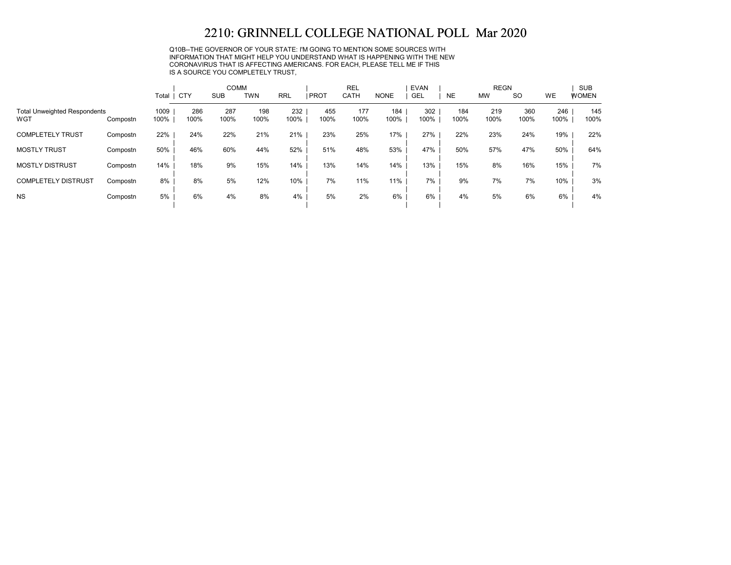# 2210: GRINNELL COLLEGE NATIONAL POLL Mar 2020

Q10B--THE GOVERNOR OF YOUR STATE: I'M GOING TO MENTION SOME SOURCES WITH INFORMATION THAT MIGHT HELP YOU UNDERSTAND WHAT IS HAPPENING WITH THE NEW CORONAVIRUS THAT IS AFFECTING AMERICANS. FOR EACH, PLEASE TELL ME IF THIS IS A SOURCE YOU COMPLETELY TRUST,

| | | | COMM | | | | REL | | | EVAN | REGN | | | | SUB |
|---|---|---|---|---|---|---|---|---|---|---|---|---|---|---|---|
| | | Total | CTY | SUB | TWN | RRL | PROT | CATH | NONE | GEL | NE | MW | SO | WE | WOMEN |
| Total Unweighted Respondents | | 1009 | 286 | 287 | 198 | 232 | 455 | 177 | 184 | 302 | 184 | 219 | 360 | 246 | 145 |
| WGT | Compostn | 100% | 100% | 100% | 100% | 100% | 100% | 100% | 100% | 100% | 100% | 100% | 100% | 100% | 100% |
| COMPLETELY TRUST | Compostn | 22% | 24% | 22% | 21% | 21% | 23% | 25% | 17% | 27% | 22% | 23% | 24% | 19% | 22% |
| MOSTLY TRUST | Compostn | 50% | 46% | 60% | 44% | 52% | 51% | 48% | 53% | 47% | 50% | 57% | 47% | 50% | 64% |
| MOSTLY DISTRUST | Compostn | 14% | 18% | 9% | 15% | 14% | 13% | 14% | 14% | 13% | 15% | 8% | 16% | 15% | 7% |
| COMPLETELY DISTRUST | Compostn | 8% | 8% | 5% | 12% | 10% | 7% | 11% | 11% | 7% | 9% | 7% | 7% | 10% | 3% |
| NS | Compostn | 5% | 6% | 4% | 8% | 4% | 5% | 2% | 6% | 6% | 4% | 5% | 6% | 6% | 4% |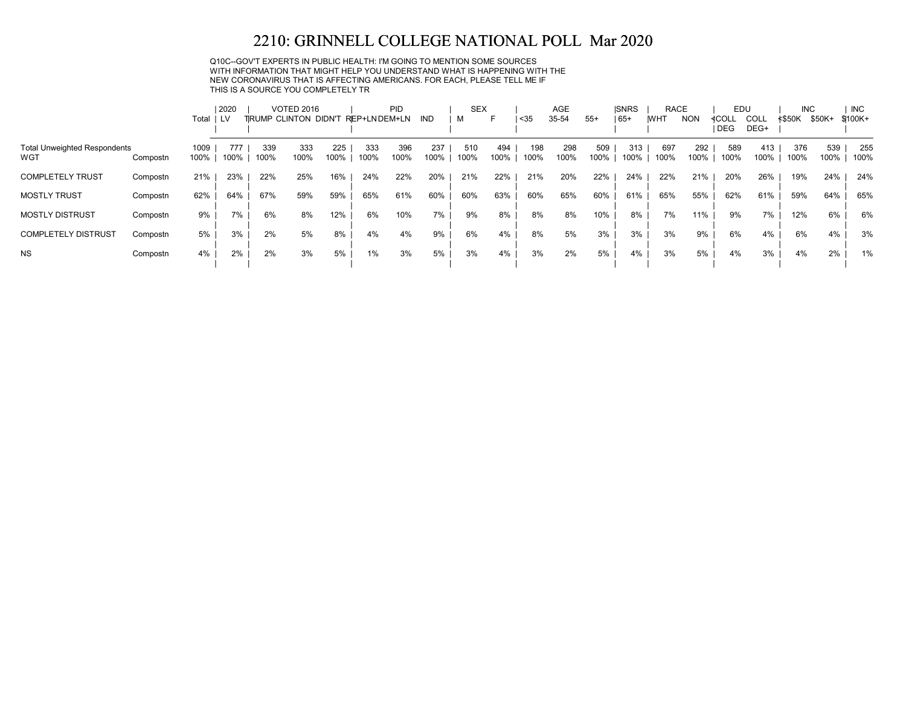# 2210: GRINNELL COLLEGE NATIONAL POLL Mar 2020

Q10C--GOV'T EXPERTS IN PUBLIC HEALTH: I'M GOING TO MENTION SOME SOURCES WITH INFORMATION THAT MIGHT HELP YOU UNDERSTAND WHAT IS HAPPENING WITH THE NEW CORONAVIRUS THAT IS AFFECTING AMERICANS. FOR EACH, PLEASE TELL ME IF THIS IS A SOURCE YOU COMPLETELY TR

| | | Total | 2020 | VOTED 2016 | | | PID | | | SEX | | AGE | | | SNRS | RACE | | EDU | | INC | | INC |
|---|---|---|---|---|---|---|---|---|---|---|---|---|---|---|---|---|---|---|---|---|---|---|
| | | | LV | TRUMP | CLINTON | DIDN'T | REP+LN | DEM+LN | IND | M | F | <35 | 35-54 | 55+ | 65+ | WHT | NON | <COLL DEG | COLL DEG+ | <$50K | $50K+ | $100K+ |
| Total Unweighted Respondents | | 1009 | 777 | 339 | 333 | 225 | 333 | 396 | 237 | 510 | 494 | 198 | 298 | 509 | 313 | 697 | 292 | 589 | 413 | 376 | 539 | 255 |
| WGT | Compostn | 100% | 100% | 100% | 100% | 100% | 100% | 100% | 100% | 100% | 100% | 100% | 100% | 100% | 100% | 100% | 100% | 100% | 100% | 100% | 100% | 100% |
| COMPLETELY TRUST | Compostn | 21% | 23% | 22% | 25% | 16% | 24% | 22% | 20% | 21% | 22% | 21% | 20% | 22% | 24% | 22% | 21% | 20% | 26% | 19% | 24% | 24% |
| MOSTLY TRUST | Compostn | 62% | 64% | 67% | 59% | 59% | 65% | 61% | 60% | 60% | 63% | 60% | 65% | 60% | 61% | 65% | 55% | 62% | 61% | 59% | 64% | 65% |
| MOSTLY DISTRUST | Compostn | 9% | 7% | 6% | 8% | 12% | 6% | 10% | 7% | 9% | 8% | 8% | 8% | 10% | 8% | 7% | 11% | 9% | 7% | 12% | 6% | 6% |
| COMPLETELY DISTRUST | Compostn | 5% | 3% | 2% | 5% | 8% | 4% | 4% | 9% | 6% | 4% | 8% | 5% | 3% | 3% | 3% | 9% | 6% | 4% | 6% | 4% | 3% |
| NS | Compostn | 4% | 2% | 2% | 3% | 5% | 1% | 3% | 5% | 3% | 4% | 3% | 2% | 5% | 4% | 3% | 5% | 4% | 3% | 4% | 2% | 1% |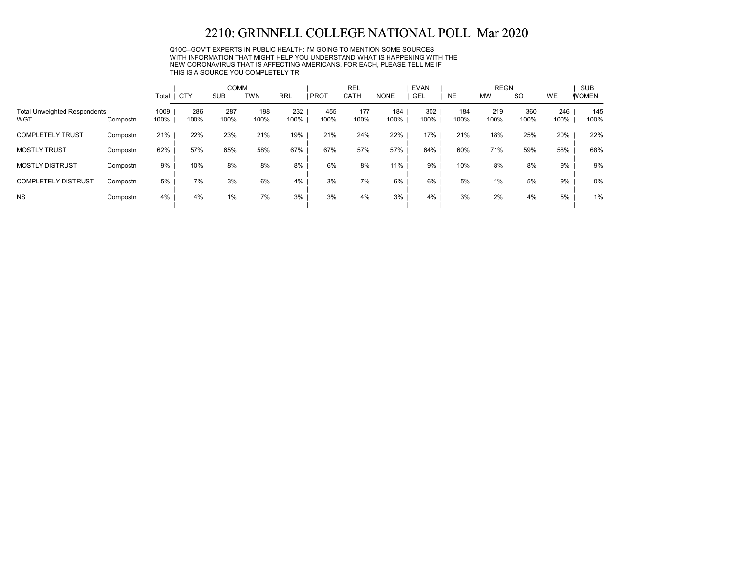# 2210: GRINNELL COLLEGE NATIONAL POLL Mar 2020

Q10C--GOV'T EXPERTS IN PUBLIC HEALTH: I'M GOING TO MENTION SOME SOURCES WITH INFORMATION THAT MIGHT HELP YOU UNDERSTAND WHAT IS HAPPENING WITH THE NEW CORONAVIRUS THAT IS AFFECTING AMERICANS. FOR EACH, PLEASE TELL ME IF THIS IS A SOURCE YOU COMPLETELY TR

| | | | COMM | | | | REL | | | EVAN | REGN | | | | SUB |
|---|---|---|---|---|---|---|---|---|---|---|---|---|---|---|---|
| | | Total | CTY | SUB | TWN | RRL | PROT | CATH | NONE | GEL | NE | MW | SO | WE | WOMEN |
| Total Unweighted Respondents | | 1009 | 286 | 287 | 198 | 232 | 455 | 177 | 184 | 302 | 184 | 219 | 360 | 246 | 145 |
| WGT | Compostn | 100% | 100% | 100% | 100% | 100% | 100% | 100% | 100% | 100% | 100% | 100% | 100% | 100% | 100% |
| COMPLETELY TRUST | Compostn | 21% | 22% | 23% | 21% | 19% | 21% | 24% | 22% | 17% | 21% | 18% | 25% | 20% | 22% |
| MOSTLY TRUST | Compostn | 62% | 57% | 65% | 58% | 67% | 67% | 57% | 57% | 64% | 60% | 71% | 59% | 58% | 68% |
| MOSTLY DISTRUST | Compostn | 9% | 10% | 8% | 8% | 8% | 6% | 8% | 11% | 9% | 10% | 8% | 8% | 9% | 9% |
| COMPLETELY DISTRUST | Compostn | 5% | 7% | 3% | 6% | 4% | 3% | 7% | 6% | 6% | 5% | 1% | 5% | 9% | 0% |
| NS | Compostn | 4% | 4% | 1% | 7% | 3% | 3% | 4% | 3% | 4% | 3% | 2% | 4% | 5% | 1% |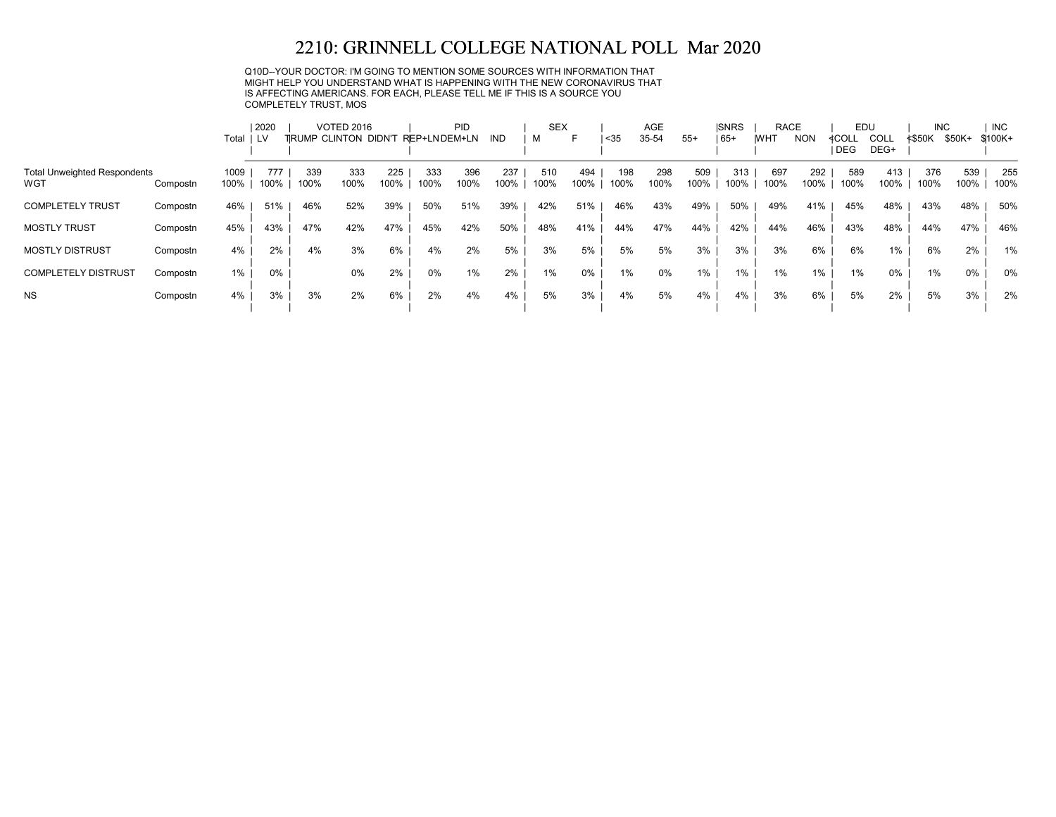# 2210: GRINNELL COLLEGE NATIONAL POLL Mar 2020

Q10D--YOUR DOCTOR: I'M GOING TO MENTION SOME SOURCES WITH INFORMATION THAT MIGHT HELP YOU UNDERSTAND WHAT IS HAPPENING WITH THE NEW CORONAVIRUS THAT IS AFFECTING AMERICANS. FOR EACH, PLEASE TELL ME IF THIS IS A SOURCE YOU COMPLETELY TRUST, MOS

| | | | 2020 | VOTED 2016 | | | PID | | | SEX | | AGE | | | SNRS | RACE | | EDU | | INC | | INC |
|---|---|---|---|---|---|---|---|---|---|---|---|---|---|---|---|---|---|---|---|---|---|---|
| | | Total | LV | TRUMP | CLINTON | DIDN'T | REP+LN | DEM+LN | IND | M | F | <35 | 35-54 | 55+ | 65+ | WHT | NON | <COLL DEG | COLL DEG+ | <$50K | $50K+ | $100K+ |
| Total Unweighted Respondents | | 1009 | 777 | 339 | 333 | 225 | 333 | 396 | 237 | 510 | 494 | 198 | 298 | 509 | 313 | 697 | 292 | 589 | 413 | 376 | 539 | 255 |
| WGT | Compostn | 100% | 100% | 100% | 100% | 100% | 100% | 100% | 100% | 100% | 100% | 100% | 100% | 100% | 100% | 100% | 100% | 100% | 100% | 100% | 100% | 100% |
| COMPLETELY TRUST | Compostn | 46% | 51% | 46% | 52% | 39% | 50% | 51% | 39% | 42% | 51% | 46% | 43% | 49% | 50% | 49% | 41% | 45% | 48% | 43% | 48% | 50% |
| MOSTLY TRUST | Compostn | 45% | 43% | 47% | 42% | 47% | 45% | 42% | 50% | 48% | 41% | 44% | 47% | 44% | 42% | 44% | 46% | 43% | 48% | 44% | 47% | 46% |
| MOSTLY DISTRUST | Compostn | 4% | 2% | 4% | 3% | 6% | 4% | 2% | 5% | 3% | 5% | 5% | 5% | 3% | 3% | 3% | 6% | 6% | 1% | 6% | 2% | 1% |
| COMPLETELY DISTRUST | Compostn | 1% | 0% | | 0% | 2% | 0% | 1% | 2% | 1% | 0% | 1% | 0% | 1% | 1% | 1% | 1% | 1% | 0% | 1% | 0% | 0% |
| NS | Compostn | 4% | 3% | 3% | 2% | 6% | 2% | 4% | 4% | 5% | 3% | 4% | 5% | 4% | 4% | 3% | 6% | 5% | 2% | 5% | 3% | 2% |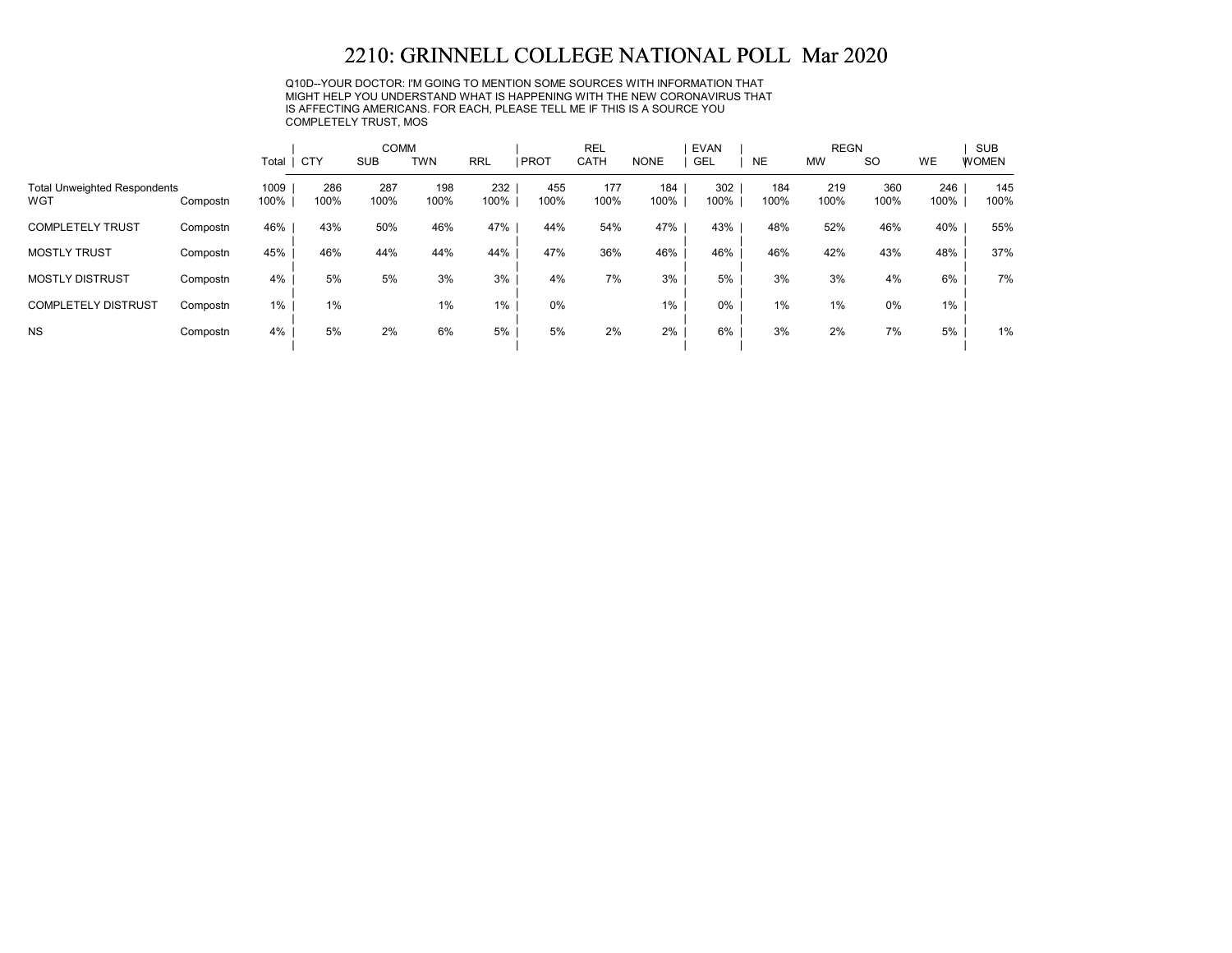# 2210: GRINNELL COLLEGE NATIONAL POLL Mar 2020

Q10D--YOUR DOCTOR: I'M GOING TO MENTION SOME SOURCES WITH INFORMATION THAT MIGHT HELP YOU UNDERSTAND WHAT IS HAPPENING WITH THE NEW CORONAVIRUS THAT IS AFFECTING AMERICANS. FOR EACH, PLEASE TELL ME IF THIS IS A SOURCE YOU COMPLETELY TRUST, MOS

| | | | COMM | | | | REL | | | EVAN | REGN | | | | SUB |
|---|---|---|---|---|---|---|---|---|---|---|---|---|---|---|---|
| | | Total | CTY | SUB | TWN | RRL | PROT | CATH | NONE | GEL | NE | MW | SO | WE | WOMEN |
| Total Unweighted Respondents | | 1009 | 286 | 287 | 198 | 232 | 455 | 177 | 184 | 302 | 184 | 219 | 360 | 246 | 145 |
| WGT | Compostn | 100% | 100% | 100% | 100% | 100% | 100% | 100% | 100% | 100% | 100% | 100% | 100% | 100% | 100% |
| COMPLETELY TRUST | Compostn | 46% | 43% | 50% | 46% | 47% | 44% | 54% | 47% | 43% | 48% | 52% | 46% | 40% | 55% |
| MOSTLY TRUST | Compostn | 45% | 46% | 44% | 44% | 44% | 47% | 36% | 46% | 46% | 46% | 42% | 43% | 48% | 37% |
| MOSTLY DISTRUST | Compostn | 4% | 5% | 5% | 3% | 3% | 4% | 7% | 3% | 5% | 3% | 3% | 4% | 6% | 7% |
| COMPLETELY DISTRUST | Compostn | 1% | 1% | | 1% | 1% | 0% | | 1% | 0% | 1% | 1% | 0% | 1% | |
| NS | Compostn | 4% | 5% | 2% | 6% | 5% | 5% | 2% | 2% | 6% | 3% | 2% | 7% | 5% | 1% |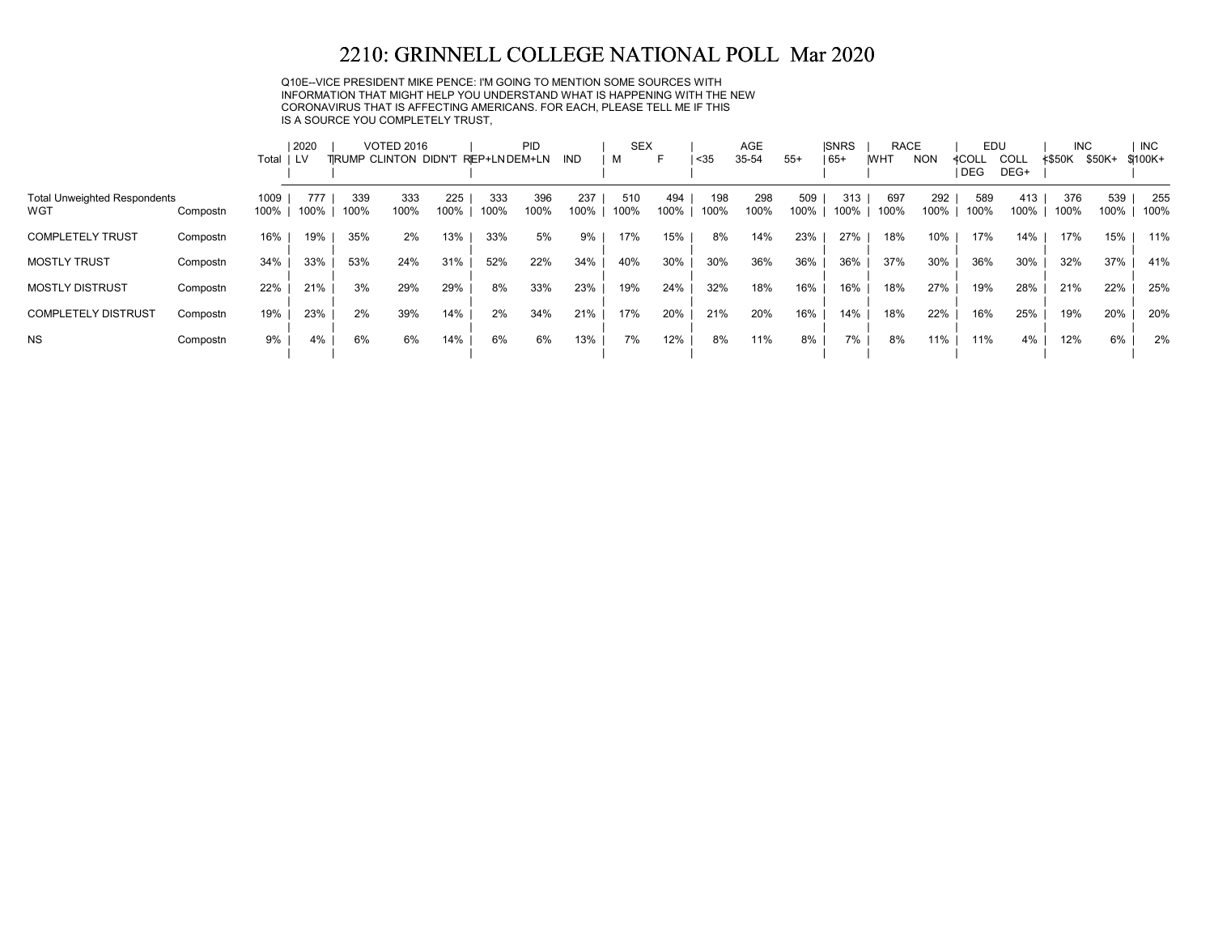# 2210: GRINNELL COLLEGE NATIONAL POLL Mar 2020

Q10E--VICE PRESIDENT MIKE PENCE: I'M GOING TO MENTION SOME SOURCES WITH INFORMATION THAT MIGHT HELP YOU UNDERSTAND WHAT IS HAPPENING WITH THE NEW CORONAVIRUS THAT IS AFFECTING AMERICANS. FOR EACH, PLEASE TELL ME IF THIS IS A SOURCE YOU COMPLETELY TRUST,

| | | | 2020 | VOTED 2016 | | | PID | | | SEX | | AGE | | | SNRS | RACE | | EDU | | INC | | INC |
|---|---|---|---|---|---|---|---|---|---|---|---|---|---|---|---|---|---|---|---|---|---|---|
| | | Total | LV | TRUMP | CLINTON | DIDN'T | REP+LN | DEM+LN | IND | M | F | <35 | 35-54 | 55+ | 65+ | WHT | NON | <COLL DEG | COLL DEG+ | <$50K | $50K+ | $100K+ |
| Total Unweighted Respondents | | 1009 | 777 | 339 | 333 | 225 | 333 | 396 | 237 | 510 | 494 | 198 | 298 | 509 | 313 | 697 | 292 | 589 | 413 | 376 | 539 | 255 |
| WGT | Compostn | 100% | 100% | 100% | 100% | 100% | 100% | 100% | 100% | 100% | 100% | 100% | 100% | 100% | 100% | 100% | 100% | 100% | 100% | 100% | 100% | 100% |
| COMPLETELY TRUST | Compostn | 16% | 19% | 35% | 2% | 13% | 33% | 5% | 9% | 17% | 15% | 8% | 14% | 23% | 27% | 18% | 10% | 17% | 14% | 17% | 15% | 11% |
| MOSTLY TRUST | Compostn | 34% | 33% | 53% | 24% | 31% | 52% | 22% | 34% | 40% | 30% | 30% | 36% | 36% | 36% | 37% | 30% | 36% | 30% | 32% | 37% | 41% |
| MOSTLY DISTRUST | Compostn | 22% | 21% | 3% | 29% | 29% | 8% | 33% | 23% | 19% | 24% | 32% | 18% | 16% | 16% | 18% | 27% | 19% | 28% | 21% | 22% | 25% |
| COMPLETELY DISTRUST | Compostn | 19% | 23% | 2% | 39% | 14% | 2% | 34% | 21% | 17% | 20% | 21% | 20% | 16% | 14% | 18% | 22% | 16% | 25% | 19% | 20% | 20% |
| NS | Compostn | 9% | 4% | 6% | 6% | 14% | 6% | 6% | 13% | 7% | 12% | 8% | 11% | 8% | 7% | 8% | 11% | 11% | 4% | 12% | 6% | 2% |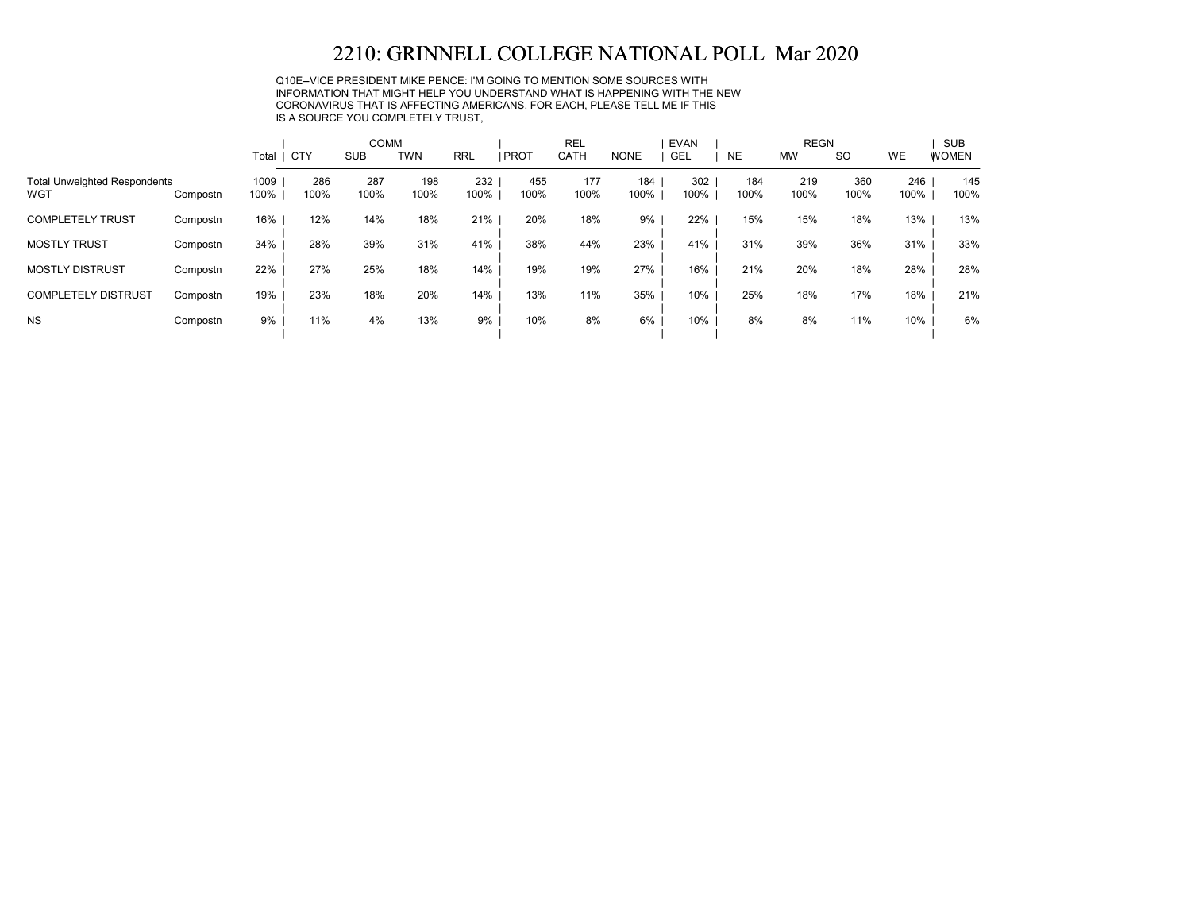# 2210: GRINNELL COLLEGE NATIONAL POLL Mar 2020

Q10E--VICE PRESIDENT MIKE PENCE: I'M GOING TO MENTION SOME SOURCES WITH INFORMATION THAT MIGHT HELP YOU UNDERSTAND WHAT IS HAPPENING WITH THE NEW CORONAVIRUS THAT IS AFFECTING AMERICANS. FOR EACH, PLEASE TELL ME IF THIS IS A SOURCE YOU COMPLETELY TRUST,

| | | | COMM | | | | REL | | | EVAN | REGN | | | | SUB |
|---|---|---|---|---|---|---|---|---|---|---|---|---|---|---|---|
| | | Total | CTY | SUB | TWN | RRL | PROT | CATH | NONE | GEL | NE | MW | SO | WE | WOMEN |
| Total Unweighted Respondents | | 1009 | 286 | 287 | 198 | 232 | 455 | 177 | 184 | 302 | 184 | 219 | 360 | 246 | 145 |
| WGT | Compostn | 100% | 100% | 100% | 100% | 100% | 100% | 100% | 100% | 100% | 100% | 100% | 100% | 100% | 100% |
| COMPLETELY TRUST | Compostn | 16% | 12% | 14% | 18% | 21% | 20% | 18% | 9% | 22% | 15% | 15% | 18% | 13% | 13% |
| MOSTLY TRUST | Compostn | 34% | 28% | 39% | 31% | 41% | 38% | 44% | 23% | 41% | 31% | 39% | 36% | 31% | 33% |
| MOSTLY DISTRUST | Compostn | 22% | 27% | 25% | 18% | 14% | 19% | 19% | 27% | 16% | 21% | 20% | 18% | 28% | 28% |
| COMPLETELY DISTRUST | Compostn | 19% | 23% | 18% | 20% | 14% | 13% | 11% | 35% | 10% | 25% | 18% | 17% | 18% | 21% |
| NS | Compostn | 9% | 11% | 4% | 13% | 9% | 10% | 8% | 6% | 10% | 8% | 8% | 11% | 10% | 6% |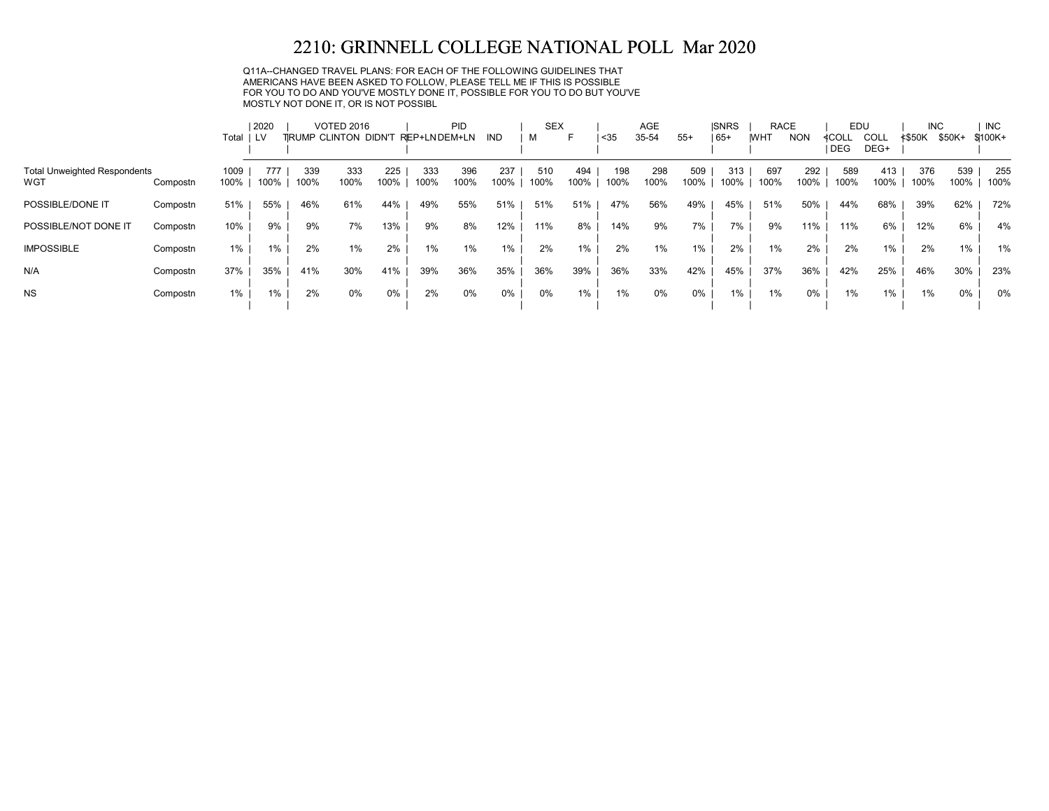# 2210: GRINNELL COLLEGE NATIONAL POLL Mar 2020

Q11A--CHANGED TRAVEL PLANS: FOR EACH OF THE FOLLOWING GUIDELINES THAT AMERICANS HAVE BEEN ASKED TO FOLLOW, PLEASE TELL ME IF THIS IS POSSIBLE FOR YOU TO DO AND YOU'VE MOSTLY DONE IT, POSSIBLE FOR YOU TO DO BUT YOU'VE MOSTLY NOT DONE IT, OR IS NOT POSSIBL

| | | Total | 2020 | VOTED 2016 | | | PID | | | SEX | | AGE | | | SNRS | RACE | | EDU | | INC | | INC |
|---|---|---|---|---|---|---|---|---|---|---|---|---|---|---|---|---|---|---|---|---|---|---|
| | | | LV | TRUMP | CLINTON | DIDN'T | REP+LN | DEM+LN | IND | M | F | <35 | 35-54 | 55+ | 65+ | WHT | NON | <COLL DEG | COLL DEG+ | <$50K | $50K+ | $100K+ |
| Total Unweighted Respondents | | 1009 | 777 | 339 | 333 | 225 | 333 | 396 | 237 | 510 | 494 | 198 | 298 | 509 | 313 | 697 | 292 | 589 | 413 | 376 | 539 | 255 |
| WGT | Compostn | 100% | 100% | 100% | 100% | 100% | 100% | 100% | 100% | 100% | 100% | 100% | 100% | 100% | 100% | 100% | 100% | 100% | 100% | 100% | 100% | 100% |
| POSSIBLE/DONE IT | Compostn | 51% | 55% | 46% | 61% | 44% | 49% | 55% | 51% | 51% | 51% | 47% | 56% | 49% | 45% | 51% | 50% | 44% | 68% | 39% | 62% | 72% |
| POSSIBLE/NOT DONE IT | Compostn | 10% | 9% | 9% | 7% | 13% | 9% | 8% | 12% | 11% | 8% | 14% | 9% | 7% | 7% | 9% | 11% | 11% | 6% | 12% | 6% | 4% |
| IMPOSSIBLE | Compostn | 1% | 1% | 2% | 1% | 2% | 1% | 1% | 1% | 2% | 1% | 2% | 1% | 1% | 2% | 1% | 2% | 2% | 1% | 2% | 1% | 1% |
| N/A | Compostn | 37% | 35% | 41% | 30% | 41% | 39% | 36% | 35% | 36% | 39% | 36% | 33% | 42% | 45% | 37% | 36% | 42% | 25% | 46% | 30% | 23% |
| NS | Compostn | 1% | 1% | 2% | 0% | 0% | 2% | 0% | 0% | 0% | 1% | 1% | 0% | 0% | 1% | 1% | 0% | 1% | 1% | 1% | 0% | 0% |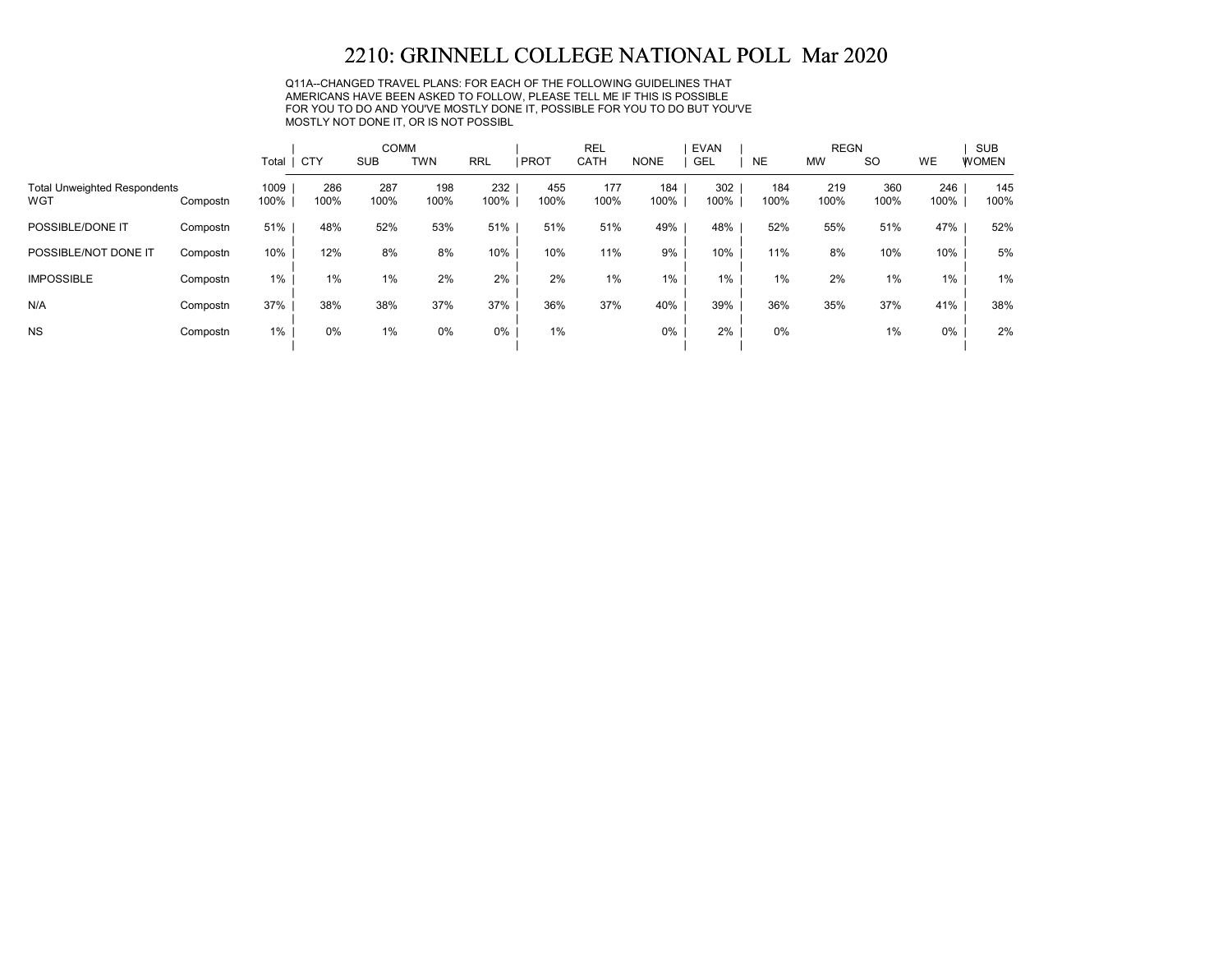# 2210: GRINNELL COLLEGE NATIONAL POLL Mar 2020

Q11A--CHANGED TRAVEL PLANS: FOR EACH OF THE FOLLOWING GUIDELINES THAT AMERICANS HAVE BEEN ASKED TO FOLLOW, PLEASE TELL ME IF THIS IS POSSIBLE FOR YOU TO DO AND YOU'VE MOSTLY DONE IT, POSSIBLE FOR YOU TO DO BUT YOU'VE MOSTLY NOT DONE IT, OR IS NOT POSSIBL

| | | Total | COMM | | | | REL | | | EVAN | REGN | | | | SUB |
|---|---|---|---|---|---|---|---|---|---|---|---|---|---|---|---|
| | | | CTY | SUB | TWN | RRL | PROT | CATH | NONE | GEL | NE | MW | SO | WE | WOMEN |
| Total Unweighted Respondents | | 1009 | 286 | 287 | 198 | 232 | 455 | 177 | 184 | 302 | 184 | 219 | 360 | 246 | 145 |
| WGT | Compostn | 100% | 100% | 100% | 100% | 100% | 100% | 100% | 100% | 100% | 100% | 100% | 100% | 100% | 100% |
| POSSIBLE/DONE IT | Compostn | 51% | 48% | 52% | 53% | 51% | 51% | 51% | 49% | 48% | 52% | 55% | 51% | 47% | 52% |
| POSSIBLE/NOT DONE IT | Compostn | 10% | 12% | 8% | 8% | 10% | 10% | 11% | 9% | 10% | 11% | 8% | 10% | 10% | 5% |
| IMPOSSIBLE | Compostn | 1% | 1% | 1% | 2% | 2% | 2% | 1% | 1% | 1% | 1% | 2% | 1% | 1% | 1% |
| N/A | Compostn | 37% | 38% | 38% | 37% | 37% | 36% | 37% | 40% | 39% | 36% | 35% | 37% | 41% | 38% |
| NS | Compostn | 1% | 0% | 1% | 0% | 0% | 1% | | 0% | 2% | 0% | | 1% | 0% | 2% |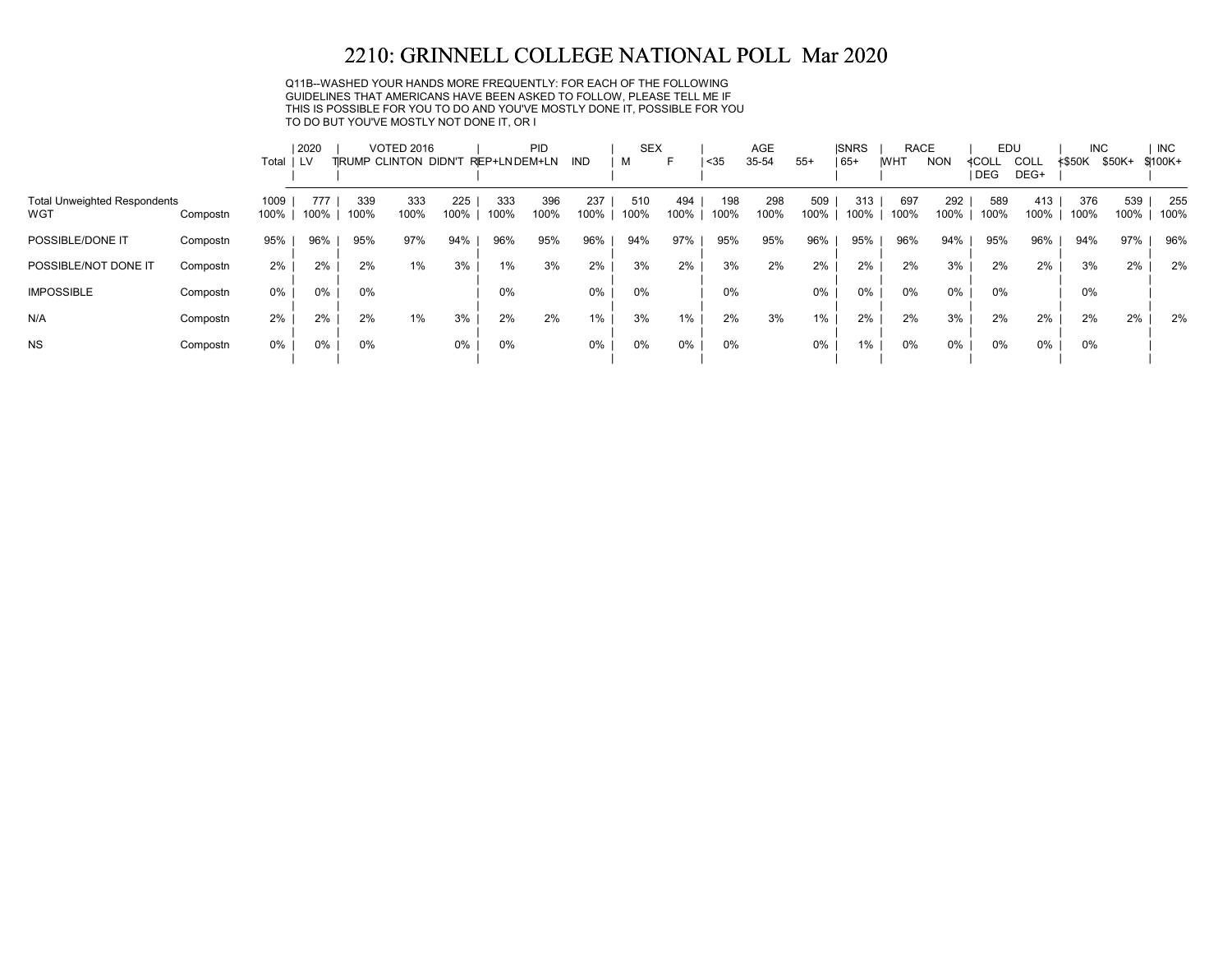# 2210: GRINNELL COLLEGE NATIONAL POLL Mar 2020

Q11B--WASHED YOUR HANDS MORE FREQUENTLY: FOR EACH OF THE FOLLOWING GUIDELINES THAT AMERICANS HAVE BEEN ASKED TO FOLLOW, PLEASE TELL ME IF THIS IS POSSIBLE FOR YOU TO DO AND YOU'VE MOSTLY DONE IT, POSSIBLE FOR YOU TO DO BUT YOU'VE MOSTLY NOT DONE IT, OR I

| | | Total | 2020 | VOTED 2016 | | | PID | | | SEX | | AGE | | | SNRS | RACE | | EDU | | INC | | INC |
|---|---|---|---|---|---|---|---|---|---|---|---|---|---|---|---|---|---|---|---|---|---|---|
| | | | LV | TRUMP | CLINTON | DIDN'T | REP+LN | DEM+LN | IND | M | F | <35 | 35-54 | 55+ | 65+ | WHT | NON | <COLL DEG | COLL DEG+ | <$50K | $50K+ | $100K+ |
| Total Unweighted Respondents | | 1009 | 777 | 339 | 333 | 225 | 333 | 396 | 237 | 510 | 494 | 198 | 298 | 509 | 313 | 697 | 292 | 589 | 413 | 376 | 539 | 255 |
| WGT | Compostn | 100% | 100% | 100% | 100% | 100% | 100% | 100% | 100% | 100% | 100% | 100% | 100% | 100% | 100% | 100% | 100% | 100% | 100% | 100% | 100% | 100% |
| POSSIBLE/DONE IT | Compostn | 95% | 96% | 95% | 97% | 94% | 96% | 95% | 96% | 94% | 97% | 95% | 95% | 96% | 95% | 96% | 94% | 95% | 96% | 94% | 97% | 96% |
| POSSIBLE/NOT DONE IT | Compostn | 2% | 2% | 2% | 1% | 3% | 1% | 3% | 2% | 3% | 2% | 3% | 2% | 2% | 2% | 2% | 3% | 2% | 2% | 3% | 2% | 2% |
| IMPOSSIBLE | Compostn | 0% | 0% | 0% | | | 0% | | 0% | 0% | | 0% | | 0% | 0% | 0% | 0% | 0% | | 0% | | |
| N/A | Compostn | 2% | 2% | 2% | 1% | 3% | 2% | 2% | 1% | 3% | 1% | 2% | 3% | 1% | 2% | 2% | 3% | 2% | 2% | 2% | 2% | 2% |
| NS | Compostn | 0% | 0% | 0% | | 0% | 0% | | 0% | 0% | 0% | 0% | | 0% | 1% | 0% | 0% | 0% | 0% | 0% | | |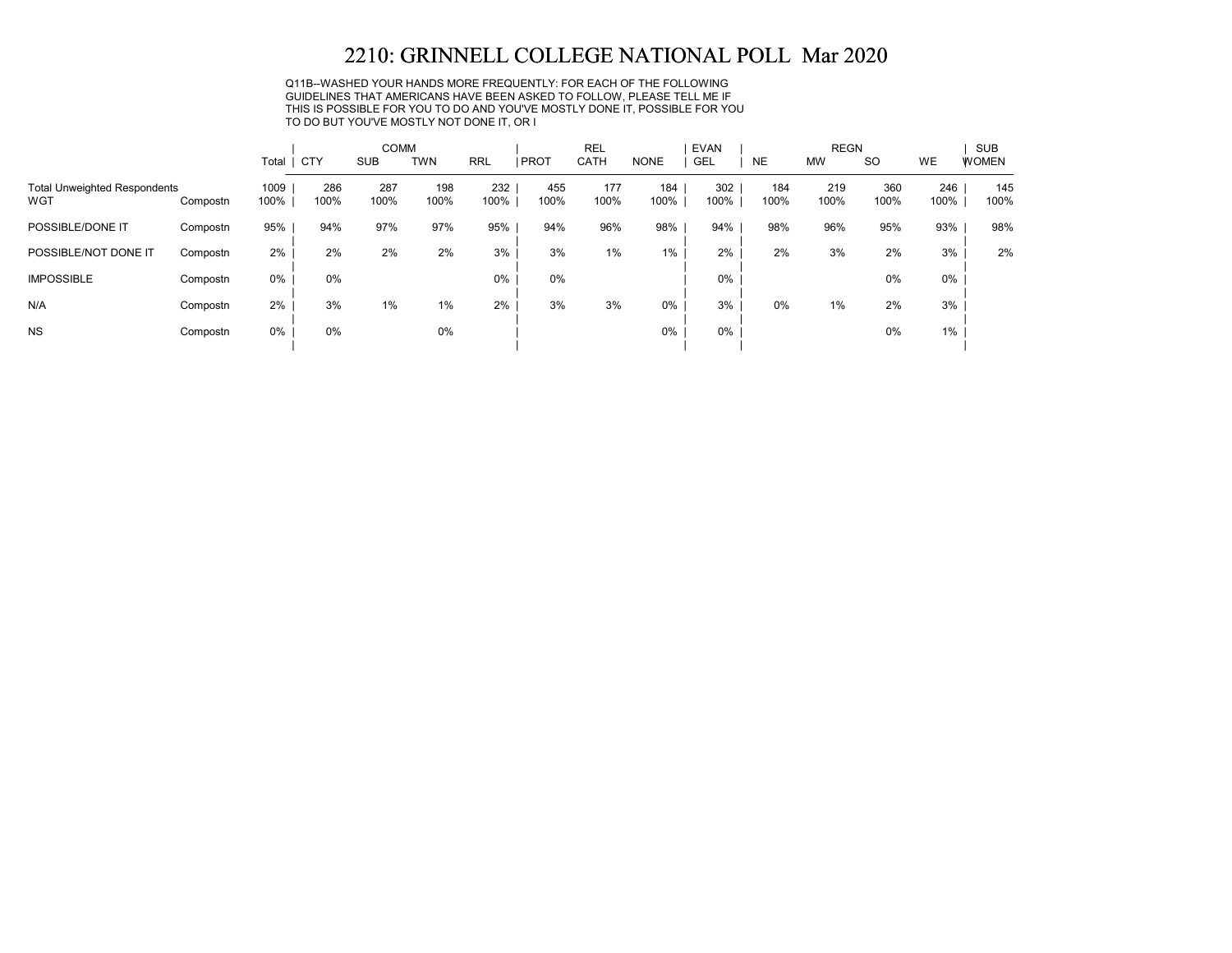# 2210: GRINNELL COLLEGE NATIONAL POLL Mar 2020

Q11B--WASHED YOUR HANDS MORE FREQUENTLY: FOR EACH OF THE FOLLOWING GUIDELINES THAT AMERICANS HAVE BEEN ASKED TO FOLLOW, PLEASE TELL ME IF THIS IS POSSIBLE FOR YOU TO DO AND YOU'VE MOSTLY DONE IT, POSSIBLE FOR YOU TO DO BUT YOU'VE MOSTLY NOT DONE IT, OR I

| | | | COMM | | | | REL | | | EVAN | REGN | | | | SUB |
|---|---|---|---|---|---|---|---|---|---|---|---|---|---|---|---|
| | | Total | CTY | SUB | TWN | RRL | PROT | CATH | NONE | GEL | NE | MW | SO | WE | WOMEN |
| Total Unweighted Respondents | | 1009 | 286 | 287 | 198 | 232 | 455 | 177 | 184 | 302 | 184 | 219 | 360 | 246 | 145 |
| WGT | Compostn | 100% | 100% | 100% | 100% | 100% | 100% | 100% | 100% | 100% | 100% | 100% | 100% | 100% | 100% |
| POSSIBLE/DONE IT | Compostn | 95% | 94% | 97% | 97% | 95% | 94% | 96% | 98% | 94% | 98% | 96% | 95% | 93% | 98% |
| POSSIBLE/NOT DONE IT | Compostn | 2% | 2% | 2% | 2% | 3% | 3% | 1% | 1% | 2% | 2% | 3% | 2% | 3% | 2% |
| IMPOSSIBLE | Compostn | 0% | 0% | | | 0% | 0% | | | 0% | | | 0% | 0% | |
| N/A | Compostn | 2% | 3% | 1% | 1% | 2% | 3% | 3% | 0% | 3% | 0% | 1% | 2% | 3% | |
| NS | Compostn | 0% | 0% | | 0% | | | | 0% | 0% | | | 0% | 1% | |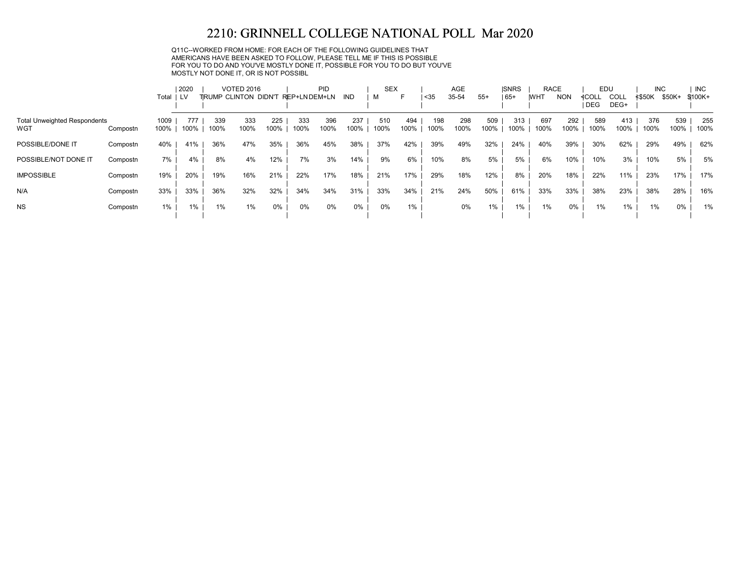# 2210: GRINNELL COLLEGE NATIONAL POLL Mar 2020

Q11C--WORKED FROM HOME: FOR EACH OF THE FOLLOWING GUIDELINES THAT AMERICANS HAVE BEEN ASKED TO FOLLOW, PLEASE TELL ME IF THIS IS POSSIBLE FOR YOU TO DO AND YOU'VE MOSTLY DONE IT, POSSIBLE FOR YOU TO DO BUT YOU'VE MOSTLY NOT DONE IT, OR IS NOT POSSIBL

| | | Total | 2020 | VOTED 2016 | | | PID | | | SEX | | AGE | | | SNRS | RACE | | EDU | | INC | | INC |
|---|---|---|---|---|---|---|---|---|---|---|---|---|---|---|---|---|---|---|---|---|---|---|
| | | | LV | TRUMP | CLINTON | DIDN'T | REP+LN | DEM+LN | IND | M | F | <35 | 35-54 | 55+ | 65+ | WHT | NON | <COLL DEG | COLL DEG+ | <$50K | $50K+ | $100K+ |
| Total Unweighted Respondents | | 1009 | 777 | 339 | 333 | 225 | 333 | 396 | 237 | 510 | 494 | 198 | 298 | 509 | 313 | 697 | 292 | 589 | 413 | 376 | 539 | 255 |
| WGT | Compostn | 100% | 100% | 100% | 100% | 100% | 100% | 100% | 100% | 100% | 100% | 100% | 100% | 100% | 100% | 100% | 100% | 100% | 100% | 100% | 100% | 100% |
| POSSIBLE/DONE IT | Compostn | 40% | 41% | 36% | 47% | 35% | 36% | 45% | 38% | 37% | 42% | 39% | 49% | 32% | 24% | 40% | 39% | 30% | 62% | 29% | 49% | 62% |
| POSSIBLE/NOT DONE IT | Compostn | 7% | 4% | 8% | 4% | 12% | 7% | 3% | 14% | 9% | 6% | 10% | 8% | 5% | 5% | 6% | 10% | 10% | 3% | 10% | 5% | 5% |
| IMPOSSIBLE | Compostn | 19% | 20% | 19% | 16% | 21% | 22% | 17% | 18% | 21% | 17% | 29% | 18% | 12% | 8% | 20% | 18% | 22% | 11% | 23% | 17% | 17% |
| N/A | Compostn | 33% | 33% | 36% | 32% | 32% | 34% | 34% | 31% | 33% | 34% | 21% | 24% | 50% | 61% | 33% | 33% | 38% | 23% | 38% | 28% | 16% |
| NS | Compostn | 1% | 1% | 1% | 1% | 0% | 0% | 0% | 0% | 0% | 1% | | 0% | 1% | 1% | 1% | 0% | 1% | 1% | 1% | 0% | 1% |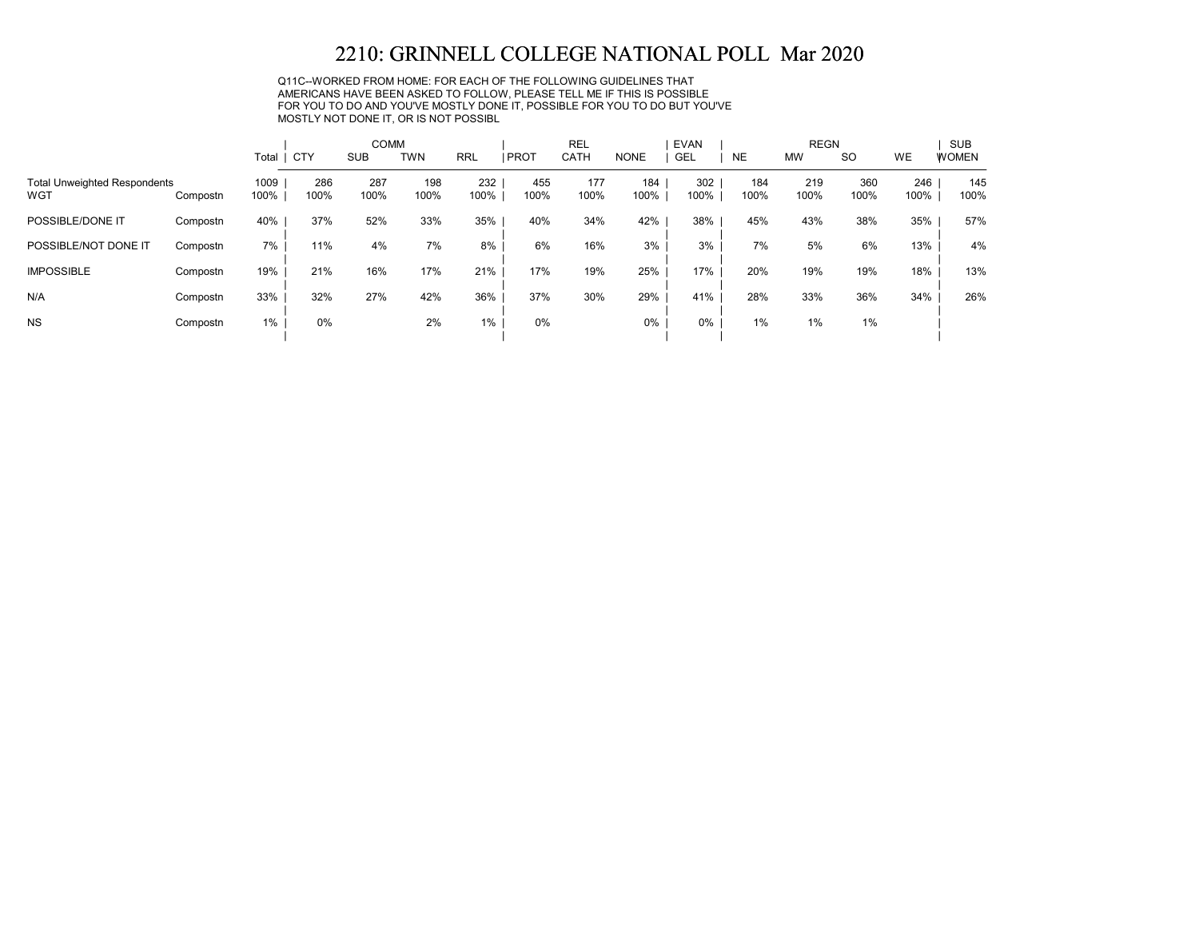# 2210: GRINNELL COLLEGE NATIONAL POLL Mar 2020

Q11C--WORKED FROM HOME: FOR EACH OF THE FOLLOWING GUIDELINES THAT AMERICANS HAVE BEEN ASKED TO FOLLOW, PLEASE TELL ME IF THIS IS POSSIBLE FOR YOU TO DO AND YOU'VE MOSTLY DONE IT, POSSIBLE FOR YOU TO DO BUT YOU'VE MOSTLY NOT DONE IT, OR IS NOT POSSIBL

| | | | COMM | | | | REL | | | EVAN | REGN | | | | SUB |
|---|---|---|---|---|---|---|---|---|---|---|---|---|---|---|---|---|
| | | Total | CTY | SUB | TWN | RRL | PROT | CATH | NONE | GEL | NE | MW | SO | WE | WOMEN |
| Total Unweighted Respondents | | 1009 | 286 | 287 | 198 | 232 | 455 | 177 | 184 | 302 | 184 | 219 | 360 | 246 | 145 |
| WGT | Compostn | 100% | 100% | 100% | 100% | 100% | 100% | 100% | 100% | 100% | 100% | 100% | 100% | 100% | 100% |
| POSSIBLE/DONE IT | Compostn | 40% | 37% | 52% | 33% | 35% | 40% | 34% | 42% | 38% | 45% | 43% | 38% | 35% | 57% |
| POSSIBLE/NOT DONE IT | Compostn | 7% | 11% | 4% | 7% | 8% | 6% | 16% | 3% | 3% | 7% | 5% | 6% | 13% | 4% |
| IMPOSSIBLE | Compostn | 19% | 21% | 16% | 17% | 21% | 17% | 19% | 25% | 17% | 20% | 19% | 19% | 18% | 13% |
| N/A | Compostn | 33% | 32% | 27% | 42% | 36% | 37% | 30% | 29% | 41% | 28% | 33% | 36% | 34% | 26% |
| NS | Compostn | 1% | 0% | | 2% | 1% | 0% | | 0% | 0% | 1% | 1% | 1% | | |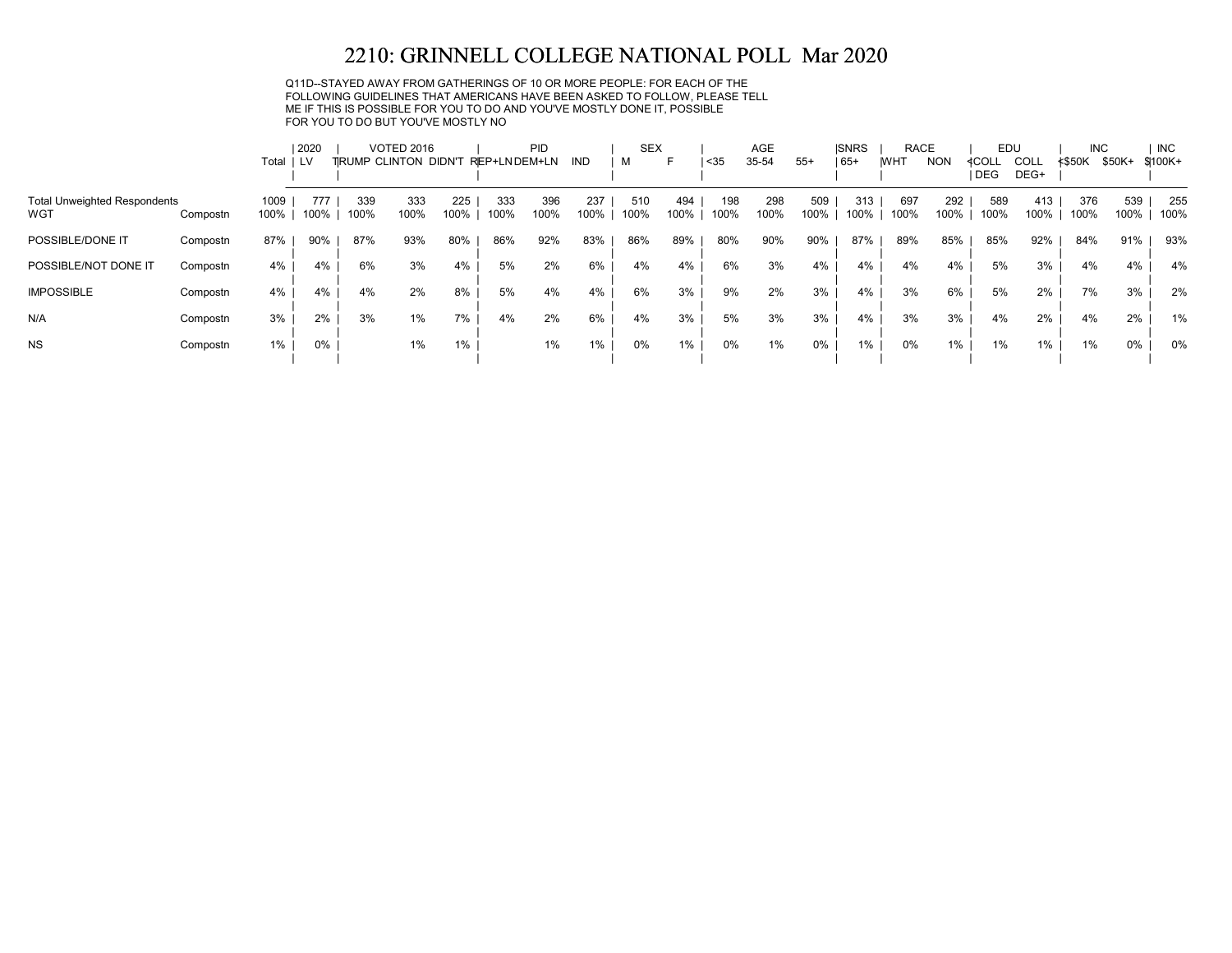# 2210: GRINNELL COLLEGE NATIONAL POLL Mar 2020

Q11D--STAYED AWAY FROM GATHERINGS OF 10 OR MORE PEOPLE: FOR EACH OF THE FOLLOWING GUIDELINES THAT AMERICANS HAVE BEEN ASKED TO FOLLOW, PLEASE TELL ME IF THIS IS POSSIBLE FOR YOU TO DO AND YOU'VE MOSTLY DONE IT, POSSIBLE FOR YOU TO DO BUT YOU'VE MOSTLY NO

| | | Total | 2020 | VOTED 2016 | | | PID | | | SEX | | AGE | | | SNRS | RACE | | EDU | | INC | | INC |
|---|---|---|---|---|---|---|---|---|---|---|---|---|---|---|---|---|---|---|---|---|---|---|
| | | | LV | TRUMP | CLINTON | DIDN'T | REP+LN | DEM+LN | IND | M | F | <35 | 35-54 | 55+ | 65+ | WHT | NON | <COLL DEG | COLL DEG+ | <$50K | $50K+ | $100K+ |
| Total Unweighted Respondents | | 1009 | 777 | 339 | 333 | 225 | 333 | 396 | 237 | 510 | 494 | 198 | 298 | 509 | 313 | 697 | 292 | 589 | 413 | 376 | 539 | 255 |
| WGT | Compostn | 100% | 100% | 100% | 100% | 100% | 100% | 100% | 100% | 100% | 100% | 100% | 100% | 100% | 100% | 100% | 100% | 100% | 100% | 100% | 100% | 100% |
| POSSIBLE/DONE IT | Compostn | 87% | 90% | 87% | 93% | 80% | 86% | 92% | 83% | 86% | 89% | 80% | 90% | 90% | 87% | 89% | 85% | 85% | 92% | 84% | 91% | 93% |
| POSSIBLE/NOT DONE IT | Compostn | 4% | 4% | 6% | 3% | 4% | 5% | 2% | 6% | 4% | 4% | 6% | 3% | 4% | 4% | 4% | 4% | 5% | 3% | 4% | 4% | 4% |
| IMPOSSIBLE | Compostn | 4% | 4% | 4% | 2% | 8% | 5% | 4% | 4% | 6% | 3% | 9% | 2% | 3% | 4% | 3% | 6% | 5% | 2% | 7% | 3% | 2% |
| N/A | Compostn | 3% | 2% | 3% | 1% | 7% | 4% | 2% | 6% | 4% | 3% | 5% | 3% | 3% | 4% | 3% | 3% | 4% | 2% | 4% | 2% | 1% |
| NS | Compostn | 1% | 0% | | 1% | 1% | | 1% | 1% | 0% | 1% | 0% | 1% | 0% | 1% | 0% | 1% | 1% | 1% | 1% | 0% | 0% |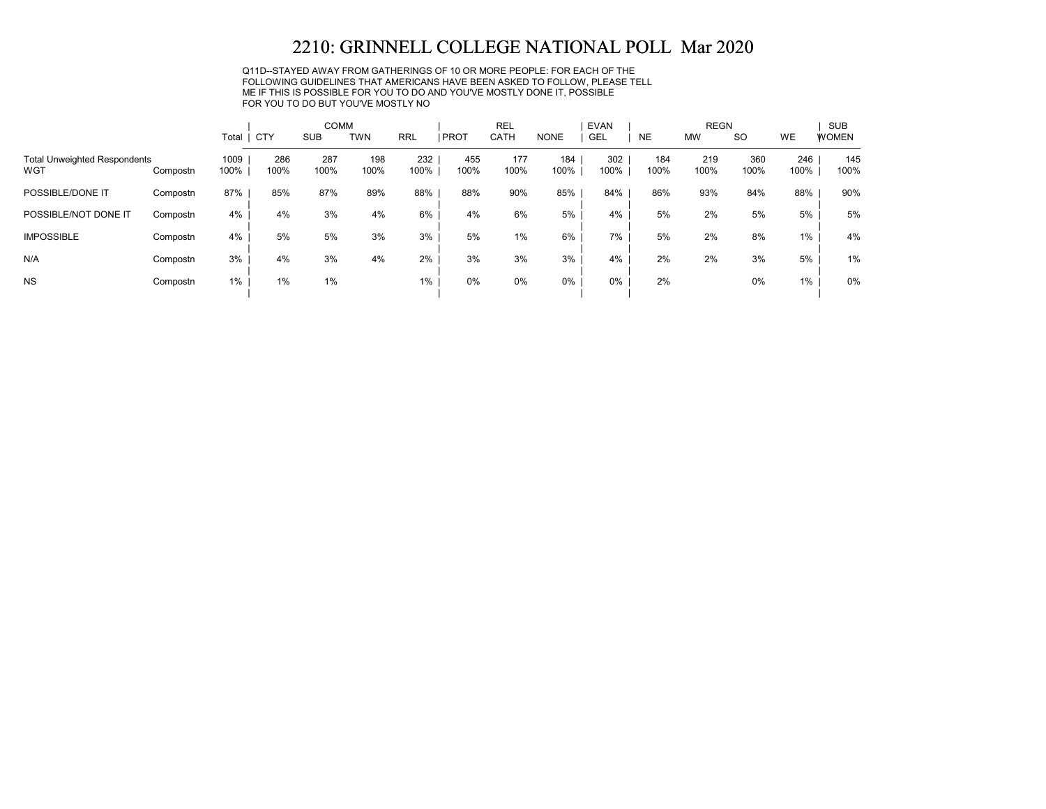# 2210: GRINNELL COLLEGE NATIONAL POLL Mar 2020

Q11D--STAYED AWAY FROM GATHERINGS OF 10 OR MORE PEOPLE: FOR EACH OF THE FOLLOWING GUIDELINES THAT AMERICANS HAVE BEEN ASKED TO FOLLOW, PLEASE TELL ME IF THIS IS POSSIBLE FOR YOU TO DO AND YOU'VE MOSTLY DONE IT, POSSIBLE FOR YOU TO DO BUT YOU'VE MOSTLY NO

| | | | COMM | | | | REL | | | EVAN | REGN | | | | SUB |
|---|---|---|---|---|---|---|---|---|---|---|---|---|---|---|---|
| | | Total | CTY | SUB | TWN | RRL | PROT | CATH | NONE | GEL | NE | MW | SO | WE | WOMEN |
| Total Unweighted Respondents | | 1009 | 286 | 287 | 198 | 232 | 455 | 177 | 184 | 302 | 184 | 219 | 360 | 246 | 145 |
| WGT | Compostn | 100% | 100% | 100% | 100% | 100% | 100% | 100% | 100% | 100% | 100% | 100% | 100% | 100% | 100% |
| POSSIBLE/DONE IT | Compostn | 87% | 85% | 87% | 89% | 88% | 88% | 90% | 85% | 84% | 86% | 93% | 84% | 88% | 90% |
| POSSIBLE/NOT DONE IT | Compostn | 4% | 4% | 3% | 4% | 6% | 4% | 6% | 5% | 4% | 5% | 2% | 5% | 5% | 5% |
| IMPOSSIBLE | Compostn | 4% | 5% | 5% | 3% | 3% | 5% | 1% | 6% | 7% | 5% | 2% | 8% | 1% | 4% |
| N/A | Compostn | 3% | 4% | 3% | 4% | 2% | 3% | 3% | 3% | 4% | 2% | 2% | 3% | 5% | 1% |
| NS | Compostn | 1% | 1% | 1% | | 1% | 0% | 0% | 0% | 0% | 2% | | 0% | 1% | 0% |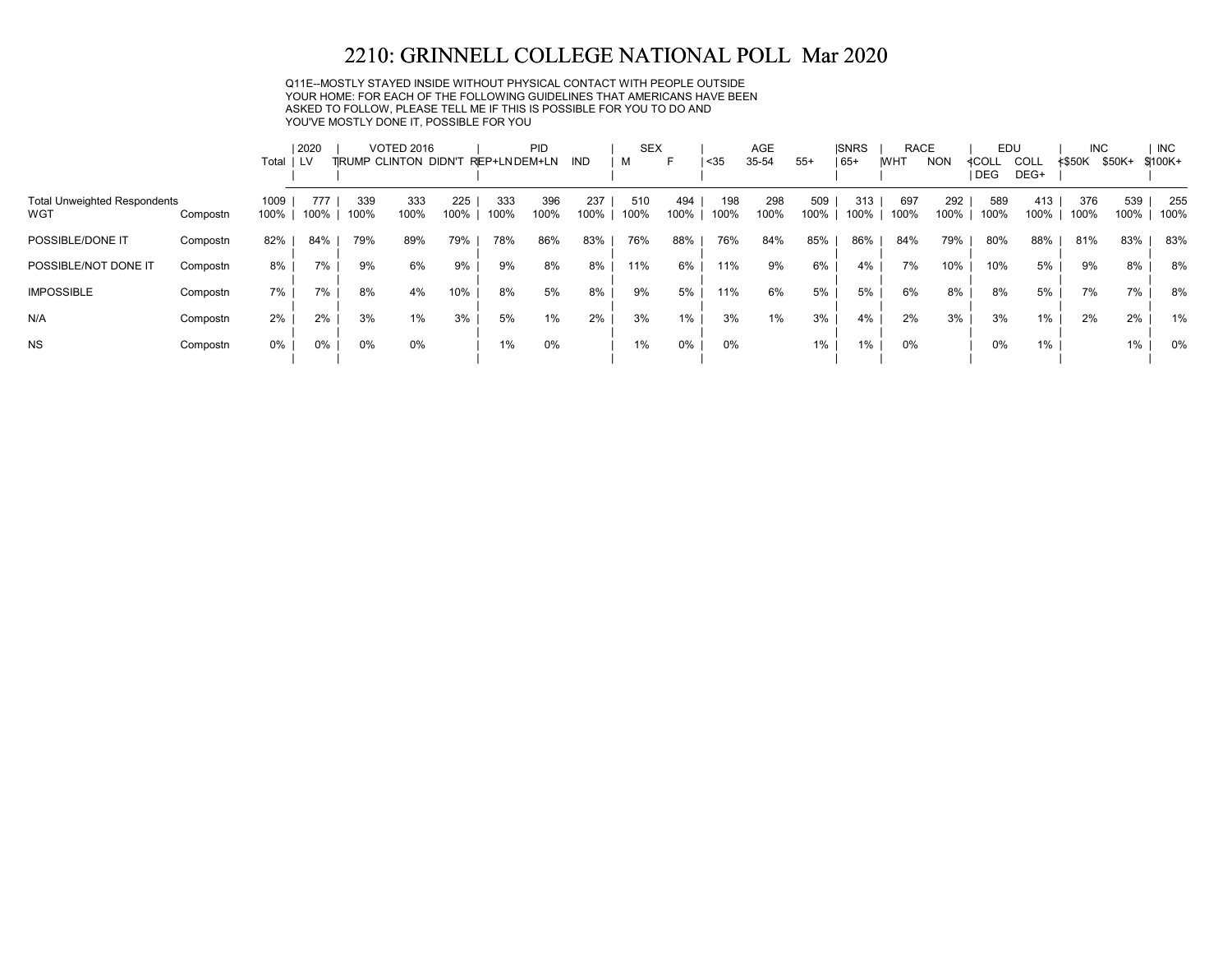# 2210: GRINNELL COLLEGE NATIONAL POLL Mar 2020

Q11E--MOSTLY STAYED INSIDE WITHOUT PHYSICAL CONTACT WITH PEOPLE OUTSIDE YOUR HOME: FOR EACH OF THE FOLLOWING GUIDELINES THAT AMERICANS HAVE BEEN ASKED TO FOLLOW, PLEASE TELL ME IF THIS IS POSSIBLE FOR YOU TO DO AND YOU'VE MOSTLY DONE IT, POSSIBLE FOR YOU

| | | Total | 2020 | VOTED 2016 | | | PID | | | SEX | | AGE | | | SNRS | RACE | | EDU | | INC | | INC |
|---|---|---|---|---|---|---|---|---|---|---|---|---|---|---|---|---|---|---|---|---|---|---|
| | | | LV | TRUMP | CLINTON | DIDN'T | REP+LN | DEM+LN | IND | M | F | <35 | 35-54 | 55+ | 65+ | WHT | NON | <COLL DEG | COLL DEG+ | <$50K | $50K+ | $100K+ |
| Total Unweighted Respondents | | 1009 | 777 | 339 | 333 | 225 | 333 | 396 | 237 | 510 | 494 | 198 | 298 | 509 | 313 | 697 | 292 | 589 | 413 | 376 | 539 | 255 |
| WGT | Compostn | 100% | 100% | 100% | 100% | 100% | 100% | 100% | 100% | 100% | 100% | 100% | 100% | 100% | 100% | 100% | 100% | 100% | 100% | 100% | 100% | 100% |
| POSSIBLE/DONE IT | Compostn | 82% | 84% | 79% | 89% | 79% | 78% | 86% | 83% | 76% | 88% | 76% | 84% | 85% | 86% | 84% | 79% | 80% | 88% | 81% | 83% | 83% |
| POSSIBLE/NOT DONE IT | Compostn | 8% | 7% | 9% | 6% | 9% | 9% | 8% | 8% | 11% | 6% | 11% | 9% | 6% | 4% | 7% | 10% | 10% | 5% | 9% | 8% | 8% |
| IMPOSSIBLE | Compostn | 7% | 7% | 8% | 4% | 10% | 8% | 5% | 8% | 9% | 5% | 11% | 6% | 5% | 5% | 6% | 8% | 8% | 5% | 7% | 7% | 8% |
| N/A | Compostn | 2% | 2% | 3% | 1% | 3% | 5% | 1% | 2% | 3% | 1% | 3% | 1% | 3% | 4% | 2% | 3% | 3% | 1% | 2% | 2% | 1% |
| NS | Compostn | 0% | 0% | 0% | 0% | | 1% | 0% | | 1% | 0% | 0% | | 1% | 1% | 0% | | 0% | 1% | | 1% | 0% |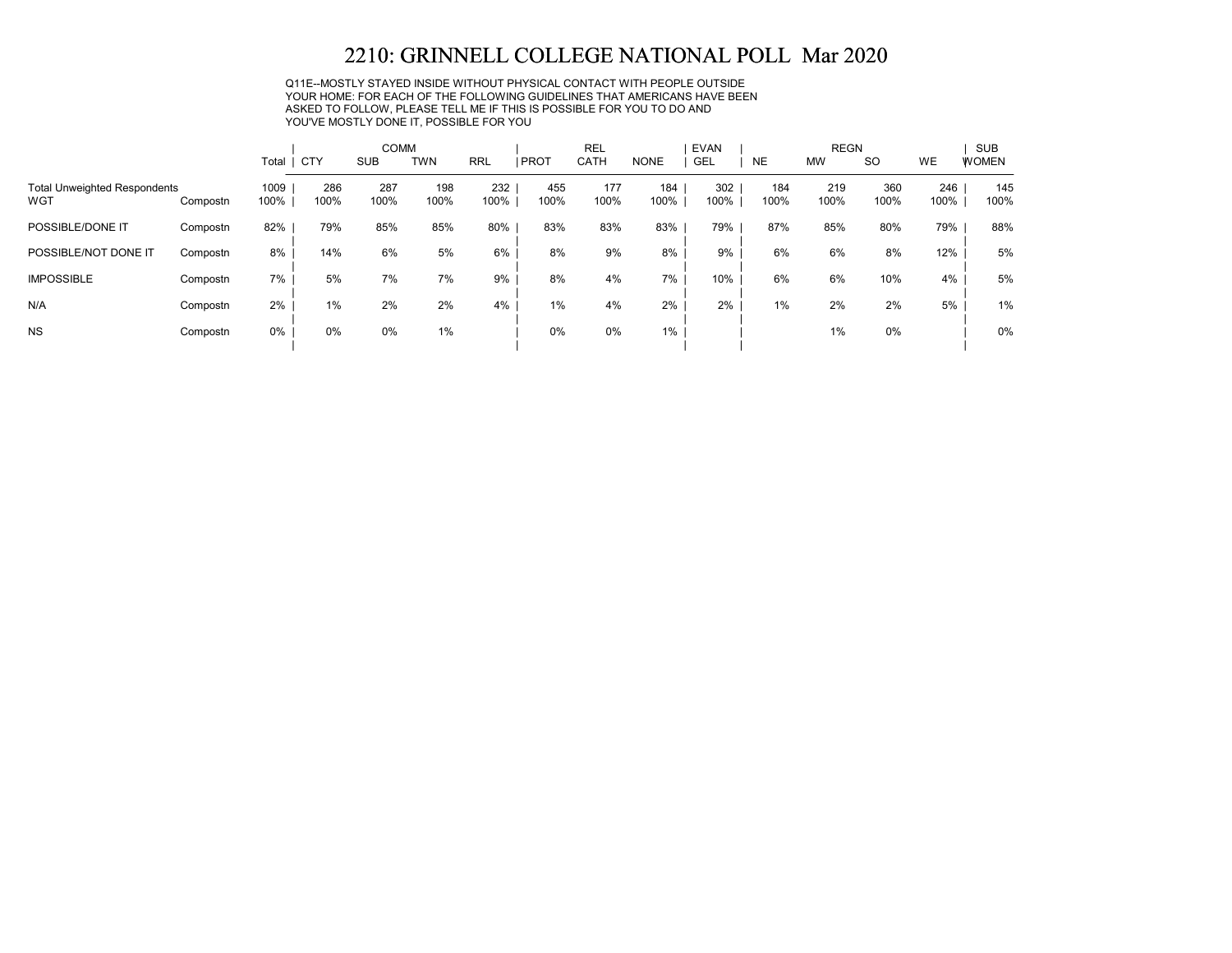# 2210: GRINNELL COLLEGE NATIONAL POLL Mar 2020

Q11E--MOSTLY STAYED INSIDE WITHOUT PHYSICAL CONTACT WITH PEOPLE OUTSIDE YOUR HOME: FOR EACH OF THE FOLLOWING GUIDELINES THAT AMERICANS HAVE BEEN ASKED TO FOLLOW, PLEASE TELL ME IF THIS IS POSSIBLE FOR YOU TO DO AND YOU'VE MOSTLY DONE IT, POSSIBLE FOR YOU

| | | | COMM | | | | REL | | | EVAN | REGN | | | | SUB |
|---|---|---|---|---|---|---|---|---|---|---|---|---|---|---|---|
| | | Total | CTY | SUB | TWN | RRL | PROT | CATH | NONE | GEL | NE | MW | SO | WE | WOMEN |
| Total Unweighted Respondents | | 1009 | 286 | 287 | 198 | 232 | 455 | 177 | 184 | 302 | 184 | 219 | 360 | 246 | 145 |
| WGT | Compostn | 100% | 100% | 100% | 100% | 100% | 100% | 100% | 100% | 100% | 100% | 100% | 100% | 100% | 100% |
| POSSIBLE/DONE IT | Compostn | 82% | 79% | 85% | 85% | 80% | 83% | 83% | 83% | 79% | 87% | 85% | 80% | 79% | 88% |
| POSSIBLE/NOT DONE IT | Compostn | 8% | 14% | 6% | 5% | 6% | 8% | 9% | 8% | 9% | 6% | 6% | 8% | 12% | 5% |
| IMPOSSIBLE | Compostn | 7% | 5% | 7% | 7% | 9% | 8% | 4% | 7% | 10% | 6% | 6% | 10% | 4% | 5% |
| N/A | Compostn | 2% | 1% | 2% | 2% | 4% | 1% | 4% | 2% | 2% | 1% | 2% | 2% | 5% | 1% |
| NS | Compostn | 0% | 0% | 0% | 1% | | 0% | 0% | 1% | | | 1% | 0% | | 0% |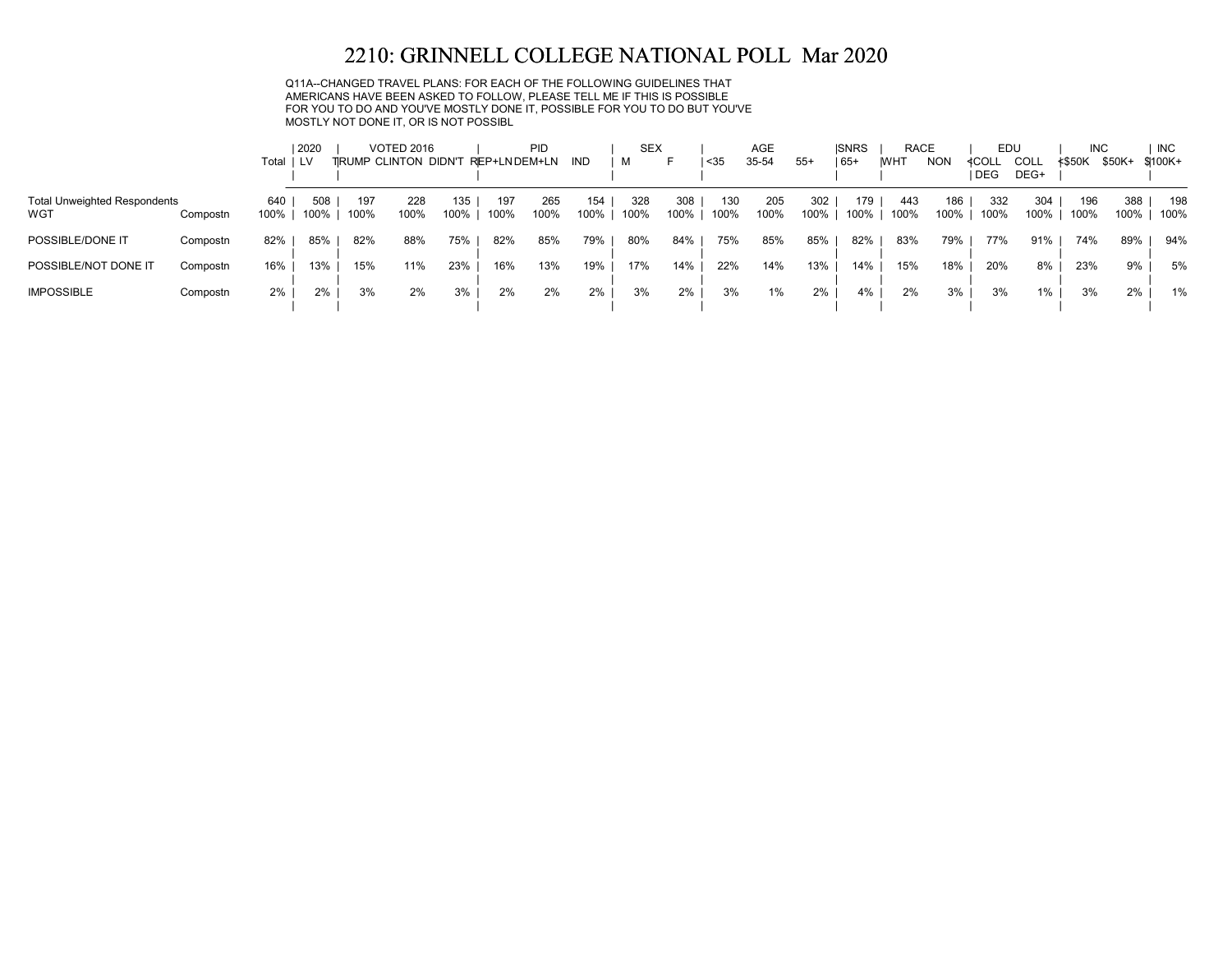# 2210: GRINNELL COLLEGE NATIONAL POLL Mar 2020

Q11A--CHANGED TRAVEL PLANS: FOR EACH OF THE FOLLOWING GUIDELINES THAT AMERICANS HAVE BEEN ASKED TO FOLLOW, PLEASE TELL ME IF THIS IS POSSIBLE FOR YOU TO DO AND YOU'VE MOSTLY DONE IT, POSSIBLE FOR YOU TO DO BUT YOU'VE MOSTLY NOT DONE IT, OR IS NOT POSSIBL

| | | | 2020 | VOTED 2016 | | | PID | | | SEX | | AGE | | | SNRS | RACE | | EDU | | INC | | INC |
|---|---|---|---|---|---|---|---|---|---|---|---|---|---|---|---|---|---|---|---|---|---|---|
| | | Total | LV | TRUMP | CLINTON | DIDN'T | REP+LN | DEM+LN | IND | M | F | <35 | 35-54 | 55+ | 65+ | WHT | NON | <COLL DEG | COLL DEG+ | <$50K | $50K+ | $100K+ |
| Total Unweighted Respondents | | 640 | 508 | 197 | 228 | 135 | 197 | 265 | 154 | 328 | 308 | 130 | 205 | 302 | 179 | 443 | 186 | 332 | 304 | 196 | 388 | 198 |
| WGT | Compostn | 100% | 100% | 100% | 100% | 100% | 100% | 100% | 100% | 100% | 100% | 100% | 100% | 100% | 100% | 100% | 100% | 100% | 100% | 100% | 100% | 100% |
| POSSIBLE/DONE IT | Compostn | 82% | 85% | 82% | 88% | 75% | 82% | 85% | 79% | 80% | 84% | 75% | 85% | 85% | 82% | 83% | 79% | 77% | 91% | 74% | 89% | 94% |
| POSSIBLE/NOT DONE IT | Compostn | 16% | 13% | 15% | 11% | 23% | 16% | 13% | 19% | 17% | 14% | 22% | 14% | 13% | 14% | 15% | 18% | 20% | 8% | 23% | 9% | 5% |
| IMPOSSIBLE | Compostn | 2% | 2% | 3% | 2% | 3% | 2% | 2% | 2% | 3% | 2% | 3% | 1% | 2% | 4% | 2% | 3% | 3% | 1% | 3% | 2% | 1% |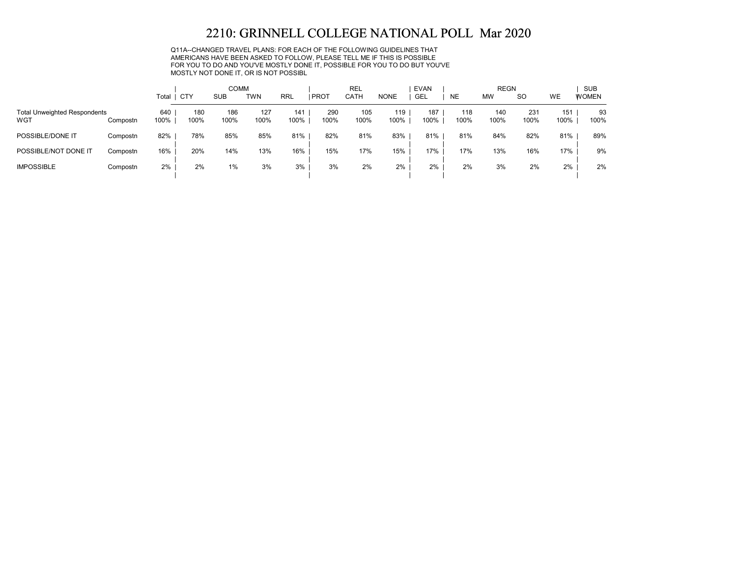# 2210: GRINNELL COLLEGE NATIONAL POLL Mar 2020

Q11A--CHANGED TRAVEL PLANS: FOR EACH OF THE FOLLOWING GUIDELINES THAT AMERICANS HAVE BEEN ASKED TO FOLLOW, PLEASE TELL ME IF THIS IS POSSIBLE FOR YOU TO DO AND YOU'VE MOSTLY DONE IT, POSSIBLE FOR YOU TO DO BUT YOU'VE MOSTLY NOT DONE IT, OR IS NOT POSSIBL

| | | | COMM | | | | REL | | | EVAN | REGN | | | | SUB |
|---|---|---|---|---|---|---|---|---|---|---|---|---|---|---|---|
| | | Total | CTY | SUB | TWN | RRL | PROT | CATH | NONE | GEL | NE | MW | SO | WE | WOMEN |
| Total Unweighted Respondents | | 640 | 180 | 186 | 127 | 141 | 290 | 105 | 119 | 187 | 118 | 140 | 231 | 151 | 93 |
| WGT | Compostn | 100% | 100% | 100% | 100% | 100% | 100% | 100% | 100% | 100% | 100% | 100% | 100% | 100% | 100% |
| POSSIBLE/DONE IT | Compostn | 82% | 78% | 85% | 85% | 81% | 82% | 81% | 83% | 81% | 81% | 84% | 82% | 81% | 89% |
| POSSIBLE/NOT DONE IT | Compostn | 16% | 20% | 14% | 13% | 16% | 15% | 17% | 15% | 17% | 17% | 13% | 16% | 17% | 9% |
| IMPOSSIBLE | Compostn | 2% | 2% | 1% | 3% | 3% | 3% | 2% | 2% | 2% | 2% | 3% | 2% | 2% | 2% |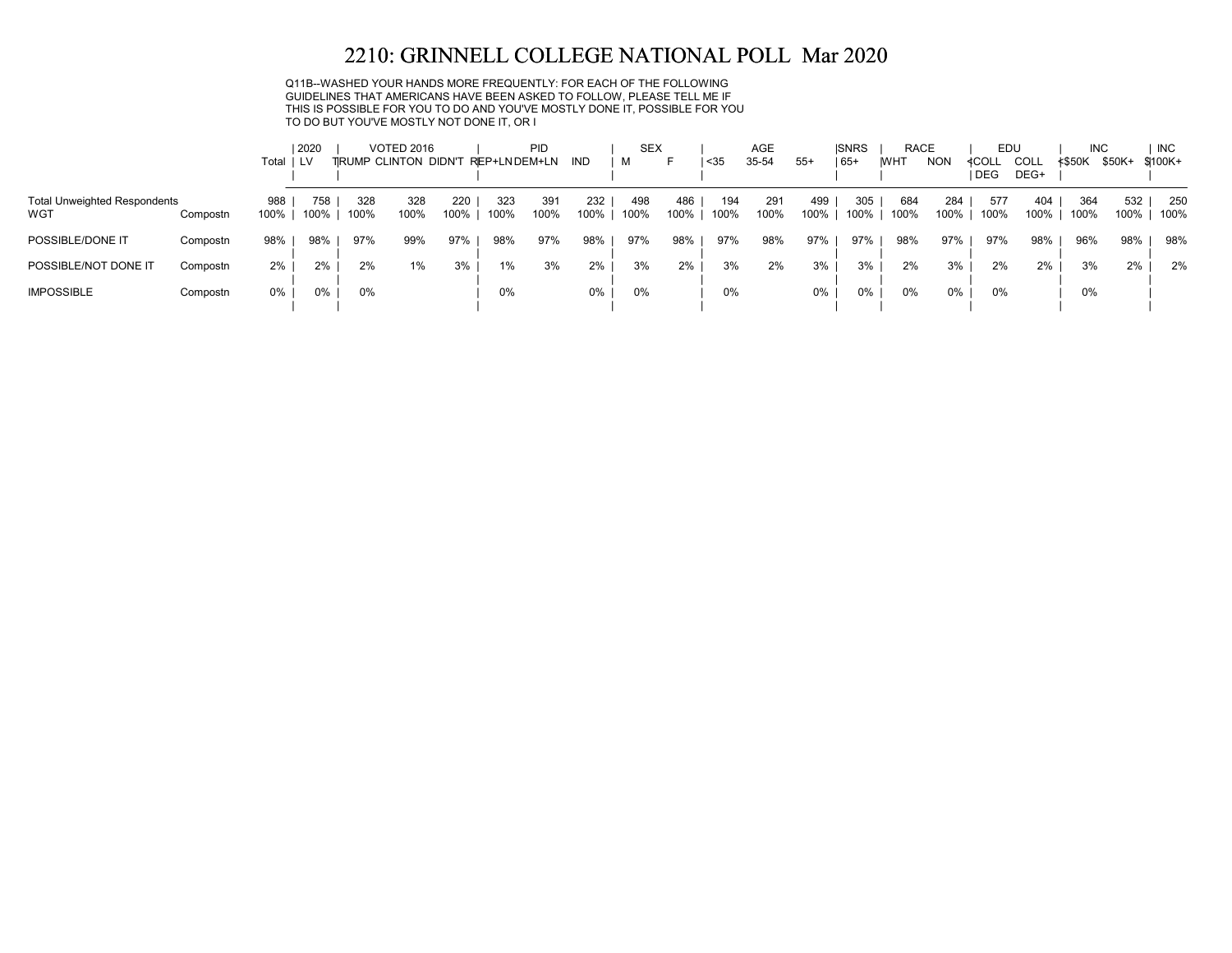# 2210: GRINNELL COLLEGE NATIONAL POLL Mar 2020

Q11B--WASHED YOUR HANDS MORE FREQUENTLY: FOR EACH OF THE FOLLOWING GUIDELINES THAT AMERICANS HAVE BEEN ASKED TO FOLLOW, PLEASE TELL ME IF THIS IS POSSIBLE FOR YOU TO DO AND YOU'VE MOSTLY DONE IT, POSSIBLE FOR YOU TO DO BUT YOU'VE MOSTLY NOT DONE IT, OR I

| | | Total | 2020 | VOTED 2016 | | | PID | | | SEX | | AGE | | | SNRS | RACE | | EDU | | INC | | INC |
|---|---|---|---|---|---|---|---|---|---|---|---|---|---|---|---|---|---|---|---|---|---|---|
| | | | LV | TRUMP | CLINTON | DIDN'T | REP+LN | DEM+LN | IND | M | F | <35 | 35-54 | 55+ | 65+ | WHT | NON | <COLL DEG | COLL DEG+ | <$50K | $50K+ | $100K+ |
| Total Unweighted Respondents | | 988 | 758 | 328 | 328 | 220 | 323 | 391 | 232 | 498 | 486 | 194 | 291 | 499 | 305 | 684 | 284 | 577 | 404 | 364 | 532 | 250 |
| WGT | Compostn | 100% | 100% | 100% | 100% | 100% | 100% | 100% | 100% | 100% | 100% | 100% | 100% | 100% | 100% | 100% | 100% | 100% | 100% | 100% | 100% | 100% |
| POSSIBLE/DONE IT | Compostn | 98% | 98% | 97% | 99% | 97% | 98% | 97% | 98% | 97% | 98% | 97% | 98% | 97% | 97% | 98% | 97% | 97% | 98% | 96% | 98% | 98% |
| POSSIBLE/NOT DONE IT | Compostn | 2% | 2% | 2% | 1% | 3% | 1% | 3% | 2% | 3% | 2% | 3% | 2% | 3% | 3% | 2% | 3% | 2% | 2% | 3% | 2% | 2% |
| IMPOSSIBLE | Compostn | 0% | 0% | 0% | | | 0% | | 0% | 0% | | 0% | | 0% | 0% | 0% | 0% | 0% | | 0% | | |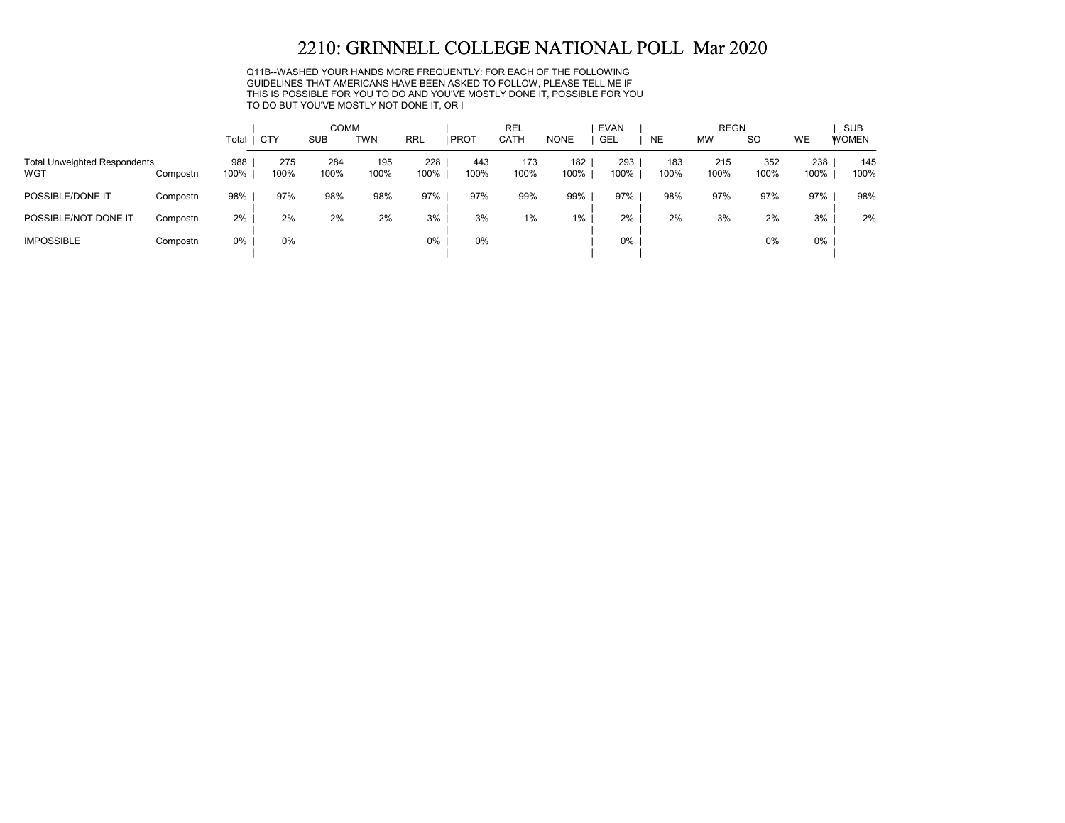# 2210: GRINNELL COLLEGE NATIONAL POLL Mar 2020

Q11B--WASHED YOUR HANDS MORE FREQUENTLY: FOR EACH OF THE FOLLOWING GUIDELINES THAT AMERICANS HAVE BEEN ASKED TO FOLLOW, PLEASE TELL ME IF THIS IS POSSIBLE FOR YOU TO DO AND YOU'VE MOSTLY DONE IT, POSSIBLE FOR YOU TO DO BUT YOU'VE MOSTLY NOT DONE IT, OR I

| | | Total | COMM | | | | REL | | | EVAN | REGN | | | | SUB |
|---|---|---|---|---|---|---|---|---|---|---|---|---|---|---|---|
| | | | CTY | SUB | TWN | RRL | PROT | CATH | NONE | GEL | NE | MW | SO | WE | WOMEN |
| Total Unweighted Respondents | | 988 | 275 | 284 | 195 | 228 | 443 | 173 | 182 | 293 | 183 | 215 | 352 | 238 | 145 |
| WGT | Compostn | 100% | 100% | 100% | 100% | 100% | 100% | 100% | 100% | 100% | 100% | 100% | 100% | 100% | 100% |
| POSSIBLE/DONE IT | Compostn | 98% | 97% | 98% | 98% | 97% | 97% | 99% | 99% | 97% | 98% | 97% | 97% | 97% | 98% |
| POSSIBLE/NOT DONE IT | Compostn | 2% | 2% | 2% | 2% | 3% | 3% | 1% | 1% | 2% | 2% | 3% | 2% | 3% | 2% |
| IMPOSSIBLE | Compostn | 0% | 0% | | | 0% | 0% | | | 0% | | | 0% | 0% | |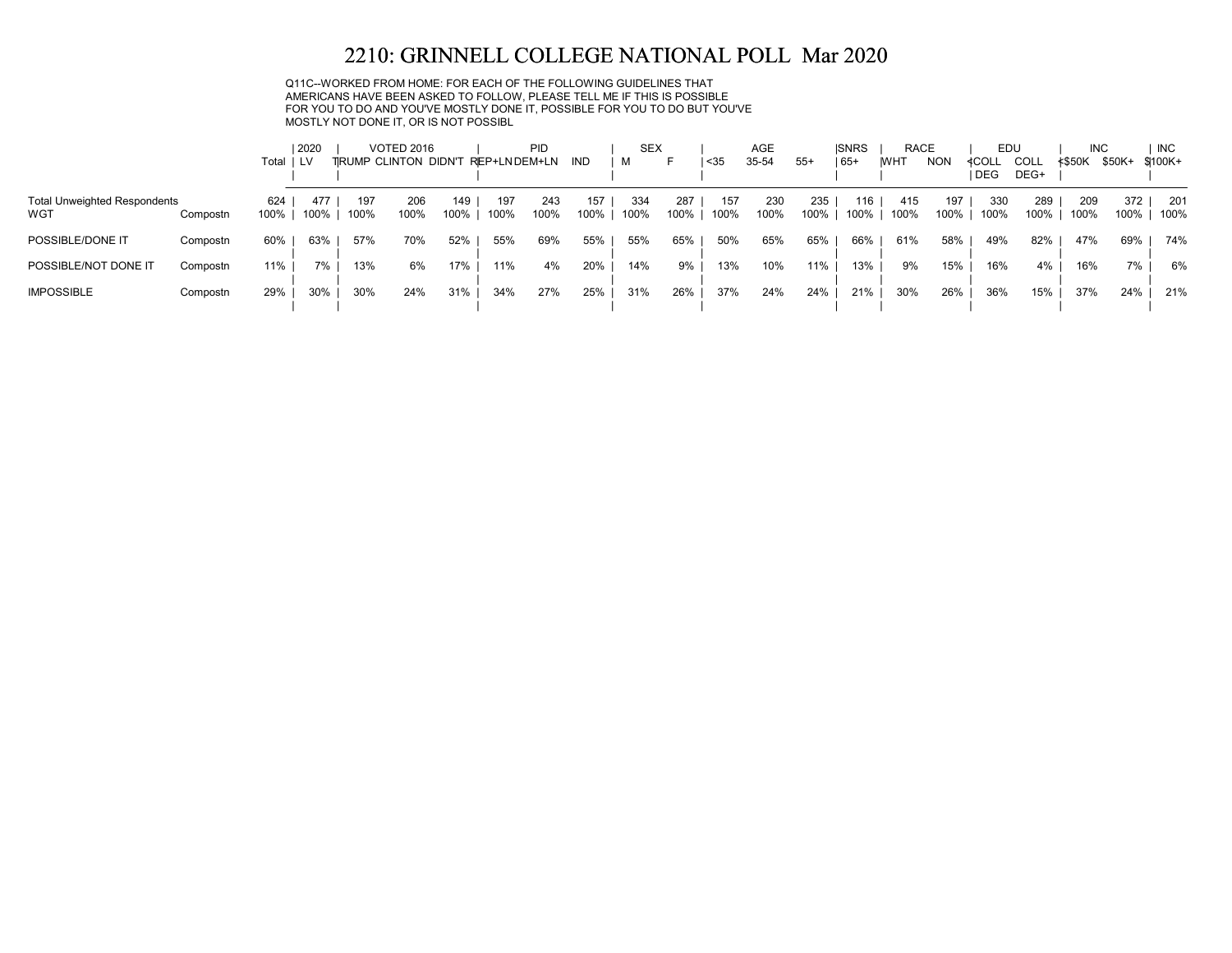# 2210: GRINNELL COLLEGE NATIONAL POLL Mar 2020

Q11C--WORKED FROM HOME: FOR EACH OF THE FOLLOWING GUIDELINES THAT AMERICANS HAVE BEEN ASKED TO FOLLOW, PLEASE TELL ME IF THIS IS POSSIBLE FOR YOU TO DO AND YOU'VE MOSTLY DONE IT, POSSIBLE FOR YOU TO DO BUT YOU'VE MOSTLY NOT DONE IT, OR IS NOT POSSIBL

| | | | 2020 | VOTED 2016 | | | PID | | | SEX | | AGE | | | SNRS | RACE | | EDU | | INC | | INC |
|---|---|---|---|---|---|---|---|---|---|---|---|---|---|---|---|---|---|---|---|---|---|---|
| | | Total | LV | TRUMP | CLINTON | DIDN'T | REP+LN | DEM+LN | IND | M | F | <35 | 35-54 | 55+ | 65+ | WHT | NON | <COLL DEG | COLL DEG+ | <$50K | $50K+ | $100K+ |
| Total Unweighted Respondents | | 624 | 477 | 197 | 206 | 149 | 197 | 243 | 157 | 334 | 287 | 157 | 230 | 235 | 116 | 415 | 197 | 330 | 289 | 209 | 372 | 201 |
| WGT | Compostn | 100% | 100% | 100% | 100% | 100% | 100% | 100% | 100% | 100% | 100% | 100% | 100% | 100% | 100% | 100% | 100% | 100% | 100% | 100% | 100% | 100% |
| POSSIBLE/DONE IT | Compostn | 60% | 63% | 57% | 70% | 52% | 55% | 69% | 55% | 55% | 65% | 50% | 65% | 65% | 66% | 61% | 58% | 49% | 82% | 47% | 69% | 74% |
| POSSIBLE/NOT DONE IT | Compostn | 11% | 7% | 13% | 6% | 17% | 11% | 4% | 20% | 14% | 9% | 13% | 10% | 11% | 13% | 9% | 15% | 16% | 4% | 16% | 7% | 6% |
| IMPOSSIBLE | Compostn | 29% | 30% | 30% | 24% | 31% | 34% | 27% | 25% | 31% | 26% | 37% | 24% | 24% | 21% | 30% | 26% | 36% | 15% | 37% | 24% | 21% |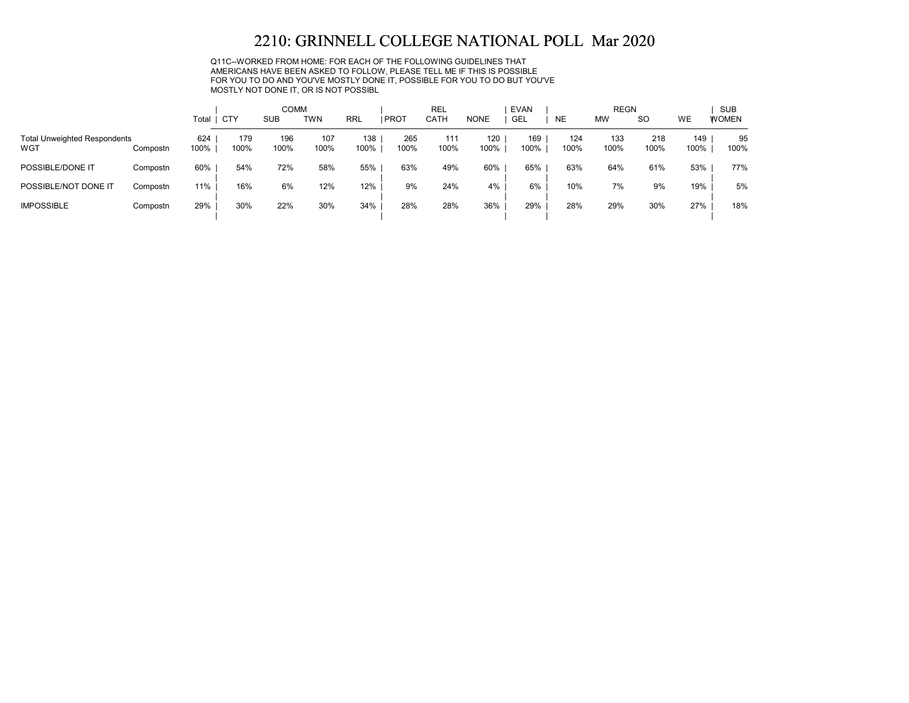# 2210: GRINNELL COLLEGE NATIONAL POLL Mar 2020

Q11C--WORKED FROM HOME: FOR EACH OF THE FOLLOWING GUIDELINES THAT AMERICANS HAVE BEEN ASKED TO FOLLOW, PLEASE TELL ME IF THIS IS POSSIBLE FOR YOU TO DO AND YOU'VE MOSTLY DONE IT, POSSIBLE FOR YOU TO DO BUT YOU'VE MOSTLY NOT DONE IT, OR IS NOT POSSIBL

| | | | COMM | | | | REL | | | EVAN | REGN | | | | SUB |
|---|---|---|---|---|---|---|---|---|---|---|---|---|---|---|---|
| | | Total | CTY | SUB | TWN | RRL | PROT | CATH | NONE | GEL | NE | MW | SO | WE | WOMEN |
| Total Unweighted Respondents | | 624 | 179 | 196 | 107 | 138 | 265 | 111 | 120 | 169 | 124 | 133 | 218 | 149 | 95 |
| WGT | Compostn | 100% | 100% | 100% | 100% | 100% | 100% | 100% | 100% | 100% | 100% | 100% | 100% | 100% | 100% |
| POSSIBLE/DONE IT | Compostn | 60% | 54% | 72% | 58% | 55% | 63% | 49% | 60% | 65% | 63% | 64% | 61% | 53% | 77% |
| POSSIBLE/NOT DONE IT | Compostn | 11% | 16% | 6% | 12% | 12% | 9% | 24% | 4% | 6% | 10% | 7% | 9% | 19% | 5% |
| IMPOSSIBLE | Compostn | 29% | 30% | 22% | 30% | 34% | 28% | 28% | 36% | 29% | 28% | 29% | 30% | 27% | 18% |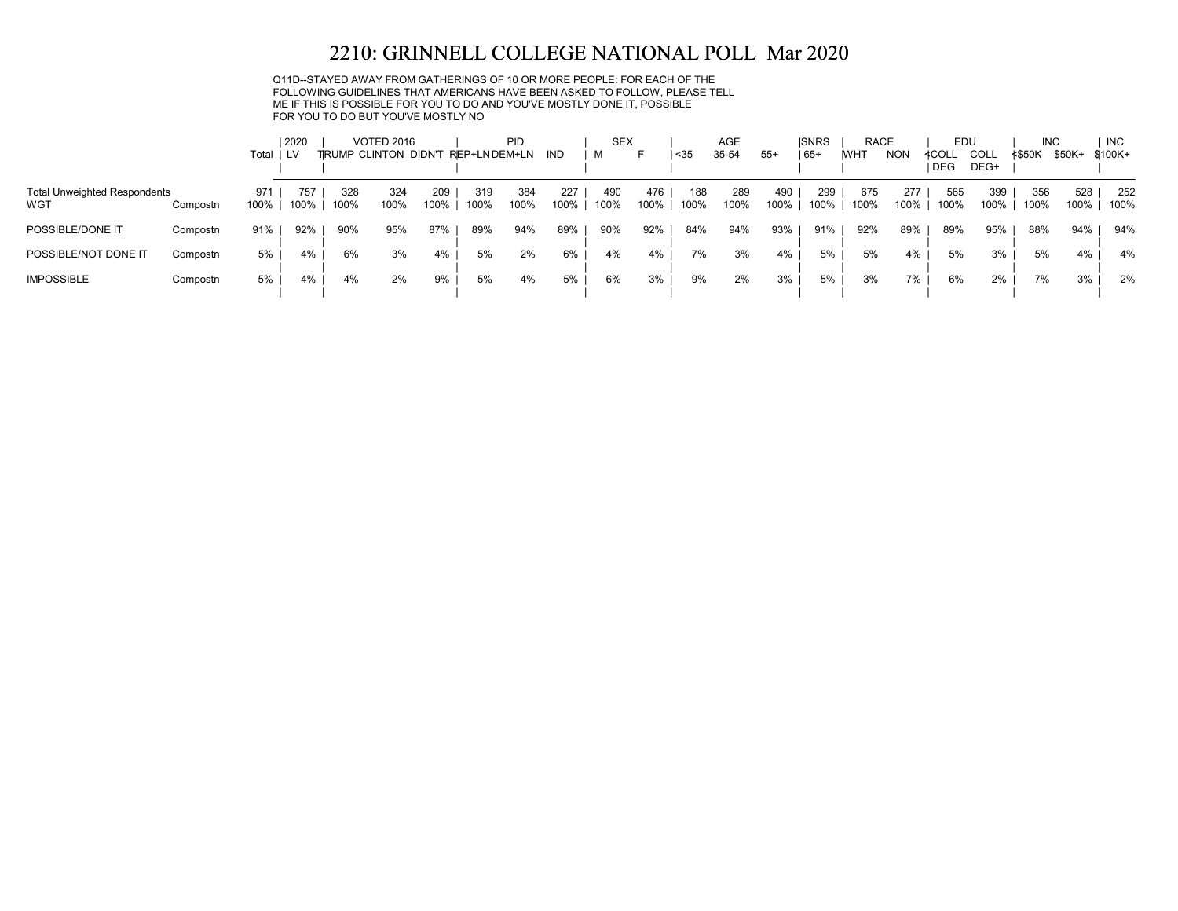# 2210: GRINNELL COLLEGE NATIONAL POLL Mar 2020

Q11D--STAYED AWAY FROM GATHERINGS OF 10 OR MORE PEOPLE: FOR EACH OF THE FOLLOWING GUIDELINES THAT AMERICANS HAVE BEEN ASKED TO FOLLOW, PLEASE TELL ME IF THIS IS POSSIBLE FOR YOU TO DO AND YOU'VE MOSTLY DONE IT, POSSIBLE FOR YOU TO DO BUT YOU'VE MOSTLY NO

| | | Total | 2020 | VOTED 2016 | | | PID | | | SEX | | AGE | | | SNRS | RACE | | EDU | | INC | | INC |
|---|---|---|---|---|---|---|---|---|---|---|---|---|---|---|---|---|---|---|---|---|---|---|
| | | | LV | TRUMP | CLINTON | DIDN'T | REP+LN | DEM+LN | IND | M | F | <35 | 35-54 | 55+ | 65+ | WHT | NON | <COLL DEG | COLL DEG+ | <$50K | $50K+ | $100K+ |
| Total Unweighted Respondents | | 971 | 757 | 328 | 324 | 209 | 319 | 384 | 227 | 490 | 476 | 188 | 289 | 490 | 299 | 675 | 277 | 565 | 399 | 356 | 528 | 252 |
| WGT | Compostn | 100% | 100% | 100% | 100% | 100% | 100% | 100% | 100% | 100% | 100% | 100% | 100% | 100% | 100% | 100% | 100% | 100% | 100% | 100% | 100% | 100% |
| POSSIBLE/DONE IT | Compostn | 91% | 92% | 90% | 95% | 87% | 89% | 94% | 89% | 90% | 92% | 84% | 94% | 93% | 91% | 92% | 89% | 89% | 95% | 88% | 94% | 94% |
| POSSIBLE/NOT DONE IT | Compostn | 5% | 4% | 6% | 3% | 4% | 5% | 2% | 6% | 4% | 4% | 7% | 3% | 4% | 5% | 5% | 4% | 5% | 3% | 5% | 4% | 4% |
| IMPOSSIBLE | Compostn | 5% | 4% | 4% | 2% | 9% | 5% | 4% | 5% | 6% | 3% | 9% | 2% | 3% | 5% | 3% | 7% | 6% | 2% | 7% | 3% | 2% |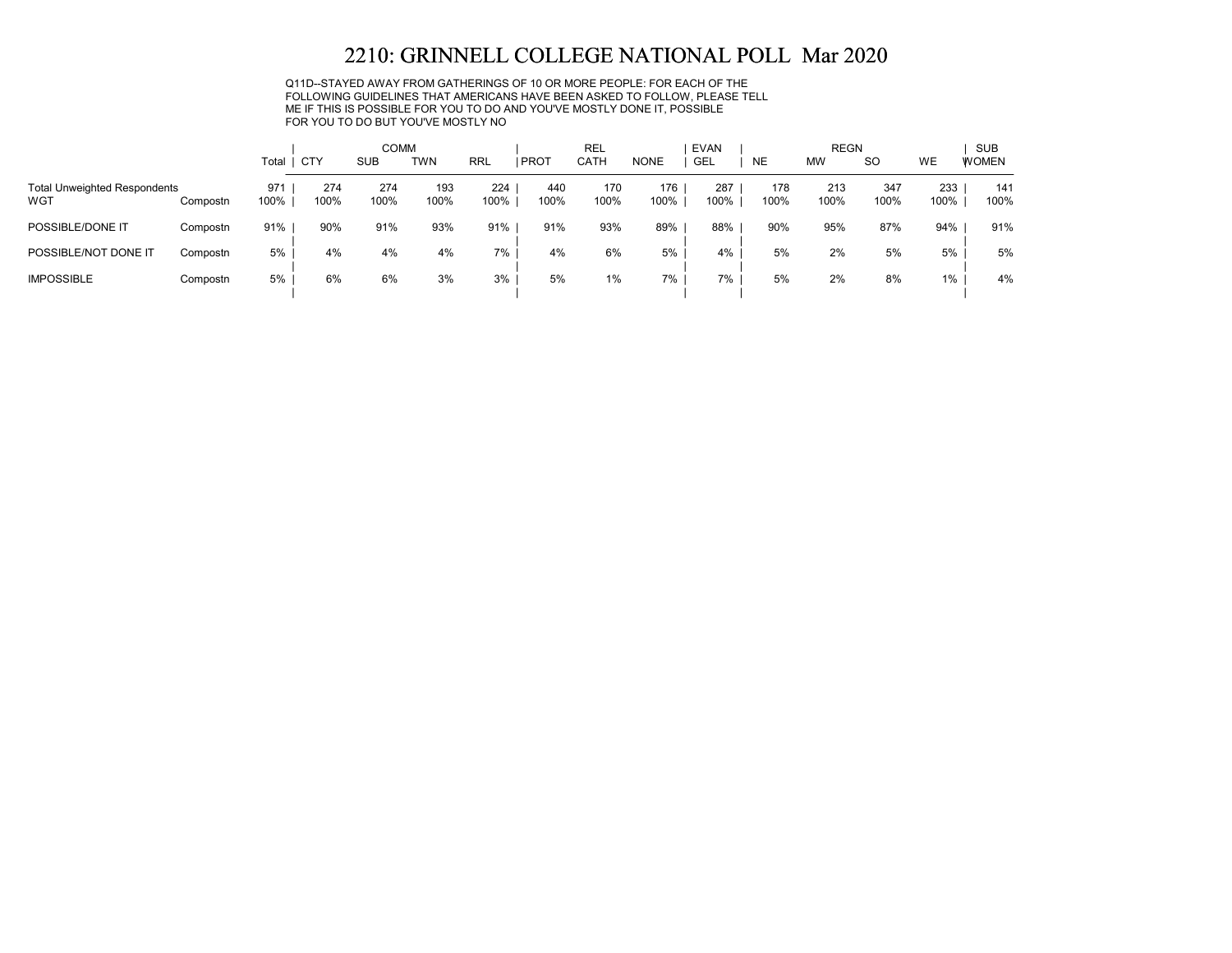# 2210: GRINNELL COLLEGE NATIONAL POLL Mar 2020

Q11D--STAYED AWAY FROM GATHERINGS OF 10 OR MORE PEOPLE: FOR EACH OF THE FOLLOWING GUIDELINES THAT AMERICANS HAVE BEEN ASKED TO FOLLOW, PLEASE TELL ME IF THIS IS POSSIBLE FOR YOU TO DO AND YOU'VE MOSTLY DONE IT, POSSIBLE FOR YOU TO DO BUT YOU'VE MOSTLY NO

| | | | COMM | | | | REL | | | EVAN | REGN | | | | SUB |
|---|---|---|---|---|---|---|---|---|---|---|---|---|---|---|---|
| | | Total | CTY | SUB | TWN | RRL | PROT | CATH | NONE | GEL | NE | MW | SO | WE | WOMEN |
| Total Unweighted Respondents | | 971 | 274 | 274 | 193 | 224 | 440 | 170 | 176 | 287 | 178 | 213 | 347 | 233 | 141 |
| WGT | Compostn | 100% | 100% | 100% | 100% | 100% | 100% | 100% | 100% | 100% | 100% | 100% | 100% | 100% | 100% |
| POSSIBLE/DONE IT | Compostn | 91% | 90% | 91% | 93% | 91% | 91% | 93% | 89% | 88% | 90% | 95% | 87% | 94% | 91% |
| POSSIBLE/NOT DONE IT | Compostn | 5% | 4% | 4% | 4% | 7% | 4% | 6% | 5% | 4% | 5% | 2% | 5% | 5% | 5% |
| IMPOSSIBLE | Compostn | 5% | 6% | 6% | 3% | 3% | 5% | 1% | 7% | 7% | 5% | 2% | 8% | 1% | 4% |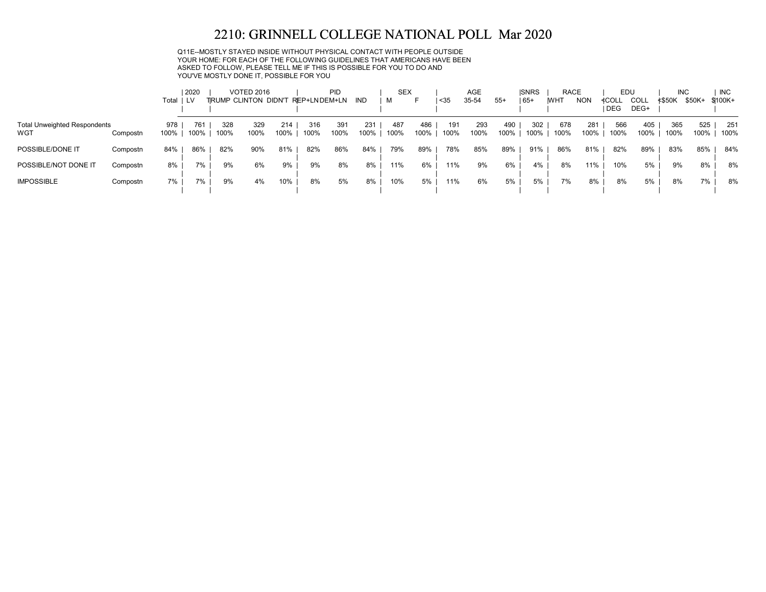# 2210: GRINNELL COLLEGE NATIONAL POLL Mar 2020

Q11E--MOSTLY STAYED INSIDE WITHOUT PHYSICAL CONTACT WITH PEOPLE OUTSIDE YOUR HOME: FOR EACH OF THE FOLLOWING GUIDELINES THAT AMERICANS HAVE BEEN ASKED TO FOLLOW, PLEASE TELL ME IF THIS IS POSSIBLE FOR YOU TO DO AND YOU'VE MOSTLY DONE IT, POSSIBLE FOR YOU

| | | | 2020 | VOTED 2016 | | | PID | | | SEX | | AGE | | | SNRS | RACE | | EDU | | INC | | INC |
|---|---|---|---|---|---|---|---|---|---|---|---|---|---|---|---|---|---|---|---|---|---|---|
| | | Total | LV | TRUMP | CLINTON | DIDN'T | REP+LN | DEM+LN | IND | M | F | <35 | 35-54 | 55+ | 65+ | WHT | NON | <COLL DEG | COLL DEG+ | <$50K | $50K+ | $100K+ |
| Total Unweighted Respondents | | 978 | 761 | 328 | 329 | 214 | 316 | 391 | 231 | 487 | 486 | 191 | 293 | 490 | 302 | 678 | 281 | 566 | 405 | 365 | 525 | 251 |
| WGT | Compostn | 100% | 100% | 100% | 100% | 100% | 100% | 100% | 100% | 100% | 100% | 100% | 100% | 100% | 100% | 100% | 100% | 100% | 100% | 100% | 100% | 100% |
| POSSIBLE/DONE IT | Compostn | 84% | 86% | 82% | 90% | 81% | 82% | 86% | 84% | 79% | 89% | 78% | 85% | 89% | 91% | 86% | 81% | 82% | 89% | 83% | 85% | 84% |
| POSSIBLE/NOT DONE IT | Compostn | 8% | 7% | 9% | 6% | 9% | 9% | 8% | 8% | 11% | 6% | 11% | 9% | 6% | 4% | 8% | 11% | 10% | 5% | 9% | 8% | 8% |
| IMPOSSIBLE | Compostn | 7% | 7% | 9% | 4% | 10% | 8% | 5% | 8% | 10% | 5% | 11% | 6% | 5% | 5% | 7% | 8% | 8% | 5% | 8% | 7% | 8% |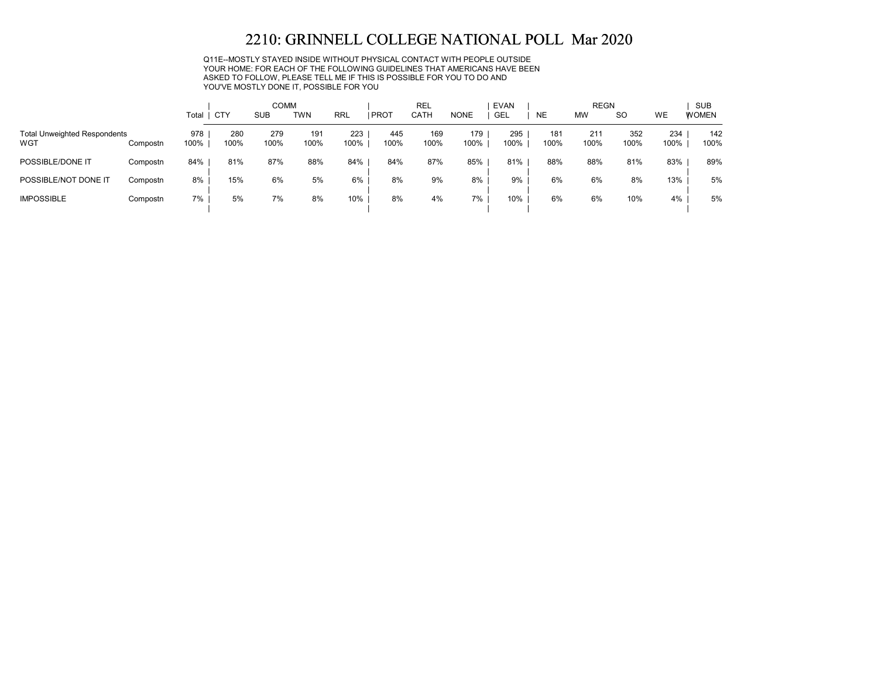# 2210: GRINNELL COLLEGE NATIONAL POLL Mar 2020

Q11E--MOSTLY STAYED INSIDE WITHOUT PHYSICAL CONTACT WITH PEOPLE OUTSIDE YOUR HOME: FOR EACH OF THE FOLLOWING GUIDELINES THAT AMERICANS HAVE BEEN ASKED TO FOLLOW, PLEASE TELL ME IF THIS IS POSSIBLE FOR YOU TO DO AND YOU'VE MOSTLY DONE IT, POSSIBLE FOR YOU

| | | | COMM | | | | REL | | | EVAN | REGN | | | | SUB |
|---|---|---|---|---|---|---|---|---|---|---|---|---|---|---|---|
| | | Total | CTY | SUB | TWN | RRL | PROT | CATH | NONE | GEL | NE | MW | SO | WE | WOMEN |
| Total Unweighted Respondents | | 978 | 280 | 279 | 191 | 223 | 445 | 169 | 179 | 295 | 181 | 211 | 352 | 234 | 142 |
| WGT | Compostn | 100% | 100% | 100% | 100% | 100% | 100% | 100% | 100% | 100% | 100% | 100% | 100% | 100% | 100% |
| POSSIBLE/DONE IT | Compostn | 84% | 81% | 87% | 88% | 84% | 84% | 87% | 85% | 81% | 88% | 88% | 81% | 83% | 89% |
| POSSIBLE/NOT DONE IT | Compostn | 8% | 15% | 6% | 5% | 6% | 8% | 9% | 8% | 9% | 6% | 6% | 8% | 13% | 5% |
| IMPOSSIBLE | Compostn | 7% | 5% | 7% | 8% | 10% | 8% | 4% | 7% | 10% | 6% | 6% | 10% | 4% | 5% |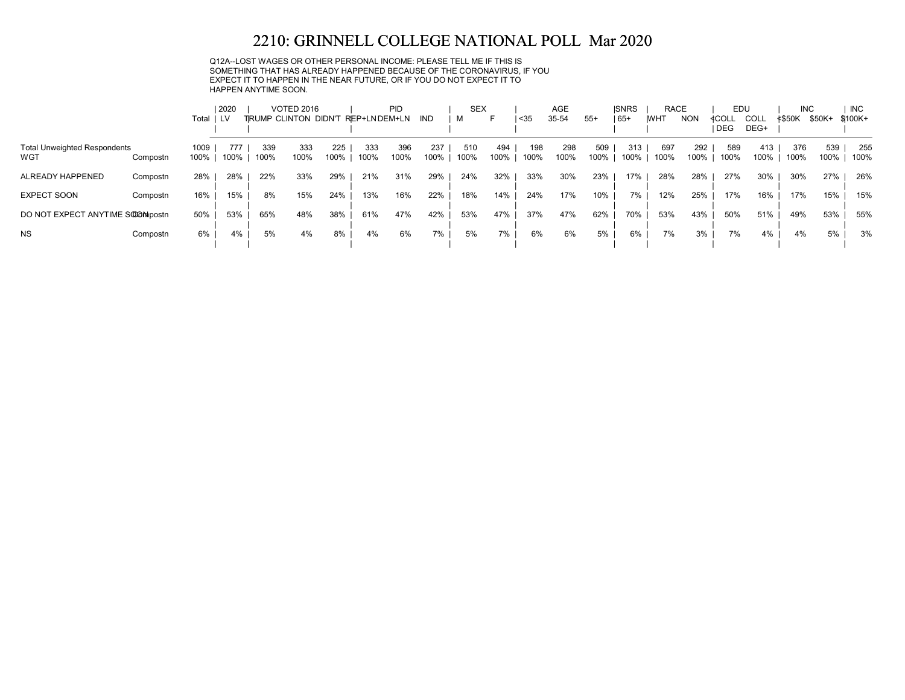# 2210: GRINNELL COLLEGE NATIONAL POLL Mar 2020

Q12A--LOST WAGES OR OTHER PERSONAL INCOME: PLEASE TELL ME IF THIS IS SOMETHING THAT HAS ALREADY HAPPENED BECAUSE OF THE CORONAVIRUS, IF YOU EXPECT IT TO HAPPEN IN THE NEAR FUTURE, OR IF YOU DO NOT EXPECT IT TO HAPPEN ANYTIME SOON.

| | | | 2020 | VOTED 2016 | | | PID | | | SEX | | AGE | | | SNRS | RACE | | EDU | | INC | | INC |
|---|---|---|---|---|---|---|---|---|---|---|---|---|---|---|---|---|---|---|---|---|---|---|
| | | Total | LV | TRUMP | CLINTON | DIDN'T | REP+LN | DEM+LN | IND | M | F | <35 | 35-54 | 55+ | 65+ | WHT | NON | <COLL DEG | COLL DEG+ | <$50K | $50K+ | $100K+ |
| Total Unweighted Respondents | | 1009 | 777 | 339 | 333 | 225 | 333 | 396 | 237 | 510 | 494 | 198 | 298 | 509 | 313 | 697 | 292 | 589 | 413 | 376 | 539 | 255 |
| WGT | Compostn | 100% | 100% | 100% | 100% | 100% | 100% | 100% | 100% | 100% | 100% | 100% | 100% | 100% | 100% | 100% | 100% | 100% | 100% | 100% | 100% | 100% |
| ALREADY HAPPENED | Compostn | 28% | 28% | 22% | 33% | 29% | 21% | 31% | 29% | 24% | 32% | 33% | 30% | 23% | 17% | 28% | 28% | 27% | 30% | 30% | 27% | 26% |
| EXPECT SOON | Compostn | 16% | 15% | 8% | 15% | 24% | 13% | 16% | 22% | 18% | 14% | 24% | 17% | 10% | 7% | 12% | 25% | 17% | 16% | 17% | 15% | 15% |
| DO NOT EXPECT ANYTIME SOON | Compostn | 50% | 53% | 65% | 48% | 38% | 61% | 47% | 42% | 53% | 47% | 37% | 47% | 62% | 70% | 53% | 43% | 50% | 51% | 49% | 53% | 55% |
| NS | Compostn | 6% | 4% | 5% | 4% | 8% | 4% | 6% | 7% | 5% | 7% | 6% | 6% | 5% | 6% | 7% | 3% | 7% | 4% | 4% | 5% | 3% |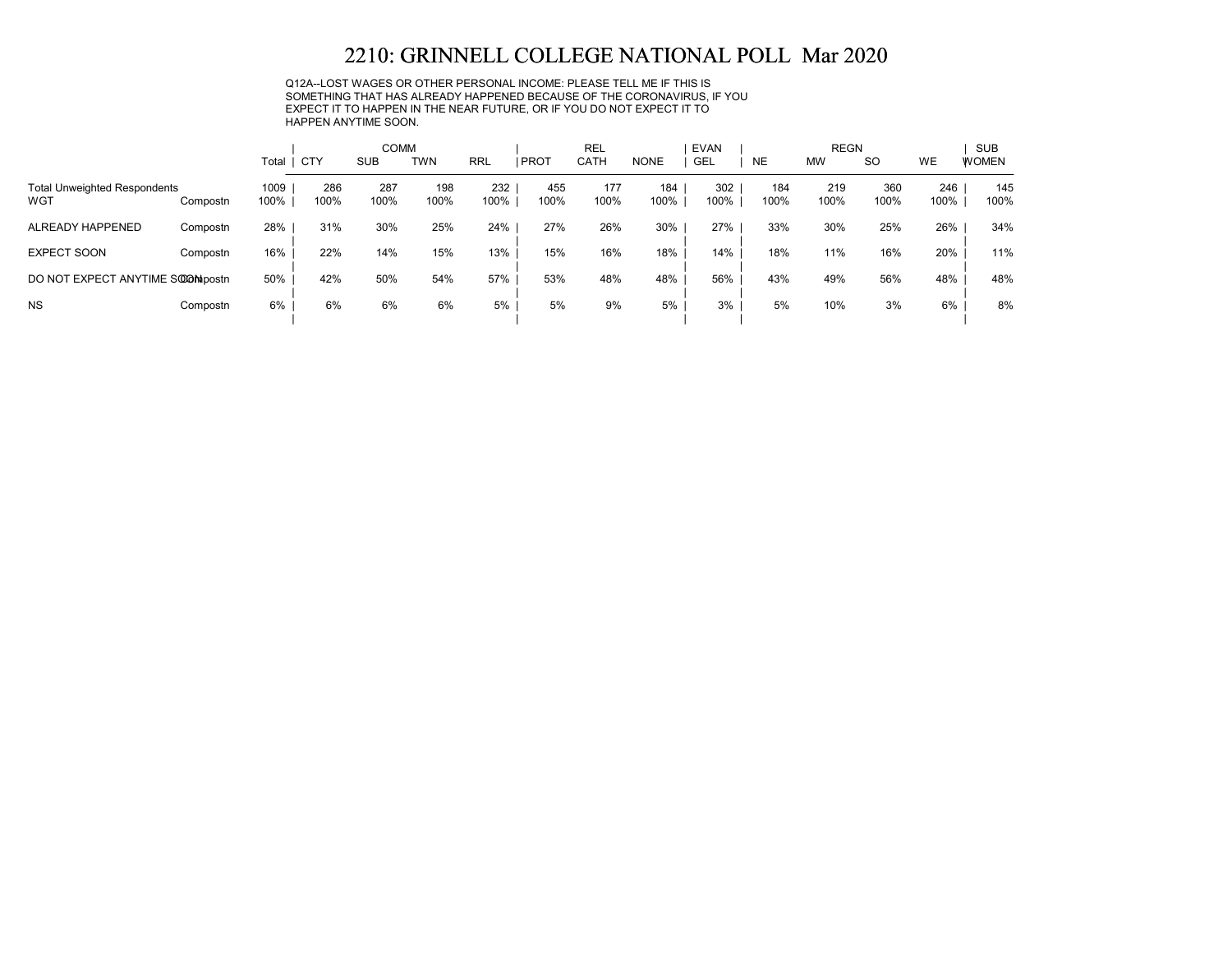# 2210: GRINNELL COLLEGE NATIONAL POLL Mar 2020

Q12A--LOST WAGES OR OTHER PERSONAL INCOME: PLEASE TELL ME IF THIS IS SOMETHING THAT HAS ALREADY HAPPENED BECAUSE OF THE CORONAVIRUS, IF YOU EXPECT IT TO HAPPEN IN THE NEAR FUTURE, OR IF YOU DO NOT EXPECT IT TO HAPPEN ANYTIME SOON.

| | | | COMM | | | | REL | | | EVAN | REGN | | | | SUB |
|---|---|---|---|---|---|---|---|---|---|---|---|---|---|---|---|
| | | Total | CTY | SUB | TWN | RRL | PROT | CATH | NONE | GEL | NE | MW | SO | WE | WOMEN |
| Total Unweighted Respondents | | 1009 | 286 | 287 | 198 | 232 | 455 | 177 | 184 | 302 | 184 | 219 | 360 | 246 | 145 |
| WGT | Compostn | 100% | 100% | 100% | 100% | 100% | 100% | 100% | 100% | 100% | 100% | 100% | 100% | 100% | 100% |
| ALREADY HAPPENED | Compostn | 28% | 31% | 30% | 25% | 24% | 27% | 26% | 30% | 27% | 33% | 30% | 25% | 26% | 34% |
| EXPECT SOON | Compostn | 16% | 22% | 14% | 15% | 13% | 15% | 16% | 18% | 14% | 18% | 11% | 16% | 20% | 11% |
| DO NOT EXPECT ANYTIME SOON | Compostn | 50% | 42% | 50% | 54% | 57% | 53% | 48% | 48% | 56% | 43% | 49% | 56% | 48% | 48% |
| NS | Compostn | 6% | 6% | 6% | 6% | 5% | 5% | 9% | 5% | 3% | 5% | 10% | 3% | 6% | 8% |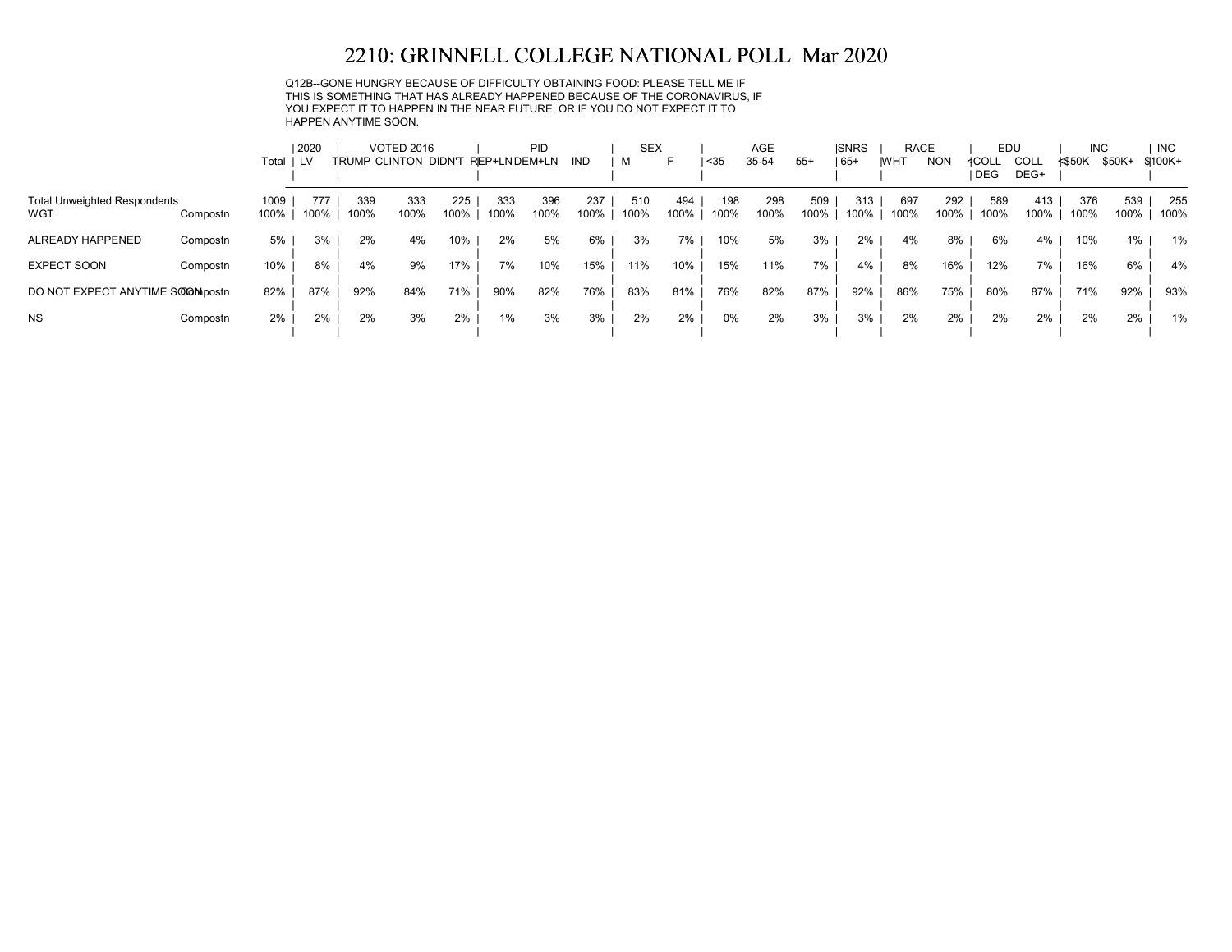# 2210: GRINNELL COLLEGE NATIONAL POLL Mar 2020

Q12B--GONE HUNGRY BECAUSE OF DIFFICULTY OBTAINING FOOD: PLEASE TELL ME IF THIS IS SOMETHING THAT HAS ALREADY HAPPENED BECAUSE OF THE CORONAVIRUS, IF YOU EXPECT IT TO HAPPEN IN THE NEAR FUTURE, OR IF YOU DO NOT EXPECT IT TO HAPPEN ANYTIME SOON.

| | | | 2020 | VOTED 2016 | | | PID | | | SEX | | AGE | | | SNRS | RACE | | EDU | | INC | | INC |
|---|---|---|---|---|---|---|---|---|---|---|---|---|---|---|---|---|---|---|---|---|---|---|
| | | Total | LV | TRUMP | CLINTON | DIDN'T | REP+LN | DEM+LN | IND | M | F | <35 | 35-54 | 55+ | 65+ | WHT | NON | <COLL DEG | COLL DEG+ | <$50K | $50K+ | $100K+ |
| Total Unweighted Respondents | | 1009 | 777 | 339 | 333 | 225 | 333 | 396 | 237 | 510 | 494 | 198 | 298 | 509 | 313 | 697 | 292 | 589 | 413 | 376 | 539 | 255 |
| WGT | Compostn | 100% | 100% | 100% | 100% | 100% | 100% | 100% | 100% | 100% | 100% | 100% | 100% | 100% | 100% | 100% | 100% | 100% | 100% | 100% | 100% | 100% |
| ALREADY HAPPENED | Compostn | 5% | 3% | 2% | 4% | 10% | 2% | 5% | 6% | 3% | 7% | 10% | 5% | 3% | 2% | 4% | 8% | 6% | 4% | 10% | 1% | 1% |
| EXPECT SOON | Compostn | 10% | 8% | 4% | 9% | 17% | 7% | 10% | 15% | 11% | 10% | 15% | 11% | 7% | 4% | 8% | 16% | 12% | 7% | 16% | 6% | 4% |
| DO NOT EXPECT ANYTIME SOON | Compostn | 82% | 87% | 92% | 84% | 71% | 90% | 82% | 76% | 83% | 81% | 76% | 82% | 87% | 92% | 86% | 75% | 80% | 87% | 71% | 92% | 93% |
| NS | Compostn | 2% | 2% | 2% | 3% | 2% | 1% | 3% | 3% | 2% | 2% | 0% | 2% | 3% | 3% | 2% | 2% | 2% | 2% | 2% | 2% | 1% |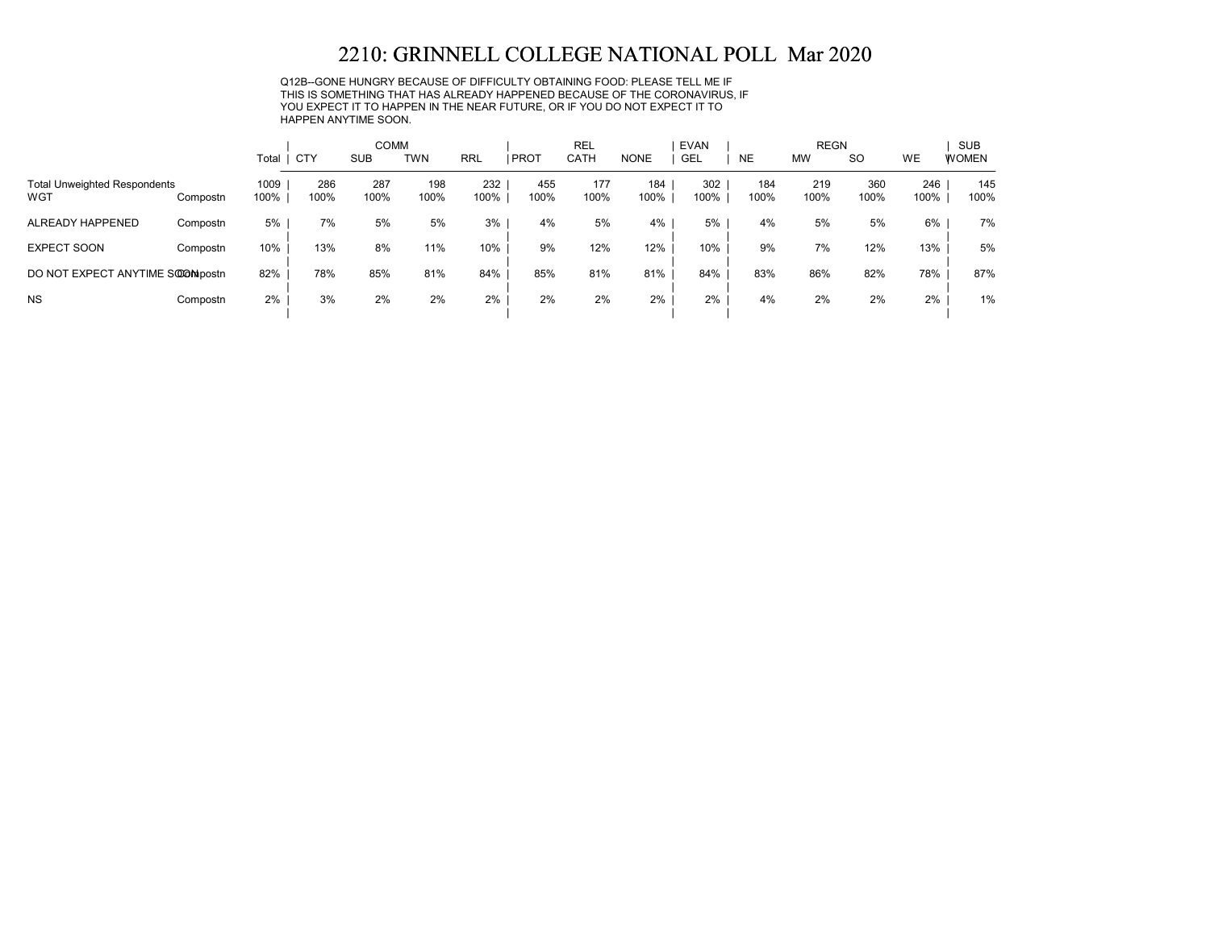# 2210: GRINNELL COLLEGE NATIONAL POLL Mar 2020

Q12B--GONE HUNGRY BECAUSE OF DIFFICULTY OBTAINING FOOD: PLEASE TELL ME IF THIS IS SOMETHING THAT HAS ALREADY HAPPENED BECAUSE OF THE CORONAVIRUS, IF YOU EXPECT IT TO HAPPEN IN THE NEAR FUTURE, OR IF YOU DO NOT EXPECT IT TO HAPPEN ANYTIME SOON.

| | | | COMM | | | | REL | | | EVAN | REGN | | | | SUB |
|---|---|---|---|---|---|---|---|---|---|---|---|---|---|---|---|
| | | Total | CTY | SUB | TWN | RRL | PROT | CATH | NONE | GEL | NE | MW | SO | WE | WOMEN |
| Total Unweighted Respondents | | 1009 | 286 | 287 | 198 | 232 | 455 | 177 | 184 | 302 | 184 | 219 | 360 | 246 | 145 |
| WGT | Compostn | 100% | 100% | 100% | 100% | 100% | 100% | 100% | 100% | 100% | 100% | 100% | 100% | 100% | 100% |
| ALREADY HAPPENED | Compostn | 5% | 7% | 5% | 5% | 3% | 4% | 5% | 4% | 5% | 4% | 5% | 5% | 6% | 7% |
| EXPECT SOON | Compostn | 10% | 13% | 8% | 11% | 10% | 9% | 12% | 12% | 10% | 9% | 7% | 12% | 13% | 5% |
| DO NOT EXPECT ANYTIME SOON | Compostn | 82% | 78% | 85% | 81% | 84% | 85% | 81% | 81% | 84% | 83% | 86% | 82% | 78% | 87% |
| NS | Compostn | 2% | 3% | 2% | 2% | 2% | 2% | 2% | 2% | 2% | 4% | 2% | 2% | 2% | 1% |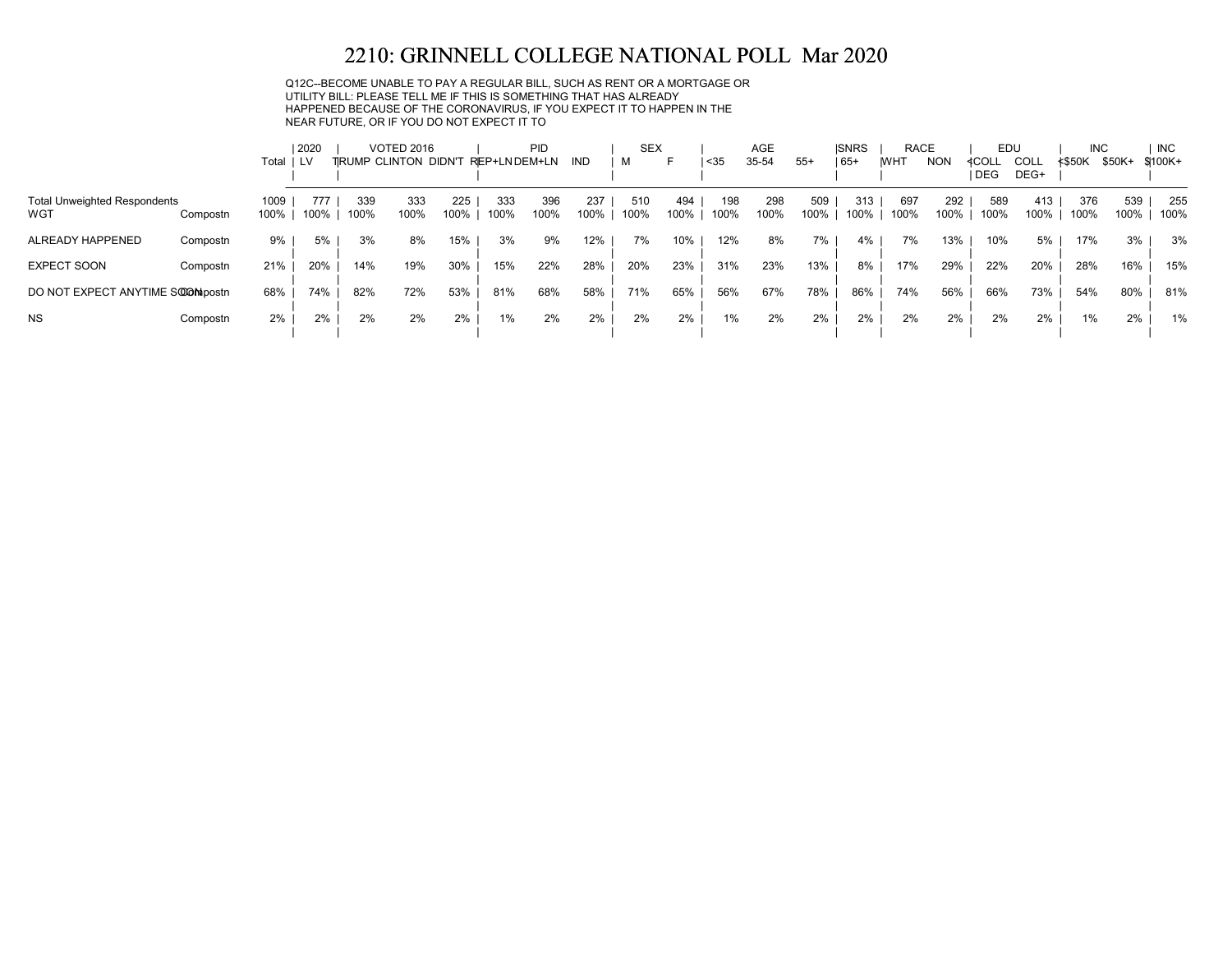# 2210: GRINNELL COLLEGE NATIONAL POLL Mar 2020

Q12C--BECOME UNABLE TO PAY A REGULAR BILL, SUCH AS RENT OR A MORTGAGE OR UTILITY BILL: PLEASE TELL ME IF THIS IS SOMETHING THAT HAS ALREADY HAPPENED BECAUSE OF THE CORONAVIRUS, IF YOU EXPECT IT TO HAPPEN IN THE NEAR FUTURE, OR IF YOU DO NOT EXPECT IT TO

| | | | 2020 | VOTED 2016 | | | PID | | | SEX | | AGE | | | SNRS | RACE | | EDU | | INC | | INC |
|---|---|---|---|---|---|---|---|---|---|---|---|---|---|---|---|---|---|---|---|---|---|---|
| | | Total | LV | TRUMP | CLINTON | DIDN'T | REP+LN | DEM+LN | IND | M | F | <35 | 35-54 | 55+ | 65+ | WHT | NON | <COLL DEG | COLL DEG+ | <$50K | $50K+ | $100K+ |
| Total Unweighted Respondents | | 1009 | 777 | 339 | 333 | 225 | 333 | 396 | 237 | 510 | 494 | 198 | 298 | 509 | 313 | 697 | 292 | 589 | 413 | 376 | 539 | 255 |
| WGT | Compostn | 100% | 100% | 100% | 100% | 100% | 100% | 100% | 100% | 100% | 100% | 100% | 100% | 100% | 100% | 100% | 100% | 100% | 100% | 100% | 100% | 100% |
| ALREADY HAPPENED | Compostn | 9% | 5% | 3% | 8% | 15% | 3% | 9% | 12% | 7% | 10% | 12% | 8% | 7% | 4% | 7% | 13% | 10% | 5% | 17% | 3% | 3% |
| EXPECT SOON | Compostn | 21% | 20% | 14% | 19% | 30% | 15% | 22% | 28% | 20% | 23% | 31% | 23% | 13% | 8% | 17% | 29% | 22% | 20% | 28% | 16% | 15% |
| DO NOT EXPECT ANYTIME SOON | Compostn | 68% | 74% | 82% | 72% | 53% | 81% | 68% | 58% | 71% | 65% | 56% | 67% | 78% | 86% | 74% | 56% | 66% | 73% | 54% | 80% | 81% |
| NS | Compostn | 2% | 2% | 2% | 2% | 2% | 1% | 2% | 2% | 2% | 2% | 1% | 2% | 2% | 2% | 2% | 2% | 2% | 2% | 1% | 2% | 1% |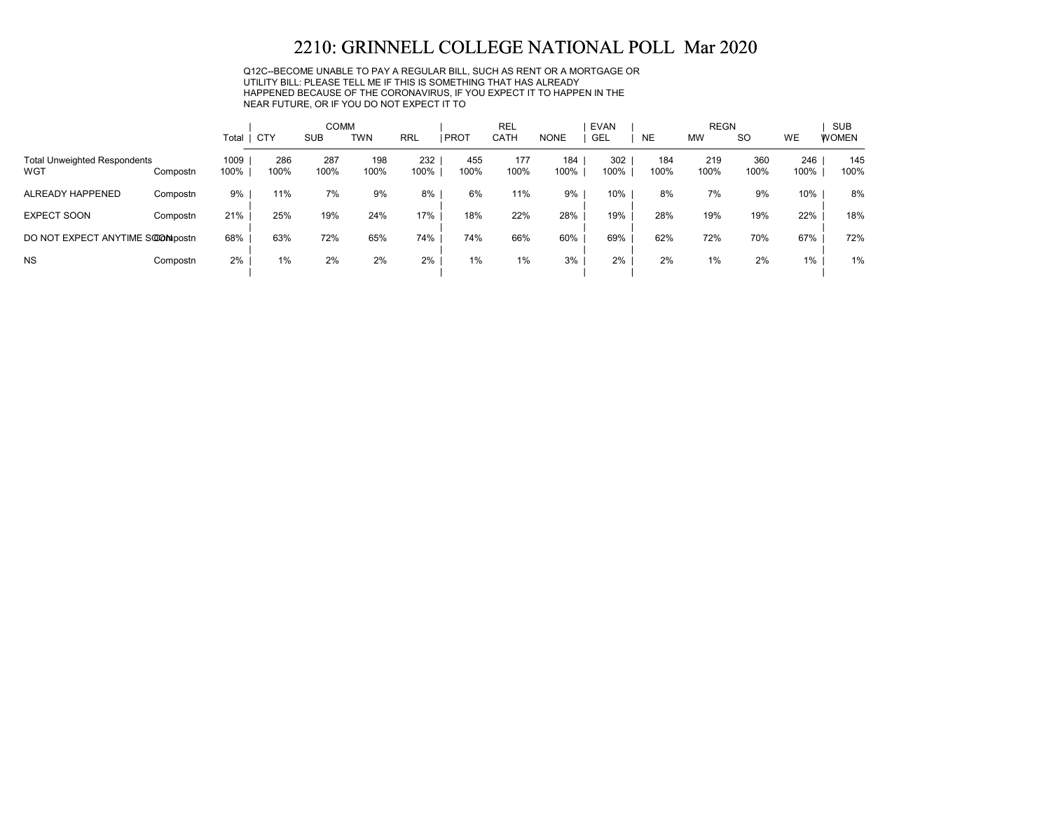# 2210: GRINNELL COLLEGE NATIONAL POLL Mar 2020

Q12C--BECOME UNABLE TO PAY A REGULAR BILL, SUCH AS RENT OR A MORTGAGE OR UTILITY BILL: PLEASE TELL ME IF THIS IS SOMETHING THAT HAS ALREADY HAPPENED BECAUSE OF THE CORONAVIRUS, IF YOU EXPECT IT TO HAPPEN IN THE NEAR FUTURE, OR IF YOU DO NOT EXPECT IT TO

| | | | COMM | | | | REL | | | EVAN | REGN | | | | SUB |
|---|---|---|---|---|---|---|---|---|---|---|---|---|---|---|---|
| | | Total | CTY | SUB | TWN | RRL | PROT | CATH | NONE | GEL | NE | MW | SO | WE | WOMEN |
| Total Unweighted Respondents | | 1009 | 286 | 287 | 198 | 232 | 455 | 177 | 184 | 302 | 184 | 219 | 360 | 246 | 145 |
| WGT | Compostn | 100% | 100% | 100% | 100% | 100% | 100% | 100% | 100% | 100% | 100% | 100% | 100% | 100% | 100% |
| ALREADY HAPPENED | Compostn | 9% | 11% | 7% | 9% | 8% | 6% | 11% | 9% | 10% | 8% | 7% | 9% | 10% | 8% |
| EXPECT SOON | Compostn | 21% | 25% | 19% | 24% | 17% | 18% | 22% | 28% | 19% | 28% | 19% | 19% | 22% | 18% |
| DO NOT EXPECT ANYTIME SOON | Compostn | 68% | 63% | 72% | 65% | 74% | 74% | 66% | 60% | 69% | 62% | 72% | 70% | 67% | 72% |
| NS | Compostn | 2% | 1% | 2% | 2% | 2% | 1% | 1% | 3% | 2% | 2% | 1% | 2% | 1% | 1% |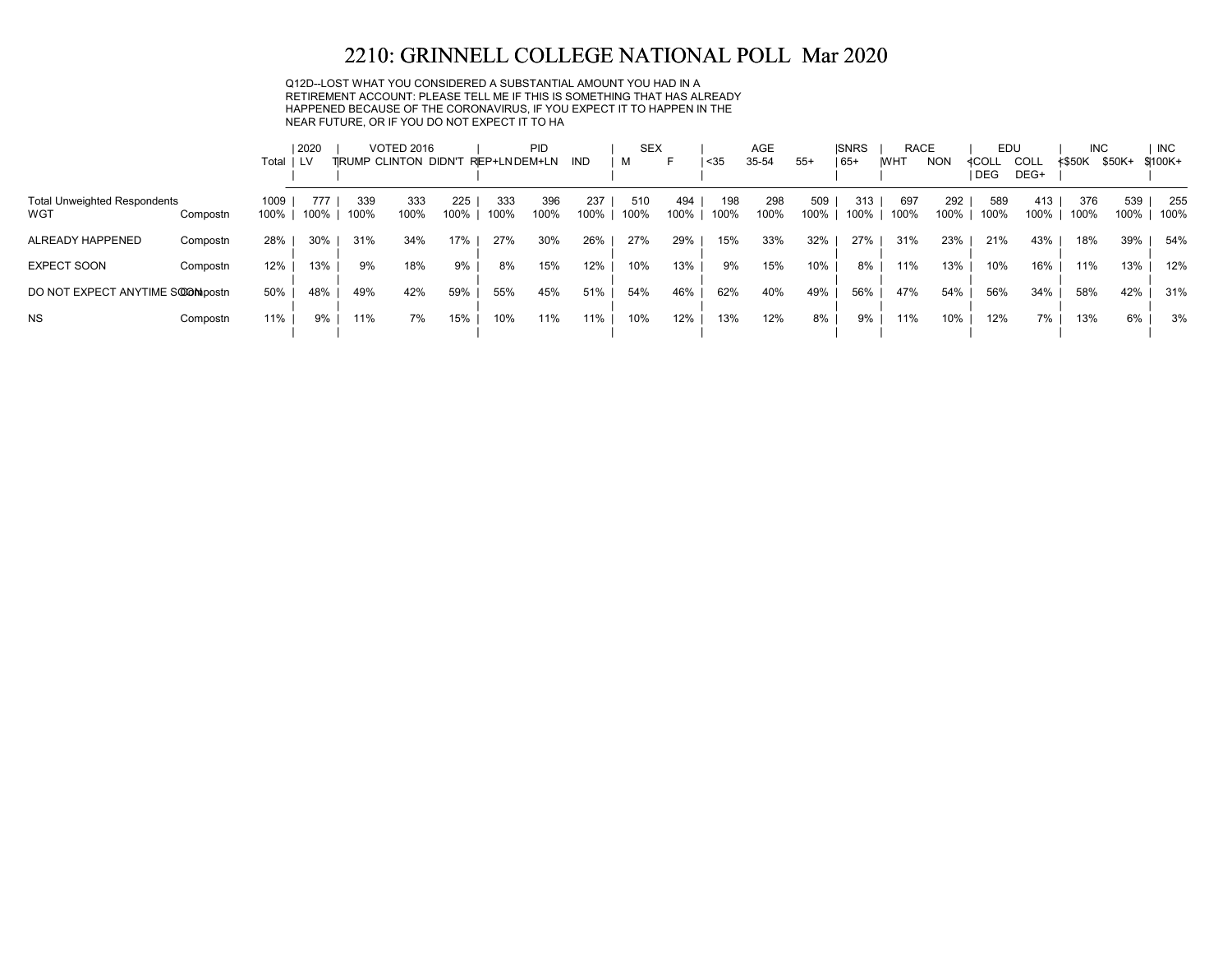# 2210: GRINNELL COLLEGE NATIONAL POLL Mar 2020

Q12D--LOST WHAT YOU CONSIDERED A SUBSTANTIAL AMOUNT YOU HAD IN A RETIREMENT ACCOUNT: PLEASE TELL ME IF THIS IS SOMETHING THAT HAS ALREADY HAPPENED BECAUSE OF THE CORONAVIRUS, IF YOU EXPECT IT TO HAPPEN IN THE NEAR FUTURE, OR IF YOU DO NOT EXPECT IT TO HA

| | | Total | 2020 | VOTED 2016 | | | PID | | | SEX | | AGE | | | SNRS | RACE | | EDU | | INC | | INC |
|---|---|---|---|---|---|---|---|---|---|---|---|---|---|---|---|---|---|---|---|---|---|---|
| | | | LV | TRUMP | CLINTON | DIDN'T | REP+LN | DEM+LN | IND | M | F | <35 | 35-54 | 55+ | 65+ | WHT | NON | <COLL DEG | COLL DEG+ | <$50K | $50K+ | $100K+ |
| Total Unweighted Respondents | | 1009 | 777 | 339 | 333 | 225 | 333 | 396 | 237 | 510 | 494 | 198 | 298 | 509 | 313 | 697 | 292 | 589 | 413 | 376 | 539 | 255 |
| WGT | Compostn | 100% | 100% | 100% | 100% | 100% | 100% | 100% | 100% | 100% | 100% | 100% | 100% | 100% | 100% | 100% | 100% | 100% | 100% | 100% | 100% | 100% |
| ALREADY HAPPENED | Compostn | 28% | 30% | 31% | 34% | 17% | 27% | 30% | 26% | 27% | 29% | 15% | 33% | 32% | 27% | 31% | 23% | 21% | 43% | 18% | 39% | 54% |
| EXPECT SOON | Compostn | 12% | 13% | 9% | 18% | 9% | 8% | 15% | 12% | 10% | 13% | 9% | 15% | 10% | 8% | 11% | 13% | 10% | 16% | 11% | 13% | 12% |
| DO NOT EXPECT ANYTIME SOON | Compostn | 50% | 48% | 49% | 42% | 59% | 55% | 45% | 51% | 54% | 46% | 62% | 40% | 49% | 56% | 47% | 54% | 56% | 34% | 58% | 42% | 31% |
| NS | Compostn | 11% | 9% | 11% | 7% | 15% | 10% | 11% | 11% | 10% | 12% | 13% | 12% | 8% | 9% | 11% | 10% | 12% | 7% | 13% | 6% | 3% |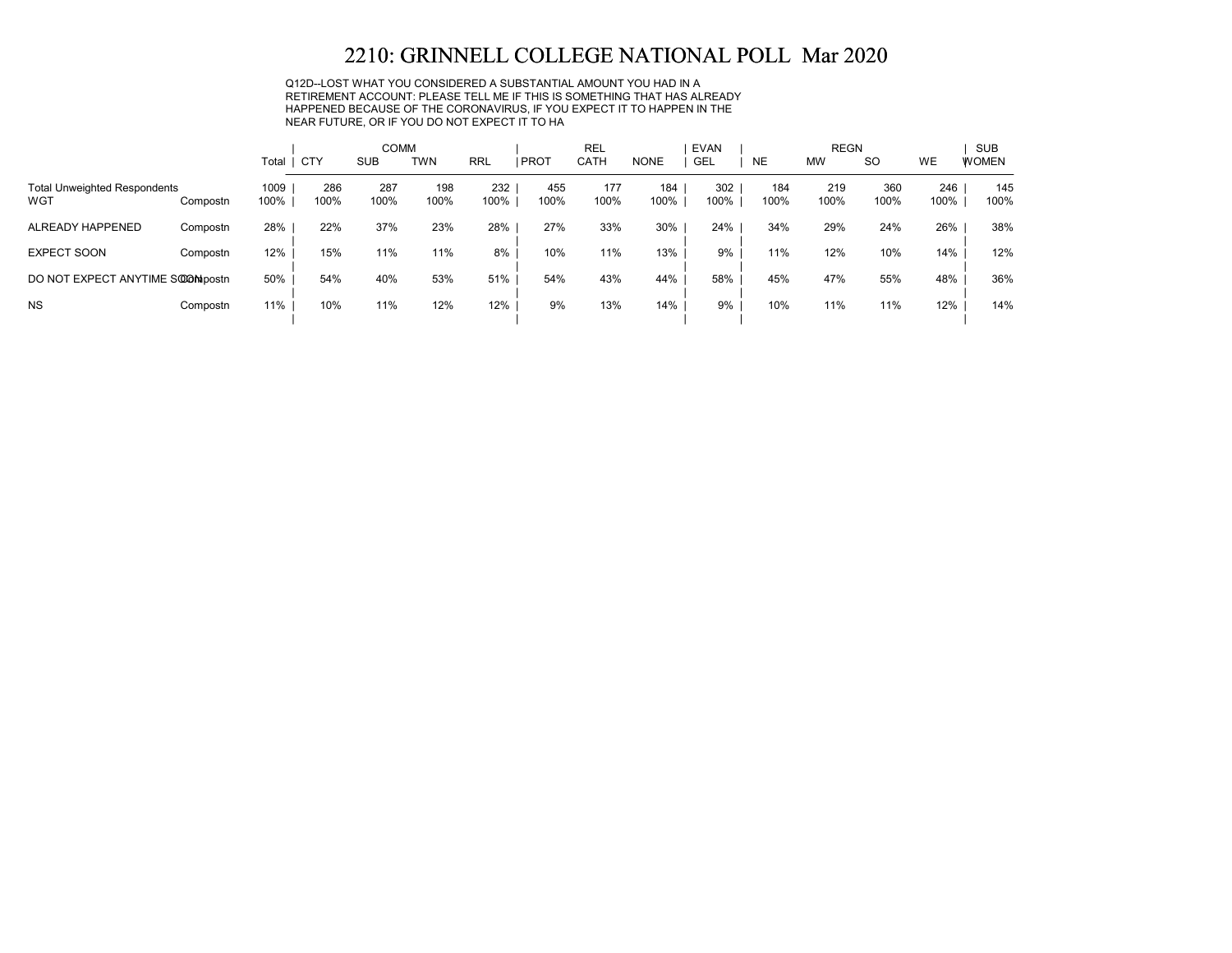# 2210: GRINNELL COLLEGE NATIONAL POLL Mar 2020

Q12D--LOST WHAT YOU CONSIDERED A SUBSTANTIAL AMOUNT YOU HAD IN A RETIREMENT ACCOUNT: PLEASE TELL ME IF THIS IS SOMETHING THAT HAS ALREADY HAPPENED BECAUSE OF THE CORONAVIRUS, IF YOU EXPECT IT TO HAPPEN IN THE NEAR FUTURE, OR IF YOU DO NOT EXPECT IT TO HA

| | | | COMM | | | | REL | | | EVAN | REGN | | | | SUB |
|---|---|---|---|---|---|---|---|---|---|---|---|---|---|---|---|
| | | Total | CTY | SUB | TWN | RRL | PROT | CATH | NONE | GEL | NE | MW | SO | WE | WOMEN |
| Total Unweighted Respondents | | 1009 | 286 | 287 | 198 | 232 | 455 | 177 | 184 | 302 | 184 | 219 | 360 | 246 | 145 |
| WGT | Compostn | 100% | 100% | 100% | 100% | 100% | 100% | 100% | 100% | 100% | 100% | 100% | 100% | 100% | 100% |
| ALREADY HAPPENED | Compostn | 28% | 22% | 37% | 23% | 28% | 27% | 33% | 30% | 24% | 34% | 29% | 24% | 26% | 38% |
| EXPECT SOON | Compostn | 12% | 15% | 11% | 11% | 8% | 10% | 11% | 13% | 9% | 11% | 12% | 10% | 14% | 12% |
| DO NOT EXPECT ANYTIME SOON | Compostn | 50% | 54% | 40% | 53% | 51% | 54% | 43% | 44% | 58% | 45% | 47% | 55% | 48% | 36% |
| NS | Compostn | 11% | 10% | 11% | 12% | 12% | 9% | 13% | 14% | 9% | 10% | 11% | 11% | 12% | 14% |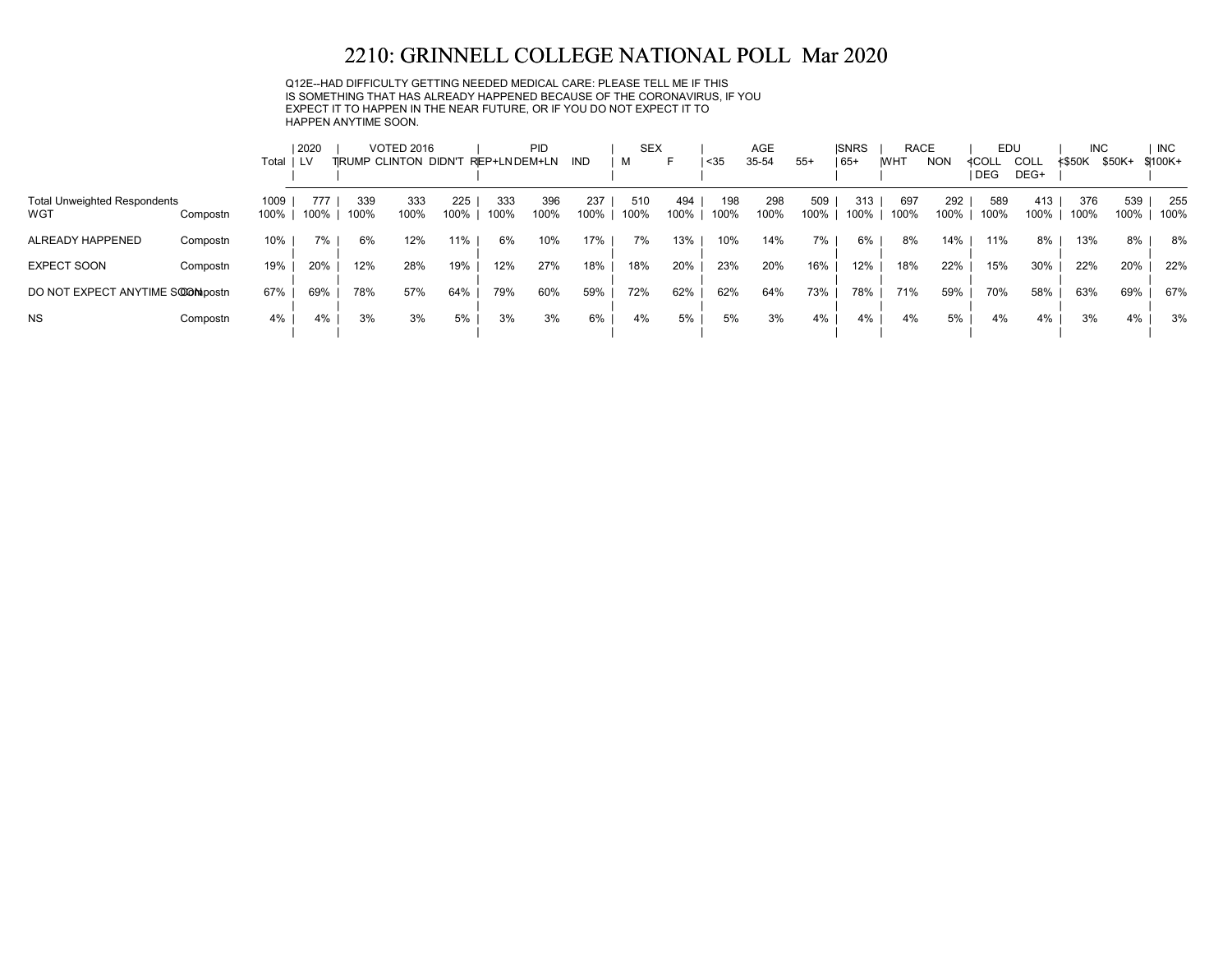# 2210: GRINNELL COLLEGE NATIONAL POLL Mar 2020

Q12E--HAD DIFFICULTY GETTING NEEDED MEDICAL CARE: PLEASE TELL ME IF THIS IS SOMETHING THAT HAS ALREADY HAPPENED BECAUSE OF THE CORONAVIRUS, IF YOU EXPECT IT TO HAPPEN IN THE NEAR FUTURE, OR IF YOU DO NOT EXPECT IT TO HAPPEN ANYTIME SOON.

| | | Total | 2020 | VOTED 2016 | | | PID | | | SEX | | AGE | | | SNRS | RACE | | EDU | | INC | | INC |
|---|---|---|---|---|---|---|---|---|---|---|---|---|---|---|---|---|---|---|---|---|---|---|
| | | | LV | TRUMP | CLINTON | DIDN'T | REP+LN | DEM+LN | IND | M | F | <35 | 35-54 | 55+ | 65+ | WHT | NON | <COLL DEG | COLL DEG+ | <$50K | $50K+ | $100K+ |
| Total Unweighted Respondents | | 1009 | 777 | 339 | 333 | 225 | 333 | 396 | 237 | 510 | 494 | 198 | 298 | 509 | 313 | 697 | 292 | 589 | 413 | 376 | 539 | 255 |
| WGT | Compostn | 100% | 100% | 100% | 100% | 100% | 100% | 100% | 100% | 100% | 100% | 100% | 100% | 100% | 100% | 100% | 100% | 100% | 100% | 100% | 100% | 100% |
| ALREADY HAPPENED | Compostn | 10% | 7% | 6% | 12% | 11% | 6% | 10% | 17% | 7% | 13% | 10% | 14% | 7% | 6% | 8% | 14% | 11% | 8% | 13% | 8% | 8% |
| EXPECT SOON | Compostn | 19% | 20% | 12% | 28% | 19% | 12% | 27% | 18% | 18% | 20% | 23% | 20% | 16% | 12% | 18% | 22% | 15% | 30% | 22% | 20% | 22% |
| DO NOT EXPECT ANYTIME SOON | Compostn | 67% | 69% | 78% | 57% | 64% | 79% | 60% | 59% | 72% | 62% | 62% | 64% | 73% | 78% | 71% | 59% | 70% | 58% | 63% | 69% | 67% |
| NS | Compostn | 4% | 4% | 3% | 3% | 5% | 3% | 3% | 6% | 4% | 5% | 5% | 3% | 4% | 4% | 4% | 5% | 4% | 4% | 3% | 4% | 3% |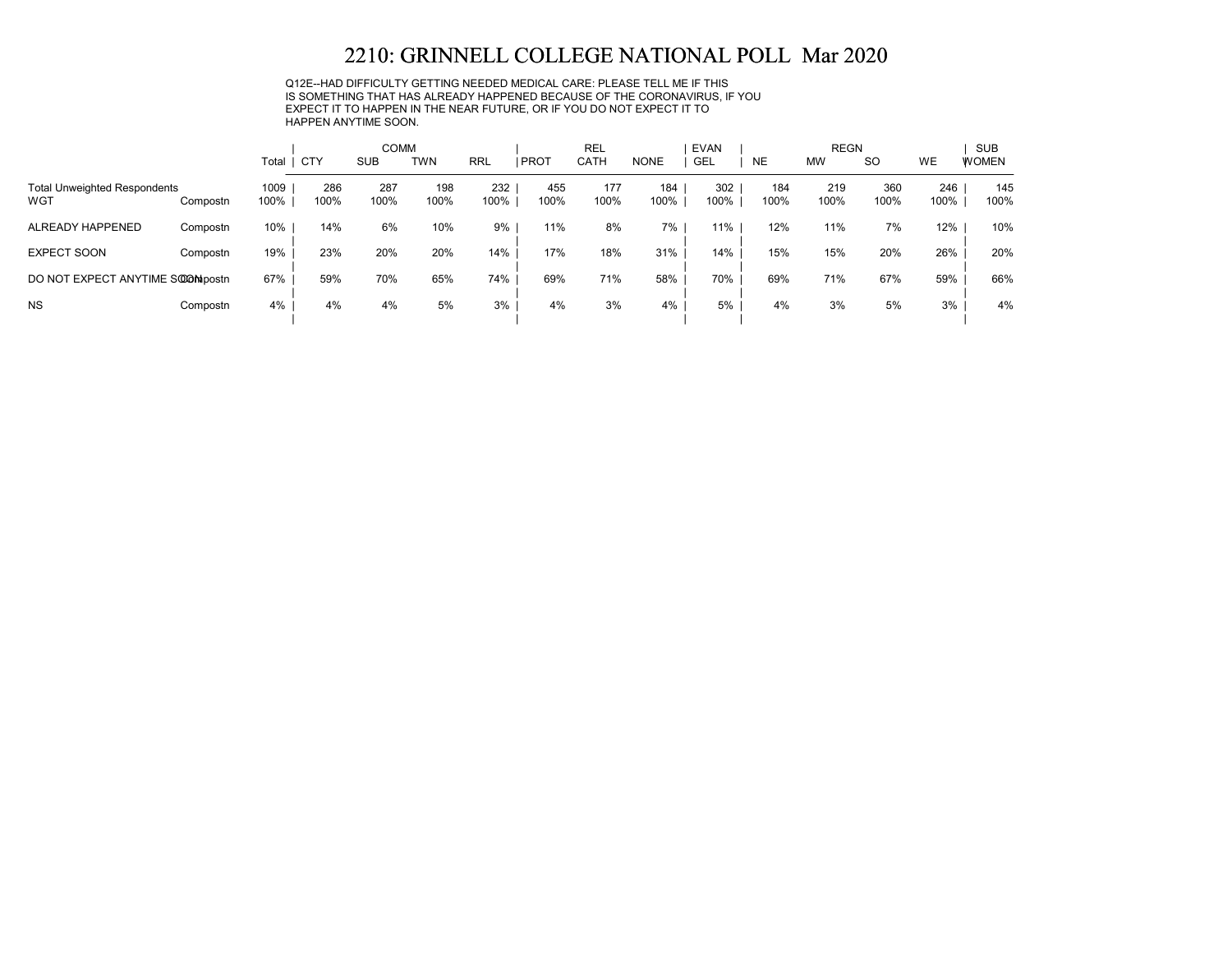# 2210: GRINNELL COLLEGE NATIONAL POLL Mar 2020

Q12E--HAD DIFFICULTY GETTING NEEDED MEDICAL CARE: PLEASE TELL ME IF THIS IS SOMETHING THAT HAS ALREADY HAPPENED BECAUSE OF THE CORONAVIRUS, IF YOU EXPECT IT TO HAPPEN IN THE NEAR FUTURE, OR IF YOU DO NOT EXPECT IT TO HAPPEN ANYTIME SOON.

| | | | COMM | | | | REL | | | EVAN | REGN | | | | SUB |
|---|---|---|---|---|---|---|---|---|---|---|---|---|---|---|---|
| | | Total | CTY | SUB | TWN | RRL | PROT | CATH | NONE | GEL | NE | MW | SO | WE | WOMEN |
| Total Unweighted Respondents | | 1009 | 286 | 287 | 198 | 232 | 455 | 177 | 184 | 302 | 184 | 219 | 360 | 246 | 145 |
| WGT | Compostn | 100% | 100% | 100% | 100% | 100% | 100% | 100% | 100% | 100% | 100% | 100% | 100% | 100% | 100% |
| ALREADY HAPPENED | Compostn | 10% | 14% | 6% | 10% | 9% | 11% | 8% | 7% | 11% | 12% | 11% | 7% | 12% | 10% |
| EXPECT SOON | Compostn | 19% | 23% | 20% | 20% | 14% | 17% | 18% | 31% | 14% | 15% | 15% | 20% | 26% | 20% |
| DO NOT EXPECT ANYTIME SOON | Compostn | 67% | 59% | 70% | 65% | 74% | 69% | 71% | 58% | 70% | 69% | 71% | 67% | 59% | 66% |
| NS | Compostn | 4% | 4% | 4% | 5% | 3% | 4% | 3% | 4% | 5% | 4% | 3% | 5% | 3% | 4% |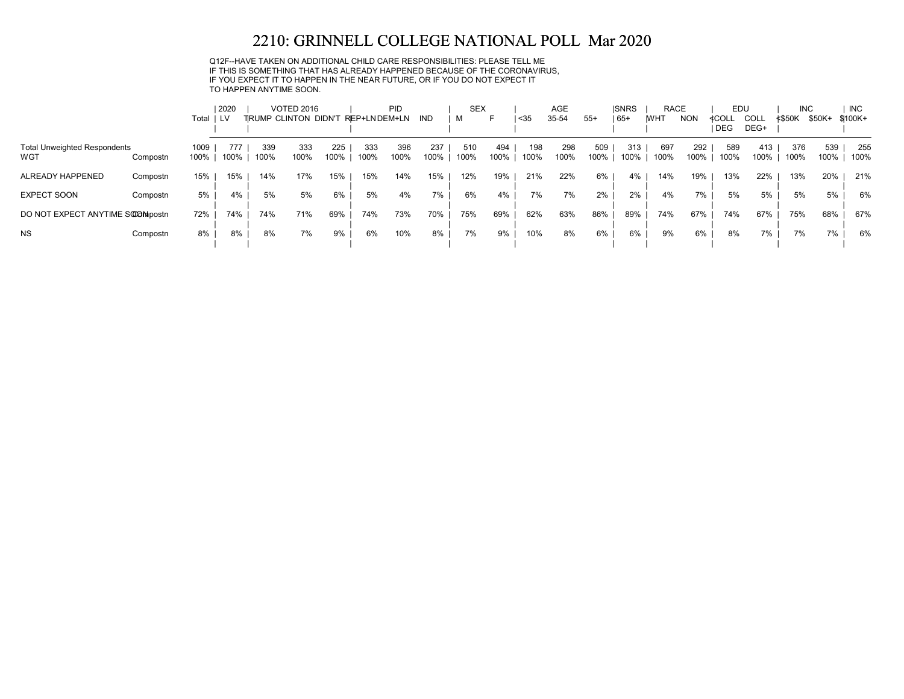# 2210: GRINNELL COLLEGE NATIONAL POLL Mar 2020

Q12F--HAVE TAKEN ON ADDITIONAL CHILD CARE RESPONSIBILITIES: PLEASE TELL ME IF THIS IS SOMETHING THAT HAS ALREADY HAPPENED BECAUSE OF THE CORONAVIRUS, IF YOU EXPECT IT TO HAPPEN IN THE NEAR FUTURE, OR IF YOU DO NOT EXPECT IT TO HAPPEN ANYTIME SOON.

| | | | 2020 | VOTED 2016 | | | PID | | | SEX | | AGE | | | SNRS | RACE | | EDU | | INC | | INC |
|---|---|---|---|---|---|---|---|---|---|---|---|---|---|---|---|---|---|---|---|---|---|---|
| | | Total | LV | TRUMP | CLINTON | DIDN'T | REP+LN | DEM+LN | IND | M | F | <35 | 35-54 | 55+ | 65+ | WHT | NON | <COLL DEG | COLL DEG+ | <$50K | $50K+ | $100K+ |
| Total Unweighted Respondents | | 1009 | 777 | 339 | 333 | 225 | 333 | 396 | 237 | 510 | 494 | 198 | 298 | 509 | 313 | 697 | 292 | 589 | 413 | 376 | 539 | 255 |
| WGT | Compostn | 100% | 100% | 100% | 100% | 100% | 100% | 100% | 100% | 100% | 100% | 100% | 100% | 100% | 100% | 100% | 100% | 100% | 100% | 100% | 100% | 100% |
| ALREADY HAPPENED | Compostn | 15% | 15% | 14% | 17% | 15% | 15% | 14% | 15% | 12% | 19% | 21% | 22% | 6% | 4% | 14% | 19% | 13% | 22% | 13% | 20% | 21% |
| EXPECT SOON | Compostn | 5% | 4% | 5% | 5% | 6% | 5% | 4% | 7% | 6% | 4% | 7% | 7% | 2% | 2% | 4% | 7% | 5% | 5% | 5% | 5% | 6% |
| DO NOT EXPECT ANYTIME SOON | Compostn | 72% | 74% | 74% | 71% | 69% | 74% | 73% | 70% | 75% | 69% | 62% | 63% | 86% | 89% | 74% | 67% | 74% | 67% | 75% | 68% | 67% |
| NS | Compostn | 8% | 8% | 8% | 7% | 9% | 6% | 10% | 8% | 7% | 9% | 10% | 8% | 6% | 6% | 9% | 6% | 8% | 7% | 7% | 7% | 6% |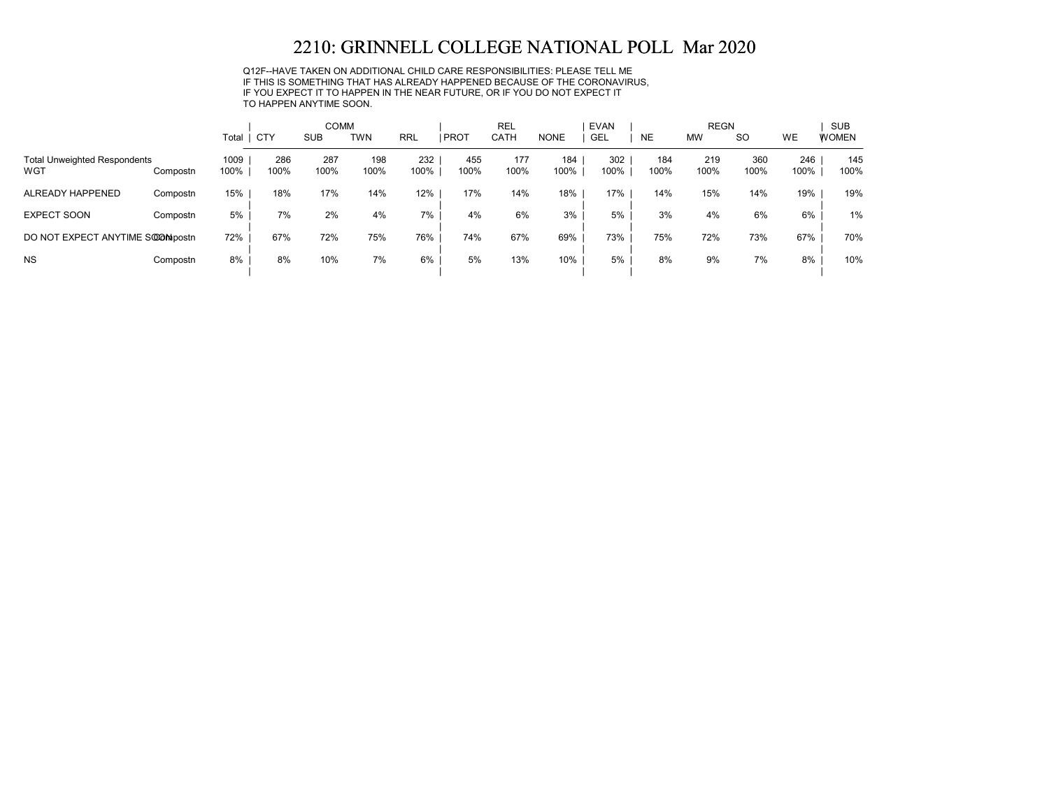# 2210: GRINNELL COLLEGE NATIONAL POLL Mar 2020

Q12F--HAVE TAKEN ON ADDITIONAL CHILD CARE RESPONSIBILITIES: PLEASE TELL ME IF THIS IS SOMETHING THAT HAS ALREADY HAPPENED BECAUSE OF THE CORONAVIRUS, IF YOU EXPECT IT TO HAPPEN IN THE NEAR FUTURE, OR IF YOU DO NOT EXPECT IT TO HAPPEN ANYTIME SOON.

| | | | COMM | | | | REL | | | EVAN | REGN | | | | SUB |
|---|---|---|---|---|---|---|---|---|---|---|---|---|---|---|---|
| | | Total | CTY | SUB | TWN | RRL | PROT | CATH | NONE | GEL | NE | MW | SO | WE | WOMEN |
| Total Unweighted Respondents | | 1009 | 286 | 287 | 198 | 232 | 455 | 177 | 184 | 302 | 184 | 219 | 360 | 246 | 145 |
| WGT | Compostn | 100% | 100% | 100% | 100% | 100% | 100% | 100% | 100% | 100% | 100% | 100% | 100% | 100% | 100% |
| ALREADY HAPPENED | Compostn | 15% | 18% | 17% | 14% | 12% | 17% | 14% | 18% | 17% | 14% | 15% | 14% | 19% | 19% |
| EXPECT SOON | Compostn | 5% | 7% | 2% | 4% | 7% | 4% | 6% | 3% | 5% | 3% | 4% | 6% | 6% | 1% |
| DO NOT EXPECT ANYTIME SOON | Compostn | 72% | 67% | 72% | 75% | 76% | 74% | 67% | 69% | 73% | 75% | 72% | 73% | 67% | 70% |
| NS | Compostn | 8% | 8% | 10% | 7% | 6% | 5% | 13% | 10% | 5% | 8% | 9% | 7% | 8% | 10% |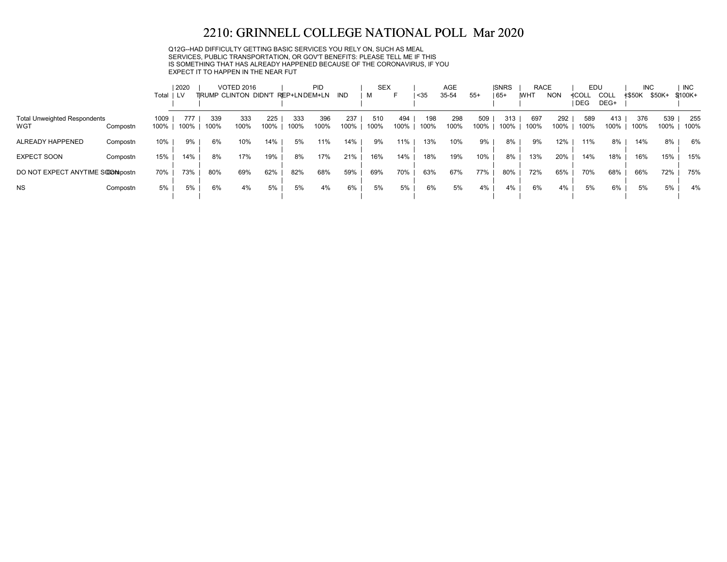# 2210: GRINNELL COLLEGE NATIONAL POLL Mar 2020

Q12G--HAD DIFFICULTY GETTING BASIC SERVICES YOU RELY ON, SUCH AS MEAL SERVICES, PUBLIC TRANSPORTATION, OR GOV'T BENEFITS: PLEASE TELL ME IF THIS IS SOMETHING THAT HAS ALREADY HAPPENED BECAUSE OF THE CORONAVIRUS, IF YOU EXPECT IT TO HAPPEN IN THE NEAR FUT

| | | Total | 2020 | VOTED 2016 | | | PID | | | SEX | | AGE | | | SNRS | RACE | | EDU | | INC | | INC |
|---|---|---|---|---|---|---|---|---|---|---|---|---|---|---|---|---|---|---|---|---|---|---|
| | | | LV | TRUMP | CLINTON | DIDN'T | REP+LN | DEM+LN | IND | M | F | <35 | 35-54 | 55+ | 65+ | WHT | NON | <COLL DEG | COLL DEG+ | <$50K | $50K+ | $100K+ |
| Total Unweighted Respondents | | 1009 | 777 | 339 | 333 | 225 | 333 | 396 | 237 | 510 | 494 | 198 | 298 | 509 | 313 | 697 | 292 | 589 | 413 | 376 | 539 | 255 |
| WGT | Compostn | 100% | 100% | 100% | 100% | 100% | 100% | 100% | 100% | 100% | 100% | 100% | 100% | 100% | 100% | 100% | 100% | 100% | 100% | 100% | 100% | 100% |
| ALREADY HAPPENED | Compostn | 10% | 9% | 6% | 10% | 14% | 5% | 11% | 14% | 9% | 11% | 13% | 10% | 9% | 8% | 9% | 12% | 11% | 8% | 14% | 8% | 6% |
| EXPECT SOON | Compostn | 15% | 14% | 8% | 17% | 19% | 8% | 17% | 21% | 16% | 14% | 18% | 19% | 10% | 8% | 13% | 20% | 14% | 18% | 16% | 15% | 15% |
| DO NOT EXPECT ANYTIME SOON | Compostn | 70% | 73% | 80% | 69% | 62% | 82% | 68% | 59% | 69% | 70% | 63% | 67% | 77% | 80% | 72% | 65% | 70% | 68% | 66% | 72% | 75% |
| NS | Compostn | 5% | 5% | 6% | 4% | 5% | 5% | 4% | 6% | 5% | 5% | 6% | 5% | 4% | 4% | 6% | 4% | 5% | 6% | 5% | 5% | 4% |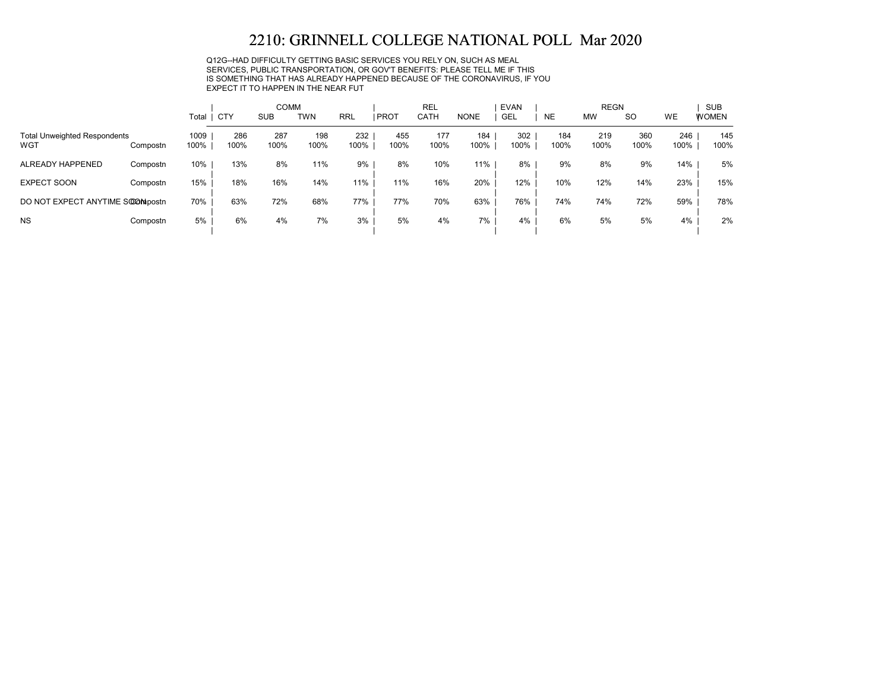# 2210: GRINNELL COLLEGE NATIONAL POLL Mar 2020

Q12G--HAD DIFFICULTY GETTING BASIC SERVICES YOU RELY ON, SUCH AS MEAL SERVICES, PUBLIC TRANSPORTATION, OR GOV'T BENEFITS: PLEASE TELL ME IF THIS IS SOMETHING THAT HAS ALREADY HAPPENED BECAUSE OF THE CORONAVIRUS, IF YOU EXPECT IT TO HAPPEN IN THE NEAR FUT

| | | | COMM | | | | REL | | | EVAN | REGN | | | | SUB |
|---|---|---|---|---|---|---|---|---|---|---|---|---|---|---|---|
| | | Total | CTY | SUB | TWN | RRL | PROT | CATH | NONE | GEL | NE | MW | SO | WE | WOMEN |
| Total Unweighted Respondents | | 1009 | 286 | 287 | 198 | 232 | 455 | 177 | 184 | 302 | 184 | 219 | 360 | 246 | 145 |
| WGT | Compostn | 100% | 100% | 100% | 100% | 100% | 100% | 100% | 100% | 100% | 100% | 100% | 100% | 100% | 100% |
| ALREADY HAPPENED | Compostn | 10% | 13% | 8% | 11% | 9% | 8% | 10% | 11% | 8% | 9% | 8% | 9% | 14% | 5% |
| EXPECT SOON | Compostn | 15% | 18% | 16% | 14% | 11% | 11% | 16% | 20% | 12% | 10% | 12% | 14% | 23% | 15% |
| DO NOT EXPECT ANYTIME SOON | Compostn | 70% | 63% | 72% | 68% | 77% | 77% | 70% | 63% | 76% | 74% | 74% | 72% | 59% | 78% |
| NS | Compostn | 5% | 6% | 4% | 7% | 3% | 5% | 4% | 7% | 4% | 6% | 5% | 5% | 4% | 2% |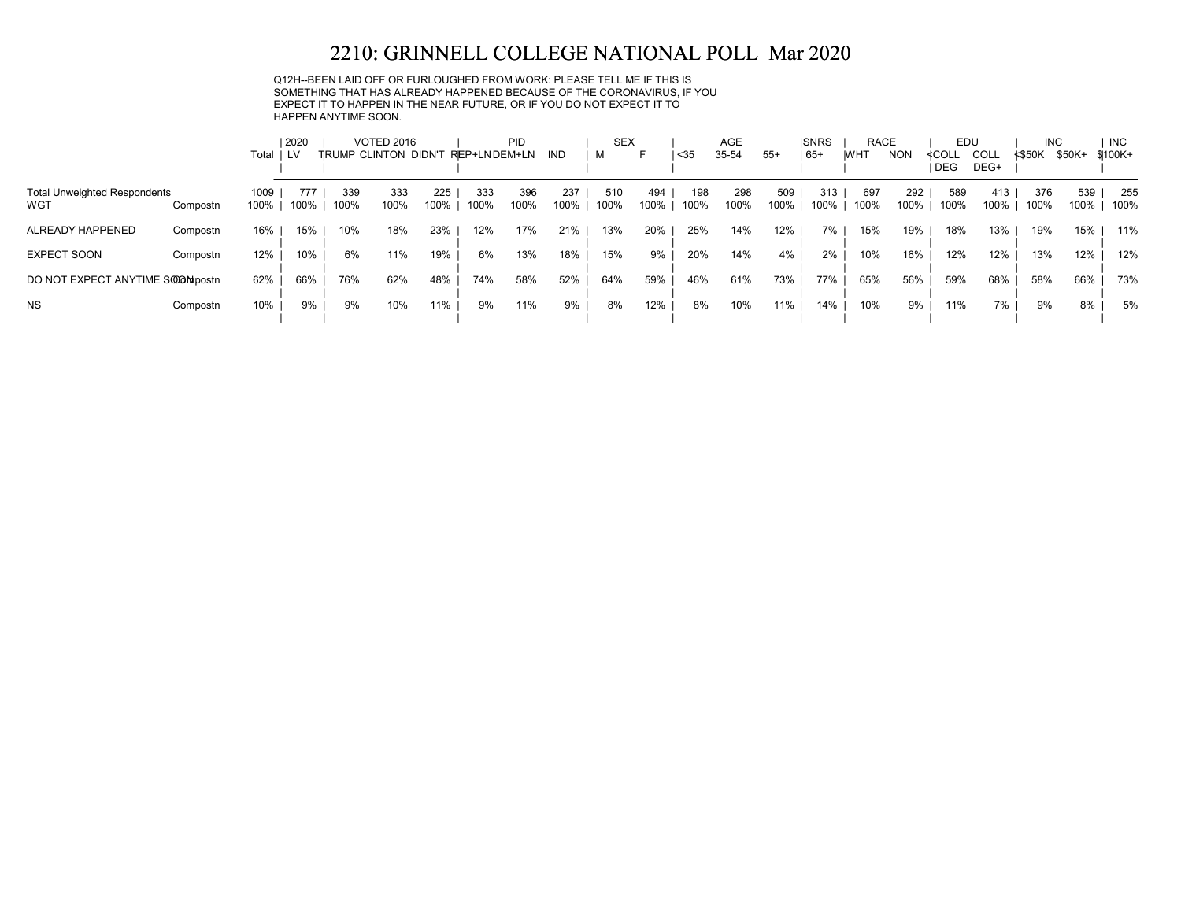# 2210: GRINNELL COLLEGE NATIONAL POLL Mar 2020

Q12H--BEEN LAID OFF OR FURLOUGHED FROM WORK: PLEASE TELL ME IF THIS IS SOMETHING THAT HAS ALREADY HAPPENED BECAUSE OF THE CORONAVIRUS, IF YOU EXPECT IT TO HAPPEN IN THE NEAR FUTURE, OR IF YOU DO NOT EXPECT IT TO HAPPEN ANYTIME SOON.

| | | | 2020 | VOTED 2016 | | | PID | | | SEX | | AGE | | | SNRS | RACE | | EDU | | INC | | INC |
|---|---|---|---|---|---|---|---|---|---|---|---|---|---|---|---|---|---|---|---|---|---|---|
| | | Total | LV | TRUMP | CLINTON | DIDN'T | REP+LN | DEM+LN | IND | M | F | <35 | 35-54 | 55+ | 65+ | WHT | NON | <COLL DEG | COLL DEG+ | <$50K | $50K+ | $100K+ |
| Total Unweighted Respondents | | 1009 | 777 | 339 | 333 | 225 | 333 | 396 | 237 | 510 | 494 | 198 | 298 | 509 | 313 | 697 | 292 | 589 | 413 | 376 | 539 | 255 |
| WGT | Compostn | 100% | 100% | 100% | 100% | 100% | 100% | 100% | 100% | 100% | 100% | 100% | 100% | 100% | 100% | 100% | 100% | 100% | 100% | 100% | 100% | 100% |
| ALREADY HAPPENED | Compostn | 16% | 15% | 10% | 18% | 23% | 12% | 17% | 21% | 13% | 20% | 25% | 14% | 12% | 7% | 15% | 19% | 18% | 13% | 19% | 15% | 11% |
| EXPECT SOON | Compostn | 12% | 10% | 6% | 11% | 19% | 6% | 13% | 18% | 15% | 9% | 20% | 14% | 4% | 2% | 10% | 16% | 12% | 12% | 13% | 12% | 12% |
| DO NOT EXPECT ANYTIME SOON | Compostn | 62% | 66% | 76% | 62% | 48% | 74% | 58% | 52% | 64% | 59% | 46% | 61% | 73% | 77% | 65% | 56% | 59% | 68% | 58% | 66% | 73% |
| NS | Compostn | 10% | 9% | 9% | 10% | 11% | 9% | 11% | 9% | 8% | 12% | 8% | 10% | 11% | 14% | 10% | 9% | 11% | 7% | 9% | 8% | 5% |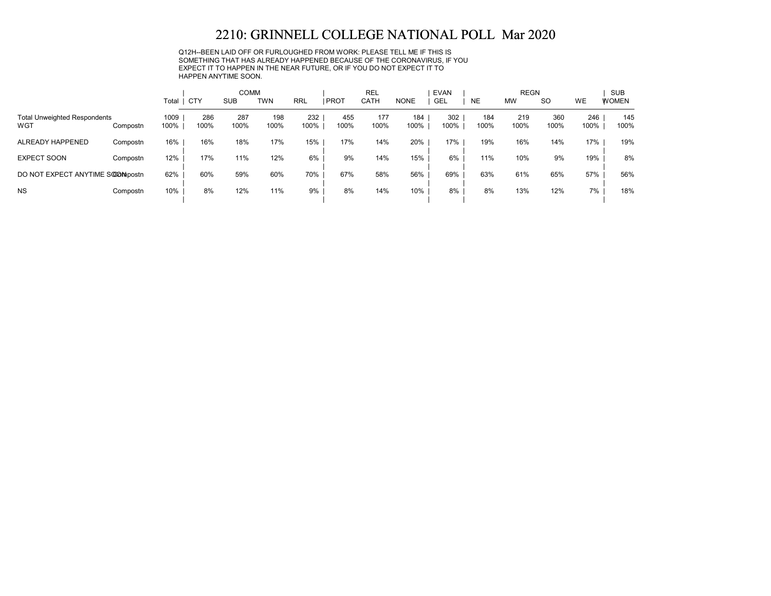# 2210: GRINNELL COLLEGE NATIONAL POLL Mar 2020

Q12H--BEEN LAID OFF OR FURLOUGHED FROM WORK: PLEASE TELL ME IF THIS IS SOMETHING THAT HAS ALREADY HAPPENED BECAUSE OF THE CORONAVIRUS, IF YOU EXPECT IT TO HAPPEN IN THE NEAR FUTURE, OR IF YOU DO NOT EXPECT IT TO HAPPEN ANYTIME SOON.

| | | | COMM | | | | REL | | | EVAN | REGN | | | | SUB |
|---|---|---|---|---|---|---|---|---|---|---|---|---|---|---|---|
| | | Total | CTY | SUB | TWN | RRL | PROT | CATH | NONE | GEL | NE | MW | SO | WE | WOMEN |
| Total Unweighted Respondents | | 1009 | 286 | 287 | 198 | 232 | 455 | 177 | 184 | 302 | 184 | 219 | 360 | 246 | 145 |
| WGT | Compostn | 100% | 100% | 100% | 100% | 100% | 100% | 100% | 100% | 100% | 100% | 100% | 100% | 100% | 100% |
| ALREADY HAPPENED | Compostn | 16% | 16% | 18% | 17% | 15% | 17% | 14% | 20% | 17% | 19% | 16% | 14% | 17% | 19% |
| EXPECT SOON | Compostn | 12% | 17% | 11% | 12% | 6% | 9% | 14% | 15% | 6% | 11% | 10% | 9% | 19% | 8% |
| DO NOT EXPECT ANYTIME SOON | Compostn | 62% | 60% | 59% | 60% | 70% | 67% | 58% | 56% | 69% | 63% | 61% | 65% | 57% | 56% |
| NS | Compostn | 10% | 8% | 12% | 11% | 9% | 8% | 14% | 10% | 8% | 8% | 13% | 12% | 7% | 18% |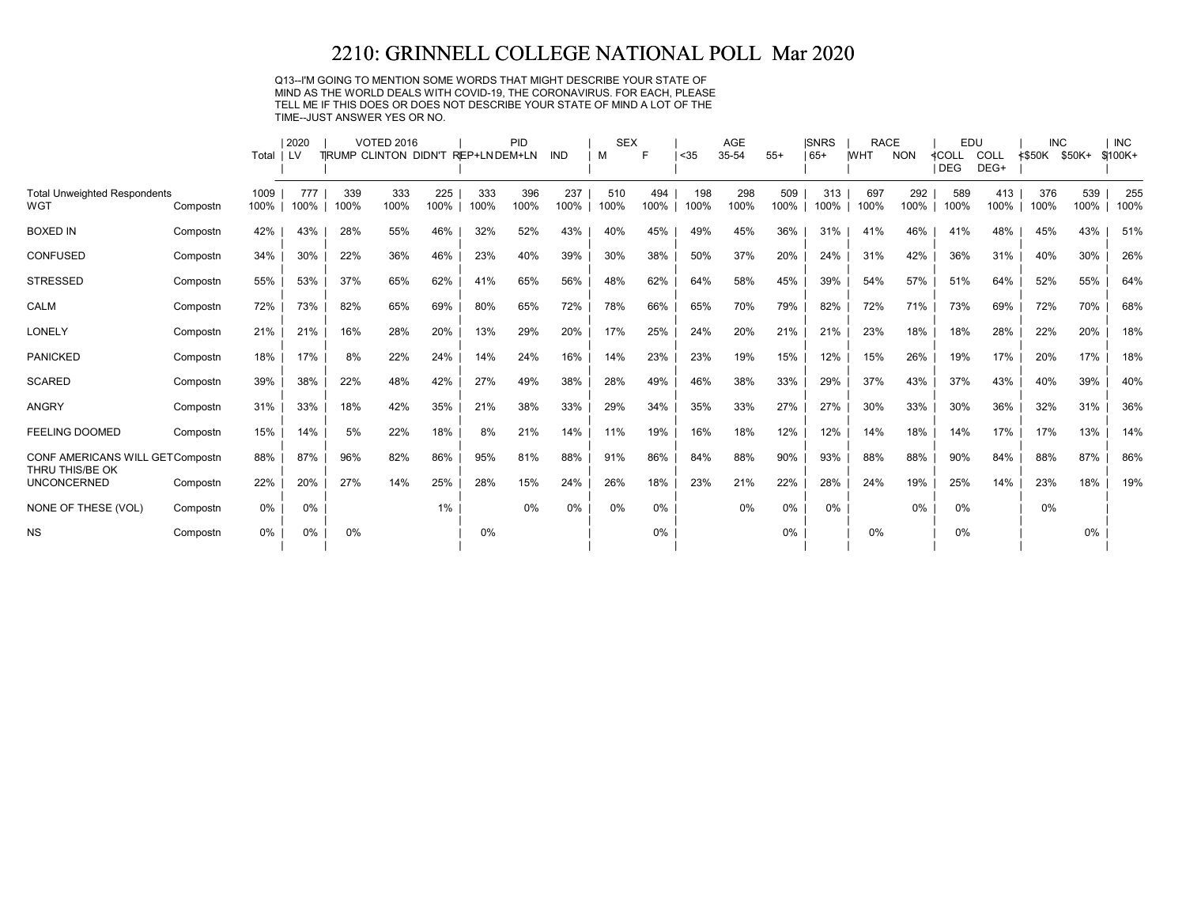# 2210: GRINNELL COLLEGE NATIONAL POLL Mar 2020

Q13--I'M GOING TO MENTION SOME WORDS THAT MIGHT DESCRIBE YOUR STATE OF MIND AS THE WORLD DEALS WITH COVID-19, THE CORONAVIRUS. FOR EACH, PLEASE TELL ME IF THIS DOES OR DOES NOT DESCRIBE YOUR STATE OF MIND A LOT OF THE TIME--JUST ANSWER YES OR NO.

| | | | 2020 | VOTED 2016 | | | PID | | | SEX | | AGE | | | SNRS | RACE | | EDU | | INC | | INC |
|---|---|---|---|---|---|---|---|---|---|---|---|---|---|---|---|---|---|---|---|---|---|---|
| | | Total | LV | TRUMP | CLINTON | DIDN'T | REP+LN | DEM+LN | IND | M | F | <35 | 35-54 | 55+ | 65+ | WHT | NON | <COLL DEG | COLL DEG+ | <$50K | $50K+ | $100K+ |
| Total Unweighted Respondents | | 1009 | 777 | 339 | 333 | 225 | 333 | 396 | 237 | 510 | 494 | 198 | 298 | 509 | 313 | 697 | 292 | 589 | 413 | 376 | 539 | 255 |
| WGT | Compostn | 100% | 100% | 100% | 100% | 100% | 100% | 100% | 100% | 100% | 100% | 100% | 100% | 100% | 100% | 100% | 100% | 100% | 100% | 100% | 100% | 100% |
| BOXED IN | Compostn | 42% | 43% | 28% | 55% | 46% | 32% | 52% | 43% | 40% | 45% | 49% | 45% | 36% | 31% | 41% | 46% | 41% | 48% | 45% | 43% | 51% |
| CONFUSED | Compostn | 34% | 30% | 22% | 36% | 46% | 23% | 40% | 39% | 30% | 38% | 50% | 37% | 20% | 24% | 31% | 42% | 36% | 31% | 40% | 30% | 26% |
| STRESSED | Compostn | 55% | 53% | 37% | 65% | 62% | 41% | 65% | 56% | 48% | 62% | 64% | 58% | 45% | 39% | 54% | 57% | 51% | 64% | 52% | 55% | 64% |
| CALM | Compostn | 72% | 73% | 82% | 65% | 69% | 80% | 65% | 72% | 78% | 66% | 65% | 70% | 79% | 82% | 72% | 71% | 73% | 69% | 72% | 70% | 68% |
| LONELY | Compostn | 21% | 21% | 16% | 28% | 20% | 13% | 29% | 20% | 17% | 25% | 24% | 20% | 21% | 21% | 23% | 18% | 18% | 28% | 22% | 20% | 18% |
| PANICKED | Compostn | 18% | 17% | 8% | 22% | 24% | 14% | 24% | 16% | 14% | 23% | 23% | 19% | 15% | 12% | 15% | 26% | 19% | 17% | 20% | 17% | 18% |
| SCARED | Compostn | 39% | 38% | 22% | 48% | 42% | 27% | 49% | 38% | 28% | 49% | 46% | 38% | 33% | 29% | 37% | 43% | 37% | 43% | 40% | 39% | 40% |
| ANGRY | Compostn | 31% | 33% | 18% | 42% | 35% | 21% | 38% | 33% | 29% | 34% | 35% | 33% | 27% | 27% | 30% | 33% | 30% | 36% | 32% | 31% | 36% |
| FEELING DOOMED | Compostn | 15% | 14% | 5% | 22% | 18% | 8% | 21% | 14% | 11% | 19% | 16% | 18% | 12% | 12% | 14% | 18% | 14% | 17% | 17% | 13% | 14% |
| CONF AMERICANS WILL GET THRU THIS/BE OK | Compostn | 88% | 87% | 96% | 82% | 86% | 95% | 81% | 88% | 91% | 86% | 84% | 88% | 90% | 93% | 88% | 88% | 90% | 84% | 88% | 87% | 86% |
| UNCONCERNED | Compostn | 22% | 20% | 27% | 14% | 25% | 28% | 15% | 24% | 26% | 18% | 23% | 21% | 22% | 28% | 24% | 19% | 25% | 14% | 23% | 18% | 19% |
| NONE OF THESE (VOL) | Compostn | 0% | 0% | | | 1% | | 0% | 0% | 0% | 0% | | 0% | 0% | 0% | | 0% | 0% | | 0% | | |
| NS | Compostn | 0% | 0% | 0% | | | 0% | | | | 0% | | | 0% | | 0% | | 0% | | | 0% | |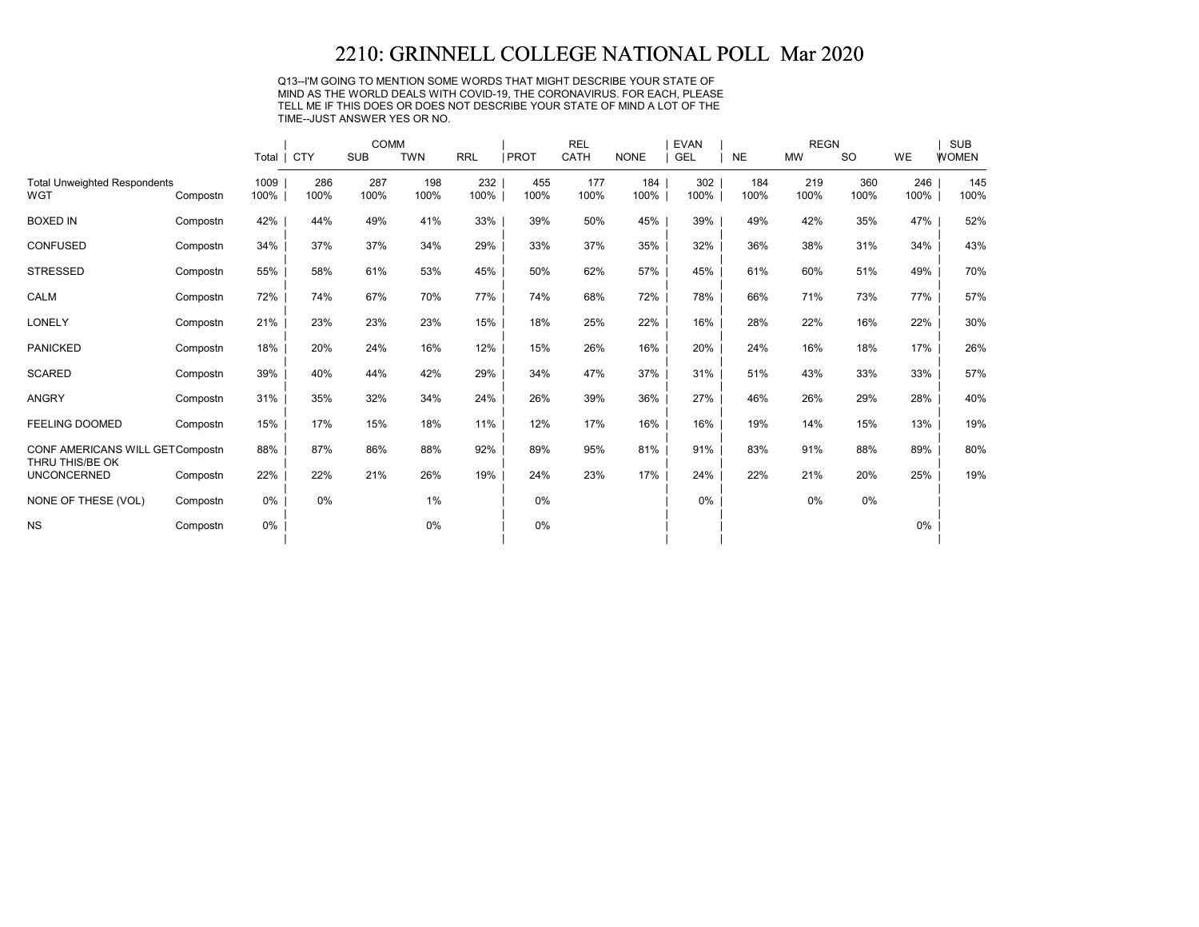# 2210: GRINNELL COLLEGE NATIONAL POLL Mar 2020

Q13--I'M GOING TO MENTION SOME WORDS THAT MIGHT DESCRIBE YOUR STATE OF MIND AS THE WORLD DEALS WITH COVID-19, THE CORONAVIRUS. FOR EACH, PLEASE TELL ME IF THIS DOES OR DOES NOT DESCRIBE YOUR STATE OF MIND A LOT OF THE TIME--JUST ANSWER YES OR NO.

| | | | COMM | | | | REL | | | | REGN | | | | SUB |
|---|---|---|---|---|---|---|---|---|---|---|---|---|---|---|---|
| | | Total | CTY | SUB | TWN | RRL | PROT | CATH | NONE | EVANGEL | NE | MW | SO | WE | WOMEN |
| Total Unweighted Respondents | | 1009 | 286 | 287 | 198 | 232 | 455 | 177 | 184 | 302 | 184 | 219 | 360 | 246 | 145 |
| WGT | Compostn | 100% | 100% | 100% | 100% | 100% | 100% | 100% | 100% | 100% | 100% | 100% | 100% | 100% | 100% |
| BOXED IN | Compostn | 42% | 44% | 49% | 41% | 33% | 39% | 50% | 45% | 39% | 49% | 42% | 35% | 47% | 52% |
| CONFUSED | Compostn | 34% | 37% | 37% | 34% | 29% | 33% | 37% | 35% | 32% | 36% | 38% | 31% | 34% | 43% |
| STRESSED | Compostn | 55% | 58% | 61% | 53% | 45% | 50% | 62% | 57% | 45% | 61% | 60% | 51% | 49% | 70% |
| CALM | Compostn | 72% | 74% | 67% | 70% | 77% | 74% | 68% | 72% | 78% | 66% | 71% | 73% | 77% | 57% |
| LONELY | Compostn | 21% | 23% | 23% | 23% | 15% | 18% | 25% | 22% | 16% | 28% | 22% | 16% | 22% | 30% |
| PANICKED | Compostn | 18% | 20% | 24% | 16% | 12% | 15% | 26% | 16% | 20% | 24% | 16% | 18% | 17% | 26% |
| SCARED | Compostn | 39% | 40% | 44% | 42% | 29% | 34% | 47% | 37% | 31% | 51% | 43% | 33% | 33% | 57% |
| ANGRY | Compostn | 31% | 35% | 32% | 34% | 24% | 26% | 39% | 36% | 27% | 46% | 26% | 29% | 28% | 40% |
| FEELING DOOMED | Compostn | 15% | 17% | 15% | 18% | 11% | 12% | 17% | 16% | 16% | 19% | 14% | 15% | 13% | 19% |
| CONF AMERICANS WILL GET THRU THIS/BE OK | Compostn | 88% | 87% | 86% | 88% | 92% | 89% | 95% | 81% | 91% | 83% | 91% | 88% | 89% | 80% |
| UNCONCERNED | Compostn | 22% | 22% | 21% | 26% | 19% | 24% | 23% | 17% | 24% | 22% | 21% | 20% | 25% | 19% |
| NONE OF THESE (VOL) | Compostn | 0% | 0% | | 1% | | 0% | | | 0% | | 0% | 0% | | |
| NS | Compostn | 0% | | | 0% | | 0% | | | | | | | 0% | |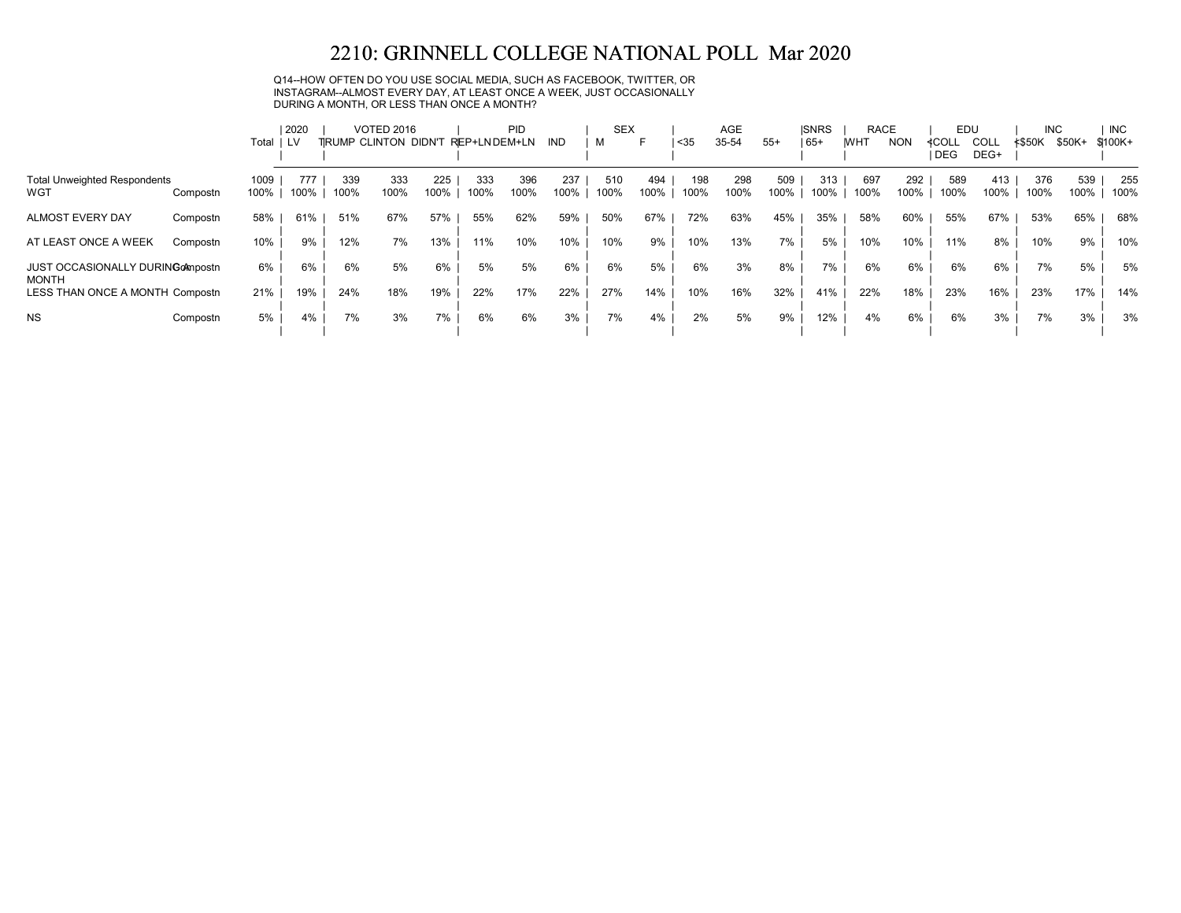# 2210: GRINNELL COLLEGE NATIONAL POLL Mar 2020

Q14--HOW OFTEN DO YOU USE SOCIAL MEDIA, SUCH AS FACEBOOK, TWITTER, OR INSTAGRAM--ALMOST EVERY DAY, AT LEAST ONCE A WEEK, JUST OCCASIONALLY DURING A MONTH, OR LESS THAN ONCE A MONTH?

| | | Total | 2020 | VOTED 2016 | | | PID | | | SEX | | AGE | | | SNRS | RACE | | EDU | | INC | | INC |
|---|---|---|---|---|---|---|---|---|---|---|---|---|---|---|---|---|---|---|---|---|---|---|
| | | | LV | TRUMP | CLINTON | DIDN'T | REP+LN | DEM+LN | IND | M | F | <35 | 35-54 | 55+ | 65+ | WHT | NON | <COLL DEG | COLL DEG+ | <$50K | $50K+ | $100K+ |
| Total Unweighted Respondents | | 1009 | 777 | 339 | 333 | 225 | 333 | 396 | 237 | 510 | 494 | 198 | 298 | 509 | 313 | 697 | 292 | 589 | 413 | 376 | 539 | 255 |
| WGT | Compostn | 100% | 100% | 100% | 100% | 100% | 100% | 100% | 100% | 100% | 100% | 100% | 100% | 100% | 100% | 100% | 100% | 100% | 100% | 100% | 100% | 100% |
| ALMOST EVERY DAY | Compostn | 58% | 61% | 51% | 67% | 57% | 55% | 62% | 59% | 50% | 67% | 72% | 63% | 45% | 35% | 58% | 60% | 55% | 67% | 53% | 65% | 68% |
| AT LEAST ONCE A WEEK | Compostn | 10% | 9% | 12% | 7% | 13% | 11% | 10% | 10% | 10% | 9% | 10% | 13% | 7% | 5% | 10% | 10% | 11% | 8% | 10% | 9% | 10% |
| JUST OCCASIONALLY DURING A MONTH | Compostn | 6% | 6% | 6% | 5% | 6% | 5% | 5% | 6% | 6% | 5% | 6% | 3% | 8% | 7% | 6% | 6% | 6% | 6% | 7% | 5% | 5% |
| LESS THAN ONCE A MONTH | Compostn | 21% | 19% | 24% | 18% | 19% | 22% | 17% | 22% | 27% | 14% | 10% | 16% | 32% | 41% | 22% | 18% | 23% | 16% | 23% | 17% | 14% |
| NS | Compostn | 5% | 4% | 7% | 3% | 7% | 6% | 6% | 3% | 7% | 4% | 2% | 5% | 9% | 12% | 4% | 6% | 6% | 3% | 7% | 3% | 3% |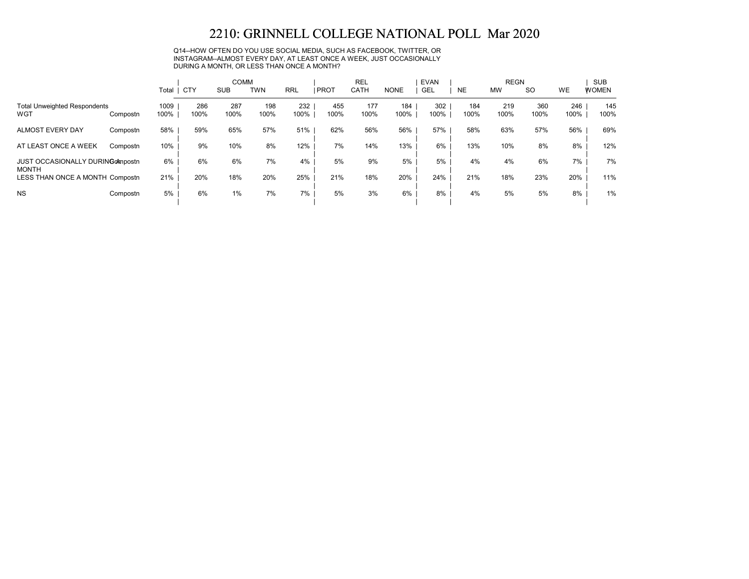# 2210: GRINNELL COLLEGE NATIONAL POLL Mar 2020

Q14--HOW OFTEN DO YOU USE SOCIAL MEDIA, SUCH AS FACEBOOK, TWITTER, OR INSTAGRAM--ALMOST EVERY DAY, AT LEAST ONCE A WEEK, JUST OCCASIONALLY DURING A MONTH, OR LESS THAN ONCE A MONTH?

| | | Total | COMM | | | | REL | | | EVAN | REGN | | | | SUB |
|---|---|---|---|---|---|---|---|---|---|---|---|---|---|---|---|
| | | | CTY | SUB | TWN | RRL | PROT | CATH | NONE | GEL | NE | MW | SO | WE | WOMEN |
| Total Unweighted Respondents | | 1009 | 286 | 287 | 198 | 232 | 455 | 177 | 184 | 302 | 184 | 219 | 360 | 246 | 145 |
| WGT | Compostn | 100% | 100% | 100% | 100% | 100% | 100% | 100% | 100% | 100% | 100% | 100% | 100% | 100% | 100% |
| ALMOST EVERY DAY | Compostn | 58% | 59% | 65% | 57% | 51% | 62% | 56% | 56% | 57% | 58% | 63% | 57% | 56% | 69% |
| AT LEAST ONCE A WEEK | Compostn | 10% | 9% | 10% | 8% | 12% | 7% | 14% | 13% | 6% | 13% | 10% | 8% | 8% | 12% |
| JUST OCCASIONALLY DURING A MONTH | Compostn | 6% | 6% | 6% | 7% | 4% | 5% | 9% | 5% | 5% | 4% | 4% | 6% | 7% | 7% |
| LESS THAN ONCE A MONTH | Compostn | 21% | 20% | 18% | 20% | 25% | 21% | 18% | 20% | 24% | 21% | 18% | 23% | 20% | 11% |
| NS | Compostn | 5% | 6% | 1% | 7% | 7% | 5% | 3% | 6% | 8% | 4% | 5% | 5% | 8% | 1% |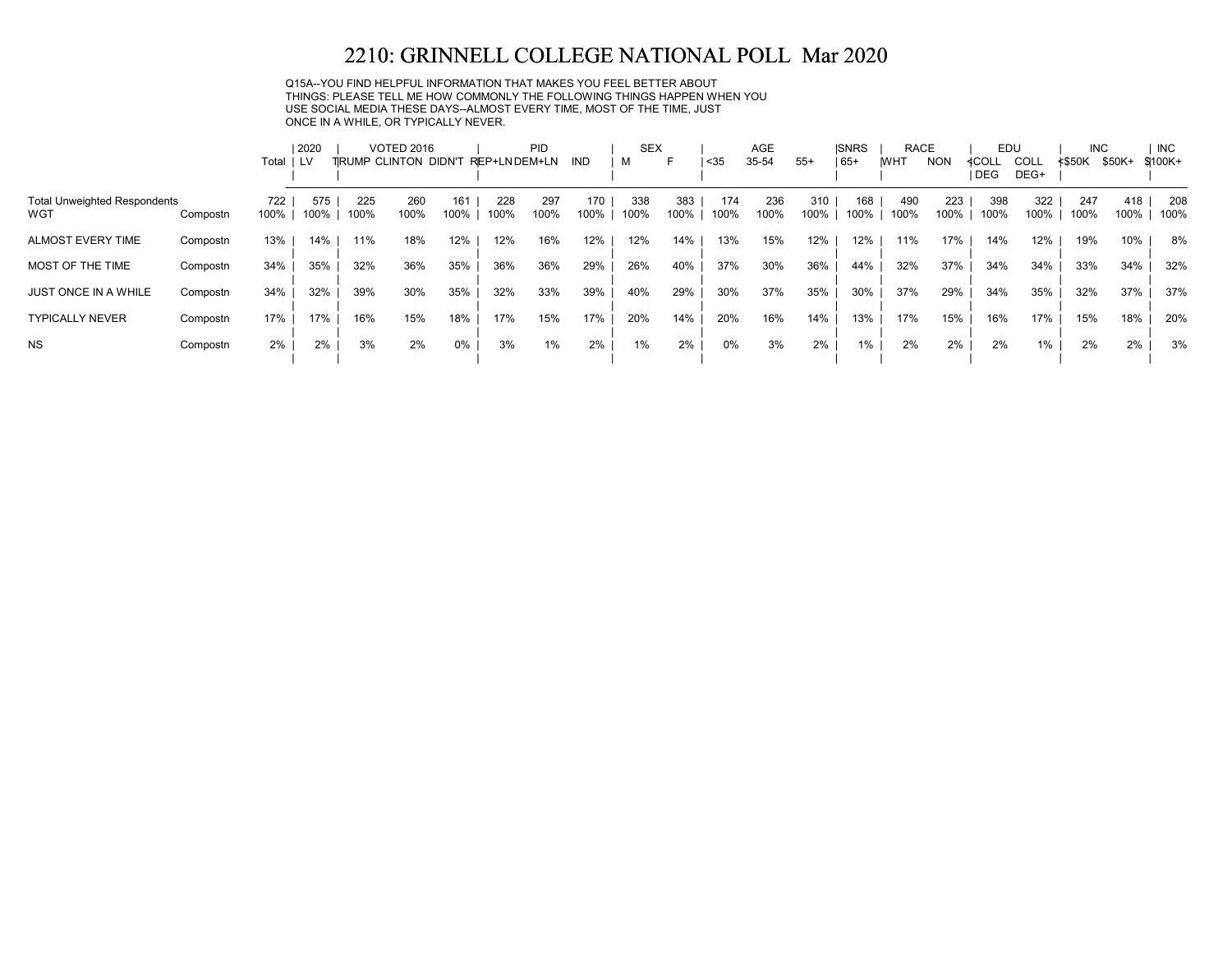# 2210: GRINNELL COLLEGE NATIONAL POLL Mar 2020

Q15A--YOU FIND HELPFUL INFORMATION THAT MAKES YOU FEEL BETTER ABOUT THINGS: PLEASE TELL ME HOW COMMONLY THE FOLLOWING THINGS HAPPEN WHEN YOU USE SOCIAL MEDIA THESE DAYS--ALMOST EVERY TIME, MOST OF THE TIME, JUST ONCE IN A WHILE, OR TYPICALLY NEVER.

| | | Total | 2020 | VOTED 2016 | | | PID | | | SEX | | AGE | | | SNRS | RACE | | EDU | | INC | | INC |
|---|---|---|---|---|---|---|---|---|---|---|---|---|---|---|---|---|---|---|---|---|---|---|
| | | | LV | TRUMP | CLINTON | DIDN'T | REP+LN | DEM+LN | IND | M | F | <35 | 35-54 | 55+ | 65+ | WHT | NON | <COLL DEG | COLL DEG+ | <$50K | $50K+ | $100K+ |
| Total Unweighted Respondents | | 722 | 575 | 225 | 260 | 161 | 228 | 297 | 170 | 338 | 383 | 174 | 236 | 310 | 168 | 490 | 223 | 398 | 322 | 247 | 418 | 208 |
| WGT | Compostn | 100% | 100% | 100% | 100% | 100% | 100% | 100% | 100% | 100% | 100% | 100% | 100% | 100% | 100% | 100% | 100% | 100% | 100% | 100% | 100% | 100% |
| ALMOST EVERY TIME | Compostn | 13% | 14% | 11% | 18% | 12% | 12% | 16% | 12% | 12% | 14% | 13% | 15% | 12% | 12% | 11% | 17% | 14% | 12% | 19% | 10% | 8% |
| MOST OF THE TIME | Compostn | 34% | 35% | 32% | 36% | 35% | 36% | 36% | 29% | 26% | 40% | 37% | 30% | 36% | 44% | 32% | 37% | 34% | 34% | 33% | 34% | 32% |
| JUST ONCE IN A WHILE | Compostn | 34% | 32% | 39% | 30% | 35% | 32% | 33% | 39% | 40% | 29% | 30% | 37% | 35% | 30% | 37% | 29% | 34% | 35% | 32% | 37% | 37% |
| TYPICALLY NEVER | Compostn | 17% | 17% | 16% | 15% | 18% | 17% | 15% | 17% | 20% | 14% | 20% | 16% | 14% | 13% | 17% | 15% | 16% | 17% | 15% | 18% | 20% |
| NS | Compostn | 2% | 2% | 3% | 2% | 0% | 3% | 1% | 2% | 1% | 2% | 0% | 3% | 2% | 1% | 2% | 2% | 2% | 1% | 2% | 2% | 3% |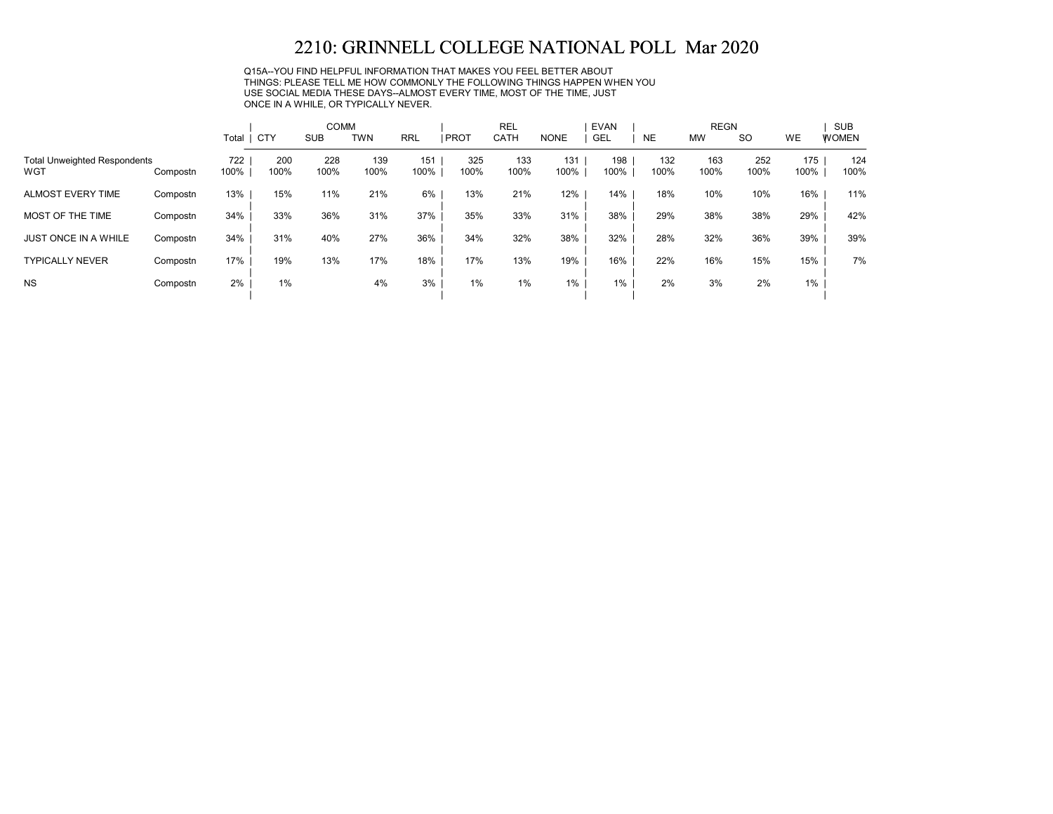# 2210: GRINNELL COLLEGE NATIONAL POLL Mar 2020

Q15A--YOU FIND HELPFUL INFORMATION THAT MAKES YOU FEEL BETTER ABOUT THINGS: PLEASE TELL ME HOW COMMONLY THE FOLLOWING THINGS HAPPEN WHEN YOU USE SOCIAL MEDIA THESE DAYS--ALMOST EVERY TIME, MOST OF THE TIME, JUST ONCE IN A WHILE, OR TYPICALLY NEVER.

| | | | COMM | | | | REL | | | EVAN | REGN | | | | SUB |
|---|---|---|---|---|---|---|---|---|---|---|---|---|---|---|---|
| | | Total | CTY | SUB | TWN | RRL | PROT | CATH | NONE | GEL | NE | MW | SO | WE | WOMEN |
| Total Unweighted Respondents | | 722 | 200 | 228 | 139 | 151 | 325 | 133 | 131 | 198 | 132 | 163 | 252 | 175 | 124 |
| WGT | Compostn | 100% | 100% | 100% | 100% | 100% | 100% | 100% | 100% | 100% | 100% | 100% | 100% | 100% | 100% |
| ALMOST EVERY TIME | Compostn | 13% | 15% | 11% | 21% | 6% | 13% | 21% | 12% | 14% | 18% | 10% | 10% | 16% | 11% |
| MOST OF THE TIME | Compostn | 34% | 33% | 36% | 31% | 37% | 35% | 33% | 31% | 38% | 29% | 38% | 38% | 29% | 42% |
| JUST ONCE IN A WHILE | Compostn | 34% | 31% | 40% | 27% | 36% | 34% | 32% | 38% | 32% | 28% | 32% | 36% | 39% | 39% |
| TYPICALLY NEVER | Compostn | 17% | 19% | 13% | 17% | 18% | 17% | 13% | 19% | 16% | 22% | 16% | 15% | 15% | 7% |
| NS | Compostn | 2% | 1% | | 4% | 3% | 1% | 1% | 1% | 1% | 2% | 3% | 2% | 1% | |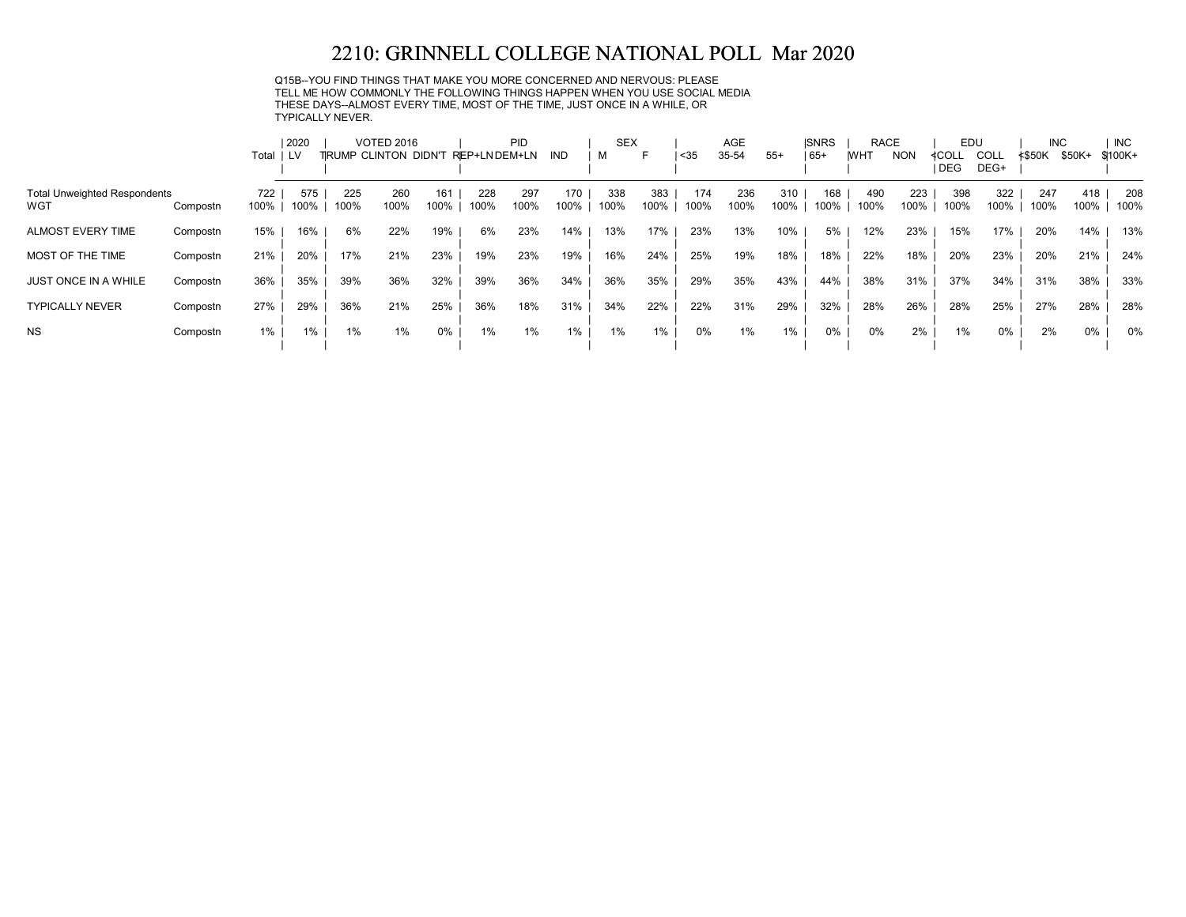# 2210: GRINNELL COLLEGE NATIONAL POLL Mar 2020

Q15B--YOU FIND THINGS THAT MAKE YOU MORE CONCERNED AND NERVOUS: PLEASE TELL ME HOW COMMONLY THE FOLLOWING THINGS HAPPEN WHEN YOU USE SOCIAL MEDIA THESE DAYS--ALMOST EVERY TIME, MOST OF THE TIME, JUST ONCE IN A WHILE, OR TYPICALLY NEVER.

| | | | 2020 | VOTED 2016 | | | PID | | | SEX | | AGE | | | SNRS | RACE | | EDU | | INC | | INC |
|---|---|---|---|---|---|---|---|---|---|---|---|---|---|---|---|---|---|---|---|---|---|---|
| | | Total | LV | TRUMP | CLINTON | DIDN'T | REP+LN | DEM+LN | IND | M | F | <35 | 35-54 | 55+ | 65+ | WHT | NON | <COLL DEG | COLL DEG+ | <$50K | $50K+ | $100K+ |
| Total Unweighted Respondents | | 722 | 575 | 225 | 260 | 161 | 228 | 297 | 170 | 338 | 383 | 174 | 236 | 310 | 168 | 490 | 223 | 398 | 322 | 247 | 418 | 208 |
| WGT | Compostn | 100% | 100% | 100% | 100% | 100% | 100% | 100% | 100% | 100% | 100% | 100% | 100% | 100% | 100% | 100% | 100% | 100% | 100% | 100% | 100% | 100% |
| ALMOST EVERY TIME | Compostn | 15% | 16% | 6% | 22% | 19% | 6% | 23% | 14% | 13% | 17% | 23% | 13% | 10% | 5% | 12% | 23% | 15% | 17% | 20% | 14% | 13% |
| MOST OF THE TIME | Compostn | 21% | 20% | 17% | 21% | 23% | 19% | 23% | 19% | 16% | 24% | 25% | 19% | 18% | 18% | 22% | 18% | 20% | 23% | 20% | 21% | 24% |
| JUST ONCE IN A WHILE | Compostn | 36% | 35% | 39% | 36% | 32% | 39% | 36% | 34% | 36% | 35% | 29% | 35% | 43% | 44% | 38% | 31% | 37% | 34% | 31% | 38% | 33% |
| TYPICALLY NEVER | Compostn | 27% | 29% | 36% | 21% | 25% | 36% | 18% | 31% | 34% | 22% | 22% | 31% | 29% | 32% | 28% | 26% | 28% | 25% | 27% | 28% | 28% |
| NS | Compostn | 1% | 1% | 1% | 1% | 0% | 1% | 1% | 1% | 1% | 1% | 0% | 1% | 1% | 0% | 0% | 2% | 1% | 0% | 2% | 0% | 0% |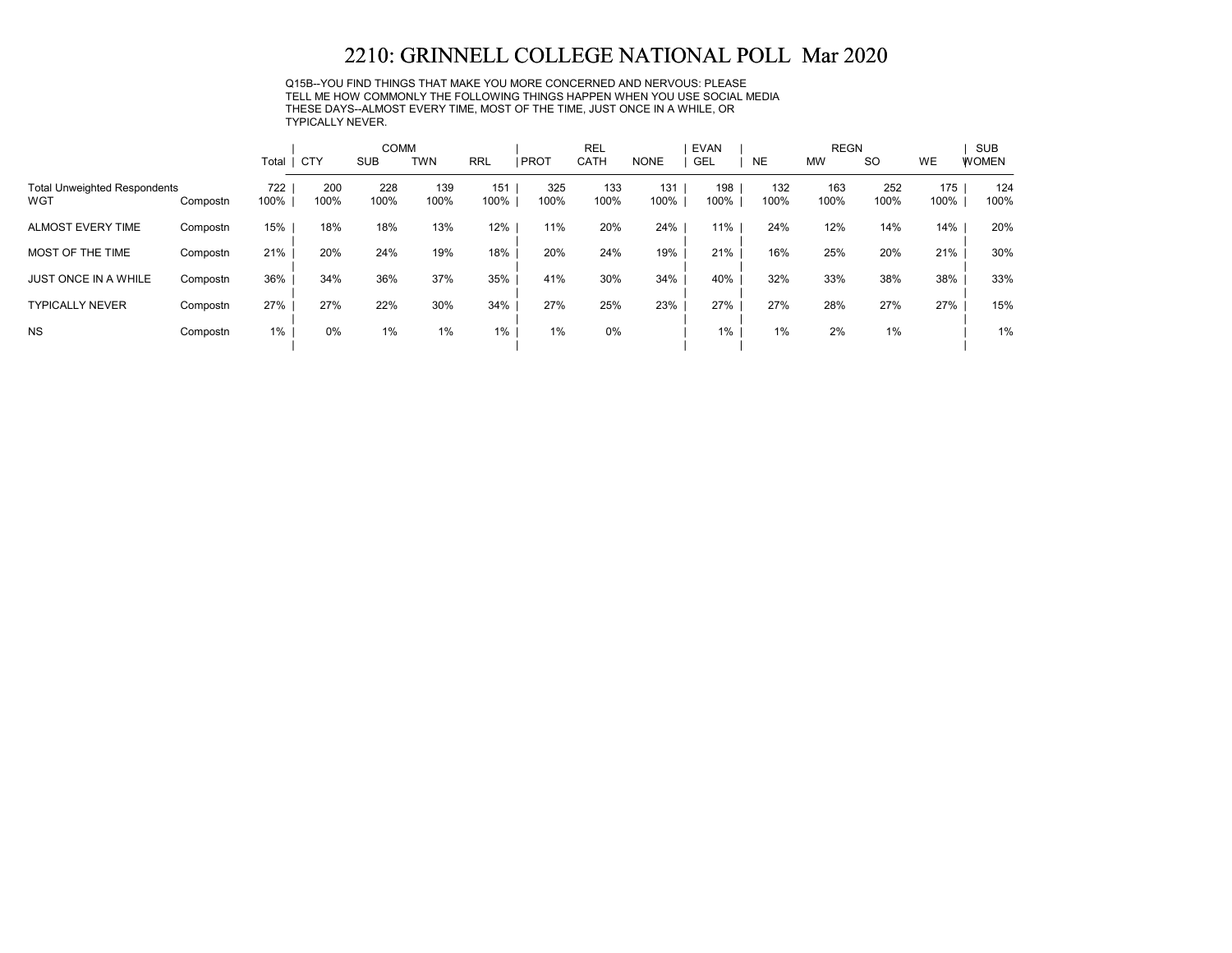# 2210: GRINNELL COLLEGE NATIONAL POLL Mar 2020

Q15B--YOU FIND THINGS THAT MAKE YOU MORE CONCERNED AND NERVOUS: PLEASE TELL ME HOW COMMONLY THE FOLLOWING THINGS HAPPEN WHEN YOU USE SOCIAL MEDIA THESE DAYS--ALMOST EVERY TIME, MOST OF THE TIME, JUST ONCE IN A WHILE, OR TYPICALLY NEVER.

| | | | COMM | | | | REL | | | EVAN | REGN | | | | SUB |
|---|---|---|---|---|---|---|---|---|---|---|---|---|---|---|---|
| | | Total | CTY | SUB | TWN | RRL | PROT | CATH | NONE | GEL | NE | MW | SO | WE | WOMEN |
| Total Unweighted Respondents | | 722 | 200 | 228 | 139 | 151 | 325 | 133 | 131 | 198 | 132 | 163 | 252 | 175 | 124 |
| WGT | Compostn | 100% | 100% | 100% | 100% | 100% | 100% | 100% | 100% | 100% | 100% | 100% | 100% | 100% | 100% |
| ALMOST EVERY TIME | Compostn | 15% | 18% | 18% | 13% | 12% | 11% | 20% | 24% | 11% | 24% | 12% | 14% | 14% | 20% |
| MOST OF THE TIME | Compostn | 21% | 20% | 24% | 19% | 18% | 20% | 24% | 19% | 21% | 16% | 25% | 20% | 21% | 30% |
| JUST ONCE IN A WHILE | Compostn | 36% | 34% | 36% | 37% | 35% | 41% | 30% | 34% | 40% | 32% | 33% | 38% | 38% | 33% |
| TYPICALLY NEVER | Compostn | 27% | 27% | 22% | 30% | 34% | 27% | 25% | 23% | 27% | 27% | 28% | 27% | 27% | 15% |
| NS | Compostn | 1% | 0% | 1% | 1% | 1% | 1% | 0% | | 1% | 1% | 2% | 1% | | 1% |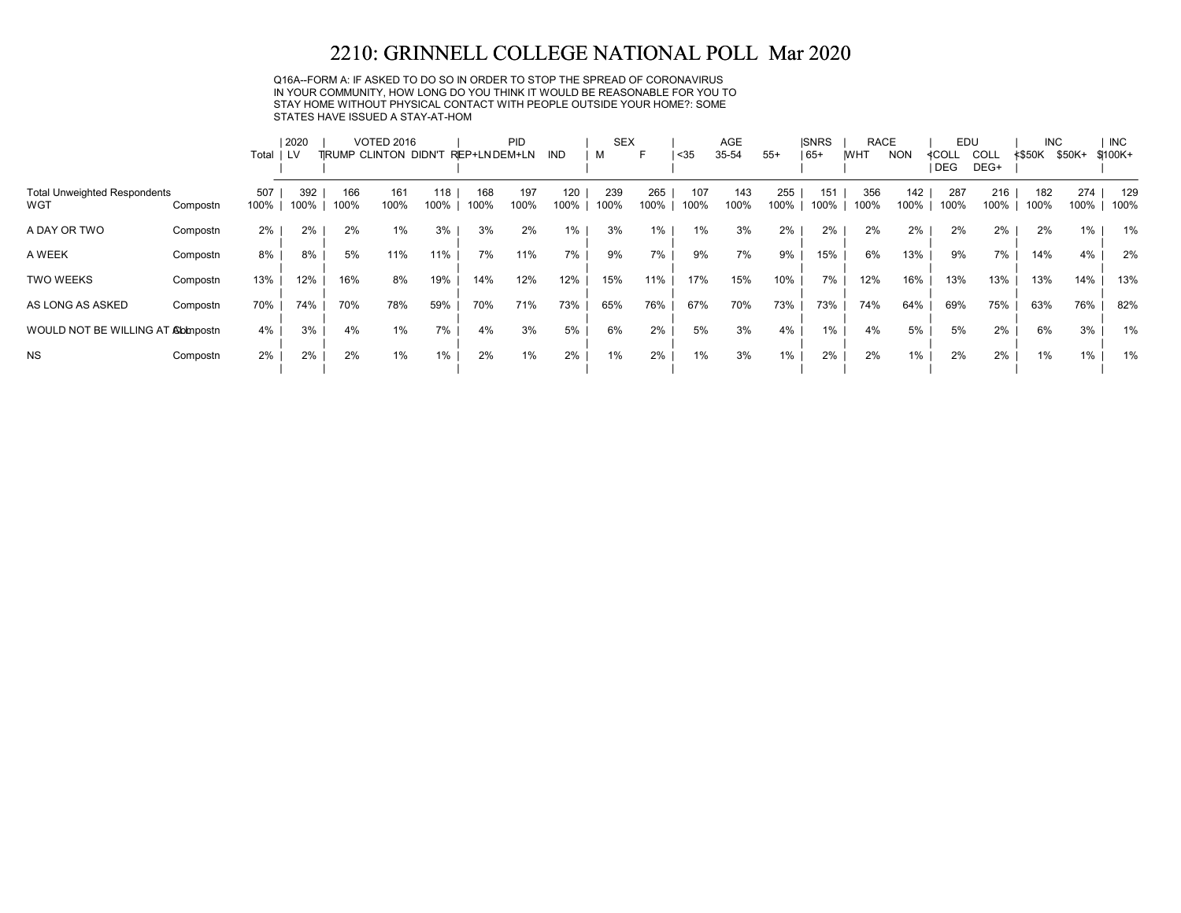# 2210: GRINNELL COLLEGE NATIONAL POLL Mar 2020

Q16A--FORM A: IF ASKED TO DO SO IN ORDER TO STOP THE SPREAD OF CORONAVIRUS IN YOUR COMMUNITY, HOW LONG DO YOU THINK IT WOULD BE REASONABLE FOR YOU TO STAY HOME WITHOUT PHYSICAL CONTACT WITH PEOPLE OUTSIDE YOUR HOME?: SOME STATES HAVE ISSUED A STAY-AT-HOM

| | | Total | 2020 | VOTED 2016 | | | PID | | | SEX | | AGE | | | SNRS | RACE | | EDU | | INC | | INC |
|---|---|---|---|---|---|---|---|---|---|---|---|---|---|---|---|---|---|---|---|---|---|---|
| | | | LV | TRUMP | CLINTON | DIDN'T | REP+LN | DEM+LN | IND | M | F | <35 | 35-54 | 55+ | 65+ | WHT | NON | <COLL DEG | COLL DEG+ | <$50K | $50K+ | $100K+ |
| Total Unweighted Respondents | | 507 | 392 | 166 | 161 | 118 | 168 | 197 | 120 | 239 | 265 | 107 | 143 | 255 | 151 | 356 | 142 | 287 | 216 | 182 | 274 | 129 |
| WGT | Compostn | 100% | 100% | 100% | 100% | 100% | 100% | 100% | 100% | 100% | 100% | 100% | 100% | 100% | 100% | 100% | 100% | 100% | 100% | 100% | 100% | 100% |
| A DAY OR TWO | Compostn | 2% | 2% | 2% | 1% | 3% | 3% | 2% | 1% | 3% | 1% | 1% | 3% | 2% | 2% | 2% | 2% | 2% | 2% | 2% | 1% | 1% |
| A WEEK | Compostn | 8% | 8% | 5% | 11% | 11% | 7% | 11% | 7% | 9% | 7% | 9% | 7% | 9% | 15% | 6% | 13% | 9% | 7% | 14% | 4% | 2% |
| TWO WEEKS | Compostn | 13% | 12% | 16% | 8% | 19% | 14% | 12% | 12% | 15% | 11% | 17% | 15% | 10% | 7% | 12% | 16% | 13% | 13% | 13% | 14% | 13% |
| AS LONG AS ASKED | Compostn | 70% | 74% | 70% | 78% | 59% | 70% | 71% | 73% | 65% | 76% | 67% | 70% | 73% | 73% | 74% | 64% | 69% | 75% | 63% | 76% | 82% |
| WOULD NOT BE WILLING AT ALL | Compostn | 4% | 3% | 4% | 1% | 7% | 4% | 3% | 5% | 6% | 2% | 5% | 3% | 4% | 1% | 4% | 5% | 5% | 2% | 6% | 3% | 1% |
| NS | Compostn | 2% | 2% | 2% | 1% | 1% | 2% | 1% | 2% | 1% | 2% | 1% | 3% | 1% | 2% | 2% | 1% | 2% | 2% | 1% | 1% | 1% |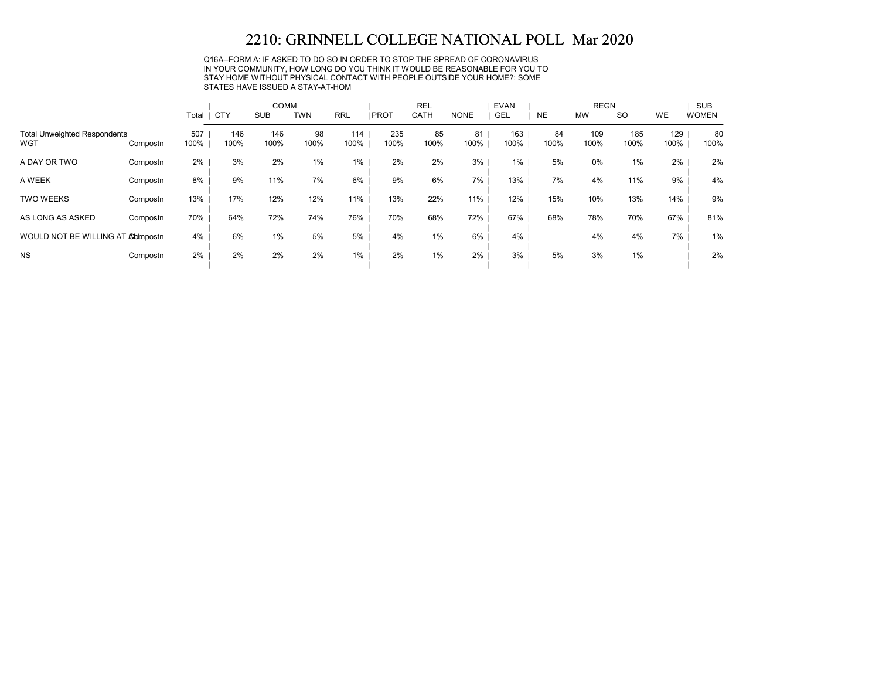# 2210: GRINNELL COLLEGE NATIONAL POLL Mar 2020

Q16A--FORM A: IF ASKED TO DO SO IN ORDER TO STOP THE SPREAD OF CORONAVIRUS IN YOUR COMMUNITY, HOW LONG DO YOU THINK IT WOULD BE REASONABLE FOR YOU TO STAY HOME WITHOUT PHYSICAL CONTACT WITH PEOPLE OUTSIDE YOUR HOME?: SOME STATES HAVE ISSUED A STAY-AT-HOM

| | | Total | COMM | | | | REL | | | EVAN | REGN | | | | SUB |
|---|---|---|---|---|---|---|---|---|---|---|---|---|---|---|---|
| | | | CTY | SUB | TWN | RRL | PROT | CATH | NONE | GEL | NE | MW | SO | WE | WOMEN |
| Total Unweighted Respondents | | 507 | 146 | 146 | 98 | 114 | 235 | 85 | 81 | 163 | 84 | 109 | 185 | 129 | 80 |
| WGT | Compostn | 100% | 100% | 100% | 100% | 100% | 100% | 100% | 100% | 100% | 100% | 100% | 100% | 100% | 100% |
| A DAY OR TWO | Compostn | 2% | 3% | 2% | 1% | 1% | 2% | 2% | 3% | 1% | 5% | 0% | 1% | 2% | 2% |
| A WEEK | Compostn | 8% | 9% | 11% | 7% | 6% | 9% | 6% | 7% | 13% | 7% | 4% | 11% | 9% | 4% |
| TWO WEEKS | Compostn | 13% | 17% | 12% | 12% | 11% | 13% | 22% | 11% | 12% | 15% | 10% | 13% | 14% | 9% |
| AS LONG AS ASKED | Compostn | 70% | 64% | 72% | 74% | 76% | 70% | 68% | 72% | 67% | 68% | 78% | 70% | 67% | 81% |
| WOULD NOT BE WILLING AT ALL | Compostn | 4% | 6% | 1% | 5% | 5% | 4% | 1% | 6% | 4% | | 4% | 4% | 7% | 1% |
| NS | Compostn | 2% | 2% | 2% | 2% | 1% | 2% | 1% | 2% | 3% | 5% | 3% | 1% | | 2% |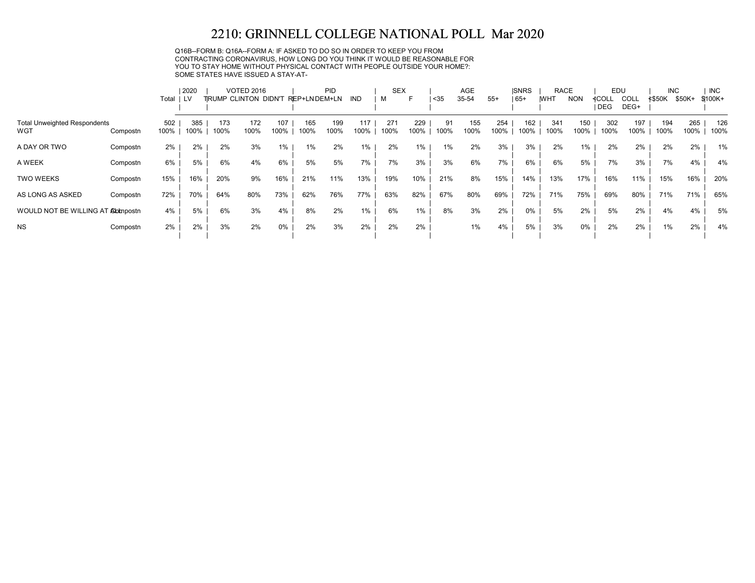# 2210: GRINNELL COLLEGE NATIONAL POLL Mar 2020

Q16B--FORM B: Q16A--FORM A: IF ASKED TO DO SO IN ORDER TO KEEP YOU FROM CONTRACTING CORONAVIRUS, HOW LONG DO YOU THINK IT WOULD BE REASONABLE FOR YOU TO STAY HOME WITHOUT PHYSICAL CONTACT WITH PEOPLE OUTSIDE YOUR HOME?: SOME STATES HAVE ISSUED A STAY-AT-

| | | Total | 2020 | VOTED 2016 | | | PID | | | SEX | | AGE | | | SNRS | RACE | | EDU | | INC | | INC |
|---|---|---|---|---|---|---|---|---|---|---|---|---|---|---|---|---|---|---|---|---|---|---|
| | | | LV | TRUMP | CLINTON | DIDN'T | REP+LN | DEM+LN | IND | M | F | <35 | 35-54 | 55+ | 65+ | WHT | NON | <COLL DEG | COLL DEG+ | <$50K | $50K+ | $100K+ |
| Total Unweighted Respondents | | 502 | 385 | 173 | 172 | 107 | 165 | 199 | 117 | 271 | 229 | 91 | 155 | 254 | 162 | 341 | 150 | 302 | 197 | 194 | 265 | 126 |
| WGT | Compostn | 100% | 100% | 100% | 100% | 100% | 100% | 100% | 100% | 100% | 100% | 100% | 100% | 100% | 100% | 100% | 100% | 100% | 100% | 100% | 100% | 100% |
| A DAY OR TWO | Compostn | 2% | 2% | 2% | 3% | 1% | 1% | 2% | 1% | 2% | 1% | 1% | 2% | 3% | 3% | 2% | 1% | 2% | 2% | 2% | 2% | 1% |
| A WEEK | Compostn | 6% | 5% | 6% | 4% | 6% | 5% | 5% | 7% | 7% | 3% | 3% | 6% | 7% | 6% | 6% | 5% | 7% | 3% | 7% | 4% | 4% |
| TWO WEEKS | Compostn | 15% | 16% | 20% | 9% | 16% | 21% | 11% | 13% | 19% | 10% | 21% | 8% | 15% | 14% | 13% | 17% | 16% | 11% | 15% | 16% | 20% |
| AS LONG AS ASKED | Compostn | 72% | 70% | 64% | 80% | 73% | 62% | 76% | 77% | 63% | 82% | 67% | 80% | 69% | 72% | 71% | 75% | 69% | 80% | 71% | 71% | 65% |
| WOULD NOT BE WILLING AT ALL | Compostn | 4% | 5% | 6% | 3% | 4% | 8% | 2% | 1% | 6% | 1% | 8% | 3% | 2% | 0% | 5% | 2% | 5% | 2% | 4% | 4% | 5% |
| NS | Compostn | 2% | 2% | 3% | 2% | 0% | 2% | 3% | 2% | 2% | 2% | | 1% | 4% | 5% | 3% | 0% | 2% | 2% | 1% | 2% | 4% |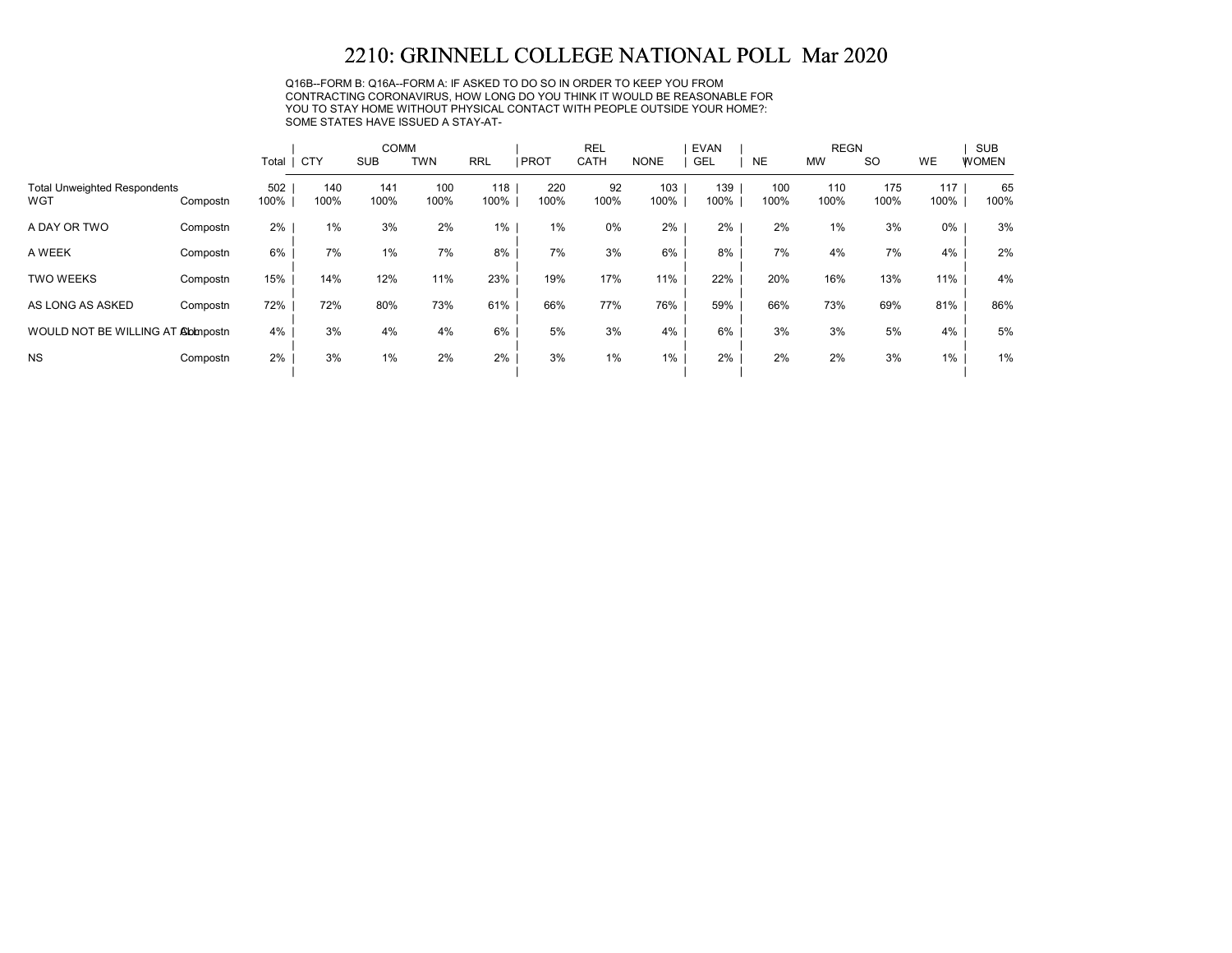# 2210: GRINNELL COLLEGE NATIONAL POLL Mar 2020

Q16B--FORM B: Q16A--FORM A: IF ASKED TO DO SO IN ORDER TO KEEP YOU FROM CONTRACTING CORONAVIRUS, HOW LONG DO YOU THINK IT WOULD BE REASONABLE FOR YOU TO STAY HOME WITHOUT PHYSICAL CONTACT WITH PEOPLE OUTSIDE YOUR HOME?: SOME STATES HAVE ISSUED A STAY-AT-

| | | | COMM | | | | REL | | | EVAN | REGN | | | | SUB |
|---|---|---|---|---|---|---|---|---|---|---|---|---|---|---|---|
| | | Total | CTY | SUB | TWN | RRL | PROT | CATH | NONE | GEL | NE | MW | SO | WE | WOMEN |
| Total Unweighted Respondents | | 502 | 140 | 141 | 100 | 118 | 220 | 92 | 103 | 139 | 100 | 110 | 175 | 117 | 65 |
| WGT | Compostn | 100% | 100% | 100% | 100% | 100% | 100% | 100% | 100% | 100% | 100% | 100% | 100% | 100% | 100% |
| A DAY OR TWO | Compostn | 2% | 1% | 3% | 2% | 1% | 1% | 0% | 2% | 2% | 2% | 1% | 3% | 0% | 3% |
| A WEEK | Compostn | 6% | 7% | 1% | 7% | 8% | 7% | 3% | 6% | 8% | 7% | 4% | 7% | 4% | 2% |
| TWO WEEKS | Compostn | 15% | 14% | 12% | 11% | 23% | 19% | 17% | 11% | 22% | 20% | 16% | 13% | 11% | 4% |
| AS LONG AS ASKED | Compostn | 72% | 72% | 80% | 73% | 61% | 66% | 77% | 76% | 59% | 66% | 73% | 69% | 81% | 86% |
| WOULD NOT BE WILLING AT ALL | Compostn | 4% | 3% | 4% | 4% | 6% | 5% | 3% | 4% | 6% | 3% | 3% | 5% | 4% | 5% |
| NS | Compostn | 2% | 3% | 1% | 2% | 2% | 3% | 1% | 1% | 2% | 2% | 2% | 3% | 1% | 1% |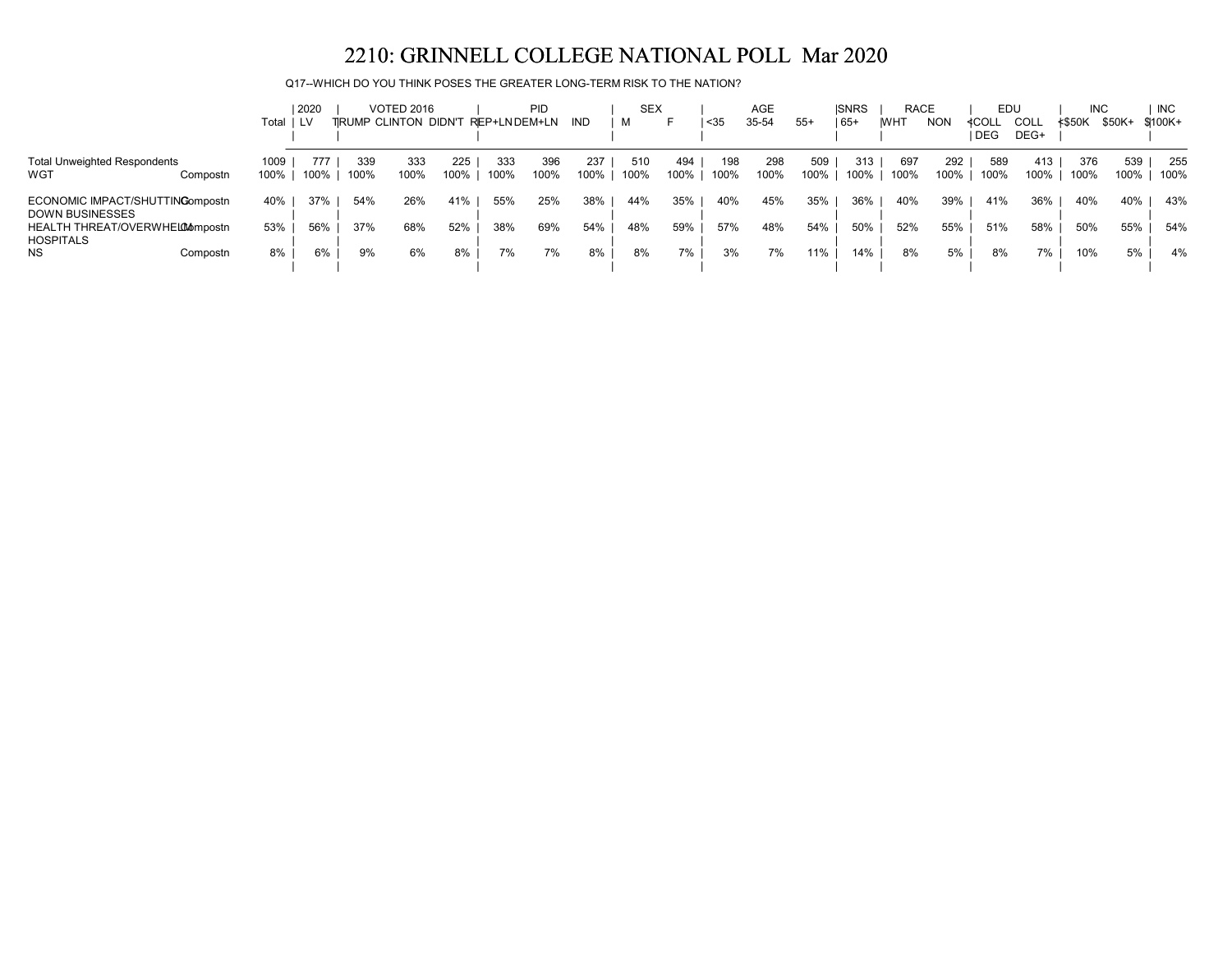# 2210: GRINNELL COLLEGE NATIONAL POLL Mar 2020

Q17--WHICH DO YOU THINK POSES THE GREATER LONG-TERM RISK TO THE NATION?

| | | Total | 2020 | VOTED 2016 | | | PID | | | SEX | | AGE | | | SNRS | RACE | | EDU | | INC | | INC |
|---|---|---|---|---|---|---|---|---|---|---|---|---|---|---|---|---|---|---|---|---|---|---|
| | | | LV | TRUMP | CLINTON | DIDN'T | REP+LN | DEM+LN | IND | M | F | <35 | 35-54 | 55+ | 65+ | WHT | NON | <COLL DEG | COLL DEG+ | <$50K | $50K+ | $100K+ |
| Total Unweighted Respondents | | 1009 | 777 | 339 | 333 | 225 | 333 | 396 | 237 | 510 | 494 | 198 | 298 | 509 | 313 | 697 | 292 | 589 | 413 | 376 | 539 | 255 |
| WGT | Compostn | 100% | 100% | 100% | 100% | 100% | 100% | 100% | 100% | 100% | 100% | 100% | 100% | 100% | 100% | 100% | 100% | 100% | 100% | 100% | 100% | 100% |
| ECONOMIC IMPACT/SHUTTING DOWN BUSINESSES | Compostn | 40% | 37% | 54% | 26% | 41% | 55% | 25% | 38% | 44% | 35% | 40% | 45% | 35% | 36% | 40% | 39% | 41% | 36% | 40% | 40% | 43% |
| HEALTH THREAT/OVERWHELM HOSPITALS | Compostn | 53% | 56% | 37% | 68% | 52% | 38% | 69% | 54% | 48% | 59% | 57% | 48% | 54% | 50% | 52% | 55% | 51% | 58% | 50% | 55% | 54% |
| NS | Compostn | 8% | 6% | 9% | 6% | 8% | 7% | 7% | 8% | 8% | 7% | 3% | 7% | 11% | 14% | 8% | 5% | 8% | 7% | 10% | 5% | 4% |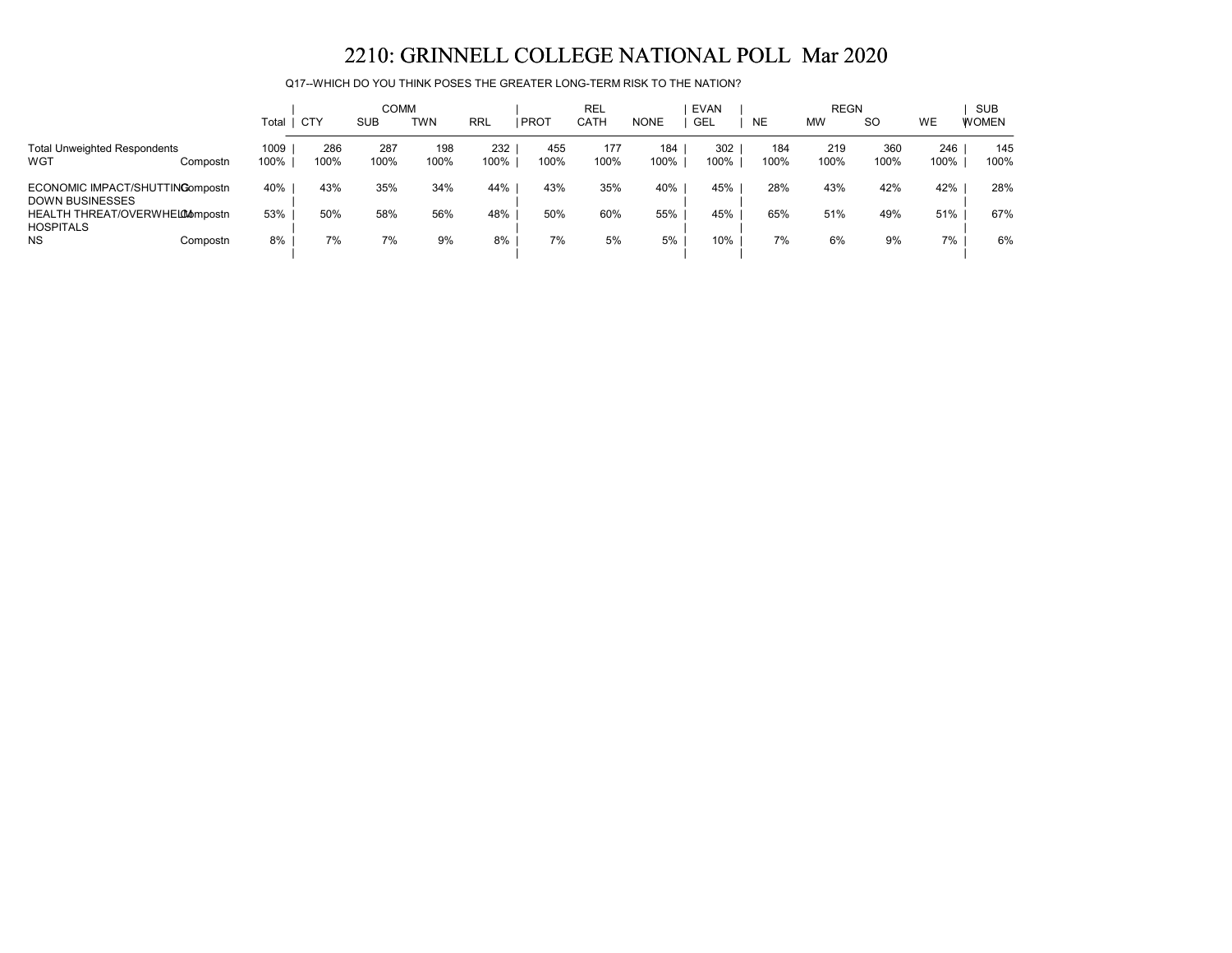# 2210: GRINNELL COLLEGE NATIONAL POLL Mar 2020

Q17--WHICH DO YOU THINK POSES THE GREATER LONG-TERM RISK TO THE NATION?

| | | Total | COMM | | | | REL | | | EVAN | REGN | | | | SUB |
|---|---|---|---|---|---|---|---|---|---|---|---|---|---|---|---|
| | | | CTY | SUB | TWN | RRL | PROT | CATH | NONE | GEL | NE | MW | SO | WE | WOMEN |
| Total Unweighted Respondents | | 1009 | 286 | 287 | 198 | 232 | 455 | 177 | 184 | 302 | 184 | 219 | 360 | 246 | 145 |
| WGT | Compostn | 100% | 100% | 100% | 100% | 100% | 100% | 100% | 100% | 100% | 100% | 100% | 100% | 100% | 100% |
| ECONOMIC IMPACT/SHUTTING DOWN BUSINESSES | Compostn | 40% | 43% | 35% | 34% | 44% | 43% | 35% | 40% | 45% | 28% | 43% | 42% | 42% | 28% |
| HEALTH THREAT/OVERWHELM HOSPITALS | Compostn | 53% | 50% | 58% | 56% | 48% | 50% | 60% | 55% | 45% | 65% | 51% | 49% | 51% | 67% |
| NS | Compostn | 8% | 7% | 7% | 9% | 8% | 7% | 5% | 5% | 10% | 7% | 6% | 9% | 7% | 6% |